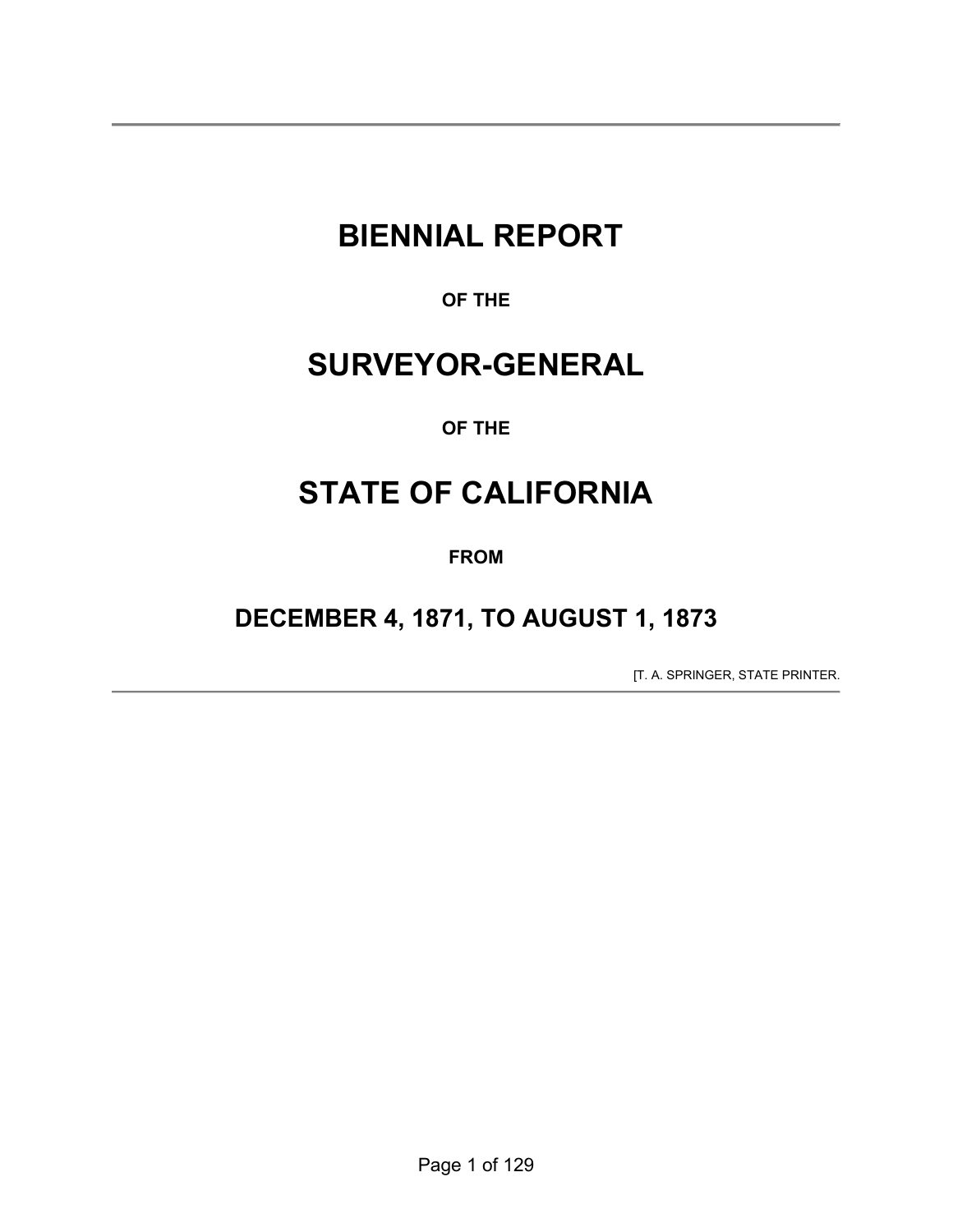# BIENNIAL REPORT

**OF THE**

# SURVEYOR-GENERAL

**OF THE**

# STATE OF CALIFORNIA

**FROM**

## DECEMBER 4, 1871, TO AUGUST 1, 1873

[T. A. SPRINGER, STATE PRINTER.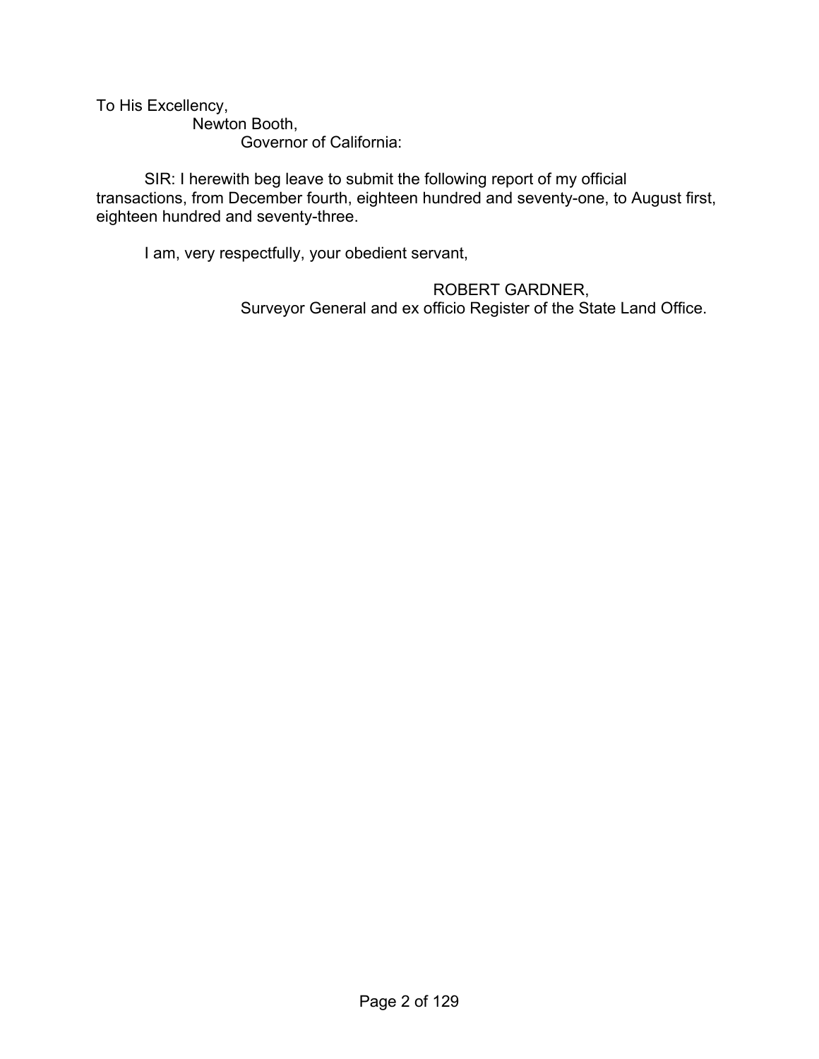To His Excellency,

Newton Booth,

Governor of California:

SIR: I herewith beg leave to submit the following report of my official transactions, from December fourth, eighteen hundred and seventy-one, to August first, eighteen hundred and seventy-three.

I am, very respectfully, your obedient servant,

ROBERT GARDNER,

Surveyor General and ex officio Register of the State Land Office.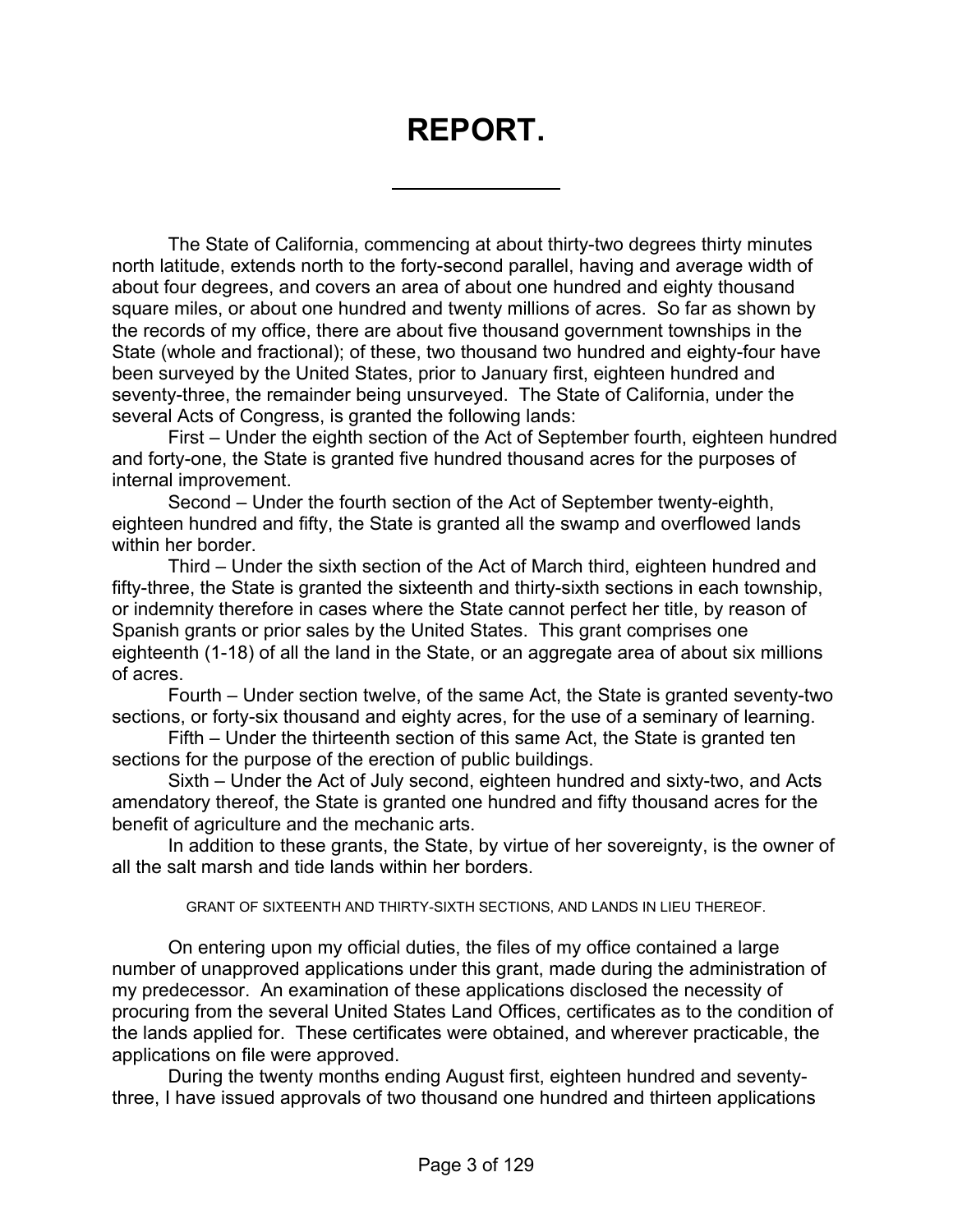# REPORT.

---

The State of California, commencing at about thirty-two degrees thirty minutes north latitude, extends north to the forty-second parallel, having and average width of about four degrees, and covers an area of about one hundred and eighty thousand square miles, or about one hundred and twenty millions of acres. So far as shown by the records of my office, there are about five thousand government townships in the State (whole and fractional); of these, two thousand two hundred and eighty-four have been surveyed by the United States, prior to January first, eighteen hundred and seventy-three, the remainder being unsurveyed. The State of California, under the several Acts of Congress, is granted the following lands:

First – Under the eighth section of the Act of September fourth, eighteen hundred and forty-one, the State is granted five hundred thousand acres for the purposes of internal improvement.

Second – Under the fourth section of the Act of September twenty-eighth, eighteen hundred and fifty, the State is granted all the swamp and overflowed lands within her border.

Third – Under the sixth section of the Act of March third, eighteen hundred and fifty-three, the State is granted the sixteenth and thirty-sixth sections in each township, or indemnity therefore in cases where the State cannot perfect her title, by reason of Spanish grants or prior sales by the United States. This grant comprises one eighteenth (1-18) of all the land in the State, or an aggregate area of about six millions of acres.

Fourth – Under section twelve, of the same Act, the State is granted seventy-two sections, or forty-six thousand and eighty acres, for the use of a seminary of learning.

Fifth – Under the thirteenth section of this same Act, the State is granted ten sections for the purpose of the erection of public buildings.

Sixth – Under the Act of July second, eighteen hundred and sixty-two, and Acts amendatory thereof, the State is granted one hundred and fifty thousand acres for the benefit of agriculture and the mechanic arts.

In addition to these grants, the State, by virtue of her sovereignty, is the owner of all the salt marsh and tide lands within her borders.

###### GRANT OF SIXTEENTH AND THIRTY-SIXTH SECTIONS, AND LANDS IN LIEU THEREOF.

On entering upon my official duties, the files of my office contained a large number of unapproved applications under this grant, made during the administration of my predecessor. An examination of these applications disclosed the necessity of procuring from the several United States Land Offices, certificates as to the condition of the lands applied for. These certificates were obtained, and wherever practicable, the applications on file were approved.

During the twenty months ending August first, eighteen hundred and seventy-three, I have issued approvals of two thousand one hundred and thirteen applications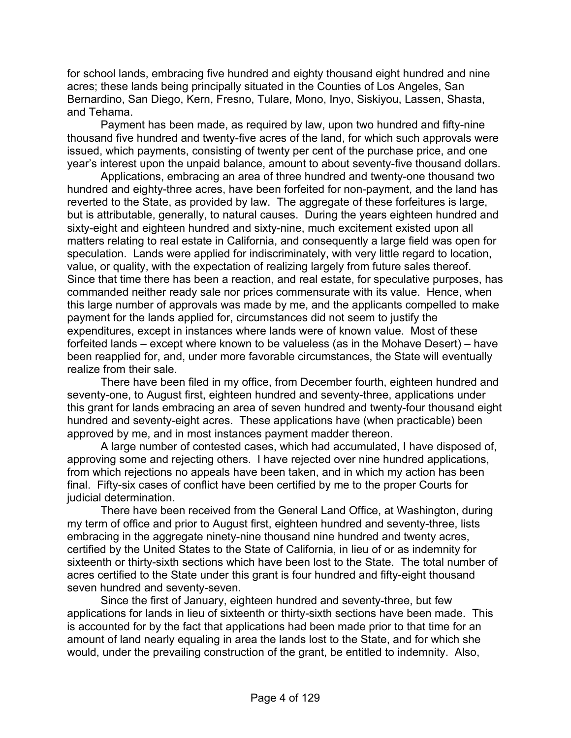for school lands, embracing five hundred and eighty thousand eight hundred and nine acres; these lands being principally situated in the Counties of Los Angeles, San Bernardino, San Diego, Kern, Fresno, Tulare, Mono, Inyo, Siskiyou, Lassen, Shasta, and Tehama.

Payment has been made, as required by law, upon two hundred and fifty-nine thousand five hundred and twenty-five acres of the land, for which such approvals were issued, which payments, consisting of twenty per cent of the purchase price, and one year's interest upon the unpaid balance, amount to about seventy-five thousand dollars.

Applications, embracing an area of three hundred and twenty-one thousand two hundred and eighty-three acres, have been forfeited for non-payment, and the land has reverted to the State, as provided by law. The aggregate of these forfeitures is large, but is attributable, generally, to natural causes. During the years eighteen hundred and sixty-eight and eighteen hundred and sixty-nine, much excitement existed upon all matters relating to real estate in California, and consequently a large field was open for speculation. Lands were applied for indiscriminately, with very little regard to location, value, or quality, with the expectation of realizing largely from future sales thereof. Since that time there has been a reaction, and real estate, for speculative purposes, has commanded neither ready sale nor prices commensurate with its value. Hence, when this large number of approvals was made by me, and the applicants compelled to make payment for the lands applied for, circumstances did not seem to justify the expenditures, except in instances where lands were of known value. Most of these forfeited lands – except where known to be valueless (as in the Mohave Desert) – have been reapplied for, and, under more favorable circumstances, the State will eventually realize from their sale.

There have been filed in my office, from December fourth, eighteen hundred and seventy-one, to August first, eighteen hundred and seventy-three, applications under this grant for lands embracing an area of seven hundred and twenty-four thousand eight hundred and seventy-eight acres. These applications have (when practicable) been approved by me, and in most instances payment madder thereon.

A large number of contested cases, which had accumulated, I have disposed of, approving some and rejecting others. I have rejected over nine hundred applications, from which rejections no appeals have been taken, and in which my action has been final. Fifty-six cases of conflict have been certified by me to the proper Courts for judicial determination.

There have been received from the General Land Office, at Washington, during my term of office and prior to August first, eighteen hundred and seventy-three, lists embracing in the aggregate ninety-nine thousand nine hundred and twenty acres, certified by the United States to the State of California, in lieu of or as indemnity for sixteenth or thirty-sixth sections which have been lost to the State. The total number of acres certified to the State under this grant is four hundred and fifty-eight thousand seven hundred and seventy-seven.

Since the first of January, eighteen hundred and seventy-three, but few applications for lands in lieu of sixteenth or thirty-sixth sections have been made. This is accounted for by the fact that applications had been made prior to that time for an amount of land nearly equaling in area the lands lost to the State, and for which she would, under the prevailing construction of the grant, be entitled to indemnity. Also,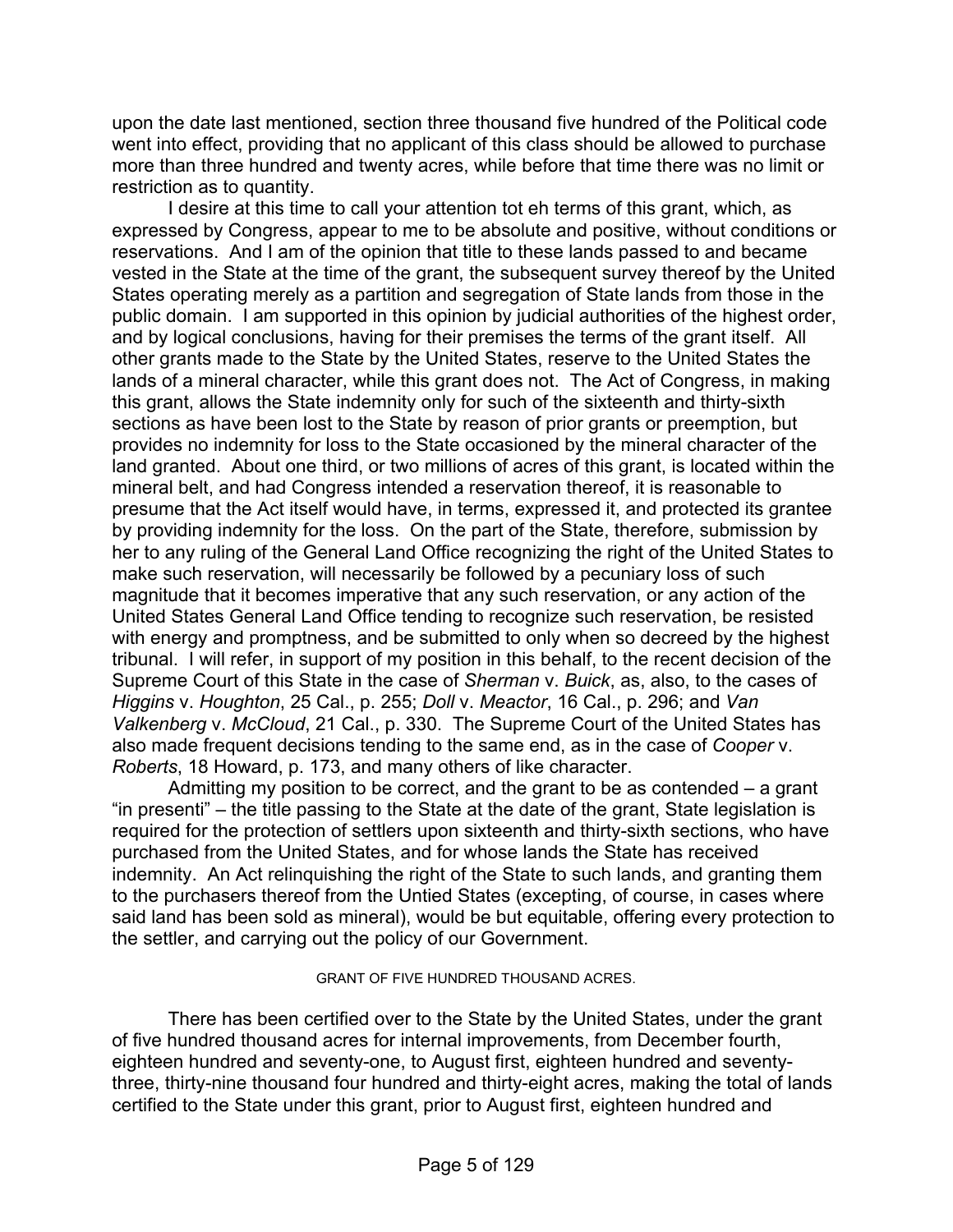upon the date last mentioned, section three thousand five hundred of the Political code went into effect, providing that no applicant of this class should be allowed to purchase more than three hundred and twenty acres, while before that time there was no limit or restriction as to quantity.

I desire at this time to call your attention tot eh terms of this grant, which, as expressed by Congress, appear to me to be absolute and positive, without conditions or reservations. And I am of the opinion that title to these lands passed to and became vested in the State at the time of the grant, the subsequent survey thereof by the United States operating merely as a partition and segregation of State lands from those in the public domain. I am supported in this opinion by judicial authorities of the highest order, and by logical conclusions, having for their premises the terms of the grant itself. All other grants made to the State by the United States, reserve to the United States the lands of a mineral character, while this grant does not. The Act of Congress, in making this grant, allows the State indemnity only for such of the sixteenth and thirty-sixth sections as have been lost to the State by reason of prior grants or preemption, but provides no indemnity for loss to the State occasioned by the mineral character of the land granted. About one third, or two millions of acres of this grant, is located within the mineral belt, and had Congress intended a reservation thereof, it is reasonable to presume that the Act itself would have, in terms, expressed it, and protected its grantee by providing indemnity for the loss. On the part of the State, therefore, submission by her to any ruling of the General Land Office recognizing the right of the United States to make such reservation, will necessarily be followed by a pecuniary loss of such magnitude that it becomes imperative that any such reservation, or any action of the United States General Land Office tending to recognize such reservation, be resisted with energy and promptness, and be submitted to only when so decreed by the highest tribunal. I will refer, in support of my position in this behalf, to the recent decision of the Supreme Court of this State in the case of *Sherman* v. *Buick*, as, also, to the cases of *Higgins* v. *Houghton*, 25 Cal., p. 255; *Doll* v. *Meactor*, 16 Cal., p. 296; and *Van Valkenberg* v. *McCloud*, 21 Cal., p. 330. The Supreme Court of the United States has also made frequent decisions tending to the same end, as in the case of *Cooper* v. *Roberts*, 18 Howard, p. 173, and many others of like character.

Admitting my position to be correct, and the grant to be as contended – a grant "in presenti" – the title passing to the State at the date of the grant, State legislation is required for the protection of settlers upon sixteenth and thirty-sixth sections, who have purchased from the United States, and for whose lands the State has received indemnity. An Act relinquishing the right of the State to such lands, and granting them to the purchasers thereof from the Untied States (excepting, of course, in cases where said land has been sold as mineral), would be but equitable, offering every protection to the settler, and carrying out the policy of our Government.

## GRANT OF FIVE HUNDRED THOUSAND ACRES.

There has been certified over to the State by the United States, under the grant of five hundred thousand acres for internal improvements, from December fourth, eighteen hundred and seventy-one, to August first, eighteen hundred and seventy-three, thirty-nine thousand four hundred and thirty-eight acres, making the total of lands certified to the State under this grant, prior to August first, eighteen hundred and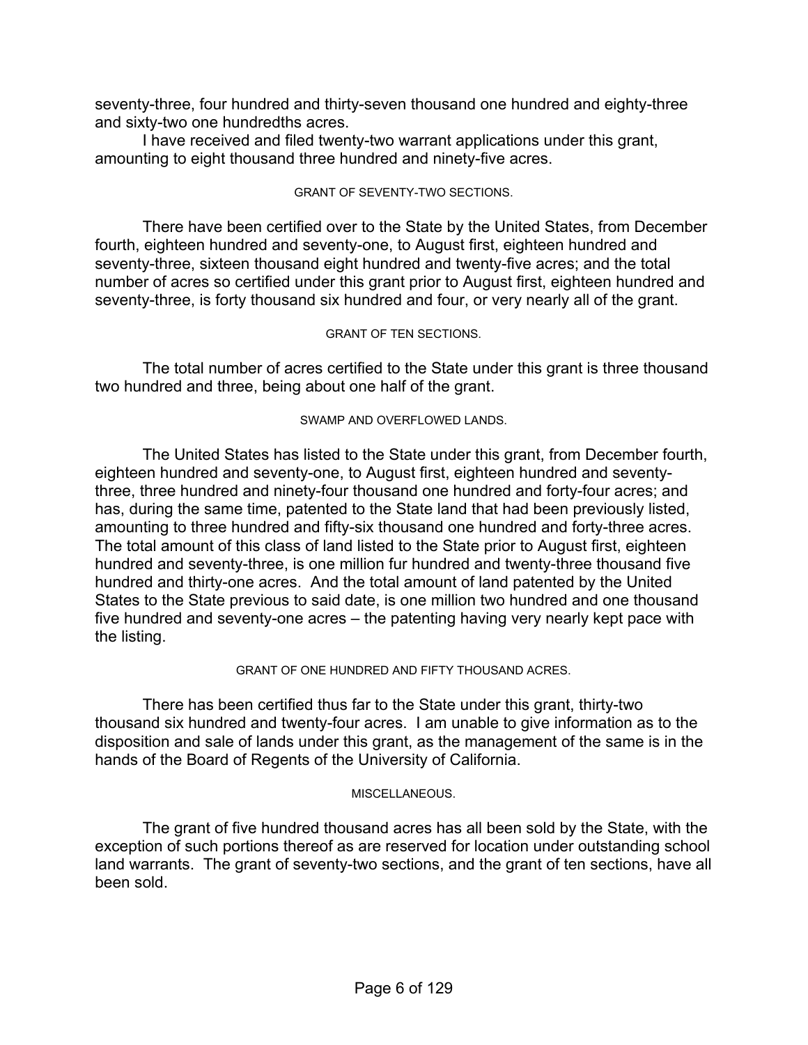seventy-three, four hundred and thirty-seven thousand one hundred and eighty-three and sixty-two one hundredths acres.

I have received and filed twenty-two warrant applications under this grant, amounting to eight thousand three hundred and ninety-five acres.

### GRANT OF SEVENTY-TWO SECTIONS.

There have been certified over to the State by the United States, from December fourth, eighteen hundred and seventy-one, to August first, eighteen hundred and seventy-three, sixteen thousand eight hundred and twenty-five acres; and the total number of acres so certified under this grant prior to August first, eighteen hundred and seventy-three, is forty thousand six hundred and four, or very nearly all of the grant.

### GRANT OF TEN SECTIONS.

The total number of acres certified to the State under this grant is three thousand two hundred and three, being about one half of the grant.

### SWAMP AND OVERFLOWED LANDS.

The United States has listed to the State under this grant, from December fourth, eighteen hundred and seventy-one, to August first, eighteen hundred and seventy-three, three hundred and ninety-four thousand one hundred and forty-four acres; and has, during the same time, patented to the State land that had been previously listed, amounting to three hundred and fifty-six thousand one hundred and forty-three acres. The total amount of this class of land listed to the State prior to August first, eighteen hundred and seventy-three, is one million fur hundred and twenty-three thousand five hundred and thirty-one acres. And the total amount of land patented by the United States to the State previous to said date, is one million two hundred and one thousand five hundred and seventy-one acres – the patenting having very nearly kept pace with the listing.

### GRANT OF ONE HUNDRED AND FIFTY THOUSAND ACRES.

There has been certified thus far to the State under this grant, thirty-two thousand six hundred and twenty-four acres. I am unable to give information as to the disposition and sale of lands under this grant, as the management of the same is in the hands of the Board of Regents of the University of California.

### MISCELLANEOUS.

The grant of five hundred thousand acres has all been sold by the State, with the exception of such portions thereof as are reserved for location under outstanding school land warrants. The grant of seventy-two sections, and the grant of ten sections, have all been sold.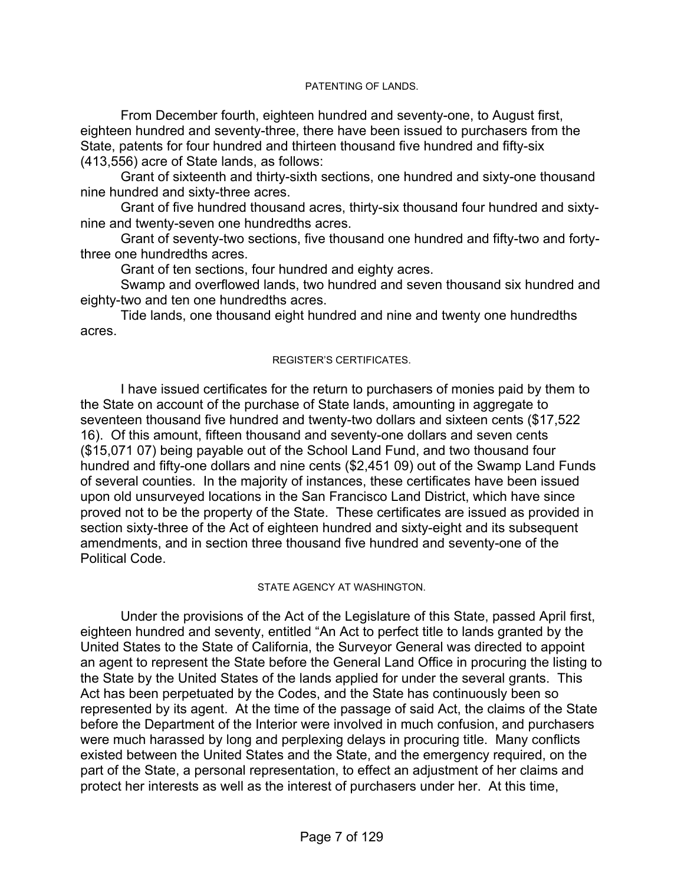### PATENTING OF LANDS.

From December fourth, eighteen hundred and seventy-one, to August first, eighteen hundred and seventy-three, there have been issued to purchasers from the State, patents for four hundred and thirteen thousand five hundred and fifty-six (413,556) acre of State lands, as follows:

Grant of sixteenth and thirty-sixth sections, one hundred and sixty-one thousand nine hundred and sixty-three acres.

Grant of five hundred thousand acres, thirty-six thousand four hundred and sixty-nine and twenty-seven one hundredths acres.

Grant of seventy-two sections, five thousand one hundred and fifty-two and forty-three one hundredths acres.

Grant of ten sections, four hundred and eighty acres.

Swamp and overflowed lands, two hundred and seven thousand six hundred and eighty-two and ten one hundredths acres.

Tide lands, one thousand eight hundred and nine and twenty one hundredths acres.

### REGISTER'S CERTIFICATES.

I have issued certificates for the return to purchasers of monies paid by them to the State on account of the purchase of State lands, amounting in aggregate to seventeen thousand five hundred and twenty-two dollars and sixteen cents ($17,522 16). Of this amount, fifteen thousand and seventy-one dollars and seven cents ($15,071 07) being payable out of the School Land Fund, and two thousand four hundred and fifty-one dollars and nine cents ($2,451 09) out of the Swamp Land Funds of several counties. In the majority of instances, these certificates have been issued upon old unsurveyed locations in the San Francisco Land District, which have since proved not to be the property of the State. These certificates are issued as provided in section sixty-three of the Act of eighteen hundred and sixty-eight and its subsequent amendments, and in section three thousand five hundred and seventy-one of the Political Code.

### STATE AGENCY AT WASHINGTON.

Under the provisions of the Act of the Legislature of this State, passed April first, eighteen hundred and seventy, entitled "An Act to perfect title to lands granted by the United States to the State of California, the Surveyor General was directed to appoint an agent to represent the State before the General Land Office in procuring the listing to the State by the United States of the lands applied for under the several grants. This Act has been perpetuated by the Codes, and the State has continuously been so represented by its agent. At the time of the passage of said Act, the claims of the State before the Department of the Interior were involved in much confusion, and purchasers were much harassed by long and perplexing delays in procuring title. Many conflicts existed between the United States and the State, and the emergency required, on the part of the State, a personal representation, to effect an adjustment of her claims and protect her interests as well as the interest of purchasers under her. At this time,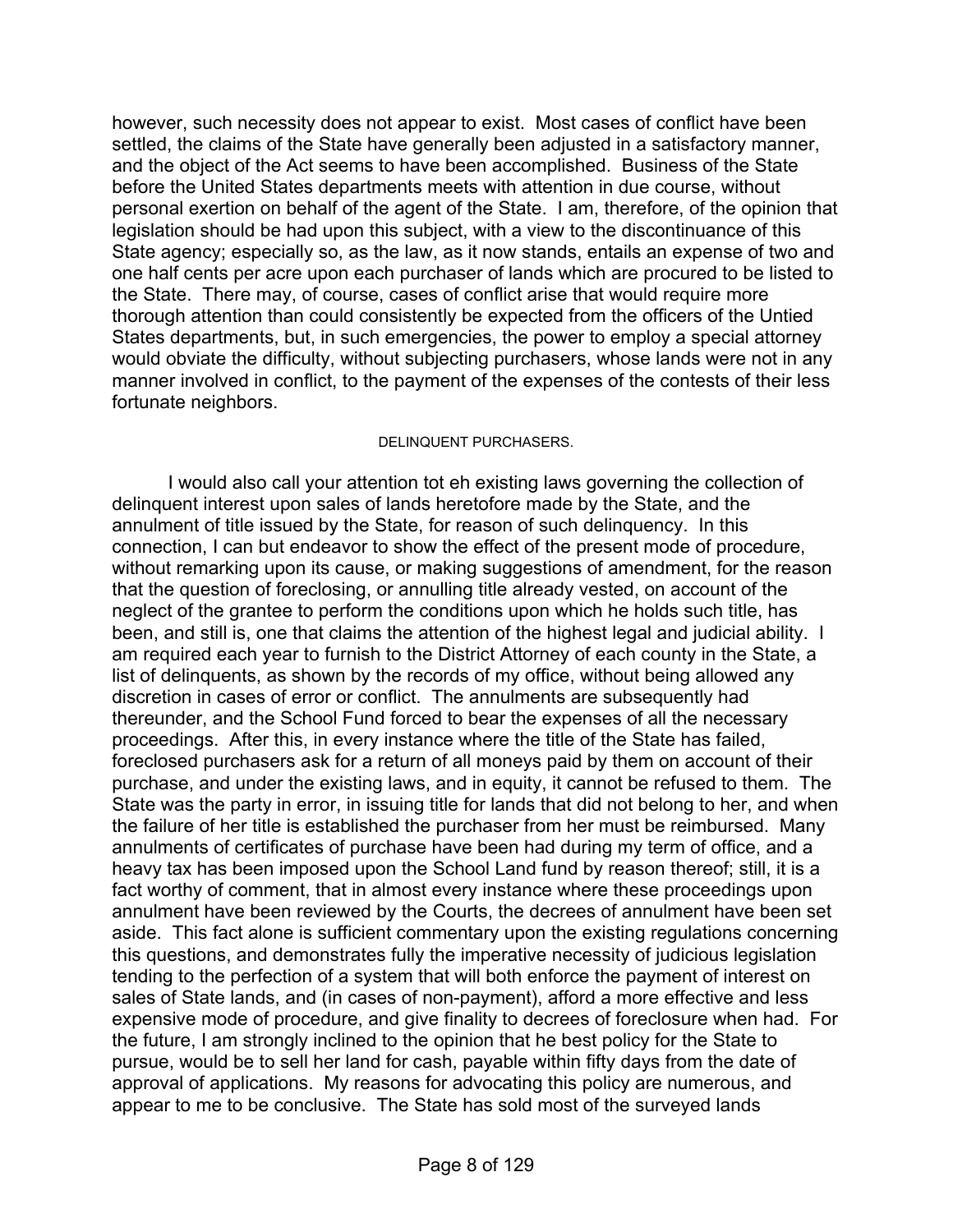however, such necessity does not appear to exist. Most cases of conflict have been settled, the claims of the State have generally been adjusted in a satisfactory manner, and the object of the Act seems to have been accomplished. Business of the State before the United States departments meets with attention in due course, without personal exertion on behalf of the agent of the State. I am, therefore, of the opinion that legislation should be had upon this subject, with a view to the discontinuance of this State agency; especially so, as the law, as it now stands, entails an expense of two and one half cents per acre upon each purchaser of lands which are procured to be listed to the State. There may, of course, cases of conflict arise that would require more thorough attention than could consistently be expected from the officers of the Untied States departments, but, in such emergencies, the power to employ a special attorney would obviate the difficulty, without subjecting purchasers, whose lands were not in any manner involved in conflict, to the payment of the expenses of the contests of their less fortunate neighbors.

### DELINQUENT PURCHASERS.

I would also call your attention tot eh existing laws governing the collection of delinquent interest upon sales of lands heretofore made by the State, and the annulment of title issued by the State, for reason of such delinquency. In this connection, I can but endeavor to show the effect of the present mode of procedure, without remarking upon its cause, or making suggestions of amendment, for the reason that the question of foreclosing, or annulling title already vested, on account of the neglect of the grantee to perform the conditions upon which he holds such title, has been, and still is, one that claims the attention of the highest legal and judicial ability. I am required each year to furnish to the District Attorney of each county in the State, a list of delinquents, as shown by the records of my office, without being allowed any discretion in cases of error or conflict. The annulments are subsequently had thereunder, and the School Fund forced to bear the expenses of all the necessary proceedings. After this, in every instance where the title of the State has failed, foreclosed purchasers ask for a return of all moneys paid by them on account of their purchase, and under the existing laws, and in equity, it cannot be refused to them. The State was the party in error, in issuing title for lands that did not belong to her, and when the failure of her title is established the purchaser from her must be reimbursed. Many annulments of certificates of purchase have been had during my term of office, and a heavy tax has been imposed upon the School Land fund by reason thereof; still, it is a fact worthy of comment, that in almost every instance where these proceedings upon annulment have been reviewed by the Courts, the decrees of annulment have been set aside. This fact alone is sufficient commentary upon the existing regulations concerning this questions, and demonstrates fully the imperative necessity of judicious legislation tending to the perfection of a system that will both enforce the payment of interest on sales of State lands, and (in cases of non-payment), afford a more effective and less expensive mode of procedure, and give finality to decrees of foreclosure when had. For the future, I am strongly inclined to the opinion that he best policy for the State to pursue, would be to sell her land for cash, payable within fifty days from the date of approval of applications. My reasons for advocating this policy are numerous, and appear to me to be conclusive. The State has sold most of the surveyed lands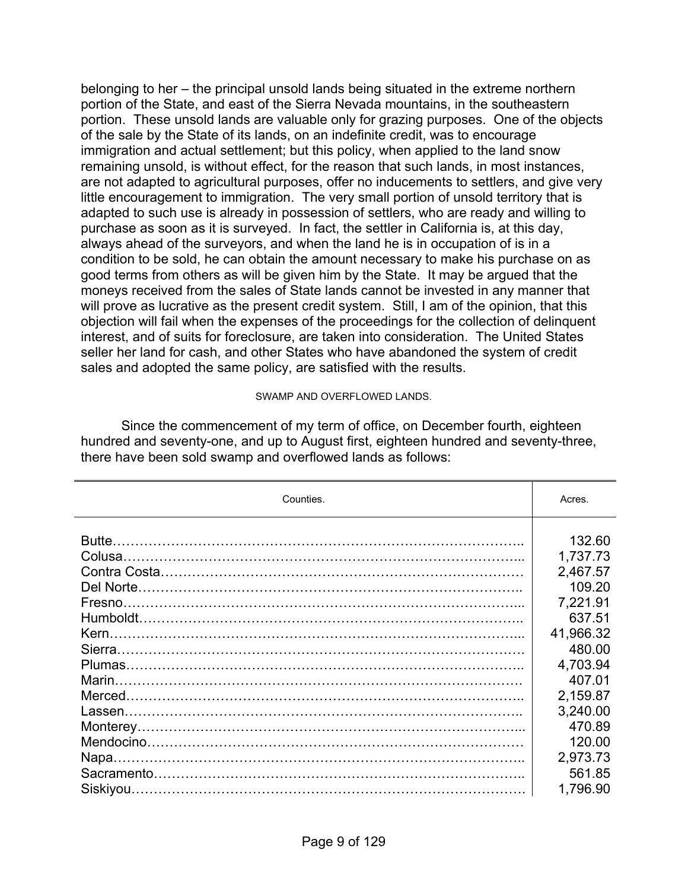belonging to her – the principal unsold lands being situated in the extreme northern portion of the State, and east of the Sierra Nevada mountains, in the southeastern portion. These unsold lands are valuable only for grazing purposes. One of the objects of the sale by the State of its lands, on an indefinite credit, was to encourage immigration and actual settlement; but this policy, when applied to the land snow remaining unsold, is without effect, for the reason that such lands, in most instances, are not adapted to agricultural purposes, offer no inducements to settlers, and give very little encouragement to immigration. The very small portion of unsold territory that is adapted to such use is already in possession of settlers, who are ready and willing to purchase as soon as it is surveyed. In fact, the settler in California is, at this day, always ahead of the surveyors, and when the land he is in occupation of is in a condition to be sold, he can obtain the amount necessary to make his purchase on as good terms from others as will be given him by the State. It may be argued that the moneys received from the sales of State lands cannot be invested in any manner that will prove as lucrative as the present credit system. Still, I am of the opinion, that this objection will fail when the expenses of the proceedings for the collection of delinquent interest, and of suits for foreclosure, are taken into consideration. The United States seller her land for cash, and other States who have abandoned the system of credit sales and adopted the same policy, are satisfied with the results.

###### SWAMP AND OVERFLOWED LANDS.

Since the commencement of my term of office, on December fourth, eighteen hundred and seventy-one, and up to August first, eighteen hundred and seventy-three, there have been sold swamp and overflowed lands as follows:

| Counties. | Acres. |
|---|---|
| Butte | 132.60 |
| Colusa | 1,737.73 |
| Contra Costa | 2,467.57 |
| Del Norte | 109.20 |
| Fresno | 7,221.91 |
| Humboldt | 637.51 |
| Kern | 41,966.32 |
| Sierra | 480.00 |
| Plumas | 4,703.94 |
| Marin | 407.01 |
| Merced | 2,159.87 |
| Lassen | 3,240.00 |
| Monterey | 470.89 |
| Mendocino | 120.00 |
| Napa | 2,973.73 |
| Sacramento | 561.85 |
| Siskiyou | 1,796.90 |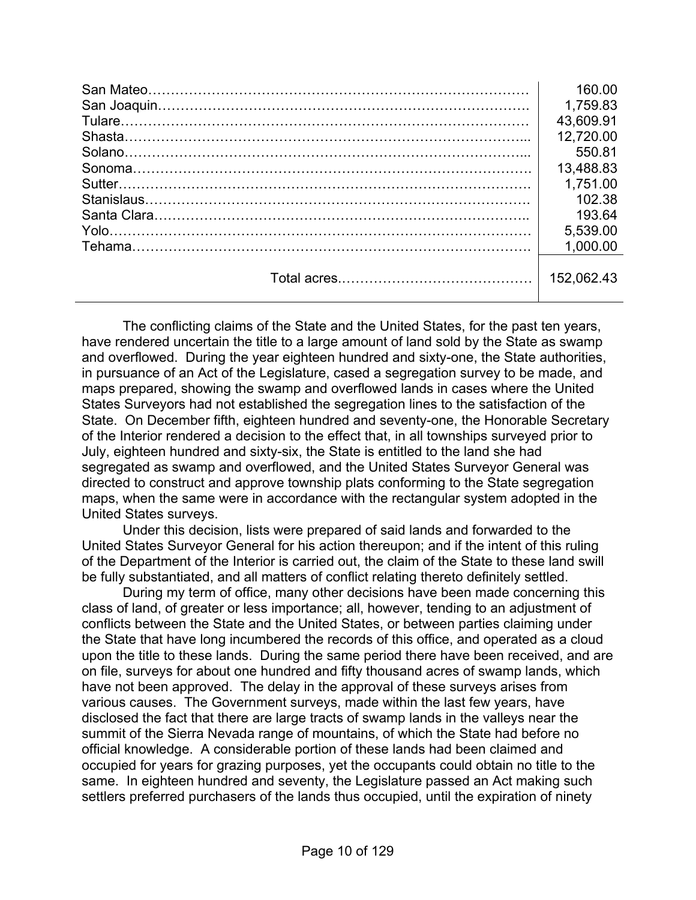| | |
|---|---|
| San Mateo………………………………………………………………………… | 160.00 |
| San Joaquin………………………………………………………………………. | 1,759.83 |
| Tulare……………………………………………………………………………… | 43,609.91 |
| Shasta……………………………………………………………………………... | 12,720.00 |
| Solano……………………………………………………………………………... | 550.81 |
| Sonoma……………………………………………………………………………. | 13,488.83 |
| Sutter………………………………………………………………………………. | 1,751.00 |
| Stanislaus…………………………………………………………………………. | 102.38 |
| Santa Clara……………………………………………………………………….. | 193.64 |
| Yolo………………………………………………………………………………… | 5,539.00 |
| Tehama……………………………………………………………………………. | 1,000.00 |
| Total acres.…………………………………… | 152,062.43 |

The conflicting claims of the State and the United States, for the past ten years, have rendered uncertain the title to a large amount of land sold by the State as swamp and overflowed. During the year eighteen hundred and sixty-one, the State authorities, in pursuance of an Act of the Legislature, cased a segregation survey to be made, and maps prepared, showing the swamp and overflowed lands in cases where the United States Surveyors had not established the segregation lines to the satisfaction of the State. On December fifth, eighteen hundred and seventy-one, the Honorable Secretary of the Interior rendered a decision to the effect that, in all townships surveyed prior to July, eighteen hundred and sixty-six, the State is entitled to the land she had segregated as swamp and overflowed, and the United States Surveyor General was directed to construct and approve township plats conforming to the State segregation maps, when the same were in accordance with the rectangular system adopted in the United States surveys.

Under this decision, lists were prepared of said lands and forwarded to the United States Surveyor General for his action thereupon; and if the intent of this ruling of the Department of the Interior is carried out, the claim of the State to these land swill be fully substantiated, and all matters of conflict relating thereto definitely settled.

During my term of office, many other decisions have been made concerning this class of land, of greater or less importance; all, however, tending to an adjustment of conflicts between the State and the United States, or between parties claiming under the State that have long incumbered the records of this office, and operated as a cloud upon the title to these lands. During the same period there have been received, and are on file, surveys for about one hundred and fifty thousand acres of swamp lands, which have not been approved. The delay in the approval of these surveys arises from various causes. The Government surveys, made within the last few years, have disclosed the fact that there are large tracts of swamp lands in the valleys near the summit of the Sierra Nevada range of mountains, of which the State had before no official knowledge. A considerable portion of these lands had been claimed and occupied for years for grazing purposes, yet the occupants could obtain no title to the same. In eighteen hundred and seventy, the Legislature passed an Act making such settlers preferred purchasers of the lands thus occupied, until the expiration of ninety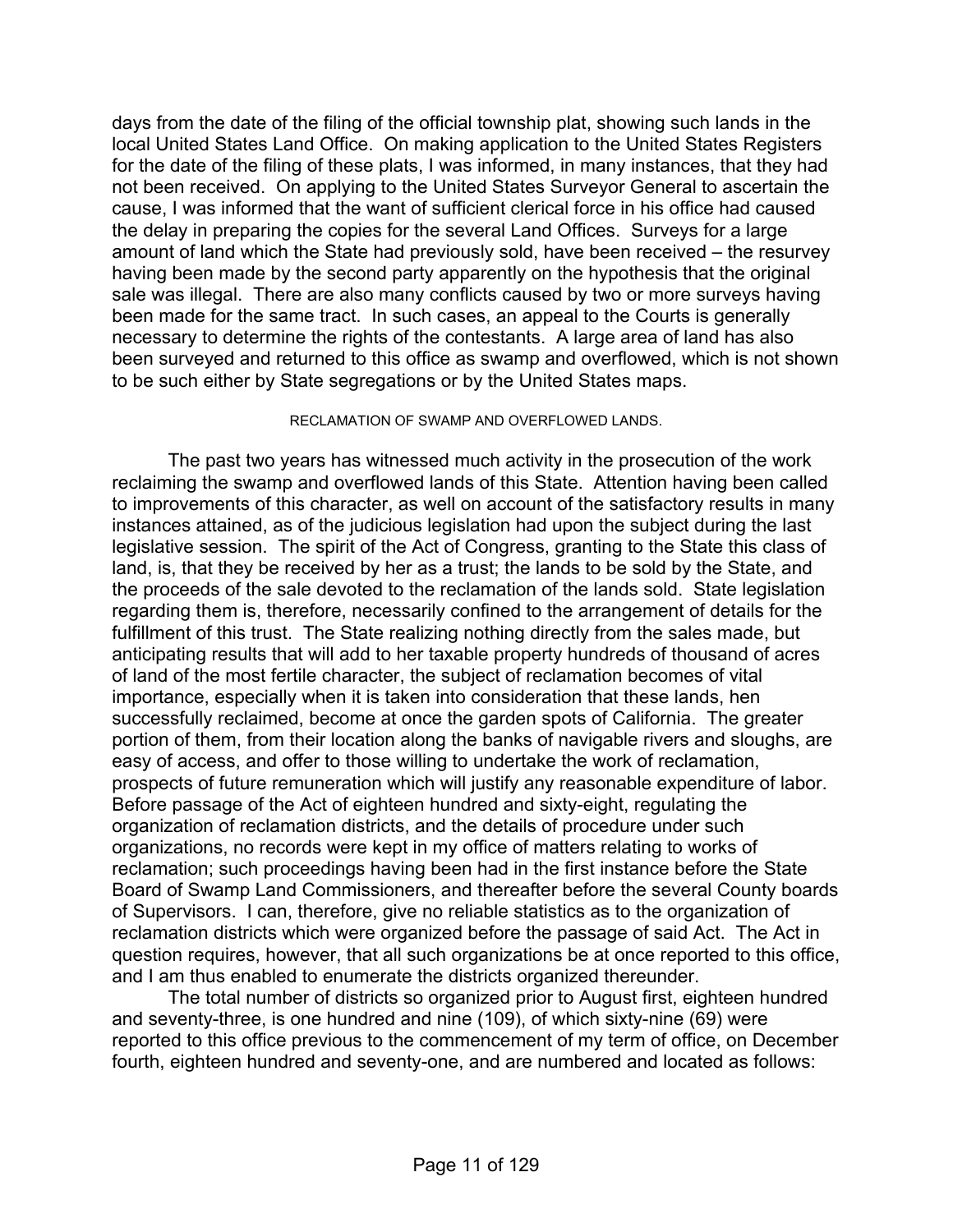days from the date of the filing of the official township plat, showing such lands in the local United States Land Office. On making application to the United States Registers for the date of the filing of these plats, I was informed, in many instances, that they had not been received. On applying to the United States Surveyor General to ascertain the cause, I was informed that the want of sufficient clerical force in his office had caused the delay in preparing the copies for the several Land Offices. Surveys for a large amount of land which the State had previously sold, have been received – the resurvey having been made by the second party apparently on the hypothesis that the original sale was illegal. There are also many conflicts caused by two or more surveys having been made for the same tract. In such cases, an appeal to the Courts is generally necessary to determine the rights of the contestants. A large area of land has also been surveyed and returned to this office as swamp and overflowed, which is not shown to be such either by State segregations or by the United States maps.

## RECLAMATION OF SWAMP AND OVERFLOWED LANDS.

The past two years has witnessed much activity in the prosecution of the work reclaiming the swamp and overflowed lands of this State. Attention having been called to improvements of this character, as well on account of the satisfactory results in many instances attained, as of the judicious legislation had upon the subject during the last legislative session. The spirit of the Act of Congress, granting to the State this class of land, is, that they be received by her as a trust; the lands to be sold by the State, and the proceeds of the sale devoted to the reclamation of the lands sold. State legislation regarding them is, therefore, necessarily confined to the arrangement of details for the fulfillment of this trust. The State realizing nothing directly from the sales made, but anticipating results that will add to her taxable property hundreds of thousand of acres of land of the most fertile character, the subject of reclamation becomes of vital importance, especially when it is taken into consideration that these lands, hen successfully reclaimed, become at once the garden spots of California. The greater portion of them, from their location along the banks of navigable rivers and sloughs, are easy of access, and offer to those willing to undertake the work of reclamation, prospects of future remuneration which will justify any reasonable expenditure of labor. Before passage of the Act of eighteen hundred and sixty-eight, regulating the organization of reclamation districts, and the details of procedure under such organizations, no records were kept in my office of matters relating to works of reclamation; such proceedings having been had in the first instance before the State Board of Swamp Land Commissioners, and thereafter before the several County boards of Supervisors. I can, therefore, give no reliable statistics as to the organization of reclamation districts which were organized before the passage of said Act. The Act in question requires, however, that all such organizations be at once reported to this office, and I am thus enabled to enumerate the districts organized thereunder.

The total number of districts so organized prior to August first, eighteen hundred and seventy-three, is one hundred and nine (109), of which sixty-nine (69) were reported to this office previous to the commencement of my term of office, on December fourth, eighteen hundred and seventy-one, and are numbered and located as follows: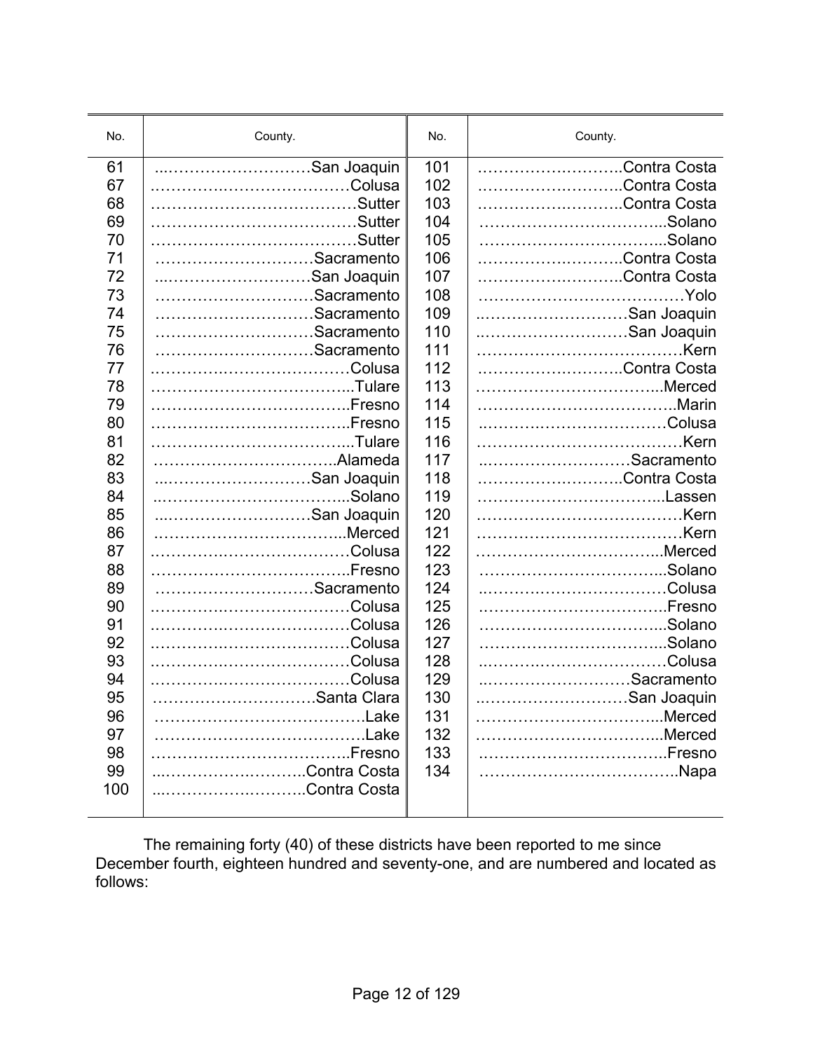| No. | County. | No. | County. |
|---|---|---|---|
| 61 | San Joaquin | 101 | Contra Costa |
| 67 | Colusa | 102 | Contra Costa |
| 68 | Sutter | 103 | Contra Costa |
| 69 | Sutter | 104 | Solano |
| 70 | Sutter | 105 | Solano |
| 71 | Sacramento | 106 | Contra Costa |
| 72 | San Joaquin | 107 | Contra Costa |
| 73 | Sacramento | 108 | Yolo |
| 74 | Sacramento | 109 | San Joaquin |
| 75 | Sacramento | 110 | San Joaquin |
| 76 | Sacramento | 111 | Kern |
| 77 | Colusa | 112 | Contra Costa |
| 78 | Tulare | 113 | Merced |
| 79 | Fresno | 114 | Marin |
| 80 | Fresno | 115 | Colusa |
| 81 | Tulare | 116 | Kern |
| 82 | Alameda | 117 | Sacramento |
| 83 | San Joaquin | 118 | Contra Costa |
| 84 | Solano | 119 | Lassen |
| 85 | San Joaquin | 120 | Kern |
| 86 | Merced | 121 | Kern |
| 87 | Colusa | 122 | Merced |
| 88 | Fresno | 123 | Solano |
| 89 | Sacramento | 124 | Colusa |
| 90 | Colusa | 125 | Fresno |
| 91 | Colusa | 126 | Solano |
| 92 | Colusa | 127 | Solano |
| 93 | Colusa | 128 | Colusa |
| 94 | Colusa | 129 | Sacramento |
| 95 | Santa Clara | 130 | San Joaquin |
| 96 | Lake | 131 | Merced |
| 97 | Lake | 132 | Merced |
| 98 | Fresno | 133 | Fresno |
| 99 | Contra Costa | 134 | Napa |
| 100 | Contra Costa | | |

The remaining forty (40) of these districts have been reported to me since December fourth, eighteen hundred and seventy-one, and are numbered and located as follows: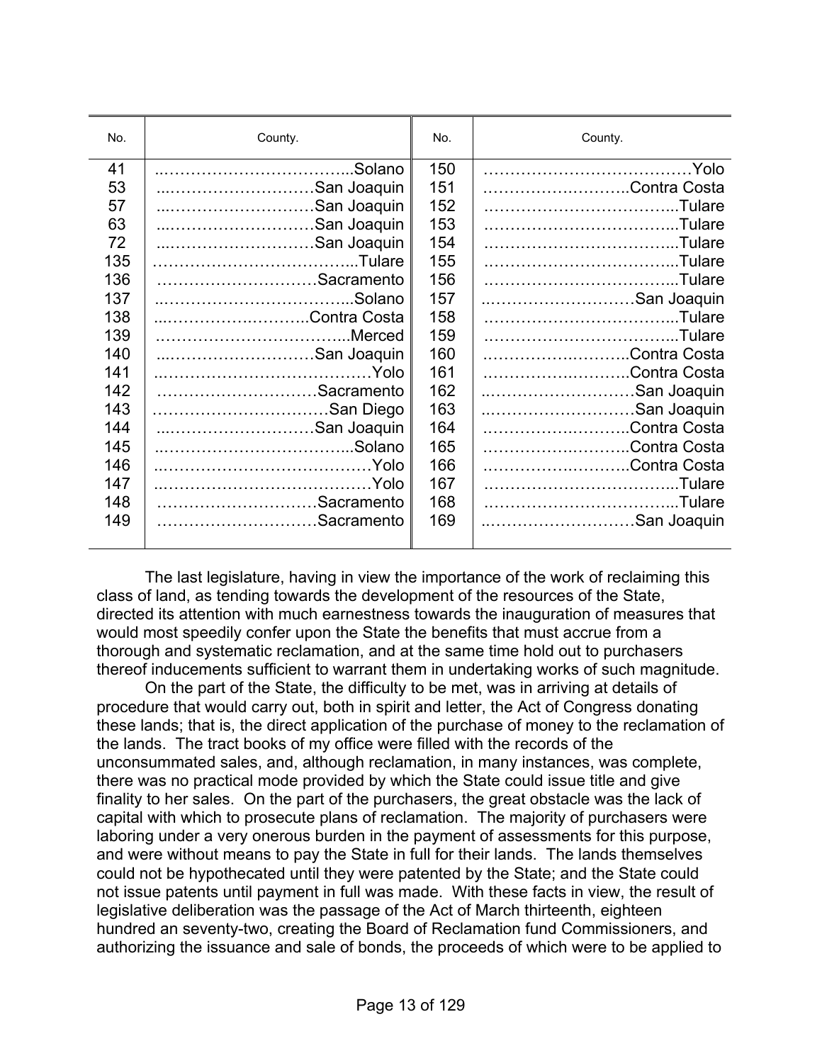| No. | County. | No. | County. |
|---|---|---|---|
| 41 | Solano | 150 | Yolo |
| 53 | San Joaquin | 151 | Contra Costa |
| 57 | San Joaquin | 152 | Tulare |
| 63 | San Joaquin | 153 | Tulare |
| 72 | San Joaquin | 154 | Tulare |
| 135 | Tulare | 155 | Tulare |
| 136 | Sacramento | 156 | Tulare |
| 137 | Solano | 157 | San Joaquin |
| 138 | Contra Costa | 158 | Tulare |
| 139 | Merced | 159 | Tulare |
| 140 | San Joaquin | 160 | Contra Costa |
| 141 | Yolo | 161 | Contra Costa |
| 142 | Sacramento | 162 | San Joaquin |
| 143 | San Diego | 163 | San Joaquin |
| 144 | San Joaquin | 164 | Contra Costa |
| 145 | Solano | 165 | Contra Costa |
| 146 | Yolo | 166 | Contra Costa |
| 147 | Yolo | 167 | Tulare |
| 148 | Sacramento | 168 | Tulare |
| 149 | Sacramento | 169 | San Joaquin |

The last legislature, having in view the importance of the work of reclaiming this class of land, as tending towards the development of the resources of the State, directed its attention with much earnestness towards the inauguration of measures that would most speedily confer upon the State the benefits that must accrue from a thorough and systematic reclamation, and at the same time hold out to purchasers thereof inducements sufficient to warrant them in undertaking works of such magnitude.

On the part of the State, the difficulty to be met, was in arriving at details of procedure that would carry out, both in spirit and letter, the Act of Congress donating these lands; that is, the direct application of the purchase of money to the reclamation of the lands. The tract books of my office were filled with the records of the unconsummated sales, and, although reclamation, in many instances, was complete, there was no practical mode provided by which the State could issue title and give finality to her sales. On the part of the purchasers, the great obstacle was the lack of capital with which to prosecute plans of reclamation. The majority of purchasers were laboring under a very onerous burden in the payment of assessments for this purpose, and were without means to pay the State in full for their lands. The lands themselves could not be hypothecated until they were patented by the State; and the State could not issue patents until payment in full was made. With these facts in view, the result of legislative deliberation was the passage of the Act of March thirteenth, eighteen hundred an seventy-two, creating the Board of Reclamation fund Commissioners, and authorizing the issuance and sale of bonds, the proceeds of which were to be applied to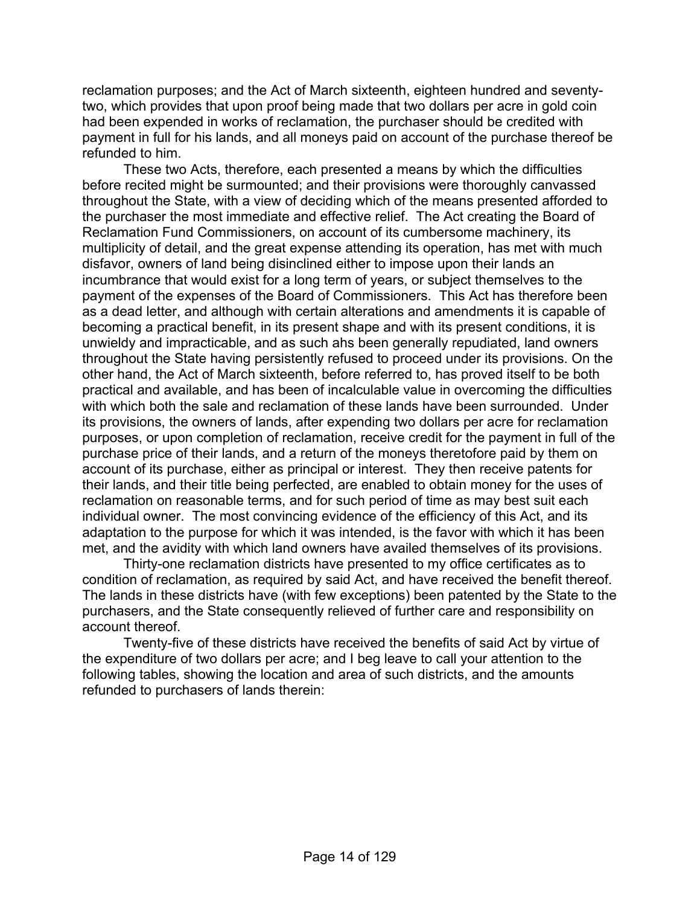reclamation purposes; and the Act of March sixteenth, eighteen hundred and seventy-two, which provides that upon proof being made that two dollars per acre in gold coin had been expended in works of reclamation, the purchaser should be credited with payment in full for his lands, and all moneys paid on account of the purchase thereof be refunded to him.

These two Acts, therefore, each presented a means by which the difficulties before recited might be surmounted; and their provisions were thoroughly canvassed throughout the State, with a view of deciding which of the means presented afforded to the purchaser the most immediate and effective relief. The Act creating the Board of Reclamation Fund Commissioners, on account of its cumbersome machinery, its multiplicity of detail, and the great expense attending its operation, has met with much disfavor, owners of land being disinclined either to impose upon their lands an incumbrance that would exist for a long term of years, or subject themselves to the payment of the expenses of the Board of Commissioners. This Act has therefore been as a dead letter, and although with certain alterations and amendments it is capable of becoming a practical benefit, in its present shape and with its present conditions, it is unwieldy and impracticable, and as such ahs been generally repudiated, land owners throughout the State having persistently refused to proceed under its provisions. On the other hand, the Act of March sixteenth, before referred to, has proved itself to be both practical and available, and has been of incalculable value in overcoming the difficulties with which both the sale and reclamation of these lands have been surrounded. Under its provisions, the owners of lands, after expending two dollars per acre for reclamation purposes, or upon completion of reclamation, receive credit for the payment in full of the purchase price of their lands, and a return of the moneys theretofore paid by them on account of its purchase, either as principal or interest. They then receive patents for their lands, and their title being perfected, are enabled to obtain money for the uses of reclamation on reasonable terms, and for such period of time as may best suit each individual owner. The most convincing evidence of the efficiency of this Act, and its adaptation to the purpose for which it was intended, is the favor with which it has been met, and the avidity with which land owners have availed themselves of its provisions.

Thirty-one reclamation districts have presented to my office certificates as to condition of reclamation, as required by said Act, and have received the benefit thereof. The lands in these districts have (with few exceptions) been patented by the State to the purchasers, and the State consequently relieved of further care and responsibility on account thereof.

Twenty-five of these districts have received the benefits of said Act by virtue of the expenditure of two dollars per acre; and I beg leave to call your attention to the following tables, showing the location and area of such districts, and the amounts refunded to purchasers of lands therein: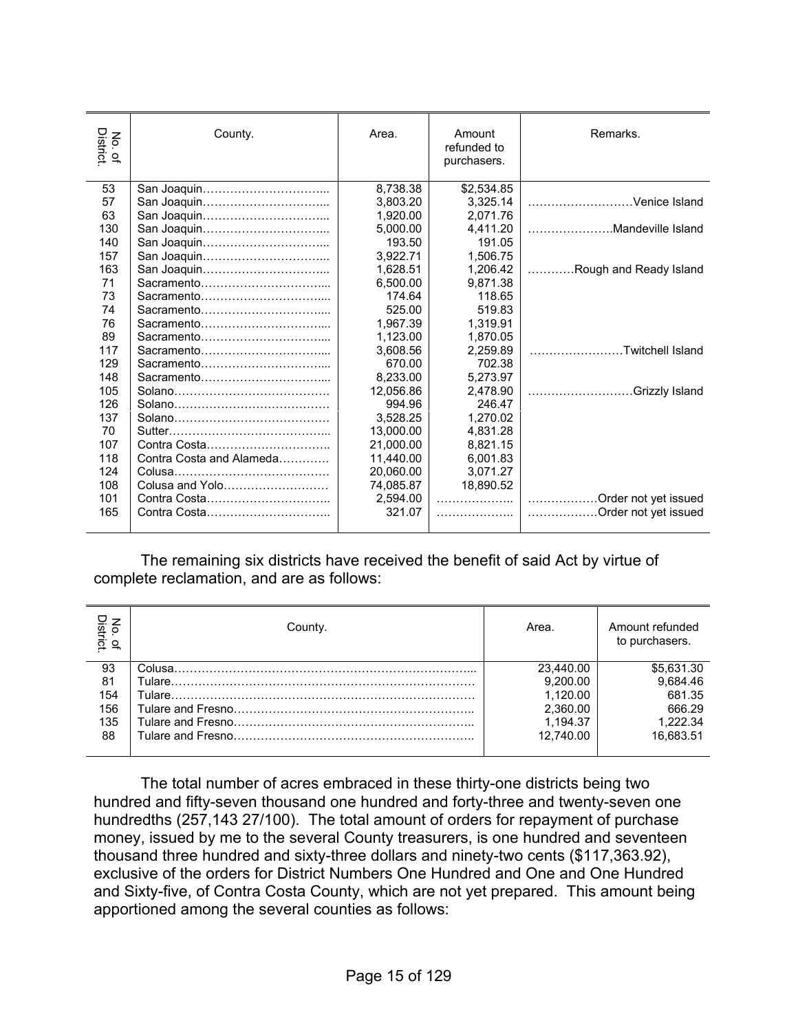| No. of District. | County. | Area. | Amount refunded to purchasers. | Remarks. |
|---|---|---|---|---|
| 53 | San Joaquin………………………….. | 8,738.38 | $2,534.85 | |
| 57 | San Joaquin………………………….. | 3,803.20 | 3,325.14 | ………………………Venice Island |
| 63 | San Joaquin………………………….. | 1,920.00 | 2,071.76 | |
| 130 | San Joaquin………………………….. | 5,000.00 | 4,411.20 | …………………Mandeville Island |
| 140 | San Joaquin………………………….. | 193.50 | 191.05 | |
| 157 | San Joaquin………………………….. | 3,922.71 | 1,506.75 | |
| 163 | San Joaquin………………………….. | 1,628.51 | 1,206.42 | …………Rough and Ready Island |
| 71 | Sacramento………………………….. | 6,500.00 | 9,871.38 | |
| 73 | Sacramento………………………….. | 174.64 | 118.65 | |
| 74 | Sacramento………………………….. | 525.00 | 519.83 | |
| 76 | Sacramento………………………….. | 1,967.39 | 1,319.91 | |
| 89 | Sacramento………………………….. | 1,123.00 | 1,870.05 | |
| 117 | Sacramento………………………….. | 3,608.56 | 2,259.89 | ……………………Twitchell Island |
| 129 | Sacramento………………………….. | 670.00 | 702.38 | |
| 148 | Sacramento………………………….. | 8,233.00 | 5,273.97 | |
| 105 | Solano………………………………… | 12,056.86 | 2,478.90 | ………………………Grizzly Island |
| 126 | Solano………………………………… | 994.96 | 246.47 | |
| 137 | Solano………………………………… | 3,528.25 | 1,270.02 | |
| 70 | Sutter………………………………….. | 13,000.00 | 4,831.28 | |
| 107 | Contra Costa………………………….. | 21,000.00 | 8,821.15 | |
| 118 | Contra Costa and Alameda………… | 11,440.00 | 6,001.83 | |
| 124 | Colusa………………………………… | 20,060.00 | 3,071.27 | |
| 108 | Colusa and Yolo……………………… | 74,085.87 | 18,890.52 | |
| 101 | Contra Costa………………………….. | 2,594.00 | ……………….. | ………………Order not yet issued |
| 165 | Contra Costa………………………….. | 321.07 | ……………….. | ………………Order not yet issued |

The remaining six districts have received the benefit of said Act by virtue of complete reclamation, and are as follows:

| No. of District. | County. | Area. | Amount refunded to purchasers. |
|---|---|---|---|
| 93 | Colusa…………………………………………………………………... | 23,440.00 | $5,631.30 |
| 81 | Tulare…………………………………………………………………… | 9,200.00 | 9,684.46 |
| 154 | Tulare…………………………………………………………………… | 1,120.00 | 681.35 |
| 156 | Tulare and Fresno…………………………………………………….. | 2,360.00 | 666.29 |
| 135 | Tulare and Fresno…………………………………………………….. | 1,194.37 | 1,222.34 |
| 88 | Tulare and Fresno…………………………………………………….. | 12,740.00 | 16,683.51 |

The total number of acres embraced in these thirty-one districts being two hundred and fifty-seven thousand one hundred and forty-three and twenty-seven one hundredths (257,143 27/100). The total amount of orders for repayment of purchase money, issued by me to the several County treasurers, is one hundred and seventeen thousand three hundred and sixty-three dollars and ninety-two cents ($117,363.92), exclusive of the orders for District Numbers One Hundred and One and One Hundred and Sixty-five, of Contra Costa County, which are not yet prepared. This amount being apportioned among the several counties as follows: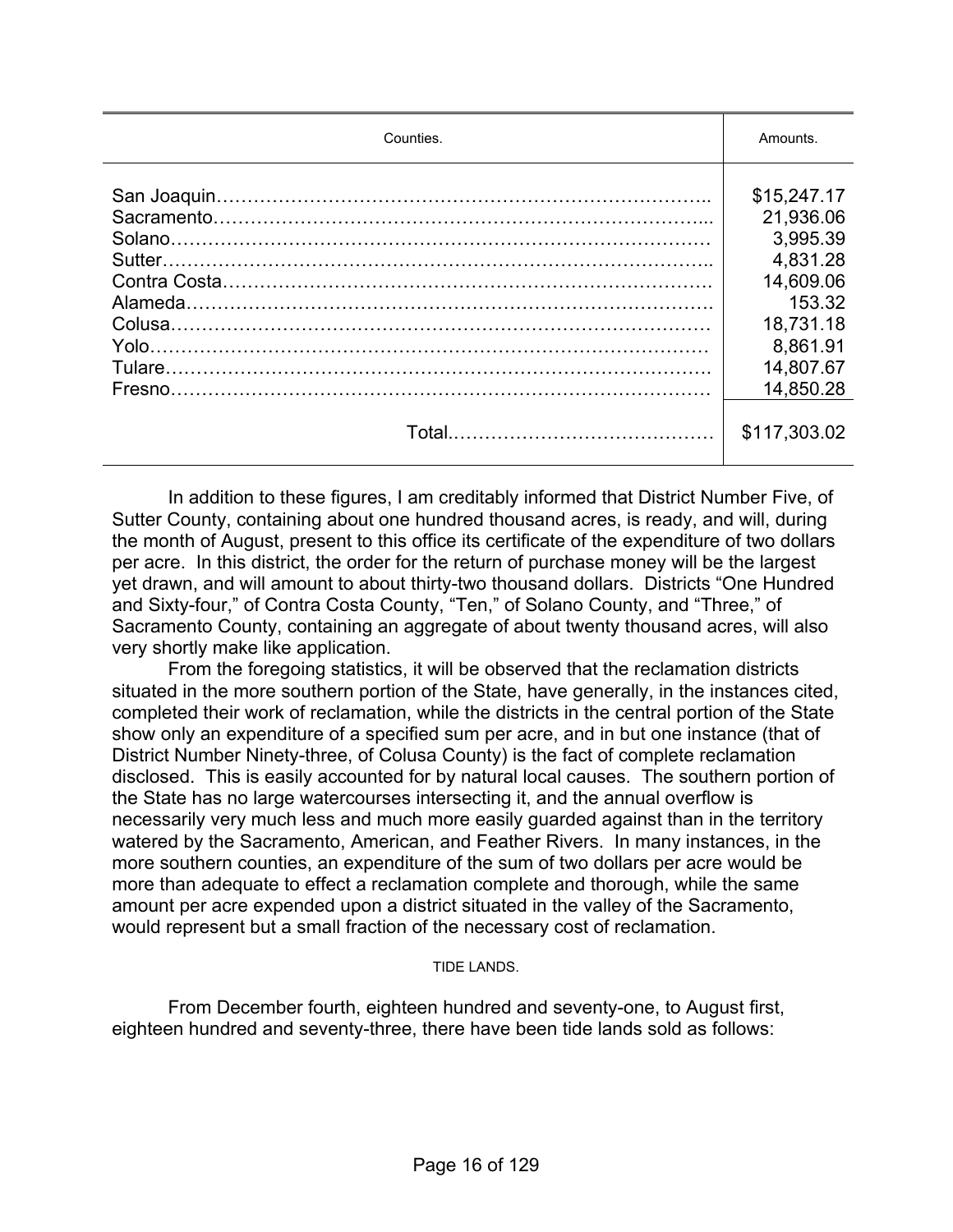| Counties. | Amounts. |
| --- | --- |
| San Joaquin | $15,247.17 |
| Sacramento | 21,936.06 |
| Solano | 3,995.39 |
| Sutter | 4,831.28 |
| Contra Costa | 14,609.06 |
| Alameda | 153.32 |
| Colusa | 18,731.18 |
| Yolo | 8,861.91 |
| Tulare | 14,807.67 |
| Fresno | 14,850.28 |
| Total | $117,303.02 |

In addition to these figures, I am creditably informed that District Number Five, of Sutter County, containing about one hundred thousand acres, is ready, and will, during the month of August, present to this office its certificate of the expenditure of two dollars per acre. In this district, the order for the return of purchase money will be the largest yet drawn, and will amount to about thirty-two thousand dollars. Districts "One Hundred and Sixty-four," of Contra Costa County, "Ten," of Solano County, and "Three," of Sacramento County, containing an aggregate of about twenty thousand acres, will also very shortly make like application.

From the foregoing statistics, it will be observed that the reclamation districts situated in the more southern portion of the State, have generally, in the instances cited, completed their work of reclamation, while the districts in the central portion of the State show only an expenditure of a specified sum per acre, and in but one instance (that of District Number Ninety-three, of Colusa County) is the fact of complete reclamation disclosed. This is easily accounted for by natural local causes. The southern portion of the State has no large watercourses intersecting it, and the annual overflow is necessarily very much less and much more easily guarded against than in the territory watered by the Sacramento, American, and Feather Rivers. In many instances, in the more southern counties, an expenditure of the sum of two dollars per acre would be more than adequate to effect a reclamation complete and thorough, while the same amount per acre expended upon a district situated in the valley of the Sacramento, would represent but a small fraction of the necessary cost of reclamation.

TIDE LANDS.

From December fourth, eighteen hundred and seventy-one, to August first, eighteen hundred and seventy-three, there have been tide lands sold as follows: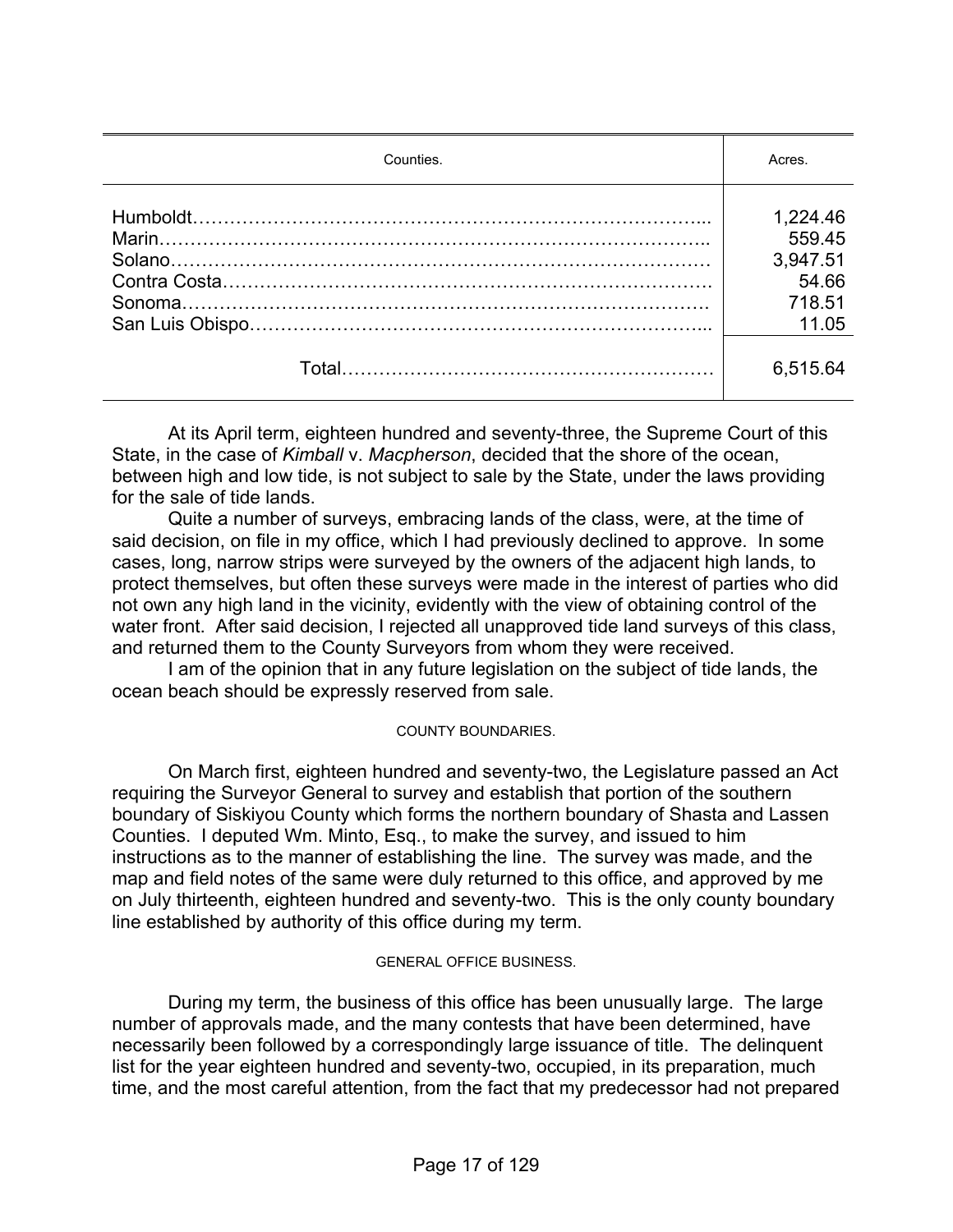| Counties. | Acres. |
|---|---|
| Humboldt | 1,224.46 |
| Marin | 559.45 |
| Solano | 3,947.51 |
| Contra Costa | 54.66 |
| Sonoma | 718.51 |
| San Luis Obispo | 11.05 |
| Total | 6,515.64 |

At its April term, eighteen hundred and seventy-three, the Supreme Court of this State, in the case of *Kimball* v. *Macpherson*, decided that the shore of the ocean, between high and low tide, is not subject to sale by the State, under the laws providing for the sale of tide lands.

Quite a number of surveys, embracing lands of the class, were, at the time of said decision, on file in my office, which I had previously declined to approve. In some cases, long, narrow strips were surveyed by the owners of the adjacent high lands, to protect themselves, but often these surveys were made in the interest of parties who did not own any high land in the vicinity, evidently with the view of obtaining control of the water front. After said decision, I rejected all unapproved tide land surveys of this class, and returned them to the County Surveyors from whom they were received.

I am of the opinion that in any future legislation on the subject of tide lands, the ocean beach should be expressly reserved from sale.

## COUNTY BOUNDARIES.

On March first, eighteen hundred and seventy-two, the Legislature passed an Act requiring the Surveyor General to survey and establish that portion of the southern boundary of Siskiyou County which forms the northern boundary of Shasta and Lassen Counties. I deputed Wm. Minto, Esq., to make the survey, and issued to him instructions as to the manner of establishing the line. The survey was made, and the map and field notes of the same were duly returned to this office, and approved by me on July thirteenth, eighteen hundred and seventy-two. This is the only county boundary line established by authority of this office during my term.

## GENERAL OFFICE BUSINESS.

During my term, the business of this office has been unusually large. The large number of approvals made, and the many contests that have been determined, have necessarily been followed by a correspondingly large issuance of title. The delinquent list for the year eighteen hundred and seventy-two, occupied, in its preparation, much time, and the most careful attention, from the fact that my predecessor had not prepared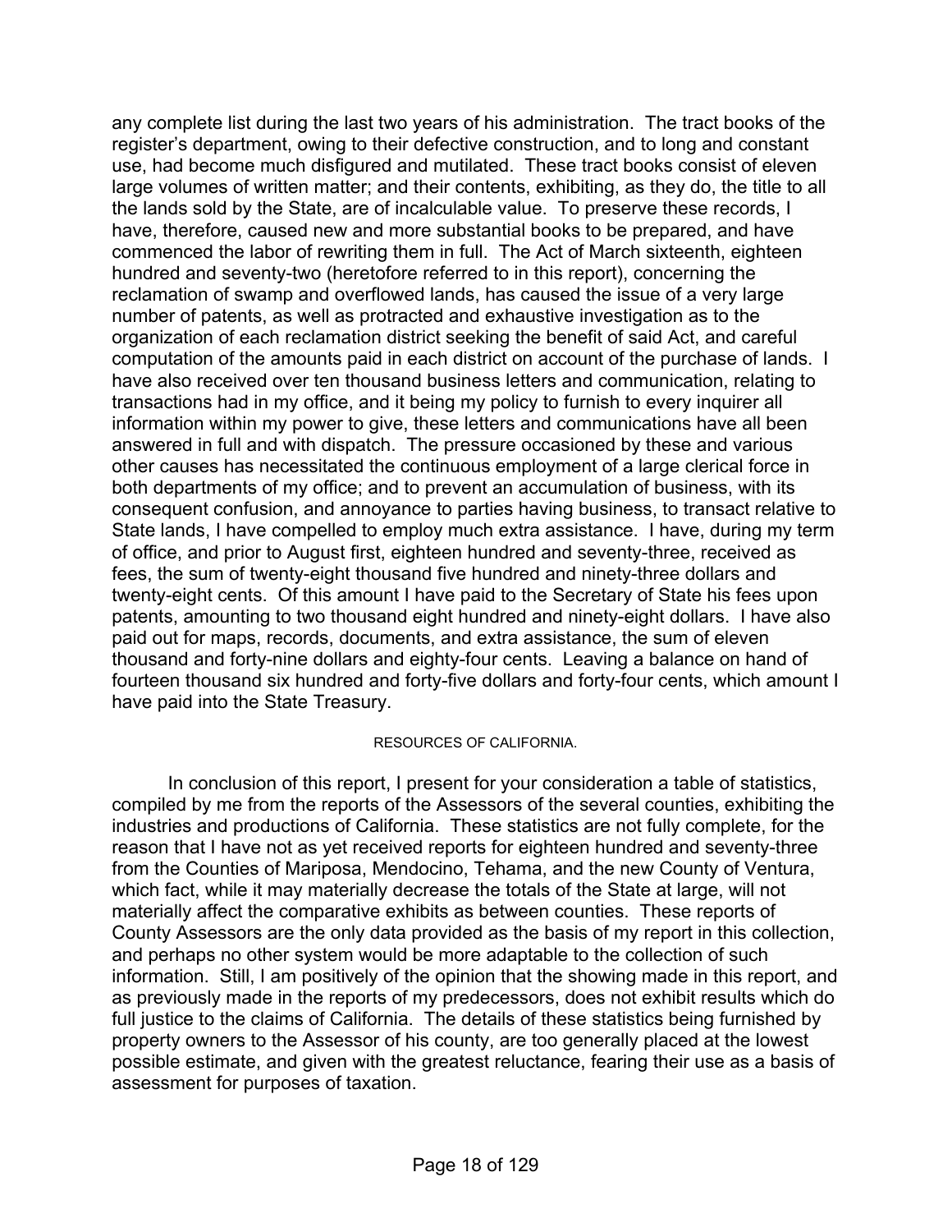any complete list during the last two years of his administration. The tract books of the register's department, owing to their defective construction, and to long and constant use, had become much disfigured and mutilated. These tract books consist of eleven large volumes of written matter; and their contents, exhibiting, as they do, the title to all the lands sold by the State, are of incalculable value. To preserve these records, I have, therefore, caused new and more substantial books to be prepared, and have commenced the labor of rewriting them in full. The Act of March sixteenth, eighteen hundred and seventy-two (heretofore referred to in this report), concerning the reclamation of swamp and overflowed lands, has caused the issue of a very large number of patents, as well as protracted and exhaustive investigation as to the organization of each reclamation district seeking the benefit of said Act, and careful computation of the amounts paid in each district on account of the purchase of lands. I have also received over ten thousand business letters and communication, relating to transactions had in my office, and it being my policy to furnish to every inquirer all information within my power to give, these letters and communications have all been answered in full and with dispatch. The pressure occasioned by these and various other causes has necessitated the continuous employment of a large clerical force in both departments of my office; and to prevent an accumulation of business, with its consequent confusion, and annoyance to parties having business, to transact relative to State lands, I have compelled to employ much extra assistance. I have, during my term of office, and prior to August first, eighteen hundred and seventy-three, received as fees, the sum of twenty-eight thousand five hundred and ninety-three dollars and twenty-eight cents. Of this amount I have paid to the Secretary of State his fees upon patents, amounting to two thousand eight hundred and ninety-eight dollars. I have also paid out for maps, records, documents, and extra assistance, the sum of eleven thousand and forty-nine dollars and eighty-four cents. Leaving a balance on hand of fourteen thousand six hundred and forty-five dollars and forty-four cents, which amount I have paid into the State Treasury.

## RESOURCES OF CALIFORNIA.

In conclusion of this report, I present for your consideration a table of statistics, compiled by me from the reports of the Assessors of the several counties, exhibiting the industries and productions of California. These statistics are not fully complete, for the reason that I have not as yet received reports for eighteen hundred and seventy-three from the Counties of Mariposa, Mendocino, Tehama, and the new County of Ventura, which fact, while it may materially decrease the totals of the State at large, will not materially affect the comparative exhibits as between counties. These reports of County Assessors are the only data provided as the basis of my report in this collection, and perhaps no other system would be more adaptable to the collection of such information. Still, I am positively of the opinion that the showing made in this report, and as previously made in the reports of my predecessors, does not exhibit results which do full justice to the claims of California. The details of these statistics being furnished by property owners to the Assessor of his county, are too generally placed at the lowest possible estimate, and given with the greatest reluctance, fearing their use as a basis of assessment for purposes of taxation.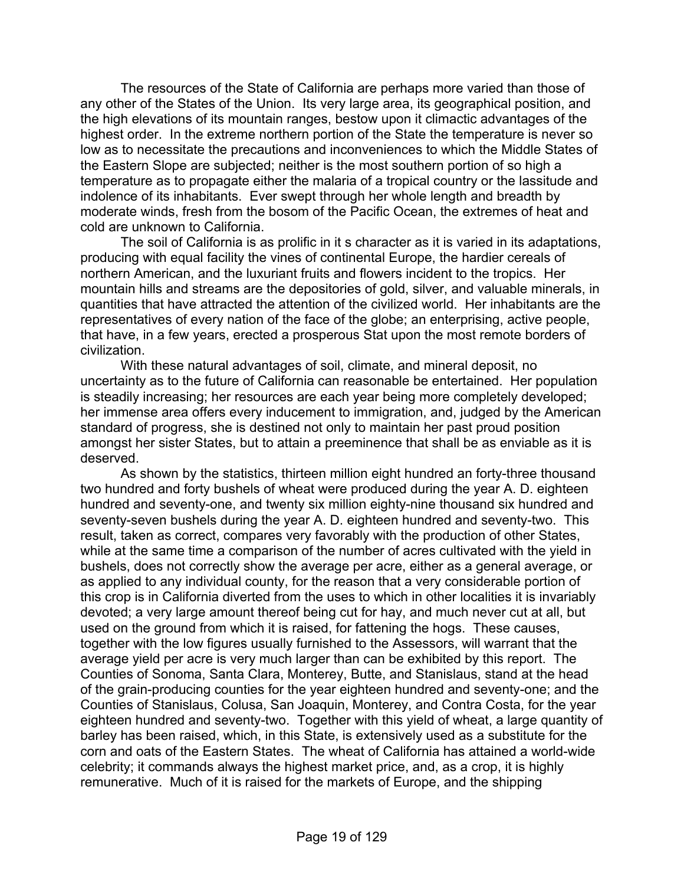The resources of the State of California are perhaps more varied than those of any other of the States of the Union. Its very large area, its geographical position, and the high elevations of its mountain ranges, bestow upon it climactic advantages of the highest order. In the extreme northern portion of the State the temperature is never so low as to necessitate the precautions and inconveniences to which the Middle States of the Eastern Slope are subjected; neither is the most southern portion of so high a temperature as to propagate either the malaria of a tropical country or the lassitude and indolence of its inhabitants. Ever swept through her whole length and breadth by moderate winds, fresh from the bosom of the Pacific Ocean, the extremes of heat and cold are unknown to California.

The soil of California is as prolific in it s character as it is varied in its adaptations, producing with equal facility the vines of continental Europe, the hardier cereals of northern American, and the luxuriant fruits and flowers incident to the tropics. Her mountain hills and streams are the depositories of gold, silver, and valuable minerals, in quantities that have attracted the attention of the civilized world. Her inhabitants are the representatives of every nation of the face of the globe; an enterprising, active people, that have, in a few years, erected a prosperous Stat upon the most remote borders of civilization.

With these natural advantages of soil, climate, and mineral deposit, no uncertainty as to the future of California can reasonable be entertained. Her population is steadily increasing; her resources are each year being more completely developed; her immense area offers every inducement to immigration, and, judged by the American standard of progress, she is destined not only to maintain her past proud position amongst her sister States, but to attain a preeminence that shall be as enviable as it is deserved.

As shown by the statistics, thirteen million eight hundred an forty-three thousand two hundred and forty bushels of wheat were produced during the year A. D. eighteen hundred and seventy-one, and twenty six million eighty-nine thousand six hundred and seventy-seven bushels during the year A. D. eighteen hundred and seventy-two. This result, taken as correct, compares very favorably with the production of other States, while at the same time a comparison of the number of acres cultivated with the yield in bushels, does not correctly show the average per acre, either as a general average, or as applied to any individual county, for the reason that a very considerable portion of this crop is in California diverted from the uses to which in other localities it is invariably devoted; a very large amount thereof being cut for hay, and much never cut at all, but used on the ground from which it is raised, for fattening the hogs. These causes, together with the low figures usually furnished to the Assessors, will warrant that the average yield per acre is very much larger than can be exhibited by this report. The Counties of Sonoma, Santa Clara, Monterey, Butte, and Stanislaus, stand at the head of the grain-producing counties for the year eighteen hundred and seventy-one; and the Counties of Stanislaus, Colusa, San Joaquin, Monterey, and Contra Costa, for the year eighteen hundred and seventy-two. Together with this yield of wheat, a large quantity of barley has been raised, which, in this State, is extensively used as a substitute for the corn and oats of the Eastern States. The wheat of California has attained a world-wide celebrity; it commands always the highest market price, and, as a crop, it is highly remunerative. Much of it is raised for the markets of Europe, and the shipping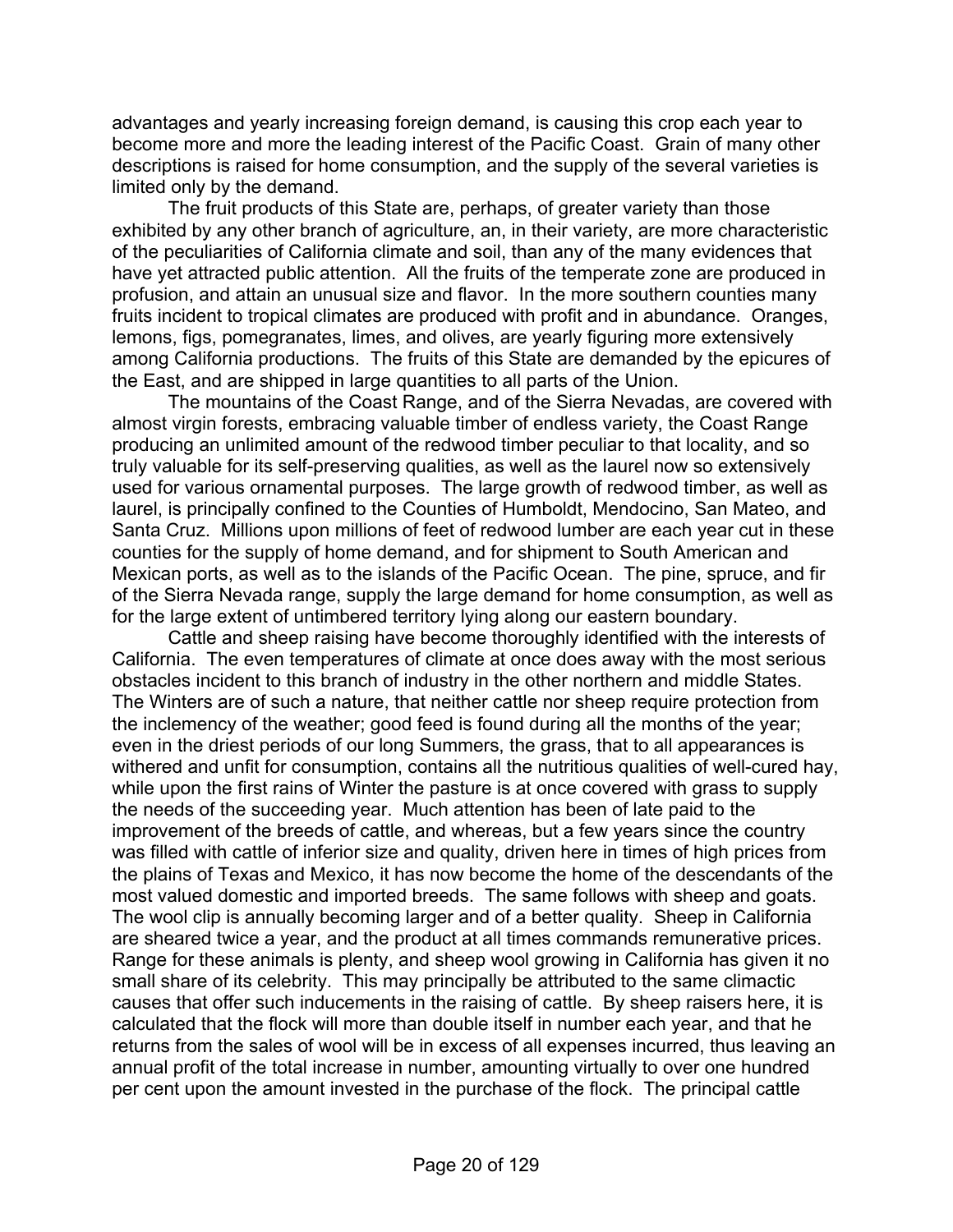advantages and yearly increasing foreign demand, is causing this crop each year to become more and more the leading interest of the Pacific Coast. Grain of many other descriptions is raised for home consumption, and the supply of the several varieties is limited only by the demand.

The fruit products of this State are, perhaps, of greater variety than those exhibited by any other branch of agriculture, an, in their variety, are more characteristic of the peculiarities of California climate and soil, than any of the many evidences that have yet attracted public attention. All the fruits of the temperate zone are produced in profusion, and attain an unusual size and flavor. In the more southern counties many fruits incident to tropical climates are produced with profit and in abundance. Oranges, lemons, figs, pomegranates, limes, and olives, are yearly figuring more extensively among California productions. The fruits of this State are demanded by the epicures of the East, and are shipped in large quantities to all parts of the Union.

The mountains of the Coast Range, and of the Sierra Nevadas, are covered with almost virgin forests, embracing valuable timber of endless variety, the Coast Range producing an unlimited amount of the redwood timber peculiar to that locality, and so truly valuable for its self-preserving qualities, as well as the laurel now so extensively used for various ornamental purposes. The large growth of redwood timber, as well as laurel, is principally confined to the Counties of Humboldt, Mendocino, San Mateo, and Santa Cruz. Millions upon millions of feet of redwood lumber are each year cut in these counties for the supply of home demand, and for shipment to South American and Mexican ports, as well as to the islands of the Pacific Ocean. The pine, spruce, and fir of the Sierra Nevada range, supply the large demand for home consumption, as well as for the large extent of untimbered territory lying along our eastern boundary.

Cattle and sheep raising have become thoroughly identified with the interests of California. The even temperatures of climate at once does away with the most serious obstacles incident to this branch of industry in the other northern and middle States. The Winters are of such a nature, that neither cattle nor sheep require protection from the inclemency of the weather; good feed is found during all the months of the year; even in the driest periods of our long Summers, the grass, that to all appearances is withered and unfit for consumption, contains all the nutritious qualities of well-cured hay, while upon the first rains of Winter the pasture is at once covered with grass to supply the needs of the succeeding year. Much attention has been of late paid to the improvement of the breeds of cattle, and whereas, but a few years since the country was filled with cattle of inferior size and quality, driven here in times of high prices from the plains of Texas and Mexico, it has now become the home of the descendants of the most valued domestic and imported breeds. The same follows with sheep and goats. The wool clip is annually becoming larger and of a better quality. Sheep in California are sheared twice a year, and the product at all times commands remunerative prices. Range for these animals is plenty, and sheep wool growing in California has given it no small share of its celebrity. This may principally be attributed to the same climactic causes that offer such inducements in the raising of cattle. By sheep raisers here, it is calculated that the flock will more than double itself in number each year, and that he returns from the sales of wool will be in excess of all expenses incurred, thus leaving an annual profit of the total increase in number, amounting virtually to over one hundred per cent upon the amount invested in the purchase of the flock. The principal cattle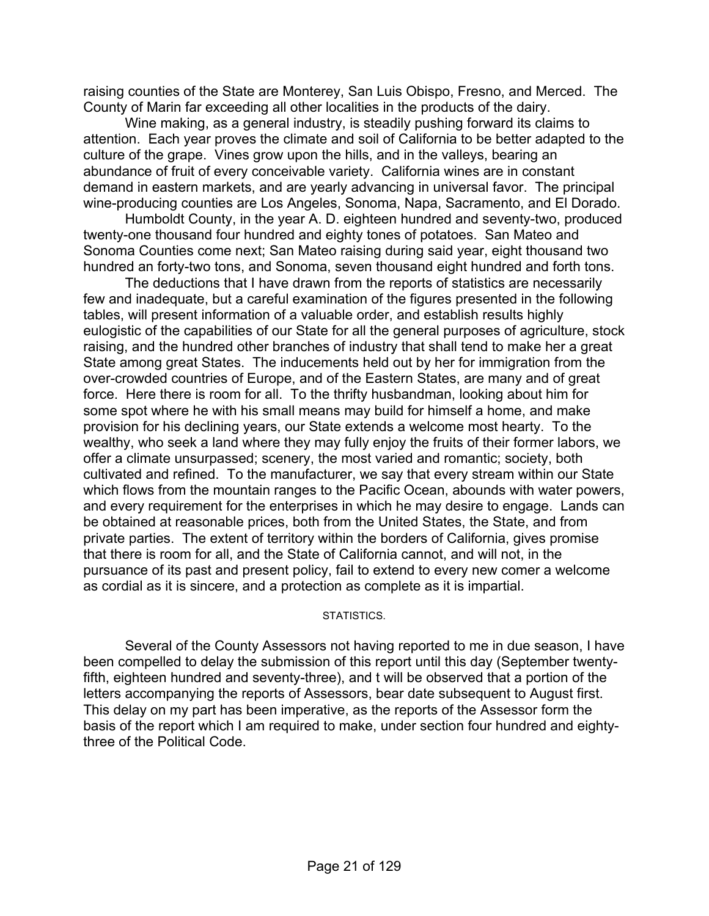raising counties of the State are Monterey, San Luis Obispo, Fresno, and Merced. The County of Marin far exceeding all other localities in the products of the dairy.

Wine making, as a general industry, is steadily pushing forward its claims to attention. Each year proves the climate and soil of California to be better adapted to the culture of the grape. Vines grow upon the hills, and in the valleys, bearing an abundance of fruit of every conceivable variety. California wines are in constant demand in eastern markets, and are yearly advancing in universal favor. The principal wine-producing counties are Los Angeles, Sonoma, Napa, Sacramento, and El Dorado.

Humboldt County, in the year A. D. eighteen hundred and seventy-two, produced twenty-one thousand four hundred and eighty tones of potatoes. San Mateo and Sonoma Counties come next; San Mateo raising during said year, eight thousand two hundred an forty-two tons, and Sonoma, seven thousand eight hundred and forth tons.

The deductions that I have drawn from the reports of statistics are necessarily few and inadequate, but a careful examination of the figures presented in the following tables, will present information of a valuable order, and establish results highly eulogistic of the capabilities of our State for all the general purposes of agriculture, stock raising, and the hundred other branches of industry that shall tend to make her a great State among great States. The inducements held out by her for immigration from the over-crowded countries of Europe, and of the Eastern States, are many and of great force. Here there is room for all. To the thrifty husbandman, looking about him for some spot where he with his small means may build for himself a home, and make provision for his declining years, our State extends a welcome most hearty. To the wealthy, who seek a land where they may fully enjoy the fruits of their former labors, we offer a climate unsurpassed; scenery, the most varied and romantic; society, both cultivated and refined. To the manufacturer, we say that every stream within our State which flows from the mountain ranges to the Pacific Ocean, abounds with water powers, and every requirement for the enterprises in which he may desire to engage. Lands can be obtained at reasonable prices, both from the United States, the State, and from private parties. The extent of territory within the borders of California, gives promise that there is room for all, and the State of California cannot, and will not, in the pursuance of its past and present policy, fail to extend to every new comer a welcome as cordial as it is sincere, and a protection as complete as it is impartial.

## STATISTICS.

Several of the County Assessors not having reported to me in due season, I have been compelled to delay the submission of this report until this day (September twenty-fifth, eighteen hundred and seventy-three), and t will be observed that a portion of the letters accompanying the reports of Assessors, bear date subsequent to August first. This delay on my part has been imperative, as the reports of the Assessor form the basis of the report which I am required to make, under section four hundred and eighty-three of the Political Code.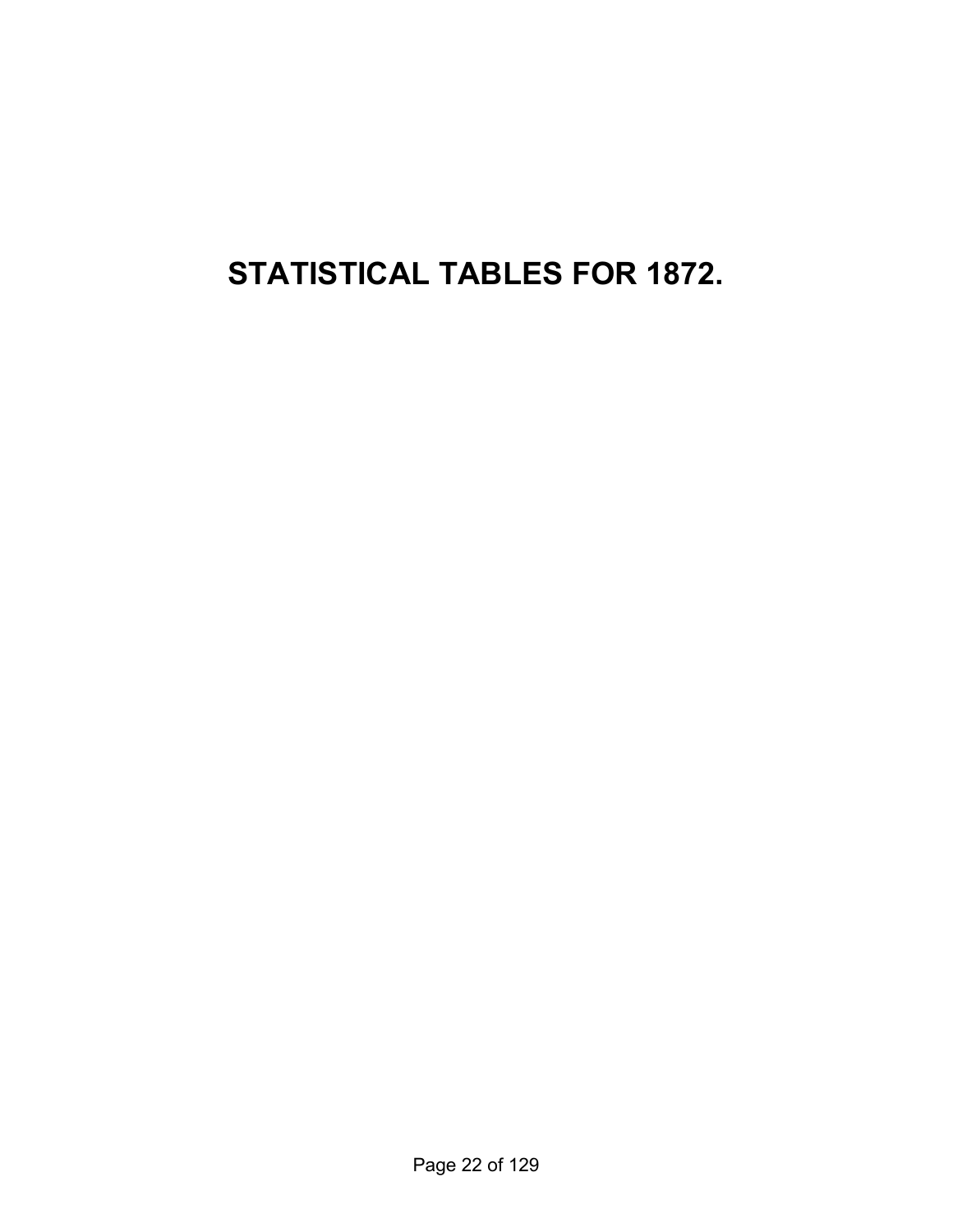# STATISTICAL TABLES FOR 1872.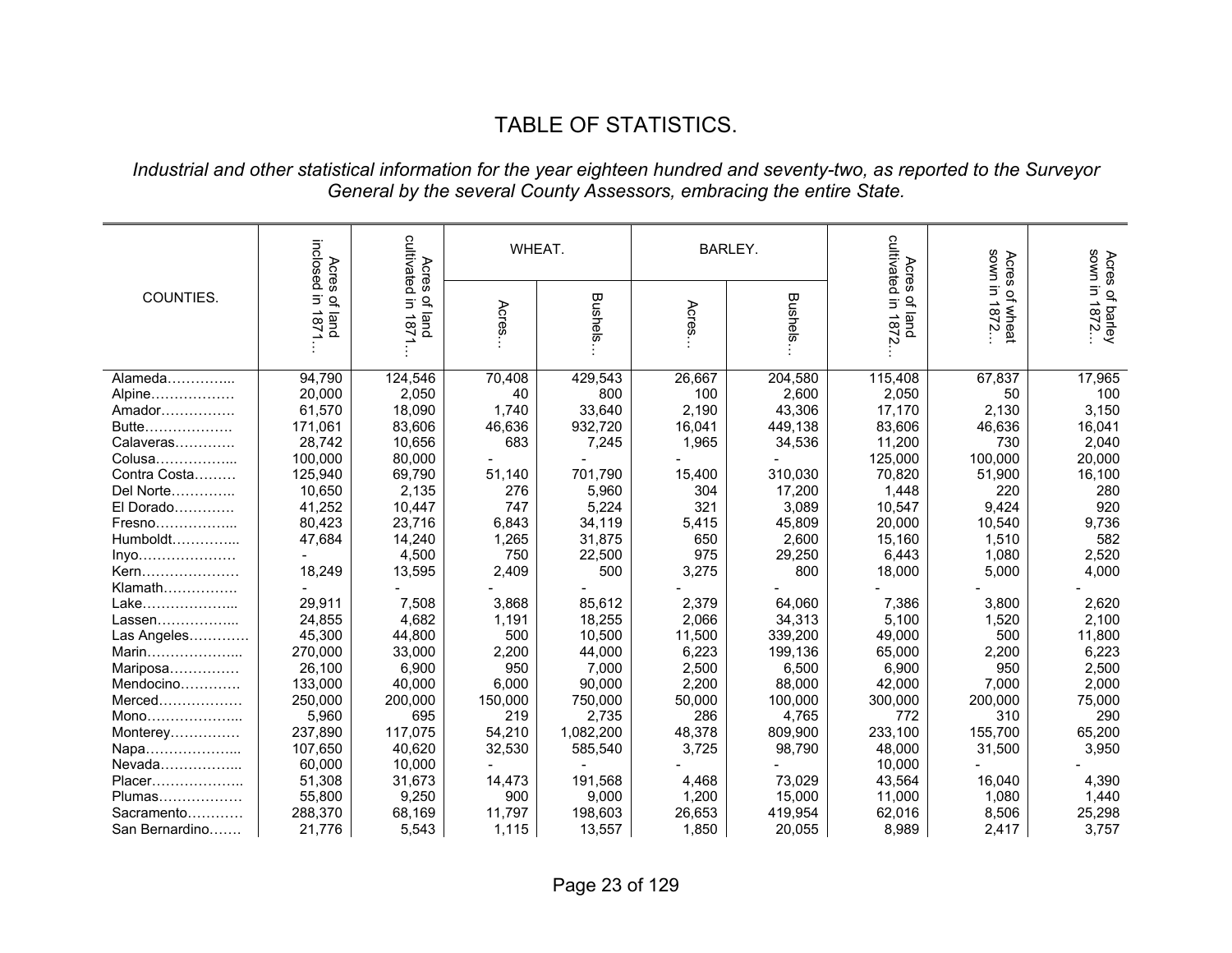# TABLE OF STATISTICS.

*Industrial and other statistical information for the year eighteen hundred and seventy-two, as reported to the Surveyor General by the several County Assessors, embracing the entire State.*

| COUNTIES. | Acres of land inclosed in 1871… | Acres of land cultivated in 1871… | WHEAT. | | BARLEY. | | Acres of land cultivated in 1872… | Acres of wheat sown in 1872… | Acres of barley sown in 1872… |
|---|---|---|---|---|---|---|---|---|---|
| | | | Acres… | Bushels… | Acres… | Bushels… | | | |
| Alameda………….. | 94,790 | 124,546 | 70,408 | 429,543 | 26,667 | 204,580 | 115,408 | 67,837 | 17,965 |
| Alpine……………… | 20,000 | 2,050 | 40 | 800 | 100 | 2,600 | 2,050 | 50 | 100 |
| Amador……………. | 61,570 | 18,090 | 1,740 | 33,640 | 2,190 | 43,306 | 17,170 | 2,130 | 3,150 |
| Butte………………. | 171,061 | 83,606 | 46,636 | 932,720 | 16,041 | 449,138 | 83,606 | 46,636 | 16,041 |
| Calaveras…………. | 28,742 | 10,656 | 683 | 7,245 | 1,965 | 34,536 | 11,200 | 730 | 2,040 |
| Colusa…………….. | 100,000 | 80,000 | - | - | - | - | 125,000 | 100,000 | 20,000 |
| Contra Costa……… | 125,940 | 69,790 | 51,140 | 701,790 | 15,400 | 310,030 | 70,820 | 51,900 | 16,100 |
| Del Norte………….. | 10,650 | 2,135 | 276 | 5,960 | 304 | 17,200 | 1,448 | 220 | 280 |
| El Dorado…………. | 41,252 | 10,447 | 747 | 5,224 | 321 | 3,089 | 10,547 | 9,424 | 920 |
| Fresno…………….. | 80,423 | 23,716 | 6,843 | 34,119 | 5,415 | 45,809 | 20,000 | 10,540 | 9,736 |
| Humboldt………….. | 47,684 | 14,240 | 1,265 | 31,875 | 650 | 2,600 | 15,160 | 1,510 | 582 |
| Inyo………………… | - | 4,500 | 750 | 22,500 | 975 | 29,250 | 6,443 | 1,080 | 2,520 |
| Kern………………… | 18,249 | 13,595 | 2,409 | 500 | 3,275 | 800 | 18,000 | 5,000 | 4,000 |
| Klamath……………. | - | - | - | - | - | - | - | - | - |
| Lake……………….. | 29,911 | 7,508 | 3,868 | 85,612 | 2,379 | 64,060 | 7,386 | 3,800 | 2,620 |
| Lassen…………….. | 24,855 | 4,682 | 1,191 | 18,255 | 2,066 | 34,313 | 5,100 | 1,520 | 2,100 |
| Las Angeles………… | 45,300 | 44,800 | 500 | 10,500 | 11,500 | 339,200 | 49,000 | 500 | 11,800 |
| Marin……………….. | 270,000 | 33,000 | 2,200 | 44,000 | 6,223 | 199,136 | 65,000 | 2,200 | 6,223 |
| Mariposa…………… | 26,100 | 6,900 | 950 | 7,000 | 2,500 | 6,500 | 6,900 | 950 | 2,500 |
| Mendocino…………. | 133,000 | 40,000 | 6,000 | 90,000 | 2,200 | 88,000 | 42,000 | 7,000 | 2,000 |
| Merced……………… | 250,000 | 200,000 | 150,000 | 750,000 | 50,000 | 100,000 | 300,000 | 200,000 | 75,000 |
| Mono……………….. | 5,960 | 695 | 219 | 2,735 | 286 | 4,765 | 772 | 310 | 290 |
| Monterey…………… | 237,890 | 117,075 | 54,210 | 1,082,200 | 48,378 | 809,900 | 233,100 | 155,700 | 65,200 |
| Napa……………….. | 107,650 | 40,620 | 32,530 | 585,540 | 3,725 | 98,790 | 48,000 | 31,500 | 3,950 |
| Nevada…………….. | 60,000 | 10,000 | - | - | - | - | 10,000 | - | - |
| Placer………………. | 51,308 | 31,673 | 14,473 | 191,568 | 4,468 | 73,029 | 43,564 | 16,040 | 4,390 |
| Plumas……………… | 55,800 | 9,250 | 900 | 9,000 | 1,200 | 15,000 | 11,000 | 1,080 | 1,440 |
| Sacramento………… | 288,370 | 68,169 | 11,797 | 198,603 | 26,653 | 419,954 | 62,016 | 8,506 | 25,298 |
| San Bernardino……. | 21,776 | 5,543 | 1,115 | 13,557 | 1,850 | 20,055 | 8,989 | 2,417 | 3,757 |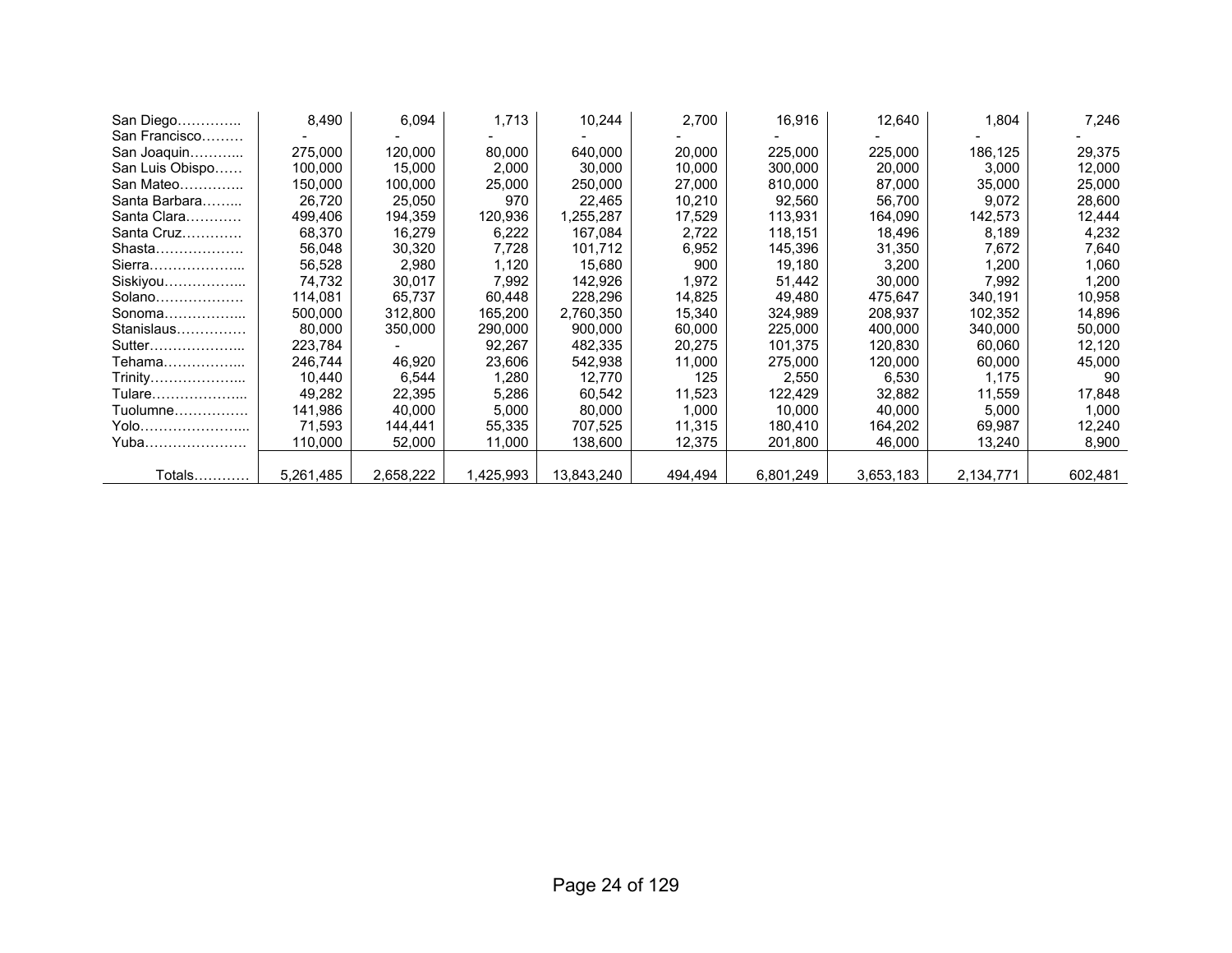| | | | | | | | | | |
|---|---|---|---|---|---|---|---|---|---|
| San Diego………….. | 8,490 | 6,094 | 1,713 | 10,244 | 2,700 | 16,916 | 12,640 | 1,804 | 7,246 |
| San Francisco……… | - | - | - | - | - | - | - | - | - |
| San Joaquin………... | 275,000 | 120,000 | 80,000 | 640,000 | 20,000 | 225,000 | 225,000 | 186,125 | 29,375 |
| San Luis Obispo…… | 100,000 | 15,000 | 2,000 | 30,000 | 10,000 | 300,000 | 20,000 | 3,000 | 12,000 |
| San Mateo………….. | 150,000 | 100,000 | 25,000 | 250,000 | 27,000 | 810,000 | 87,000 | 35,000 | 25,000 |
| Santa Barbara……... | 26,720 | 25,050 | 970 | 22,465 | 10,210 | 92,560 | 56,700 | 9,072 | 28,600 |
| Santa Clara………… | 499,406 | 194,359 | 120,936 | 1,255,287 | 17,529 | 113,931 | 164,090 | 142,573 | 12,444 |
| Santa Cruz…………. | 68,370 | 16,279 | 6,222 | 167,084 | 2,722 | 118,151 | 18,496 | 8,189 | 4,232 |
| Shasta………………. | 56,048 | 30,320 | 7,728 | 101,712 | 6,952 | 145,396 | 31,350 | 7,672 | 7,640 |
| Sierra………………... | 56,528 | 2,980 | 1,120 | 15,680 | 900 | 19,180 | 3,200 | 1,200 | 1,060 |
| Siskiyou……………... | 74,732 | 30,017 | 7,992 | 142,926 | 1,972 | 51,442 | 30,000 | 7,992 | 1,200 |
| Solano………………. | 114,081 | 65,737 | 60,448 | 228,296 | 14,825 | 49,480 | 475,647 | 340,191 | 10,958 |
| Sonoma……………... | 500,000 | 312,800 | 165,200 | 2,760,350 | 15,340 | 324,989 | 208,937 | 102,352 | 14,896 |
| Stanislaus…………… | 80,000 | 350,000 | 290,000 | 900,000 | 60,000 | 225,000 | 400,000 | 340,000 | 50,000 |
| Sutter………………... | 223,784 | - | 92,267 | 482,335 | 20,275 | 101,375 | 120,830 | 60,060 | 12,120 |
| Tehama……………... | 246,744 | 46,920 | 23,606 | 542,938 | 11,000 | 275,000 | 120,000 | 60,000 | 45,000 |
| Trinity………………... | 10,440 | 6,544 | 1,280 | 12,770 | 125 | 2,550 | 6,530 | 1,175 | 90 |
| Tulare………………... | 49,282 | 22,395 | 5,286 | 60,542 | 11,523 | 122,429 | 32,882 | 11,559 | 17,848 |
| Tuolumne……………. | 141,986 | 40,000 | 5,000 | 80,000 | 1,000 | 10,000 | 40,000 | 5,000 | 1,000 |
| Yolo…………………... | 71,593 | 144,441 | 55,335 | 707,525 | 11,315 | 180,410 | 164,202 | 69,987 | 12,240 |
| Yuba…………………. | 110,000 | 52,000 | 11,000 | 138,600 | 12,375 | 201,800 | 46,000 | 13,240 | 8,900 |
| Totals………… | 5,261,485 | 2,658,222 | 1,425,993 | 13,843,240 | 494,494 | 6,801,249 | 3,653,183 | 2,134,771 | 602,481 |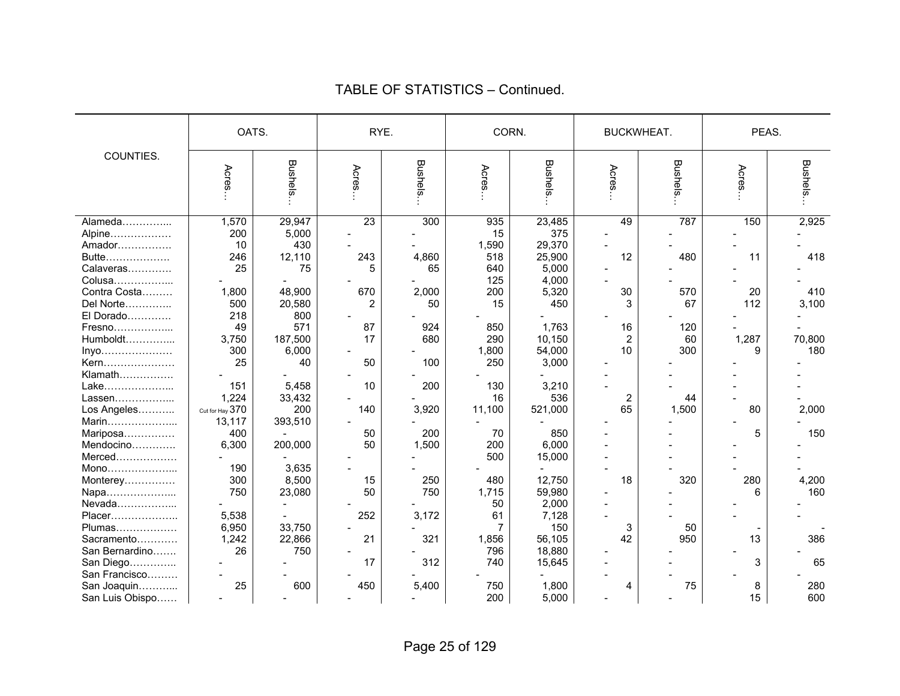## TABLE OF STATISTICS – Continued.

| COUNTIES. | OATS. | | RYE. | | CORN. | | BUCKWHEAT. | | PEAS. | |
|---|---|---|---|---|---|---|---|---|---|---|
| | Acres… | Bushels… | Acres… | Bushels… | Acres… | Bushels… | Acres… | Bushels… | Acres… | Bushels… |
| Alameda………….... | 1,570 | 29,947 | 23 | 300 | 935 | 23,485 | 49 | 787 | 150 | 2,925 |
| Alpine……………… | 200 | 5,000 | - | - | 15 | 375 | - | - | - | - |
| Amador……………. | 10 | 430 | - | - | 1,590 | 29,370 | - | - | - | - |
| Butte………………. | 246 | 12,110 | 243 | 4,860 | 518 | 25,900 | 12 | 480 | 11 | 418 |
| Calaveras…………. | 25 | 75 | 5 | 65 | 640 | 5,000 | - | - | - | - |
| Colusa……………... | - | - | - | - | 125 | 4,000 | - | - | - | - |
| Contra Costa……… | 1,800 | 48,900 | 670 | 2,000 | 200 | 5,320 | 30 | 570 | 20 | 410 |
| Del Norte………….. | 500 | 20,580 | 2 | 50 | 15 | 450 | 3 | 67 | 112 | 3,100 |
| El Dorado…………. | 218 | 800 | - | - | - | - | - | - | - | - |
| Fresno……………... | 49 | 571 | 87 | 924 | 850 | 1,763 | 16 | 120 | - | - |
| Humboldt…………... | 3,750 | 187,500 | 17 | 680 | 290 | 10,150 | 2 | 60 | 1,287 | 70,800 |
| Inyo………………… | 300 | 6,000 | - | - | 1,800 | 54,000 | 10 | 300 | 9 | 180 |
| Kern………………… | 25 | 40 | 50 | 100 | 250 | 3,000 | - | - | - | - |
| Klamath……………. | - | - | - | - | - | - | - | - | - | - |
| Lake………………... | 151 | 5,458 | 10 | 200 | 130 | 3,210 | - | - | - | - |
| Lassen……………... | 1,224 | 33,432 | - | - | 16 | 536 | 2 | 44 | - | - |
| Los Angeles……….. | Cut for Hay 370 | 200 | 140 | 3,920 | 11,100 | 521,000 | 65 | 1,500 | 80 | 2,000 |
| Marin………………... | 13,117 | 393,510 | - | - | - | - | - | - | - | - |
| Mariposa…………… | 400 | - | 50 | 200 | 70 | 850 | - | - | 5 | 150 |
| Mendocino…………. | 6,300 | 200,000 | 50 | 1,500 | 200 | 6,000 | - | - | - | - |
| Merced……………… | - | - | - | - | 500 | 15,000 | - | - | - | - |
| Mono………………... | 190 | 3,635 | - | - | - | - | - | - | - | - |
| Monterey…………… | 300 | 8,500 | 15 | 250 | 480 | 12,750 | 18 | 320 | 280 | 4,200 |
| Napa………………... | 750 | 23,080 | 50 | 750 | 1,715 | 59,980 | - | - | 6 | 160 |
| Nevada……………... | - | - | - | - | 50 | 2,000 | - | - | - | - |
| Placer……………….. | 5,538 | - | 252 | 3,172 | 61 | 7,128 | - | - | - | - |
| Plumas……………… | 6,950 | 33,750 | - | - | 7 | 150 | 3 | 50 | - | - |
| Sacramento………… | 1,242 | 22,866 | 21 | 321 | 1,856 | 56,105 | 42 | 950 | 13 | 386 |
| San Bernardino……. | 26 | 750 | - | - | 796 | 18,880 | - | - | - | - |
| San Diego………….. | - | - | 17 | 312 | 740 | 15,645 | - | - | 3 | 65 |
| San Francisco……… | - | - | - | - | - | - | - | - | - | - |
| San Joaquin………... | 25 | 600 | 450 | 5,400 | 750 | 1,800 | 4 | 75 | 8 | 280 |
| San Luis Obispo…… | - | - | - | - | 200 | 5,000 | - | - | 15 | 600 |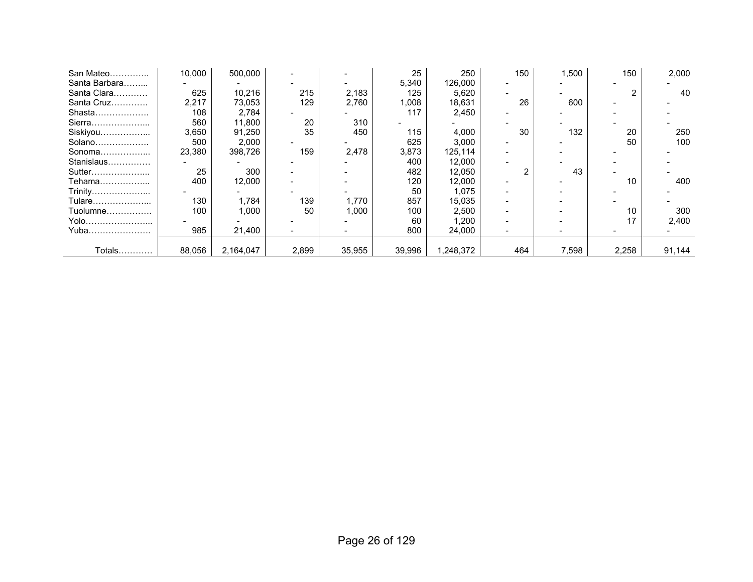| | | | | | | | | | | |
|---|---|---|---|---|---|---|---|---|---|---|
| San Mateo………….. | 10,000 | 500,000 | - | - | 25 | 250 | 150 | 1,500 | 150 | 2,000 |
| Santa Barbara……... | - | - | - | - | 5,340 | 126,000 | - | - | - | - |
| Santa Clara………… | 625 | 10,216 | 215 | 2,183 | 125 | 5,620 | - | - | 2 | 40 |
| Santa Cruz…………. | 2,217 | 73,053 | 129 | 2,760 | 1,008 | 18,631 | 26 | 600 | - | - |
| Shasta………………. | 108 | 2,784 | - | - | 117 | 2,450 | - | - | - | - |
| Sierra………………... | 560 | 11,800 | 20 | 310 | - | - | - | - | - | - |
| Siskiyou……………... | 3,650 | 91,250 | 35 | 450 | 115 | 4,000 | 30 | 132 | 20 | 250 |
| Solano………………. | 500 | 2,000 | - | - | 625 | 3,000 | - | - | 50 | 100 |
| Sonoma……………... | 23,380 | 398,726 | 159 | 2,478 | 3,873 | 125,114 | - | - | - | - |
| Stanislaus…………… | - | - | - | - | 400 | 12,000 | - | - | - | - |
| Sutter………………... | 25 | 300 | - | - | 482 | 12,050 | 2 | 43 | - | - |
| Tehama……………... | 400 | 12,000 | - | - | 120 | 12,000 | - | - | 10 | 400 |
| Trinity………………... | - | - | - | - | 50 | 1,075 | - | - | - | - |
| Tulare………………... | 130 | 1,784 | 139 | 1,770 | 857 | 15,035 | - | - | - | - |
| Tuolumne……………. | 100 | 1,000 | 50 | 1,000 | 100 | 2,500 | - | - | 10 | 300 |
| Yolo…………………... | - | - | - | - | 60 | 1,200 | - | - | 17 | 2,400 |
| Yuba…………………. | 985 | 21,400 | - | - | 800 | 24,000 | - | - | - | - |
| Totals………… | 88,056 | 2,164,047 | 2,899 | 35,955 | 39,996 | 1,248,372 | 464 | 7,598 | 2,258 | 91,144 |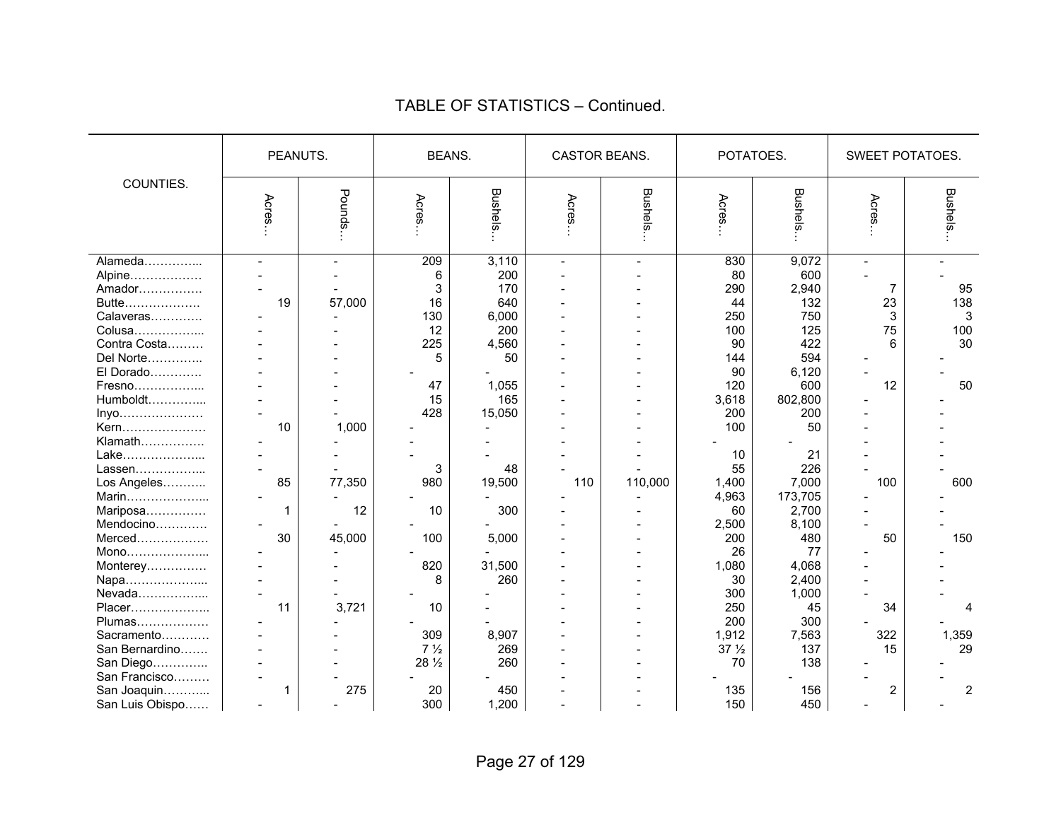## TABLE OF STATISTICS – Continued.

| COUNTIES. | PEANUTS. | | BEANS. | | CASTOR BEANS. | | POTATOES. | | SWEET POTATOES. | |
|---|---|---|---|---|---|---|---|---|---|---|
| | Acres… | Pounds… | Acres… | Bushels… | Acres… | Bushels… | Acres… | Bushels… | Acres… | Bushels… |
| Alameda………….. | - | - | 209 | 3,110 | - | - | 830 | 9,072 | - | - |
| Alpine……………… | - | - | 6 | 200 | - | - | 80 | 600 | - | - |
| Amador……………. | - | - | 3 | 170 | - | - | 290 | 2,940 | 7 | 95 |
| Butte………………. | 19 | 57,000 | 16 | 640 | - | - | 44 | 132 | 23 | 138 |
| Calaveras…………. | - | - | 130 | 6,000 | - | - | 250 | 750 | 3 | 3 |
| Colusa…………….. | - | - | 12 | 200 | - | - | 100 | 125 | 75 | 100 |
| Contra Costa……… | - | - | 225 | 4,560 | - | - | 90 | 422 | 6 | 30 |
| Del Norte………….. | - | - | 5 | 50 | - | - | 144 | 594 | - | - |
| El Dorado…………. | - | - | - | - | - | - | 90 | 6,120 | - | - |
| Fresno…………….. | - | - | 47 | 1,055 | - | - | 120 | 600 | 12 | 50 |
| Humboldt………….. | - | - | 15 | 165 | - | - | 3,618 | 802,800 | - | - |
| Inyo………………… | - | - | 428 | 15,050 | - | - | 200 | 200 | - | - |
| Kern………………… | 10 | 1,000 | - | - | - | - | 100 | 50 | - | - |
| Klamath……………. | - | - | - | - | - | - | - | - | - | - |
| Lake……………….. | - | - | - | - | - | - | 10 | 21 | - | - |
| Lassen…………….. | - | - | 3 | 48 | - | - | 55 | 226 | - | - |
| Los Angeles……….. | 85 | 77,350 | 980 | 19,500 | 110 | 110,000 | 1,400 | 7,000 | 100 | 600 |
| Marin……………….. | - | - | - | - | - | - | 4,963 | 173,705 | - | - |
| Mariposa…………… | 1 | 12 | 10 | 300 | - | - | 60 | 2,700 | - | - |
| Mendocino…………. | - | - | - | - | - | - | 2,500 | 8,100 | - | - |
| Merced……………… | 30 | 45,000 | 100 | 5,000 | - | - | 200 | 480 | 50 | 150 |
| Mono……………….. | - | - | - | - | - | - | 26 | 77 | - | - |
| Monterey…………… | - | - | 820 | 31,500 | - | - | 1,080 | 4,068 | - | - |
| Napa……………….. | - | - | 8 | 260 | - | - | 30 | 2,400 | - | - |
| Nevada…………….. | - | - | - | - | - | - | 300 | 1,000 | - | - |
| Placer……………….. | 11 | 3,721 | 10 | - | - | - | 250 | 45 | 34 | 4 |
| Plumas……………… | - | - | - | - | - | - | 200 | 300 | - | - |
| Sacramento………… | - | - | 309 | 8,907 | - | - | 1,912 | 7,563 | 322 | 1,359 |
| San Bernardino……. | - | - | 7 ½ | 269 | - | - | 37 ½ | 137 | 15 | 29 |
| San Diego………….. | - | - | 28 ½ | 260 | - | - | 70 | 138 | - | - |
| San Francisco……… | - | - | - | - | - | - | - | - | - | - |
| San Joaquin……….. | 1 | 275 | 20 | 450 | - | - | 135 | 156 | 2 | 2 |
| San Luis Obispo…… | - | - | 300 | 1,200 | - | - | 150 | 450 | - | - |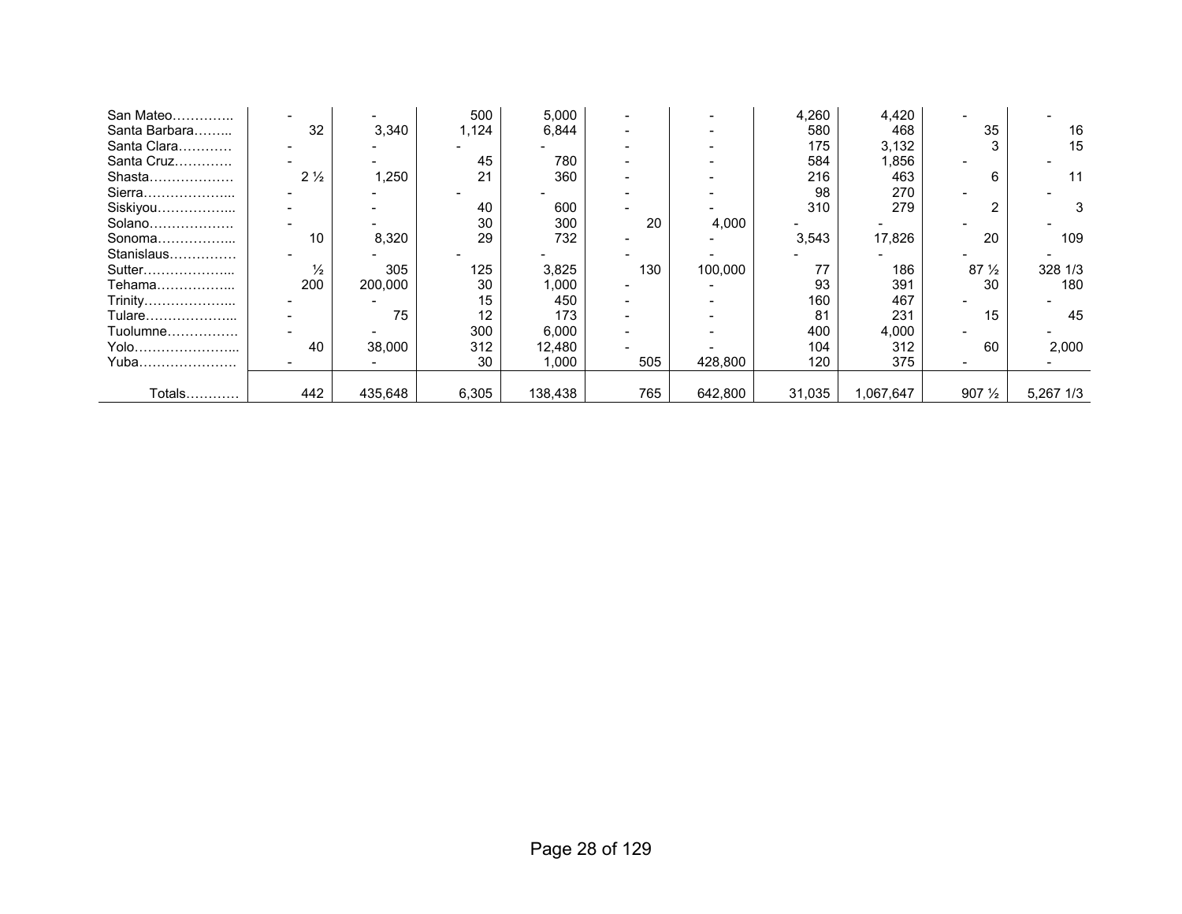| | | | | | | | | | | |
|---|---|---|---|---|---|---|---|---|---|---|
| San Mateo………….. | - | - | 500 | 5,000 | - | - | 4,260 | 4,420 | - | - |
| Santa Barbara…….. | 32 | 3,340 | 1,124 | 6,844 | - | - | 580 | 468 | 35 | 16 |
| Santa Clara………… | - | - | - | - | - | - | 175 | 3,132 | 3 | 15 |
| Santa Cruz…………. | - | - | 45 | 780 | - | - | 584 | 1,856 | - | - |
| Shasta………………. | 2 ½ | 1,250 | 21 | 360 | - | - | 216 | 463 | 6 | 11 |
| Sierra………………... | - | - | - | - | - | - | 98 | 270 | - | - |
| Siskiyou……………... | - | - | 40 | 600 | - | - | 310 | 279 | 2 | 3 |
| Solano………………. | - | - | 30 | 300 | 20 | 4,000 | - | - | - | - |
| Sonoma……………... | 10 | 8,320 | 29 | 732 | - | - | 3,543 | 17,826 | 20 | 109 |
| Stanislaus…………… | - | - | - | - | - | - | - | - | - | - |
| Sutter………………... | ½ | 305 | 125 | 3,825 | 130 | 100,000 | 77 | 186 | 87 ½ | 328 1/3 |
| Tehama……………... | 200 | 200,000 | 30 | 1,000 | - | - | 93 | 391 | 30 | 180 |
| Trinity………………... | - | - | 15 | 450 | - | - | 160 | 467 | - | - |
| Tulare………………... | - | 75 | 12 | 173 | - | - | 81 | 231 | 15 | 45 |
| Tuolumne……………. | - | - | 300 | 6,000 | - | - | 400 | 4,000 | - | - |
| Yolo…………………... | 40 | 38,000 | 312 | 12,480 | - | - | 104 | 312 | 60 | 2,000 |
| Yuba…………………. | - | - | 30 | 1,000 | 505 | 428,800 | 120 | 375 | - | - |
| Totals………… | 442 | 435,648 | 6,305 | 138,438 | 765 | 642,800 | 31,035 | 1,067,647 | 907 ½ | 5,267 1/3 |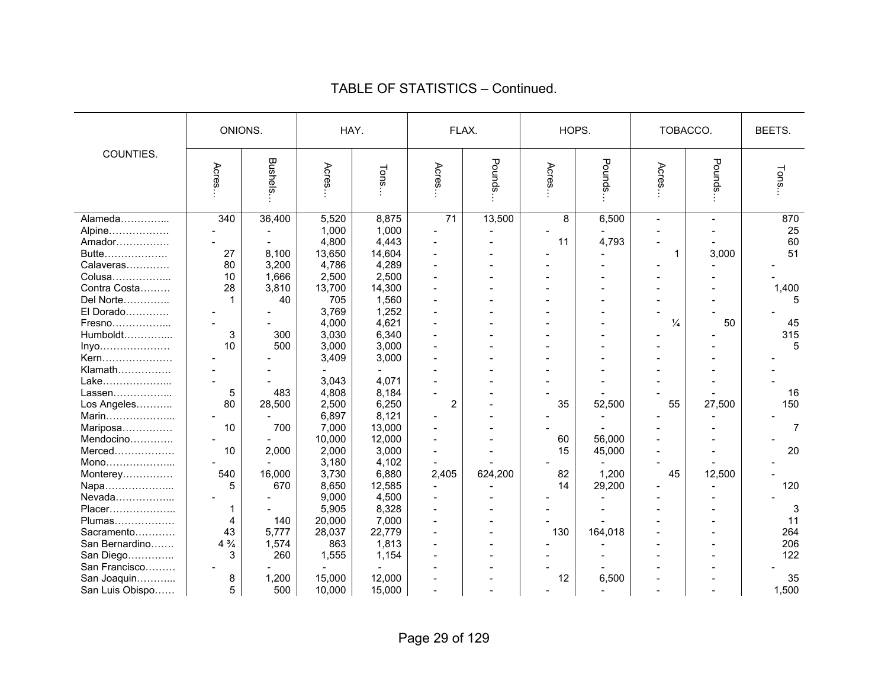## TABLE OF STATISTICS – Continued.

| COUNTIES. | ONIONS. | | HAY. | | FLAX. | | HOPS. | | TOBACCO. | | BEETS. |
|---|---|---|---|---|---|---|---|---|---|---|---|
| | Acres… | Bushels… | Acres… | Tons… | Acres… | Pounds… | Acres… | Pounds… | Acres… | Pounds… | Tons… |
| Alameda………….. | 340 | 36,400 | 5,520 | 8,875 | 71 | 13,500 | 8 | 6,500 | - | - | 870 |
| Alpine……………… | - | - | 1,000 | 1,000 | - | - | - | - | - | - | 25 |
| Amador……………. | - | - | 4,800 | 4,443 | - | - | 11 | 4,793 | - | - | 60 |
| Butte………………. | 27 | 8,100 | 13,650 | 14,604 | - | - | - | - | 1 | 3,000 | 51 |
| Calaveras…………. | 80 | 3,200 | 4,786 | 4,289 | - | - | - | - | - | - | - |
| Colusa…………….. | 10 | 1,666 | 2,500 | 2,500 | - | - | - | - | - | - | - |
| Contra Costa……… | 28 | 3,810 | 13,700 | 14,300 | - | - | - | - | - | - | 1,400 |
| Del Norte………….. | 1 | 40 | 705 | 1,560 | - | - | - | - | - | - | 5 |
| El Dorado…………. | - | - | 3,769 | 1,252 | - | - | - | - | - | - | - |
| Fresno…………….. | - | - | 4,000 | 4,621 | - | - | - | - | ¼ | 50 | 45 |
| Humboldt………….. | 3 | 300 | 3,030 | 6,340 | - | - | - | - | - | - | 315 |
| Inyo………………… | 10 | 500 | 3,000 | 3,000 | - | - | - | - | - | - | 5 |
| Kern………………… | - | - | 3,409 | 3,000 | - | - | - | - | - | - | - |
| Klamath……………. | - | - | - | - | - | - | - | - | - | - | - |
| Lake……………….. | - | - | 3,043 | 4,071 | - | - | - | - | - | - | - |
| Lassen…………….. | 5 | 483 | 4,808 | 8,184 | - | - | - | - | - | - | 16 |
| Los Angeles……….. | 80 | 28,500 | 2,500 | 6,250 | 2 | - | 35 | 52,500 | 55 | 27,500 | 150 |
| Marin……………….. | - | - | 6,897 | 8,121 | - | - | - | - | - | - | - |
| Mariposa…………… | 10 | 700 | 7,000 | 13,000 | - | - | - | - | - | - | 7 |
| Mendocino…………. | - | - | 10,000 | 12,000 | - | - | 60 | 56,000 | - | - | - |
| Merced……………… | 10 | 2,000 | 2,000 | 3,000 | - | - | 15 | 45,000 | - | - | 20 |
| Mono……………….. | - | - | 3,180 | 4,102 | - | - | - | - | - | - | - |
| Monterey…………… | 540 | 16,000 | 3,730 | 6,880 | 2,405 | 624,200 | 82 | 1,200 | 45 | 12,500 | - |
| Napa……………….. | 5 | 670 | 8,650 | 12,585 | - | - | 14 | 29,200 | - | - | 120 |
| Nevada…………….. | - | - | 9,000 | 4,500 | - | - | - | - | - | - | - |
| Placer……………….. | 1 | - | 5,905 | 8,328 | - | - | - | - | - | - | 3 |
| Plumas……………… | 4 | 140 | 20,000 | 7,000 | - | - | - | - | - | - | 11 |
| Sacramento………… | 43 | 5,777 | 28,037 | 22,779 | - | - | 130 | 164,018 | - | - | 264 |
| San Bernardino……. | 4 ¾ | 1,574 | 863 | 1,813 | - | - | - | - | - | - | 206 |
| San Diego………….. | 3 | 260 | 1,555 | 1,154 | - | - | - | - | - | - | 122 |
| San Francisco……… | - | - | - | - | - | - | - | - | - | - | - |
| San Joaquin……….. | 8 | 1,200 | 15,000 | 12,000 | - | - | 12 | 6,500 | - | - | 35 |
| San Luis Obispo…… | 5 | 500 | 10,000 | 15,000 | - | - | - | - | - | - | 1,500 |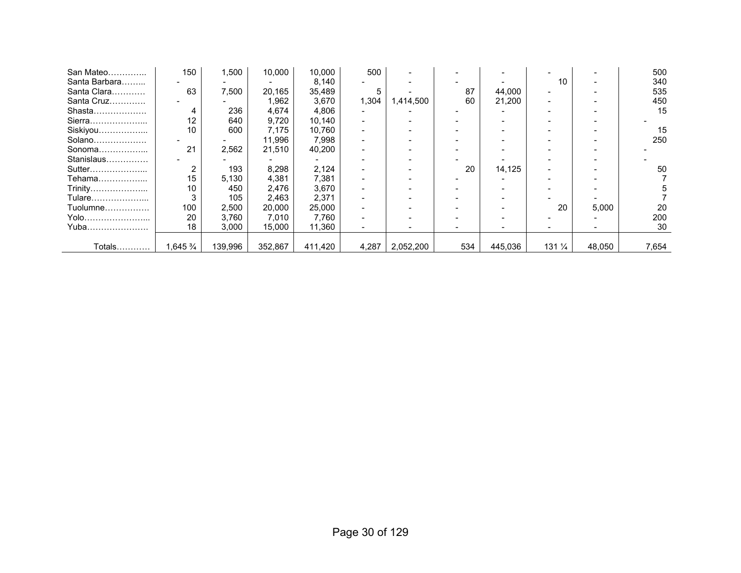| | | | | | | | | | | | |
|---|---|---|---|---|---|---|---|---|---|---|---|
| San Mateo………….. | 150 | 1,500 | 10,000 | 10,000 | 500 | - | - | - | - | - | 500 |
| Santa Barbara……... | - | - | - | 8,140 | - | - | - | - | 10 | - | 340 |
| Santa Clara………… | 63 | 7,500 | 20,165 | 35,489 | 5 | - | 87 | 44,000 | - | - | 535 |
| Santa Cruz…………. | - | - | 1,962 | 3,670 | 1,304 | 1,414,500 | 60 | 21,200 | - | - | 450 |
| Shasta………………. | 4 | 236 | 4,674 | 4,806 | - | - | - | - | - | - | 15 |
| Sierra………………... | 12 | 640 | 9,720 | 10,140 | - | - | - | - | - | - | - |
| Siskiyou……………... | 10 | 600 | 7,175 | 10,760 | - | - | - | - | - | - | 15 |
| Solano………………. | - | - | 11,996 | 7,998 | - | - | - | - | - | - | 250 |
| Sonoma……………... | 21 | 2,562 | 21,510 | 40,200 | - | - | - | - | - | - | - |
| Stanislaus…………… | - | - | - | - | - | - | - | - | - | - | - |
| Sutter………………... | 2 | 193 | 8,298 | 2,124 | - | - | 20 | 14,125 | - | - | 50 |
| Tehama……………... | 15 | 5,130 | 4,381 | 7,381 | - | - | - | - | - | - | 7 |
| Trinity………………... | 10 | 450 | 2,476 | 3,670 | - | - | - | - | - | - | 5 |
| Tulare………………... | 3 | 105 | 2,463 | 2,371 | - | - | - | - | - | - | 7 |
| Tuolumne……………. | 100 | 2,500 | 20,000 | 25,000 | - | - | - | - | 20 | 5,000 | 20 |
| Yolo…………………... | 20 | 3,760 | 7,010 | 7,760 | - | - | - | - | - | - | 200 |
| Yuba…………………. | 18 | 3,000 | 15,000 | 11,360 | - | - | - | - | - | - | 30 |
| Totals………… | 1,645 ¾ | 139,996 | 352,867 | 411,420 | 4,287 | 2,052,200 | 534 | 445,036 | 131 ¼ | 48,050 | 7,654 |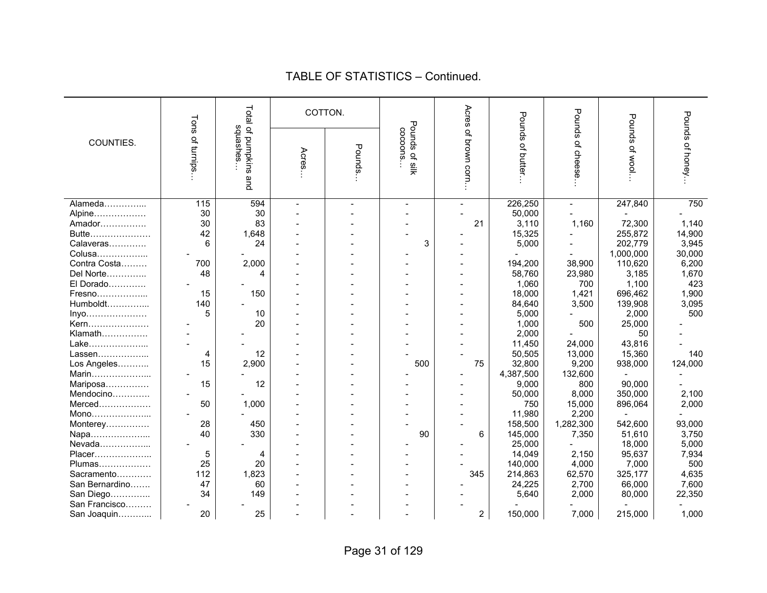## TABLE OF STATISTICS – Continued.

| COUNTIES. | Tons of turnips… | Total of pumpkins and squashes… | COTTON. | | Pounds of silk cocoons… | Acres of brown corn… | Pounds of butter… | Pounds of cheese… | Pounds of wool… | Pounds of honey… |
|---|---|---|---|---|---|---|---|---|---|---|
| | | | Acres… | Pounds… | | | | | | |
| Alameda………….... | 115 | 594 | - | - | - | - | 226,250 | - | 247,840 | 750 |
| Alpine……………… | 30 | 30 | - | - | - | - | 50,000 | - | - | - |
| Amador……………. | 30 | 83 | - | - | - | 21 | 3,110 | 1,160 | 72,300 | 1,140 |
| Butte………………… | 42 | 1,648 | - | - | - | - | 15,325 | - | 255,872 | 14,900 |
| Calaveras…………. | 6 | 24 | - | - | 3 | - | 5,000 | - | 202,779 | 3,945 |
| Colusa……………... | - | - | - | - | - | - | - | - | 1,000,000 | 30,000 |
| Contra Costa……… | 700 | 2,000 | - | - | - | - | 194,200 | 38,900 | 110,620 | 6,200 |
| Del Norte………….. | 48 | 4 | - | - | - | - | 58,760 | 23,980 | 3,185 | 1,670 |
| El Dorado………… | - | - | - | - | - | - | 1,060 | 700 | 1,100 | 423 |
| Fresno……………... | 15 | 150 | - | - | - | - | 18,000 | 1,421 | 696,462 | 1,900 |
| Humboldt………….. | 140 | - | - | - | - | - | 84,640 | 3,500 | 139,908 | 3,095 |
| Inyo………………… | 5 | 10 | - | - | - | - | 5,000 | - | 2,000 | 500 |
| Kern………………… | - | 20 | - | - | - | - | 1,000 | 500 | 25,000 | - |
| Klamath……………. | - | - | - | - | - | - | 2,000 | - | 50 | - |
| Lake………………... | - | - | - | - | - | - | 11,450 | 24,000 | 43,816 | - |
| Lassen……………... | 4 | 12 | - | - | - | - | 50,505 | 13,000 | 15,360 | 140 |
| Los Angeles……….. | 15 | 2,900 | - | - | 500 | 75 | 32,800 | 9,200 | 938,000 | 124,000 |
| Marin………………... | - | - | - | - | - | - | 4,387,500 | 132,600 | - | - |
| Mariposa…………… | 15 | 12 | - | - | - | - | 9,000 | 800 | 90,000 | - |
| Mendocino…………. | - | - | - | - | - | - | 50,000 | 8,000 | 350,000 | 2,100 |
| Merced……………… | 50 | 1,000 | - | - | - | - | 750 | 15,000 | 896,064 | 2,000 |
| Mono………………... | - | - | - | - | - | - | 11,980 | 2,200 | - | - |
| Monterey…………… | 28 | 450 | - | - | - | - | 158,500 | 1,282,300 | 542,600 | 93,000 |
| Napa………………... | 40 | 330 | - | - | 90 | 6 | 145,000 | 7,350 | 51,610 | 3,750 |
| Nevada……………... | - | - | - | - | - | - | 25,000 | - | 18,000 | 5,000 |
| Placer……………….. | 5 | 4 | - | - | - | - | 14,049 | 2,150 | 95,637 | 7,934 |
| Plumas……………… | 25 | 20 | - | - | - | - | 140,000 | 4,000 | 7,000 | 500 |
| Sacramento………… | 112 | 1,823 | - | - | - | 345 | 214,863 | 62,570 | 325,177 | 4,635 |
| San Bernardino……. | 47 | 60 | - | - | - | - | 24,225 | 2,700 | 66,000 | 7,600 |
| San Diego………….. | 34 | 149 | - | - | - | - | 5,640 | 2,000 | 80,000 | 22,350 |
| San Francisco……… | - | - | - | - | - | - | - | - | - | - |
| San Joaquin………... | 20 | 25 | - | - | - | 2 | 150,000 | 7,000 | 215,000 | 1,000 |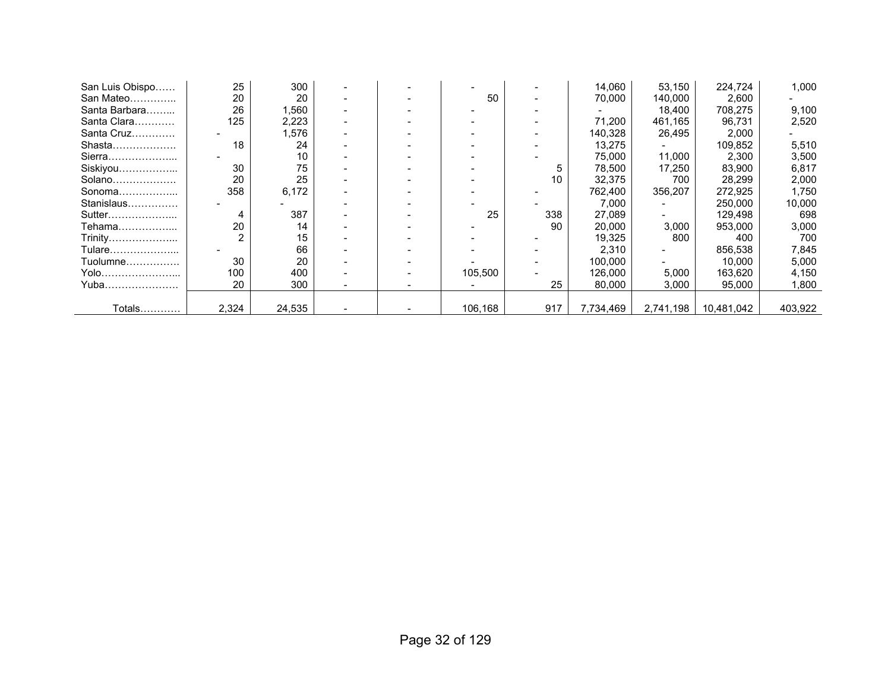| | | | | | | | | | | |
|---|---|---|---|---|---|---|---|---|---|---|
| San Luis Obispo…… | 25 | 300 | - | - | - | - | 14,060 | 53,150 | 224,724 | 1,000 |
| San Mateo………….. | 20 | 20 | - | - | 50 | - | 70,000 | 140,000 | 2,600 | - |
| Santa Barbara……... | 26 | 1,560 | - | - | - | - | - | 18,400 | 708,275 | 9,100 |
| Santa Clara………… | 125 | 2,223 | - | - | - | - | 71,200 | 461,165 | 96,731 | 2,520 |
| Santa Cruz………… | - | 1,576 | - | - | - | - | 140,328 | 26,495 | 2,000 | - |
| Shasta………………. | 18 | 24 | - | - | - | - | 13,275 | - | 109,852 | 5,510 |
| Sierra………………... | - | 10 | - | - | - | - | 75,000 | 11,000 | 2,300 | 3,500 |
| Siskiyou……………... | 30 | 75 | - | - | - | 5 | 78,500 | 17,250 | 83,900 | 6,817 |
| Solano………………. | 20 | 25 | - | - | - | 10 | 32,375 | 700 | 28,299 | 2,000 |
| Sonoma……………... | 358 | 6,172 | - | - | - | - | 762,400 | 356,207 | 272,925 | 1,750 |
| Stanislaus…………… | - | - | - | - | - | - | 7,000 | - | 250,000 | 10,000 |
| Sutter………………... | 4 | 387 | - | - | 25 | 338 | 27,089 | - | 129,498 | 698 |
| Tehama……………... | 20 | 14 | - | - | - | 90 | 20,000 | 3,000 | 953,000 | 3,000 |
| Trinity………………... | 2 | 15 | - | - | - | - | 19,325 | 800 | 400 | 700 |
| Tulare………………... | - | 66 | - | - | - | - | 2,310 | - | 856,538 | 7,845 |
| Tuolumne……………. | 30 | 20 | - | - | - | - | 100,000 | - | 10,000 | 5,000 |
| Yolo…………………... | 100 | 400 | - | - | 105,500 | - | 126,000 | 5,000 | 163,620 | 4,150 |
| Yuba…………………. | 20 | 300 | - | - | - | 25 | 80,000 | 3,000 | 95,000 | 1,800 |
| Totals………… | 2,324 | 24,535 | - | - | 106,168 | 917 | 7,734,469 | 2,741,198 | 10,481,042 | 403,922 |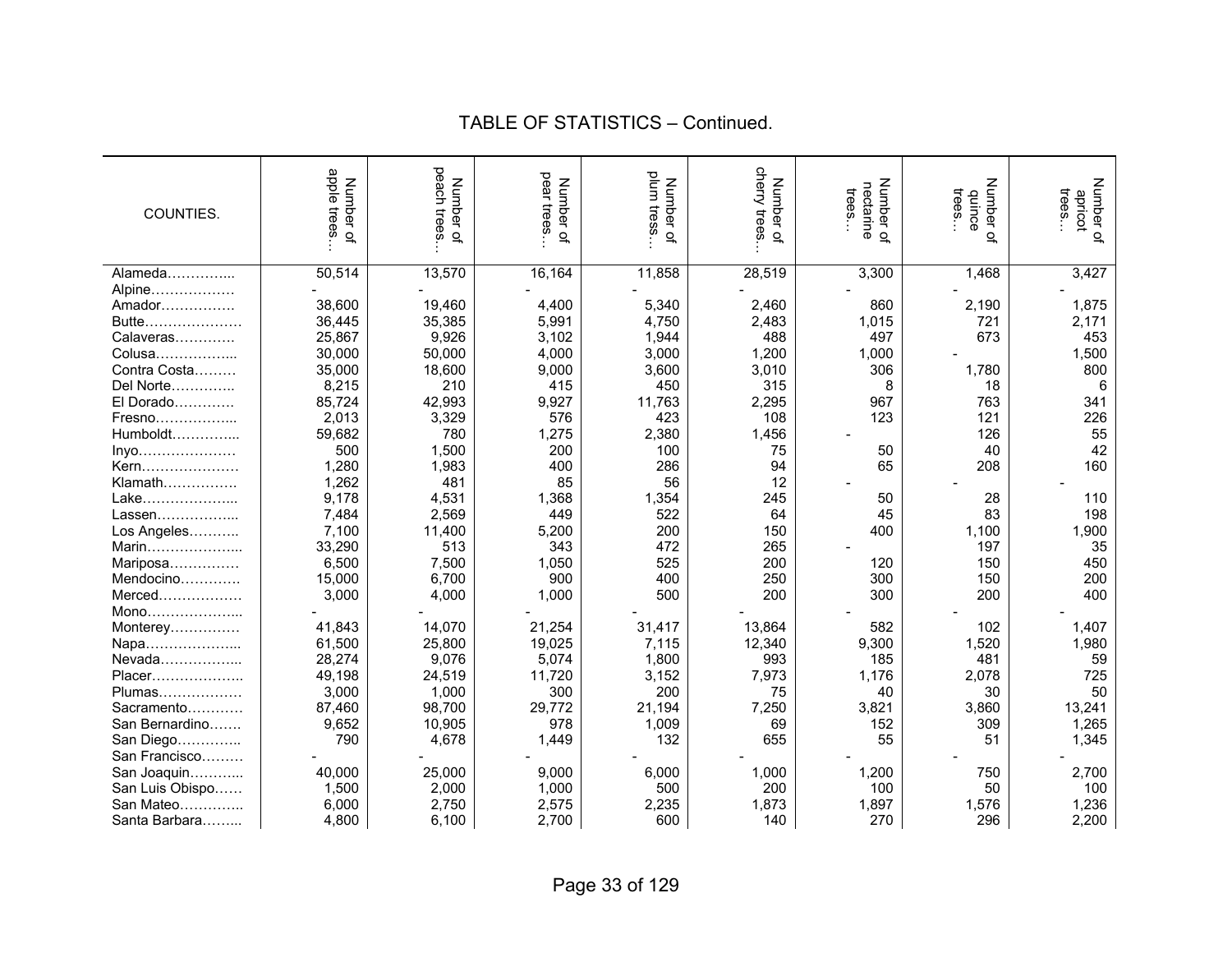## TABLE OF STATISTICS – Continued.

| COUNTIES. | Number of apple trees… | Number of peach trees… | Number of pear trees… | Number of plum tress… | Number of cherry trees… | Number of nectarine trees… | Number of quince trees… | Number of apricot trees… |
|---|---|---|---|---|---|---|---|---|
| Alameda………….... | 50,514 | 13,570 | 16,164 | 11,858 | 28,519 | 3,300 | 1,468 | 3,427 |
| Alpine……………… | - | - | - | - | - | - | - | - |
| Amador……………. | 38,600 | 19,460 | 4,400 | 5,340 | 2,460 | 860 | 2,190 | 1,875 |
| Butte………………… | 36,445 | 35,385 | 5,991 | 4,750 | 2,483 | 1,015 | 721 | 2,171 |
| Calaveras…………. | 25,867 | 9,926 | 3,102 | 1,944 | 488 | 497 | 673 | 453 |
| Colusa……………... | 30,000 | 50,000 | 4,000 | 3,000 | 1,200 | 1,000 | - | 1,500 |
| Contra Costa……… | 35,000 | 18,600 | 9,000 | 3,600 | 3,010 | 306 | 1,780 | 800 |
| Del Norte………….. | 8,215 | 210 | 415 | 450 | 315 | 8 | 18 | 6 |
| El Dorado…………. | 85,724 | 42,993 | 9,927 | 11,763 | 2,295 | 967 | 763 | 341 |
| Fresno……………... | 2,013 | 3,329 | 576 | 423 | 108 | 123 | 121 | 226 |
| Humboldt…………... | 59,682 | 780 | 1,275 | 2,380 | 1,456 | - | 126 | 55 |
| Inyo………………… | 500 | 1,500 | 200 | 100 | 75 | 50 | 40 | 42 |
| Kern………………… | 1,280 | 1,983 | 400 | 286 | 94 | 65 | 208 | 160 |
| Klamath……………. | 1,262 | 481 | 85 | 56 | 12 | - | - | - |
| Lake………………... | 9,178 | 4,531 | 1,368 | 1,354 | 245 | 50 | 28 | 110 |
| Lassen……………... | 7,484 | 2,569 | 449 | 522 | 64 | 45 | 83 | 198 |
| Los Angeles……….. | 7,100 | 11,400 | 5,200 | 200 | 150 | 400 | 1,100 | 1,900 |
| Marin………………... | 33,290 | 513 | 343 | 472 | 265 | - | 197 | 35 |
| Mariposa…………… | 6,500 | 7,500 | 1,050 | 525 | 200 | 120 | 150 | 450 |
| Mendocino…………. | 15,000 | 6,700 | 900 | 400 | 250 | 300 | 150 | 200 |
| Merced……………… | 3,000 | 4,000 | 1,000 | 500 | 200 | 300 | 200 | 400 |
| Mono………………... | - | - | - | - | - | - | - | - |
| Monterey…………… | 41,843 | 14,070 | 21,254 | 31,417 | 13,864 | 582 | 102 | 1,407 |
| Napa………………... | 61,500 | 25,800 | 19,025 | 7,115 | 12,340 | 9,300 | 1,520 | 1,980 |
| Nevada……………... | 28,274 | 9,076 | 5,074 | 1,800 | 993 | 185 | 481 | 59 |
| Placer……………….. | 49,198 | 24,519 | 11,720 | 3,152 | 7,973 | 1,176 | 2,078 | 725 |
| Plumas……………… | 3,000 | 1,000 | 300 | 200 | 75 | 40 | 30 | 50 |
| Sacramento………… | 87,460 | 98,700 | 29,772 | 21,194 | 7,250 | 3,821 | 3,860 | 13,241 |
| San Bernardino……. | 9,652 | 10,905 | 978 | 1,009 | 69 | 152 | 309 | 1,265 |
| San Diego………….. | 790 | 4,678 | 1,449 | 132 | 655 | 55 | 51 | 1,345 |
| San Francisco……… | - | - | - | - | - | - | - | - |
| San Joaquin………... | 40,000 | 25,000 | 9,000 | 6,000 | 1,000 | 1,200 | 750 | 2,700 |
| San Luis Obispo…… | 1,500 | 2,000 | 1,000 | 500 | 200 | 100 | 50 | 100 |
| San Mateo………….. | 6,000 | 2,750 | 2,575 | 2,235 | 1,873 | 1,897 | 1,576 | 1,236 |
| Santa Barbara……... | 4,800 | 6,100 | 2,700 | 600 | 140 | 270 | 296 | 2,200 |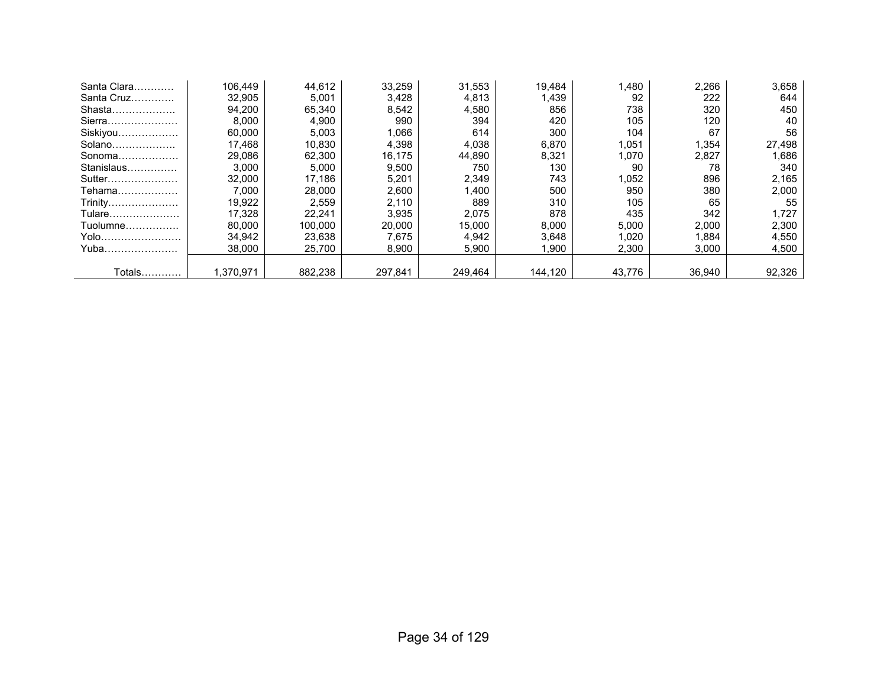| | | | | | | | | |
|---|---|---|---|---|---|---|---|---|
| Santa Clara………… | 106,449 | 44,612 | 33,259 | 31,553 | 19,484 | 1,480 | 2,266 | 3,658 |
| Santa Cruz…………. | 32,905 | 5,001 | 3,428 | 4,813 | 1,439 | 92 | 222 | 644 |
| Shasta………………. | 94,200 | 65,340 | 8,542 | 4,580 | 856 | 738 | 320 | 450 |
| Sierra………………… | 8,000 | 4,900 | 990 | 394 | 420 | 105 | 120 | 40 |
| Siskiyou……………… | 60,000 | 5,003 | 1,066 | 614 | 300 | 104 | 67 | 56 |
| Solano………………. | 17,468 | 10,830 | 4,398 | 4,038 | 6,870 | 1,051 | 1,354 | 27,498 |
| Sonoma……………… | 29,086 | 62,300 | 16,175 | 44,890 | 8,321 | 1,070 | 2,827 | 1,686 |
| Stanislaus…………… | 3,000 | 5,000 | 9,500 | 750 | 130 | 90 | 78 | 340 |
| Sutter………………… | 32,000 | 17,186 | 5,201 | 2,349 | 743 | 1,052 | 896 | 2,165 |
| Tehama……………… | 7,000 | 28,000 | 2,600 | 1,400 | 500 | 950 | 380 | 2,000 |
| Trinity………………… | 19,922 | 2,559 | 2,110 | 889 | 310 | 105 | 65 | 55 |
| Tulare………………… | 17,328 | 22,241 | 3,935 | 2,075 | 878 | 435 | 342 | 1,727 |
| Tuolumne……………. | 80,000 | 100,000 | 20,000 | 15,000 | 8,000 | 5,000 | 2,000 | 2,300 |
| Yolo…………………… | 34,942 | 23,638 | 7,675 | 4,942 | 3,648 | 1,020 | 1,884 | 4,550 |
| Yuba…………………. | 38,000 | 25,700 | 8,900 | 5,900 | 1,900 | 2,300 | 3,000 | 4,500 |
| Totals………… | 1,370,971 | 882,238 | 297,841 | 249,464 | 144,120 | 43,776 | 36,940 | 92,326 |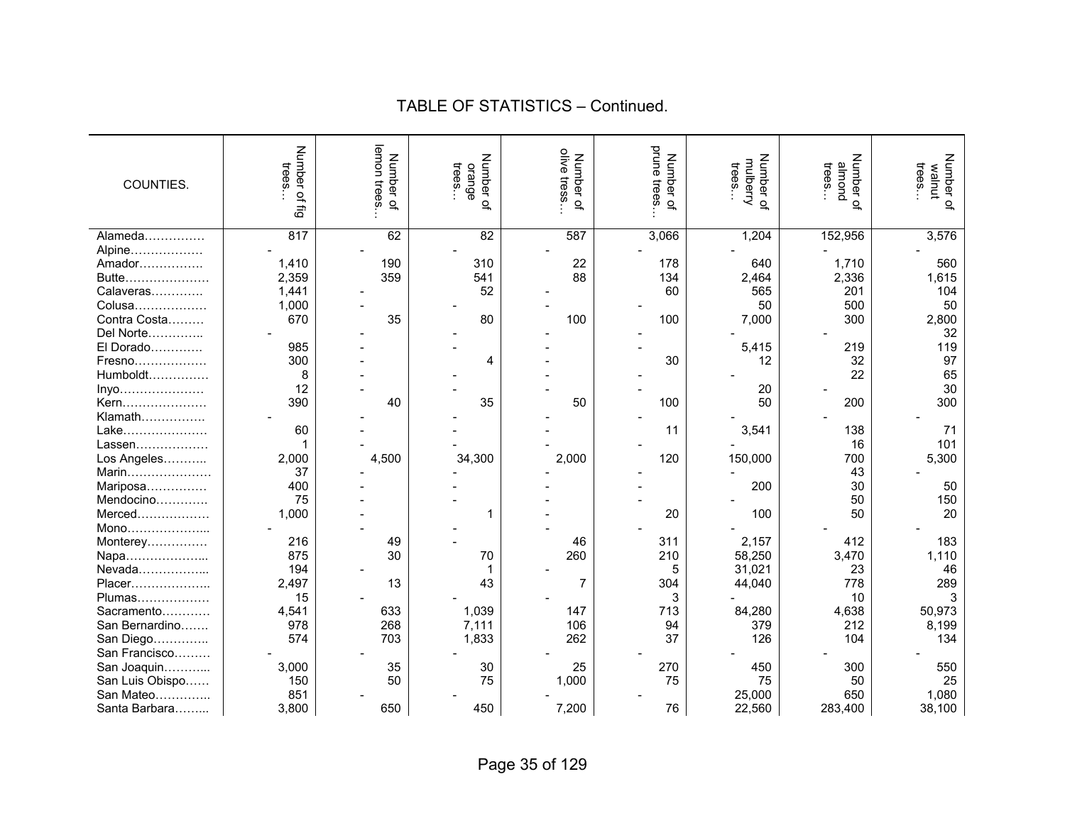## TABLE OF STATISTICS – Continued.

| COUNTIES. | Number of fig trees… | Number of lemon trees… | Number of orange trees… | Number of olive tress… | Number of prune trees… | Number of mulberry trees… | Number of almond trees… | Number of walnut trees… |
|---|---|---|---|---|---|---|---|---|
| Alameda…………… | 817 | 62 | 82 | 587 | 3,066 | 1,204 | 152,956 | 3,576 |
| Alpine……………… | - | - | - | - | - | - | - | - |
| Amador……………. | 1,410 | 190 | 310 | 22 | 178 | 640 | 1,710 | 560 |
| Butte………………… | 2,359 | 359 | 541 | 88 | 134 | 2,464 | 2,336 | 1,615 |
| Calaveras…………. | 1,441 | - | 52 | - | 60 | 565 | 201 | 104 |
| Colusa……………… | 1,000 | - | - | - | - | 50 | 500 | 50 |
| Contra Costa……… | 670 | 35 | 80 | 100 | 100 | 7,000 | 300 | 2,800 |
| Del Norte………….. | - | - | - | - | - | - | - | 32 |
| El Dorado………… | 985 | - | - | - | - | 5,415 | 219 | 119 |
| Fresno……………… | 300 | - | 4 | - | 30 | 12 | 32 | 97 |
| Humboldt…………… | 8 | - | - | - | - | - | 22 | 65 |
| Inyo………………… | 12 | - | - | - | - | 20 | - | 30 |
| Kern………………… | 390 | 40 | 35 | 50 | 100 | 50 | 200 | 300 |
| Klamath……………. | - | - | - | - | - | - | - | - |
| Lake………………… | 60 | - | - | - | 11 | 3,541 | 138 | 71 |
| Lassen……………… | 1 | - | - | - | - | - | 16 | 101 |
| Los Angeles……….. | 2,000 | 4,500 | 34,300 | 2,000 | 120 | 150,000 | 700 | 5,300 |
| Marin………………… | 37 | - | - | - | - | - | 43 | - |
| Mariposa…………… | 400 | - | - | - | - | 200 | 30 | 50 |
| Mendocino…………. | 75 | - | - | - | - | - | 50 | 150 |
| Merced……………… | 1,000 | - | 1 | - | 20 | 100 | 50 | 20 |
| Mono………………... | - | - | - | - | - | - | - | - |
| Monterey…………… | 216 | 49 | - | 46 | 311 | 2,157 | 412 | 183 |
| Napa………………... | 875 | 30 | 70 | 260 | 210 | 58,250 | 3,470 | 1,110 |
| Nevada……………... | 194 | - | 1 | - | 5 | 31,021 | 23 | 46 |
| Placer………………. | 2,497 | 13 | 43 | 7 | 304 | 44,040 | 778 | 289 |
| Plumas……………… | 15 | - | - | - | 3 | - | 10 | 3 |
| Sacramento………… | 4,541 | 633 | 1,039 | 147 | 713 | 84,280 | 4,638 | 50,973 |
| San Bernardino……. | 978 | 268 | 7,111 | 106 | 94 | 379 | 212 | 8,199 |
| San Diego………….. | 574 | 703 | 1,833 | 262 | 37 | 126 | 104 | 134 |
| San Francisco……… | - | - | - | - | - | - | - | - |
| San Joaquin………... | 3,000 | 35 | 30 | 25 | 270 | 450 | 300 | 550 |
| San Luis Obispo…… | 150 | 50 | 75 | 1,000 | 75 | 75 | 50 | 25 |
| San Mateo………….. | 851 | - | - | - | - | 25,000 | 650 | 1,080 |
| Santa Barbara……... | 3,800 | 650 | 450 | 7,200 | 76 | 22,560 | 283,400 | 38,100 |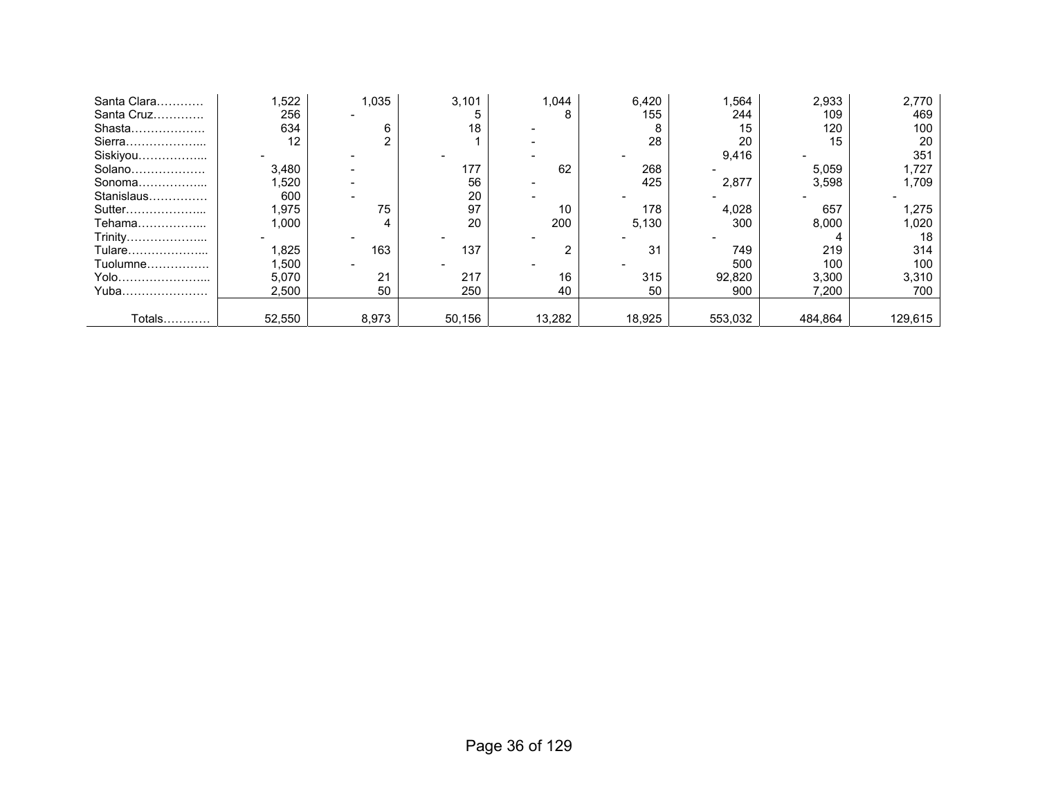| | | | | | | | | |
|---|---|---|---|---|---|---|---|---|
| Santa Clara………… | 1,522 | 1,035 | 3,101 | 1,044 | 6,420 | 1,564 | 2,933 | 2,770 |
| Santa Cruz…………. | 256 | - | 5 | 8 | 155 | 244 | 109 | 469 |
| Shasta………………. | 634 | 6 | 18 | - | 8 | 15 | 120 | 100 |
| Sierra………………... | 12 | 2 | 1 | - | 28 | 20 | 15 | 20 |
| Siskiyou……………... | - | - | - | - | - | 9,416 | - | 351 |
| Solano………………. | 3,480 | - | 177 | 62 | 268 | - | 5,059 | 1,727 |
| Sonoma……………... | 1,520 | - | 56 | - | 425 | 2,877 | 3,598 | 1,709 |
| Stanislaus…………… | 600 | - | 20 | - | - | - | - | - |
| Sutter………………... | 1,975 | 75 | 97 | 10 | 178 | 4,028 | 657 | 1,275 |
| Tehama……………... | 1,000 | 4 | 20 | 200 | 5,130 | 300 | 8,000 | 1,020 |
| Trinity………………... | - | - | - | - | - | - | 4 | 18 |
| Tulare………………... | 1,825 | 163 | 137 | 2 | 31 | 749 | 219 | 314 |
| Tuolumne……………. | 1,500 | - | - | - | - | 500 | 100 | 100 |
| Yolo…………………... | 5,070 | 21 | 217 | 16 | 315 | 92,820 | 3,300 | 3,310 |
| Yuba…………………. | 2,500 | 50 | 250 | 40 | 50 | 900 | 7,200 | 700 |
| Totals………… | 52,550 | 8,973 | 50,156 | 13,282 | 18,925 | 553,032 | 484,864 | 129,615 |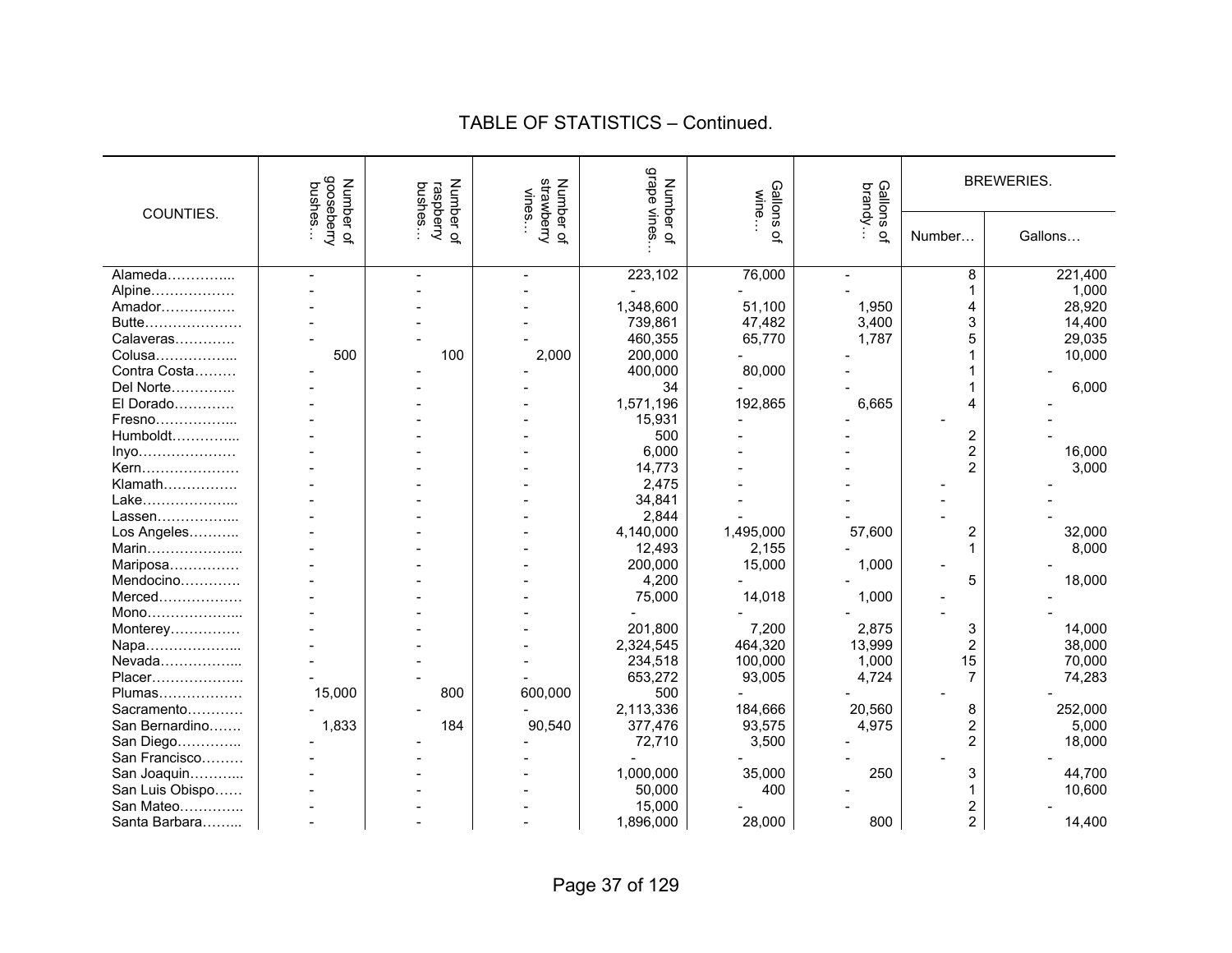# TABLE OF STATISTICS – Continued.

| COUNTIES. | Number of gooseberry bushes… | Number of raspberry bushes… | Number of strawberry vines… | Number of grape vines… | Gallons of wine… | Gallons of brandy… | BREWERIES. | |
|---|---|---|---|---|---|---|---|---|
| | | | | | | | Number… | Gallons… |
| Alameda………….. | - | - | - | 223,102 | 76,000 | - | 8 | 221,400 |
| Alpine……………… | - | - | - | - | - | - | 1 | 1,000 |
| Amador……………. | - | - | - | 1,348,600 | 51,100 | 1,950 | 4 | 28,920 |
| Butte………………… | - | - | - | 739,861 | 47,482 | 3,400 | 3 | 14,400 |
| Calaveras…………. | - | - | - | 460,355 | 65,770 | 1,787 | 5 | 29,035 |
| Colusa…………….. | 500 | 100 | 2,000 | 200,000 | - | - | 1 | 10,000 |
| Contra Costa……… | - | - | - | 400,000 | 80,000 | - | 1 | - |
| Del Norte………….. | - | - | - | 34 | - | - | 1 | 6,000 |
| El Dorado…………. | - | - | - | 1,571,196 | 192,865 | 6,665 | 4 | - |
| Fresno…………….. | - | - | - | 15,931 | - | - | - | - |
| Humboldt………….. | - | - | - | 500 | - | - | 2 | - |
| Inyo………………… | - | - | - | 6,000 | - | - | 2 | 16,000 |
| Kern………………… | - | - | - | 14,773 | - | - | 2 | 3,000 |
| Klamath……………. | - | - | - | 2,475 | - | - | - | - |
| Lake……………….. | - | - | - | 34,841 | - | - | - | - |
| Lassen…………….. | - | - | - | 2,844 | - | - | - | - |
| Los Angeles……….. | - | - | - | 4,140,000 | 1,495,000 | 57,600 | 2 | 32,000 |
| Marin……………….. | - | - | - | 12,493 | 2,155 | - | 1 | 8,000 |
| Mariposa…………… | - | - | - | 200,000 | 15,000 | 1,000 | - | - |
| Mendocino…………. | - | - | - | 4,200 | - | - | 5 | 18,000 |
| Merced……………… | - | - | - | 75,000 | 14,018 | 1,000 | - | - |
| Mono……………….. | - | - | - | - | - | - | - | - |
| Monterey…………… | - | - | - | 201,800 | 7,200 | 2,875 | 3 | 14,000 |
| Napa……………….. | - | - | - | 2,324,545 | 464,320 | 13,999 | 2 | 38,000 |
| Nevada…………….. | - | - | - | 234,518 | 100,000 | 1,000 | 15 | 70,000 |
| Placer………………. | - | - | - | 653,272 | 93,005 | 4,724 | 7 | 74,283 |
| Plumas……………… | 15,000 | 800 | 600,000 | 500 | - | - | - | - |
| Sacramento………… | - | - | - | 2,113,336 | 184,666 | 20,560 | 8 | 252,000 |
| San Bernardino……. | 1,833 | 184 | 90,540 | 377,476 | 93,575 | 4,975 | 2 | 5,000 |
| San Diego………….. | - | - | - | 72,710 | 3,500 | - | 2 | 18,000 |
| San Francisco……… | - | - | - | - | - | - | - | - |
| San Joaquin……….. | - | - | - | 1,000,000 | 35,000 | 250 | 3 | 44,700 |
| San Luis Obispo…… | - | - | - | 50,000 | 400 | - | 1 | 10,600 |
| San Mateo………….. | - | - | - | 15,000 | - | - | 2 | - |
| Santa Barbara…….. | - | - | - | 1,896,000 | 28,000 | 800 | 2 | 14,400 |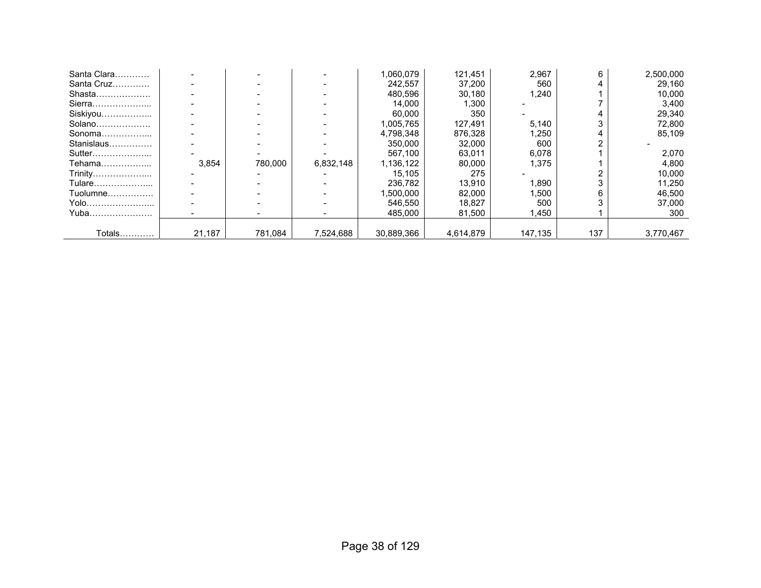| | | | | | | | | |
|---|---|---|---|---|---|---|---|---|
| Santa Clara………… | - | - | - | 1,060,079 | 121,451 | 2,967 | 6 | 2,500,000 |
| Santa Cruz…………. | - | - | - | 242,557 | 37,200 | 560 | 4 | 29,160 |
| Shasta………………. | - | - | - | 480,596 | 30,180 | 1,240 | 1 | 10,000 |
| Sierra………………... | - | - | - | 14,000 | 1,300 | - | 7 | 3,400 |
| Siskiyou……………... | - | - | - | 60,000 | 350 | - | 4 | 29,340 |
| Solano………………. | - | - | - | 1,005,765 | 127,491 | 5,140 | 3 | 72,800 |
| Sonoma……………... | - | - | - | 4,798,348 | 876,328 | 1,250 | 4 | 85,109 |
| Stanislaus…………… | - | - | - | 350,000 | 32,000 | 600 | 2 | - |
| Sutter………………... | - | - | - | 567,100 | 63,011 | 6,078 | 1 | 2,070 |
| Tehama……………... | 3,854 | 780,000 | 6,832,148 | 1,136,122 | 80,000 | 1,375 | 1 | 4,800 |
| Trinity………………... | - | - | - | 15,105 | 275 | - | 2 | 10,000 |
| Tulare………………... | - | - | - | 236,782 | 13,910 | 1,890 | 3 | 11,250 |
| Tuolumne……………. | - | - | - | 1,500,000 | 82,000 | 1,500 | 6 | 46,500 |
| Yolo…………………... | - | - | - | 546,550 | 18,827 | 500 | 3 | 37,000 |
| Yuba…………………. | - | - | - | 485,000 | 81,500 | 1,450 | 1 | 300 |
| Totals………… | 21,187 | 781,084 | 7,524,688 | 30,889,366 | 4,614,879 | 147,135 | 137 | 3,770,467 |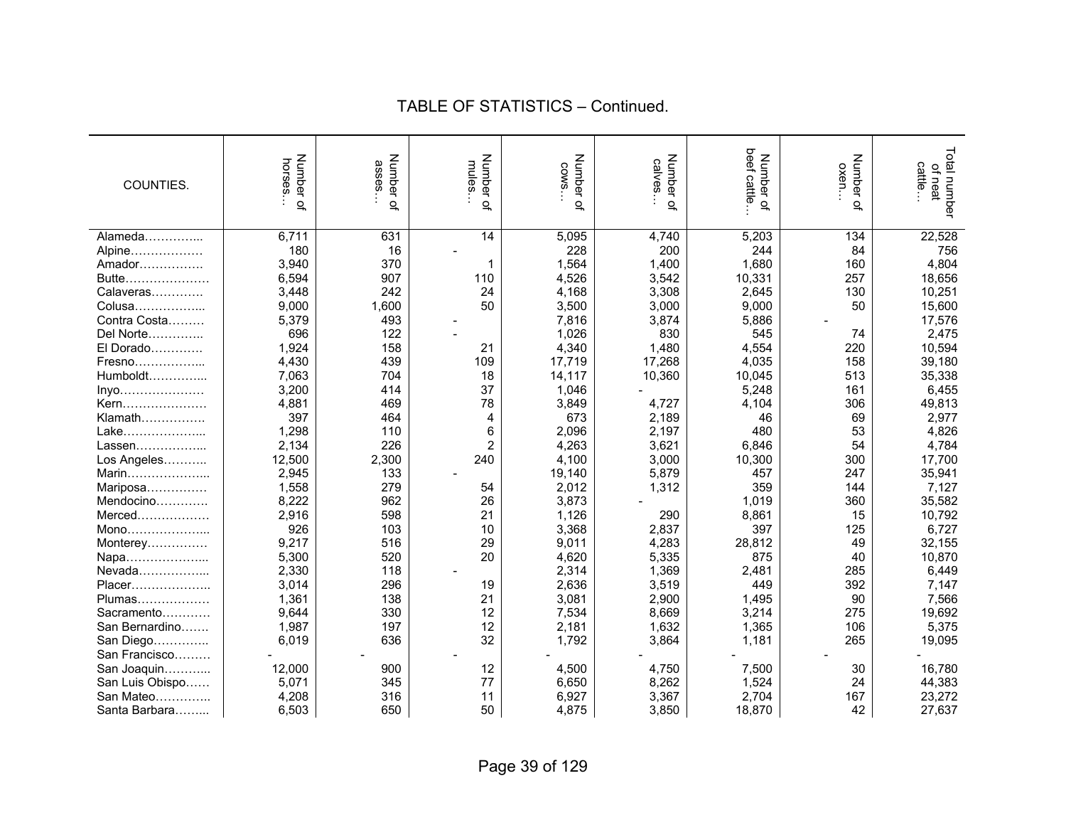## TABLE OF STATISTICS – Continued.

| COUNTIES. | Number of horses… | Number of asses… | Number of mules… | Number of cows… | Number of calves… | Number of beef cattle… | Number of oxen… | Total number of neat cattle… |
|---|---|---|---|---|---|---|---|---|
| Alameda………….... | 6,711 | 631 | 14 | 5,095 | 4,740 | 5,203 | 134 | 22,528 |
| Alpine……………… | 180 | 16 | - | 228 | 200 | 244 | 84 | 756 |
| Amador……………. | 3,940 | 370 | 1 | 1,564 | 1,400 | 1,680 | 160 | 4,804 |
| Butte………………… | 6,594 | 907 | 110 | 4,526 | 3,542 | 10,331 | 257 | 18,656 |
| Calaveras…………. | 3,448 | 242 | 24 | 4,168 | 3,308 | 2,645 | 130 | 10,251 |
| Colusa……………... | 9,000 | 1,600 | 50 | 3,500 | 3,000 | 9,000 | 50 | 15,600 |
| Contra Costa……… | 5,379 | 493 | - | 7,816 | 3,874 | 5,886 | - | 17,576 |
| Del Norte………….. | 696 | 122 | - | 1,026 | 830 | 545 | 74 | 2,475 |
| El Dorado…………. | 1,924 | 158 | 21 | 4,340 | 1,480 | 4,554 | 220 | 10,594 |
| Fresno……………... | 4,430 | 439 | 109 | 17,719 | 17,268 | 4,035 | 158 | 39,180 |
| Humboldt…………... | 7,063 | 704 | 18 | 14,117 | 10,360 | 10,045 | 513 | 35,338 |
| Inyo………………… | 3,200 | 414 | 37 | 1,046 | - | 5,248 | 161 | 6,455 |
| Kern………………… | 4,881 | 469 | 78 | 3,849 | 4,727 | 4,104 | 306 | 49,813 |
| Klamath……………. | 397 | 464 | 4 | 673 | 2,189 | 46 | 69 | 2,977 |
| Lake………………... | 1,298 | 110 | 6 | 2,096 | 2,197 | 480 | 53 | 4,826 |
| Lassen……………... | 2,134 | 226 | 2 | 4,263 | 3,621 | 6,846 | 54 | 4,784 |
| Los Angeles……….. | 12,500 | 2,300 | 240 | 4,100 | 3,000 | 10,300 | 300 | 17,700 |
| Marin………………... | 2,945 | 133 | - | 19,140 | 5,879 | 457 | 247 | 35,941 |
| Mariposa…………… | 1,558 | 279 | 54 | 2,012 | 1,312 | 359 | 144 | 7,127 |
| Mendocino…………. | 8,222 | 962 | 26 | 3,873 | - | 1,019 | 360 | 35,582 |
| Merced……………… | 2,916 | 598 | 21 | 1,126 | 290 | 8,861 | 15 | 10,792 |
| Mono………………... | 926 | 103 | 10 | 3,368 | 2,837 | 397 | 125 | 6,727 |
| Monterey…………… | 9,217 | 516 | 29 | 9,011 | 4,283 | 28,812 | 49 | 32,155 |
| Napa………………... | 5,300 | 520 | 20 | 4,620 | 5,335 | 875 | 40 | 10,870 |
| Nevada……………... | 2,330 | 118 | - | 2,314 | 1,369 | 2,481 | 285 | 6,449 |
| Placer……………….. | 3,014 | 296 | 19 | 2,636 | 3,519 | 449 | 392 | 7,147 |
| Plumas……………… | 1,361 | 138 | 21 | 3,081 | 2,900 | 1,495 | 90 | 7,566 |
| Sacramento………… | 9,644 | 330 | 12 | 7,534 | 8,669 | 3,214 | 275 | 19,692 |
| San Bernardino……. | 1,987 | 197 | 12 | 2,181 | 1,632 | 1,365 | 106 | 5,375 |
| San Diego………….. | 6,019 | 636 | 32 | 1,792 | 3,864 | 1,181 | 265 | 19,095 |
| San Francisco……… | - | - | - | - | - | - | - | - |
| San Joaquin………... | 12,000 | 900 | 12 | 4,500 | 4,750 | 7,500 | 30 | 16,780 |
| San Luis Obispo…… | 5,071 | 345 | 77 | 6,650 | 8,262 | 1,524 | 24 | 44,383 |
| San Mateo………….. | 4,208 | 316 | 11 | 6,927 | 3,367 | 2,704 | 167 | 23,272 |
| Santa Barbara……... | 6,503 | 650 | 50 | 4,875 | 3,850 | 18,870 | 42 | 27,637 |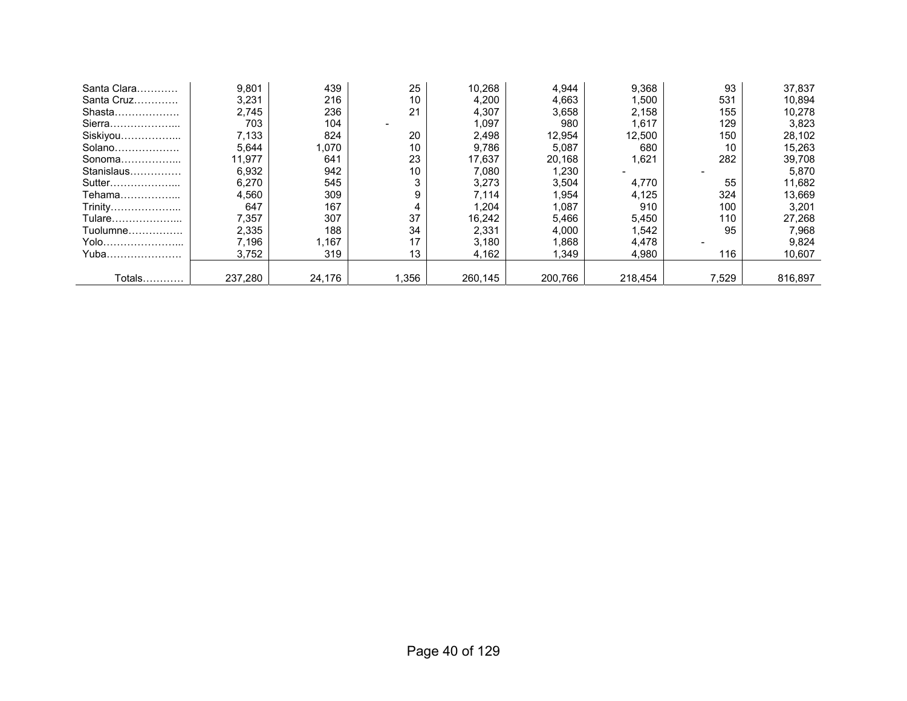| | | | | | | | | |
|---|---|---|---|---|---|---|---|---|
| Santa Clara………… | 9,801 | 439 | 25 | 10,268 | 4,944 | 9,368 | 93 | 37,837 |
| Santa Cruz…………. | 3,231 | 216 | 10 | 4,200 | 4,663 | 1,500 | 531 | 10,894 |
| Shasta………………. | 2,745 | 236 | 21 | 4,307 | 3,658 | 2,158 | 155 | 10,278 |
| Sierra……………….... | 703 | 104 | - | 1,097 | 980 | 1,617 | 129 | 3,823 |
| Siskiyou…………….... | 7,133 | 824 | 20 | 2,498 | 12,954 | 12,500 | 150 | 28,102 |
| Solano………………. | 5,644 | 1,070 | 10 | 9,786 | 5,087 | 680 | 10 | 15,263 |
| Sonoma…………….... | 11,977 | 641 | 23 | 17,637 | 20,168 | 1,621 | 282 | 39,708 |
| Stanislaus…………… | 6,932 | 942 | 10 | 7,080 | 1,230 | - | - | 5,870 |
| Sutter……………….... | 6,270 | 545 | 3 | 3,273 | 3,504 | 4,770 | 55 | 11,682 |
| Tehama…………….... | 4,560 | 309 | 9 | 7,114 | 1,954 | 4,125 | 324 | 13,669 |
| Trinity……………….... | 647 | 167 | 4 | 1,204 | 1,087 | 910 | 100 | 3,201 |
| Tulare……………….... | 7,357 | 307 | 37 | 16,242 | 5,466 | 5,450 | 110 | 27,268 |
| Tuolumne……………. | 2,335 | 188 | 34 | 2,331 | 4,000 | 1,542 | 95 | 7,968 |
| Yolo………………….... | 7,196 | 1,167 | 17 | 3,180 | 1,868 | 4,478 | - | 9,824 |
| Yuba…………………. | 3,752 | 319 | 13 | 4,162 | 1,349 | 4,980 | 116 | 10,607 |
| Totals………… | 237,280 | 24,176 | 1,356 | 260,145 | 200,766 | 218,454 | 7,529 | 816,897 |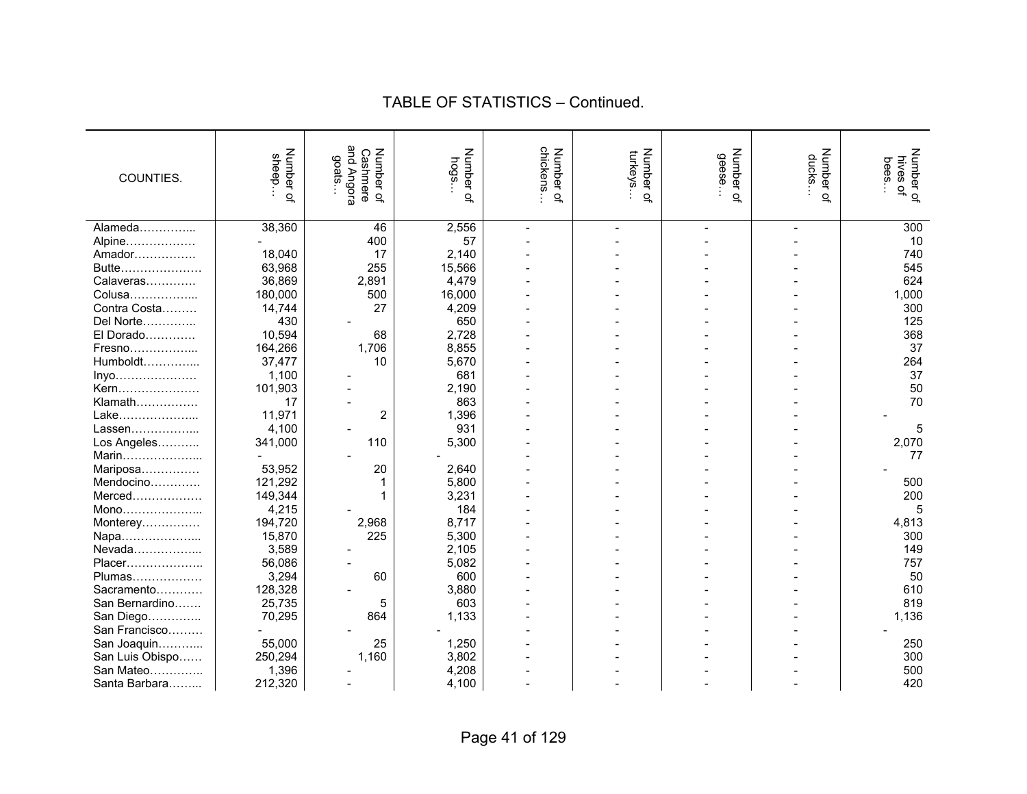## TABLE OF STATISTICS – Continued.

| COUNTIES. | Number of sheep… | Number of Cashmere and Angora goats… | Number of hogs… | Number of chickens… | Number of turkeys… | Number of geese… | Number of ducks… | Number of hives of bees… |
|---|---|---|---|---|---|---|---|---|
| Alameda………….... | 38,360 | 46 | 2,556 | - | - | - | - | 300 |
| Alpine……………… | - | 400 | 57 | - | - | - | - | 10 |
| Amador……………. | 18,040 | 17 | 2,140 | - | - | - | - | 740 |
| Butte………………… | 63,968 | 255 | 15,566 | - | - | - | - | 545 |
| Calaveras…………. | 36,869 | 2,891 | 4,479 | - | - | - | - | 624 |
| Colusa……………... | 180,000 | 500 | 16,000 | - | - | - | - | 1,000 |
| Contra Costa……… | 14,744 | 27 | 4,209 | - | - | - | - | 300 |
| Del Norte………….. | 430 | - | 650 | - | - | - | - | 125 |
| El Dorado………… | 10,594 | 68 | 2,728 | - | - | - | - | 368 |
| Fresno……………... | 164,266 | 1,706 | 8,855 | - | - | - | - | 37 |
| Humboldt………….... | 37,477 | 10 | 5,670 | - | - | - | - | 264 |
| Inyo………………… | 1,100 | - | 681 | - | - | - | - | 37 |
| Kern………………… | 101,903 | - | 2,190 | - | - | - | - | 50 |
| Klamath……………. | 17 | - | 863 | - | - | - | - | 70 |
| Lake………………... | 11,971 | 2 | 1,396 | - | - | - | - | - |
| Lassen……………... | 4,100 | - | 931 | - | - | - | - | 5 |
| Los Angeles……….. | 341,000 | 110 | 5,300 | - | - | - | - | 2,070 |
| Marin………………... | - | - | - | - | - | - | - | 77 |
| Mariposa…………… | 53,952 | 20 | 2,640 | - | - | - | - | - |
| Mendocino…………. | 121,292 | 1 | 5,800 | - | - | - | - | 500 |
| Merced……………… | 149,344 | 1 | 3,231 | - | - | - | - | 200 |
| Mono………………... | 4,215 | - | 184 | - | - | - | - | 5 |
| Monterey…………… | 194,720 | 2,968 | 8,717 | - | - | - | - | 4,813 |
| Napa………………... | 15,870 | 225 | 5,300 | - | - | - | - | 300 |
| Nevada……………... | 3,589 | - | 2,105 | - | - | - | - | 149 |
| Placer……………….. | 56,086 | - | 5,082 | - | - | - | - | 757 |
| Plumas……………… | 3,294 | 60 | 600 | - | - | - | - | 50 |
| Sacramento………… | 128,328 | - | 3,880 | - | - | - | - | 610 |
| San Bernardino……. | 25,735 | 5 | 603 | - | - | - | - | 819 |
| San Diego………….. | 70,295 | 864 | 1,133 | - | - | - | - | 1,136 |
| San Francisco……… | - | - | - | - | - | - | - | - |
| San Joaquin………... | 55,000 | 25 | 1,250 | - | - | - | - | 250 |
| San Luis Obispo…… | 250,294 | 1,160 | 3,802 | - | - | - | - | 300 |
| San Mateo………….. | 1,396 | - | 4,208 | - | - | - | - | 500 |
| Santa Barbara……... | 212,320 | - | 4,100 | - | - | - | - | 420 |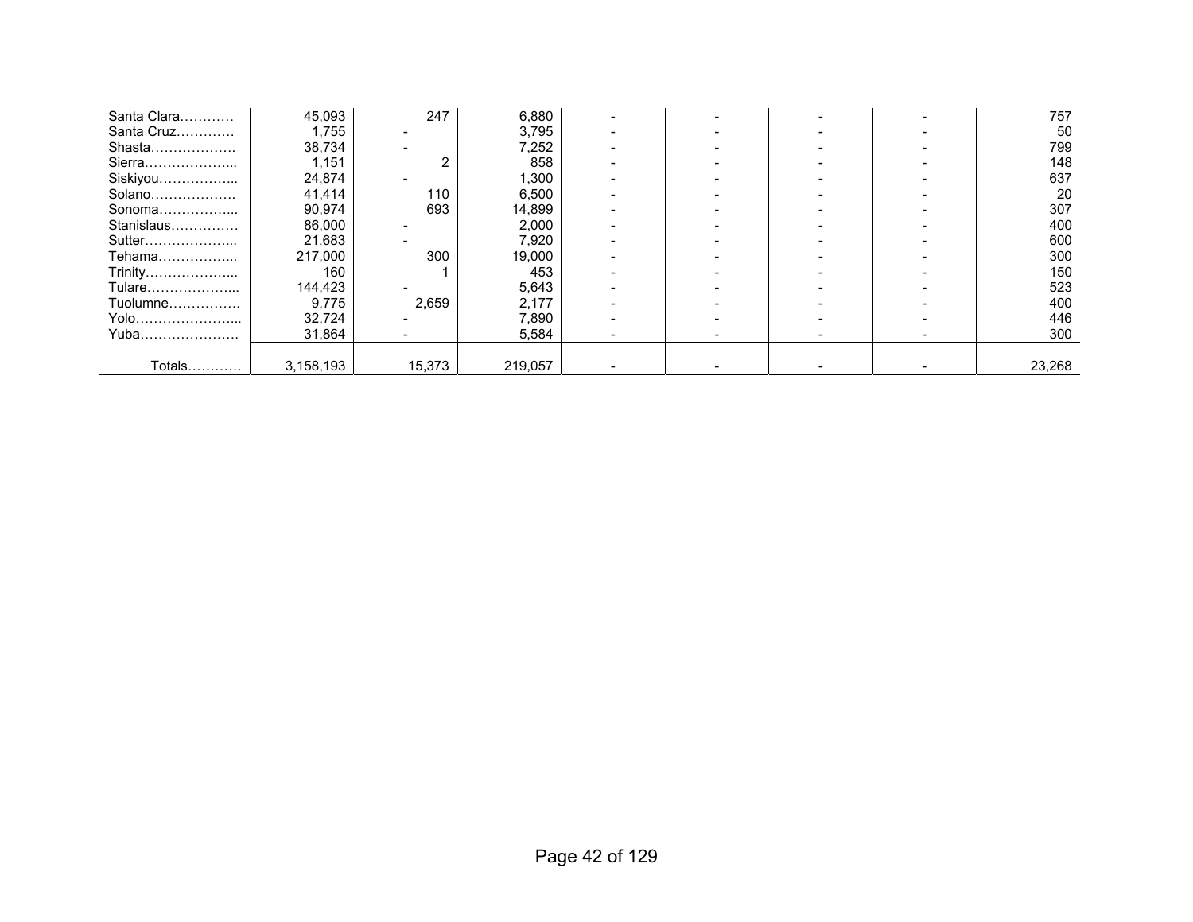| | | | | | | | | |
|---|---|---|---|---|---|---|---|---|
| Santa Clara………… | 45,093 | 247 | 6,880 | - | - | - | - | 757 |
| Santa Cruz…………. | 1,755 | - | 3,795 | - | - | - | - | 50 |
| Shasta………………. | 38,734 | - | 7,252 | - | - | - | - | 799 |
| Sierra………………... | 1,151 | 2 | 858 | - | - | - | - | 148 |
| Siskiyou……………... | 24,874 | - | 1,300 | - | - | - | - | 637 |
| Solano………………. | 41,414 | 110 | 6,500 | - | - | - | - | 20 |
| Sonoma……………... | 90,974 | 693 | 14,899 | - | - | - | - | 307 |
| Stanislaus…………… | 86,000 | - | 2,000 | - | - | - | - | 400 |
| Sutter………………... | 21,683 | - | 7,920 | - | - | - | - | 600 |
| Tehama……………... | 217,000 | 300 | 19,000 | - | - | - | - | 300 |
| Trinity………………... | 160 | 1 | 453 | - | - | - | - | 150 |
| Tulare………………... | 144,423 | - | 5,643 | - | - | - | - | 523 |
| Tuolumne……………. | 9,775 | 2,659 | 2,177 | - | - | - | - | 400 |
| Yolo…………………... | 32,724 | - | 7,890 | - | - | - | - | 446 |
| Yuba…………………. | 31,864 | - | 5,584 | - | - | - | - | 300 |
| Totals………… | 3,158,193 | 15,373 | 219,057 | - | - | - | - | 23,268 |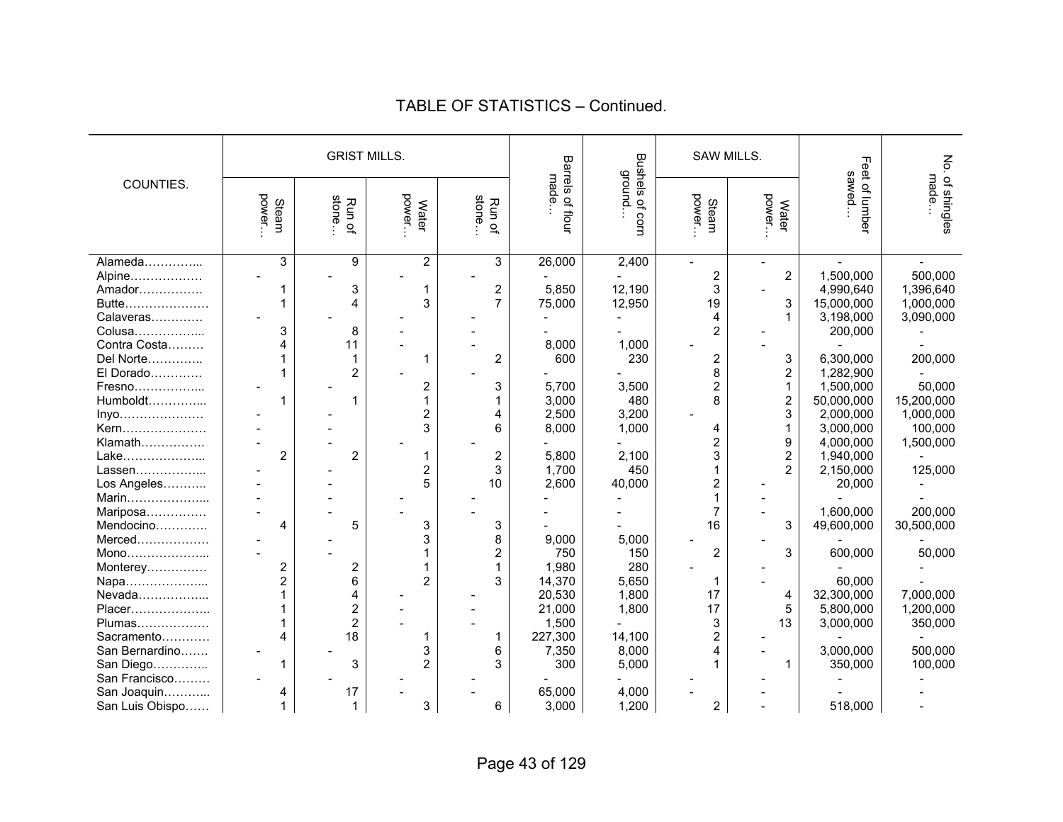# TABLE OF STATISTICS – Continued.

| COUNTIES. | GRIST MILLS. | | | | Barrels of flour made… | Bushels of corn ground… | SAW MILLS. | | Feet of lumber sawed… | No. of shingles made… |
|---|---|---|---|---|---|---|---|---|---|---|
| | Steam power… | Run of stone… | Water power… | Run of stone… | | | Steam power… | Water power… | | |
| Alameda………….. | 3 | 9 | 2 | 3 | 26,000 | 2,400 | - | - | - | - |
| Alpine……………… | - | - | - | - | - | - | 2 | 2 | 1,500,000 | 500,000 |
| Amador……………. | 1 | 3 | 1 | 2 | 5,850 | 12,190 | 3 | - | 4,990,640 | 1,396,640 |
| Butte………………… | 1 | 4 | 3 | 7 | 75,000 | 12,950 | 19 | 3 | 15,000,000 | 1,000,000 |
| Calaveras………… | - | - | - | - | - | - | 4 | 1 | 3,198,000 | 3,090,000 |
| Colusa…………….. | 3 | 8 | - | - | - | - | 2 | - | 200,000 | - |
| Contra Costa……… | 4 | 11 | - | - | 8,000 | 1,000 | - | - | - | - |
| Del Norte………….. | 1 | 1 | 1 | 2 | 600 | 230 | 2 | 3 | 6,300,000 | 200,000 |
| El Dorado………… | 1 | 2 | - | - | - | - | 8 | 2 | 1,282,900 | - |
| Fresno…………….. | - | - | 2 | 3 | 5,700 | 3,500 | 2 | 1 | 1,500,000 | 50,000 |
| Humboldt………….. | 1 | 1 | 1 | 1 | 3,000 | 480 | 8 | 2 | 50,000,000 | 15,200,000 |
| Inyo………………… | - | - | 2 | 4 | 2,500 | 3,200 | - | 3 | 2,000,000 | 1,000,000 |
| Kern………………… | - | - | 3 | 6 | 8,000 | 1,000 | 4 | 1 | 3,000,000 | 100,000 |
| Klamath……………. | - | - | - | - | - | - | 2 | 9 | 4,000,000 | 1,500,000 |
| Lake……………….. | 2 | 2 | 1 | 2 | 5,800 | 2,100 | 3 | 2 | 1,940,000 | - |
| Lassen…………….. | - | - | 2 | 3 | 1,700 | 450 | 1 | 2 | 2,150,000 | 125,000 |
| Los Angeles……….. | - | - | 5 | 10 | 2,600 | 40,000 | 2 | - | 20,000 | - |
| Marin……………….. | - | - | - | - | - | - | 1 | - | - | - |
| Mariposa…………… | - | - | - | - | - | - | 7 | - | 1,600,000 | 200,000 |
| Mendocino…………. | 4 | 5 | 3 | 3 | - | - | 16 | 3 | 49,600,000 | 30,500,000 |
| Merced……………… | - | - | 3 | 8 | 9,000 | 5,000 | - | - | - | - |
| Mono……………….. | - | - | 1 | 2 | 750 | 150 | 2 | 3 | 600,000 | 50,000 |
| Monterey…………… | 2 | 2 | 1 | 1 | 1,980 | 280 | - | - | - | - |
| Napa……………….. | 2 | 6 | 2 | 3 | 14,370 | 5,650 | 1 | - | 60,000 | - |
| Nevada…………….. | 1 | 4 | - | - | 20,530 | 1,800 | 17 | 4 | 32,300,000 | 7,000,000 |
| Placer……………….. | 1 | 2 | - | - | 21,000 | 1,800 | 17 | 5 | 5,800,000 | 1,200,000 |
| Plumas……………… | 1 | 2 | - | - | 1,500 | - | 3 | 13 | 3,000,000 | 350,000 |
| Sacramento………… | 4 | 18 | 1 | 1 | 227,300 | 14,100 | 2 | - | - | - |
| San Bernardino……. | - | - | 3 | 6 | 7,350 | 8,000 | 4 | - | 3,000,000 | 500,000 |
| San Diego………….. | 1 | 3 | 2 | 3 | 300 | 5,000 | 1 | 1 | 350,000 | 100,000 |
| San Francisco……… | - | - | - | - | - | - | - | - | - | - |
| San Joaquin………... | 4 | 17 | - | - | 65,000 | 4,000 | - | - | - | - |
| San Luis Obispo…… | 1 | 1 | 3 | 6 | 3,000 | 1,200 | 2 | - | 518,000 | - |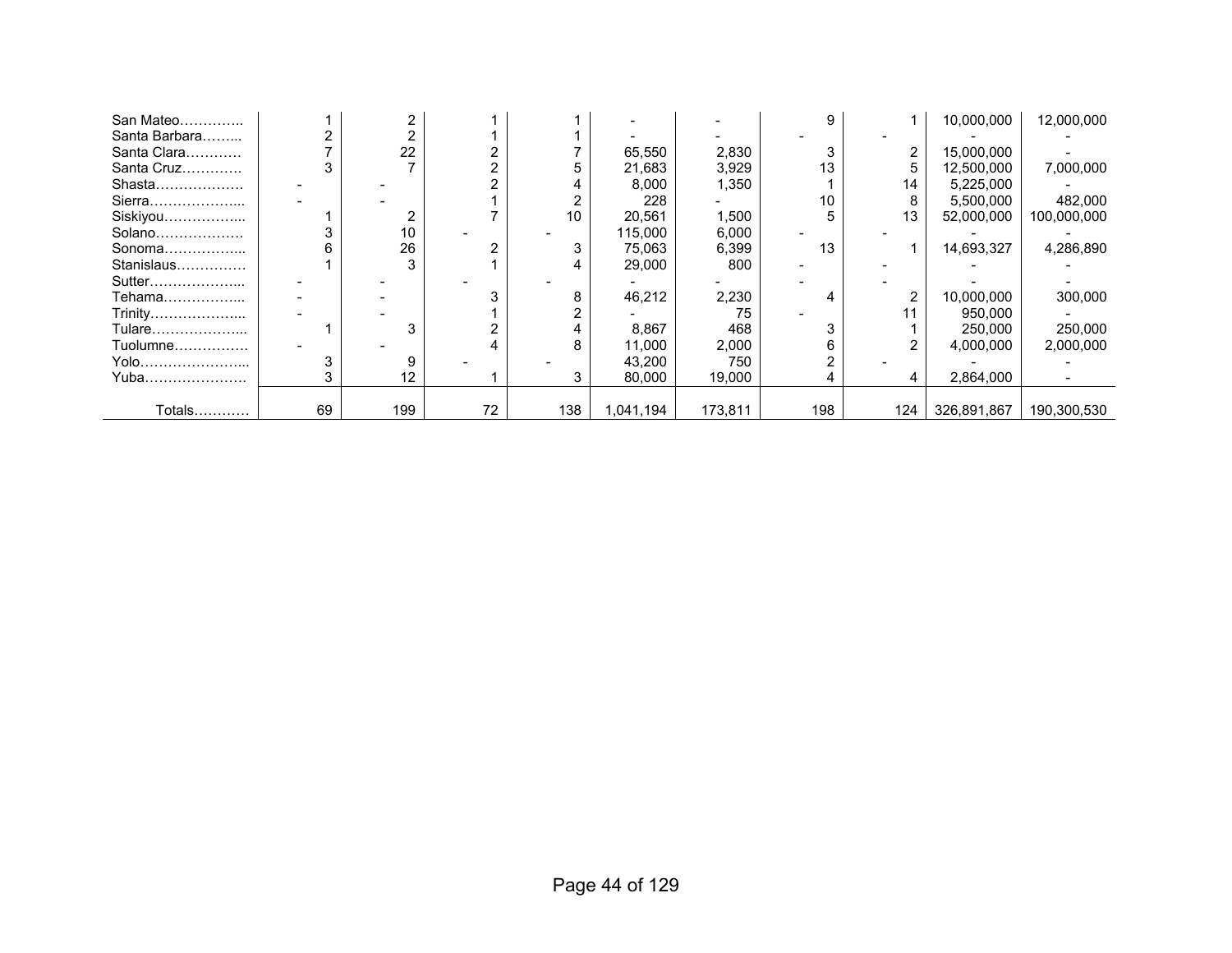| | | | | | | | | | | |
|---|---|---|---|---|---|---|---|---|---|---|
| San Mateo………….. | 1 | 2 | 1 | 1 | - | - | 9 | 1 | 10,000,000 | 12,000,000 |
| Santa Barbara……... | 2 | 2 | 1 | 1 | - | - | - | - | - | - |
| Santa Clara………… | 7 | 22 | 2 | 7 | 65,550 | 2,830 | 3 | 2 | 15,000,000 | - |
| Santa Cruz…………. | 3 | 7 | 2 | 5 | 21,683 | 3,929 | 13 | 5 | 12,500,000 | 7,000,000 |
| Shasta………………. | - | - | 2 | 4 | 8,000 | 1,350 | 1 | 14 | 5,225,000 | - |
| Sierra………………... | - | - | 1 | 2 | 228 | - | 10 | 8 | 5,500,000 | 482,000 |
| Siskiyou……………... | 1 | 2 | 7 | 10 | 20,561 | 1,500 | 5 | 13 | 52,000,000 | 100,000,000 |
| Solano………………. | 3 | 10 | - | - | 115,000 | 6,000 | - | - | - | - |
| Sonoma……………... | 6 | 26 | 2 | 3 | 75,063 | 6,399 | 13 | 1 | 14,693,327 | 4,286,890 |
| Stanislaus…………… | 1 | 3 | 1 | 4 | 29,000 | 800 | - | - | - | - |
| Sutter………………... | - | - | - | - | - | - | - | - | - | - |
| Tehama……………... | - | - | 3 | 8 | 46,212 | 2,230 | 4 | 2 | 10,000,000 | 300,000 |
| Trinity………………... | - | - | 1 | 2 | - | 75 | - | 11 | 950,000 | - |
| Tulare………………... | 1 | 3 | 2 | 4 | 8,867 | 468 | 3 | 1 | 250,000 | 250,000 |
| Tuolumne……………. | - | - | 4 | 8 | 11,000 | 2,000 | 6 | 2 | 4,000,000 | 2,000,000 |
| Yolo…………………... | 3 | 9 | - | - | 43,200 | 750 | 2 | - | - | - |
| Yuba…………………. | 3 | 12 | 1 | 3 | 80,000 | 19,000 | 4 | 4 | 2,864,000 | - |
| Totals………… | 69 | 199 | 72 | 138 | 1,041,194 | 173,811 | 198 | 124 | 326,891,867 | 190,300,530 |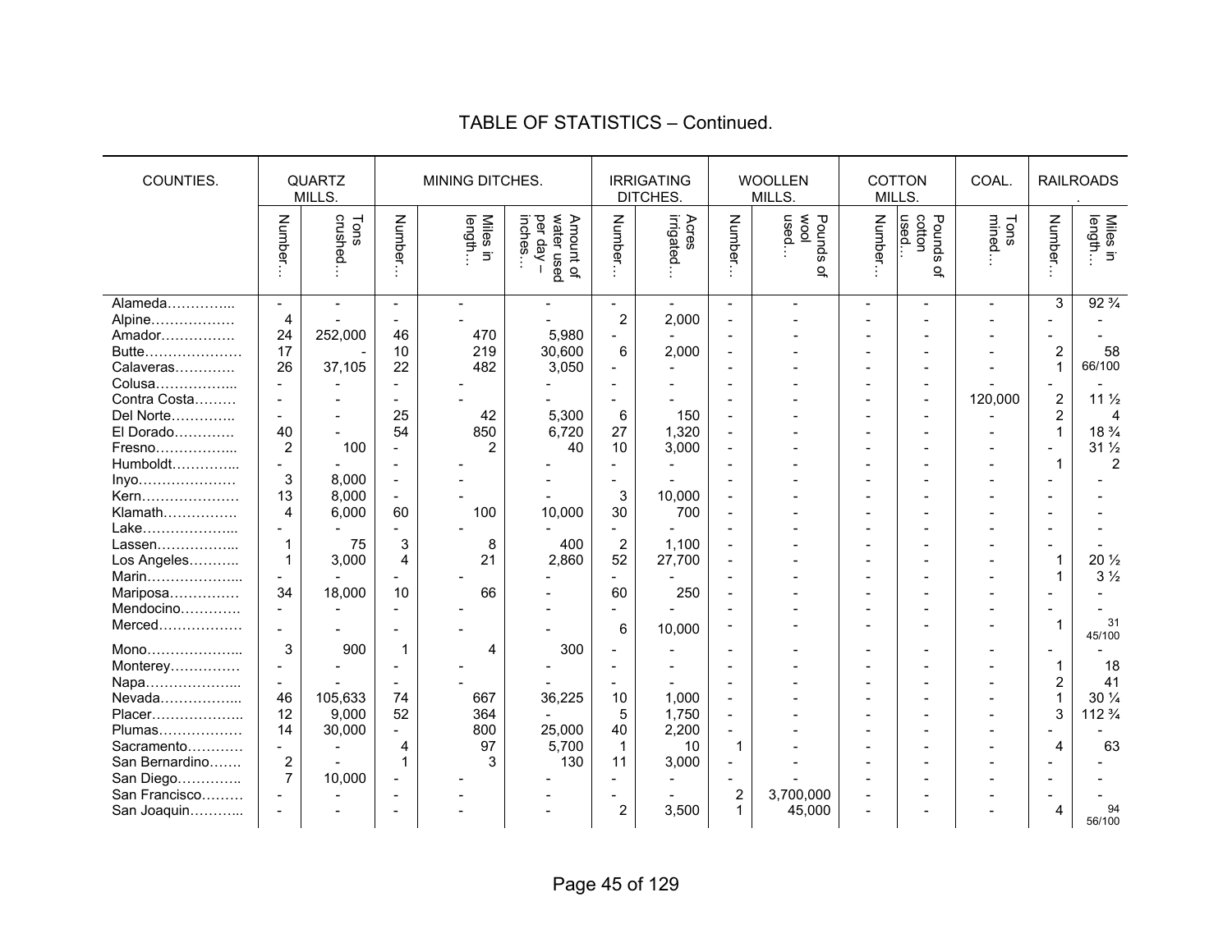## TABLE OF STATISTICS – Continued.

| COUNTIES. | QUARTZ MILLS. | | MINING DITCHES. | | | IRRIGATING DITCHES. | | WOOLLEN MILLS. | | COTTON MILLS. | | COAL. | RAILROADS. | |
|---|---|---|---|---|---|---|---|---|---|---|---|---|---|---|
| | Number… | Tons crushed… | Number… | Miles in length… | Amount of water used per day – inches… | Number… | Acres irrigated… | Number… | Pounds of wool used… | Number… | Pounds of cotton used… | Tons mined… | Number… | Miles in length… |
| Alameda………….. | - | - | - | - | - | - | - | - | - | - | - | - | 3 | 92 ¾ |
| Alpine……………… | 4 | - | - | - | - | 2 | 2,000 | - | - | - | - | - | - | - |
| Amador……………. | 24 | 252,000 | 46 | 470 | 5,980 | - | - | - | - | - | - | - | - | - |
| Butte………………… | 17 | - | 10 | 219 | 30,600 | 6 | 2,000 | - | - | - | - | - | 2 | 58 |
| Calaveras…………. | 26 | 37,105 | 22 | 482 | 3,050 | - | - | - | - | - | - | - | 1 | 66/100 |
| Colusa…………….. | - | - | - | - | - | - | - | - | - | - | - | - | - | - |
| Contra Costa……… | - | - | - | - | - | - | - | - | - | - | - | 120,000 | 2 | 11 ½ |
| Del Norte………….. | - | - | 25 | 42 | 5,300 | 6 | 150 | - | - | - | - | - | 2 | 4 |
| El Dorado………… | 40 | - | 54 | 850 | 6,720 | 27 | 1,320 | - | - | - | - | - | 1 | 18 ¾ |
| Fresno…………….. | 2 | 100 | - | 2 | 40 | 10 | 3,000 | - | - | - | - | - | - | 31 ½ |
| Humboldt………….. | - | - | - | - | - | - | - | - | - | - | - | - | 1 | 2 |
| Inyo………………… | 3 | 8,000 | - | - | - | - | - | - | - | - | - | - | - | - |
| Kern………………… | 13 | 8,000 | - | - | - | 3 | 10,000 | - | - | - | - | - | - | - |
| Klamath……………. | 4 | 6,000 | 60 | 100 | 10,000 | 30 | 700 | - | - | - | - | - | - | - |
| Lake……………….. | - | - | - | - | - | - | - | - | - | - | - | - | - | - |
| Lassen…………….. | 1 | 75 | 3 | 8 | 400 | 2 | 1,100 | - | - | - | - | - | - | - |
| Los Angeles……….. | 1 | 3,000 | 4 | 21 | 2,860 | 52 | 27,700 | - | - | - | - | - | 1 | 20 ½ |
| Marin……………….. | - | - | - | - | - | - | - | - | - | - | - | - | 1 | 3 ½ |
| Mariposa…………… | 34 | 18,000 | 10 | 66 | - | 60 | 250 | - | - | - | - | - | - | - |
| Mendocino…………. | - | - | - | - | - | - | - | - | - | - | - | - | - | - |
| Merced……………… | - | - | - | - | - | 6 | 10,000 | - | - | - | - | - | 1 | 31 45/100 |
| Mono……………….. | 3 | 900 | 1 | 4 | 300 | - | - | - | - | - | - | - | - | - |
| Monterey…………… | - | - | - | - | - | - | - | - | - | - | - | - | 1 | 18 |
| Napa……………….. | - | - | - | - | - | - | - | - | - | - | - | - | 2 | 41 |
| Nevada…………….. | 46 | 105,633 | 74 | 667 | 36,225 | 10 | 1,000 | - | - | - | - | - | 1 | 30 ¼ |
| Placer……………….. | 12 | 9,000 | 52 | 364 | - | 5 | 1,750 | - | - | - | - | - | 3 | 112 ¾ |
| Plumas……………… | 14 | 30,000 | - | 800 | 25,000 | 40 | 2,200 | - | - | - | - | - | - | - |
| Sacramento………… | - | - | 4 | 97 | 5,700 | 1 | 10 | 1 | - | - | - | - | 4 | 63 |
| San Bernardino……. | 2 | - | 1 | 3 | 130 | 11 | 3,000 | - | - | - | - | - | - | - |
| San Diego………….. | 7 | 10,000 | - | - | - | - | - | - | - | - | - | - | - | - |
| San Francisco……… | - | - | - | - | - | - | - | 2 | 3,700,000 | - | - | - | - | - |
| San Joaquin……….. | - | - | - | - | - | 2 | 3,500 | 1 | 45,000 | - | - | - | 4 | 94 56/100 |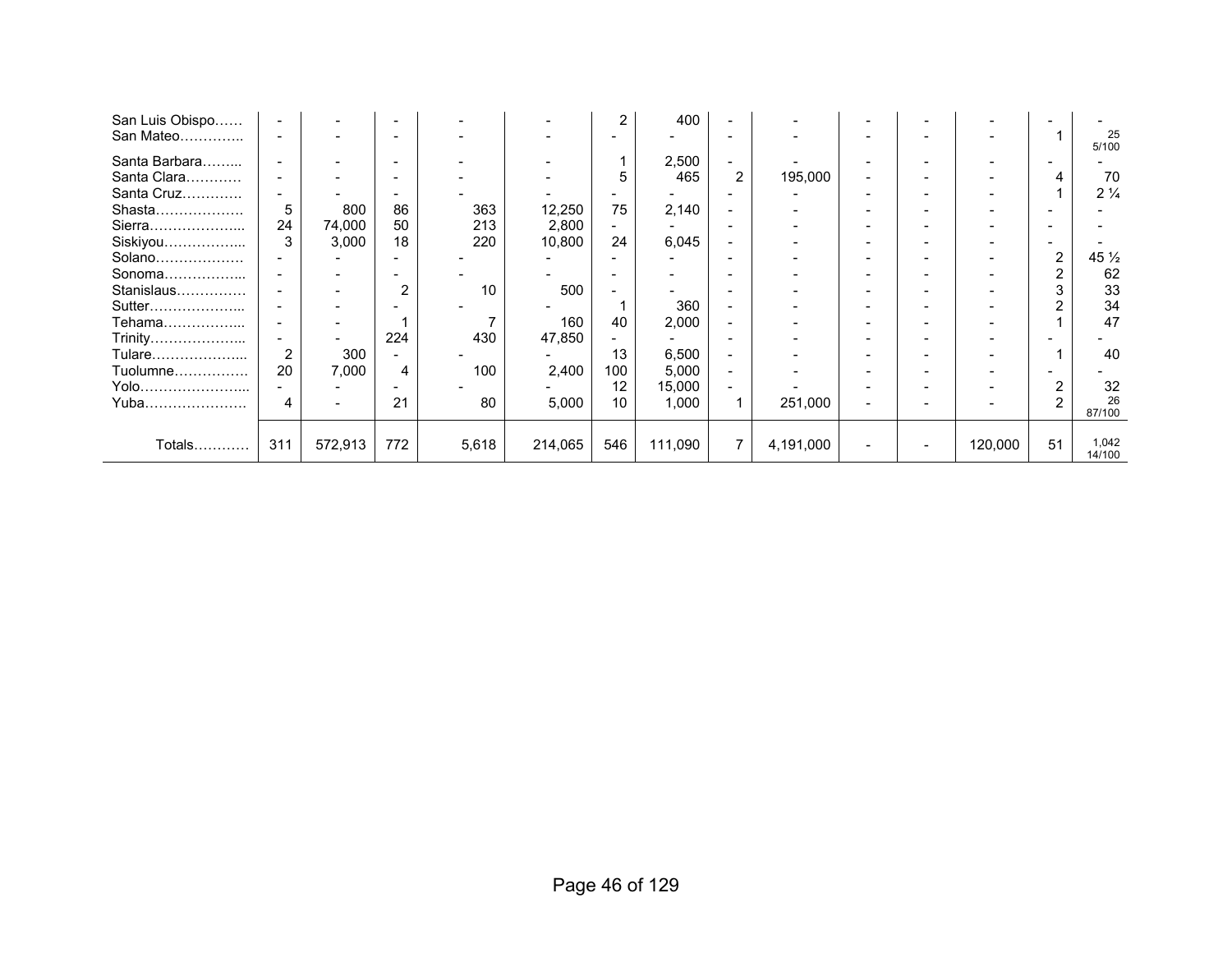| | | | | | | | | | | | | | | |
|---|---|---|---|---|---|---|---|---|---|---|---|---|---|---|
| San Luis Obispo…… | - | - | - | - | - | 2 | 400 | - | - | - | - | - | - | - |
| San Mateo………….. | - | - | - | - | - | - | - | - | - | - | - | - | 1 | 25 5/100 |
| Santa Barbara……... | - | - | - | - | - | 1 | 2,500 | - | - | - | - | - | - | - |
| Santa Clara………… | - | - | - | - | - | 5 | 465 | 2 | 195,000 | - | - | - | 4 | 70 |
| Santa Cruz…………. | - | - | - | - | - | - | - | - | - | - | - | - | 1 | 2 ¼ |
| Shasta………………. | 5 | 800 | 86 | 363 | 12,250 | 75 | 2,140 | - | - | - | - | - | - | - |
| Sierra………………... | 24 | 74,000 | 50 | 213 | 2,800 | - | - | - | - | - | - | - | - | - |
| Siskiyou……………... | 3 | 3,000 | 18 | 220 | 10,800 | 24 | 6,045 | - | - | - | - | - | - | - |
| Solano………………. | - | - | - | - | - | - | - | - | - | - | - | - | 2 | 45 ½ |
| Sonoma……………... | - | - | - | - | - | - | - | - | - | - | - | - | 2 | 62 |
| Stanislaus…………… | - | - | 2 | 10 | 500 | - | - | - | - | - | - | - | 3 | 33 |
| Sutter………………... | - | - | - | - | - | 1 | 360 | - | - | - | - | - | 2 | 34 |
| Tehama……………... | - | - | 1 | 7 | 160 | 40 | 2,000 | - | - | - | - | - | 1 | 47 |
| Trinity………………... | - | - | 224 | 430 | 47,850 | - | - | - | - | - | - | - | - | - |
| Tulare………………... | 2 | 300 | - | - | - | 13 | 6,500 | - | - | - | - | - | 1 | 40 |
| Tuolumne……………. | 20 | 7,000 | 4 | 100 | 2,400 | 100 | 5,000 | - | - | - | - | - | - | - |
| Yolo…………………... | - | - | - | - | - | 12 | 15,000 | - | - | - | - | - | 2 | 32 |
| Yuba…………………. | 4 | - | 21 | 80 | 5,000 | 10 | 1,000 | 1 | 251,000 | - | - | - | 2 | 26 87/100 |
| Totals………… | 311 | 572,913 | 772 | 5,618 | 214,065 | 546 | 111,090 | 7 | 4,191,000 | - | - | 120,000 | 51 | 1,042 14/100 |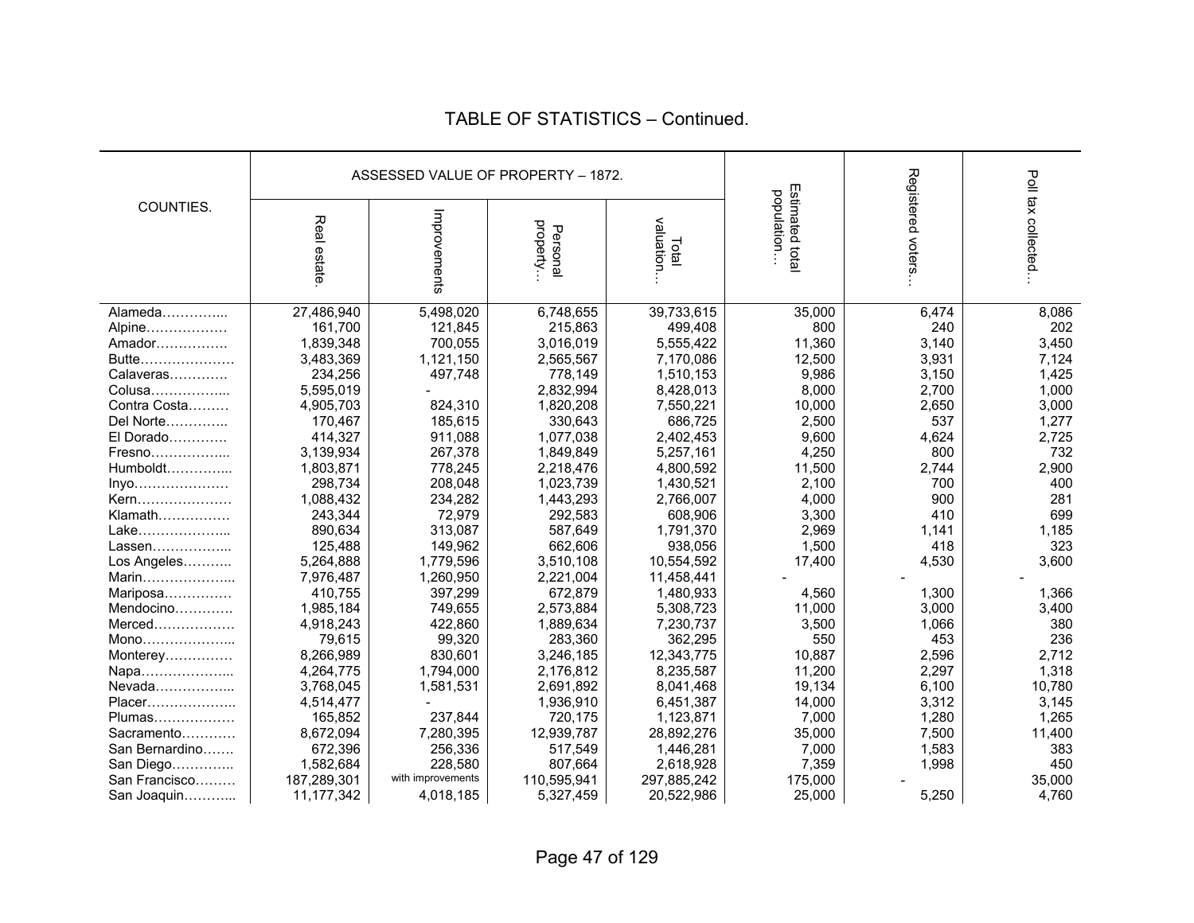# TABLE OF STATISTICS – Continued.

| COUNTIES. | ASSESSED VALUE OF PROPERTY – 1872. | | | | Estimated total population… | Registered voters… | Poll tax collected… |
|---|---|---|---|---|---|---|---|
| | Real estate. | Improvements | Personal property… | Total valuation… | | | |
| Alameda………….. | 27,486,940 | 5,498,020 | 6,748,655 | 39,733,615 | 35,000 | 6,474 | 8,086 |
| Alpine……………… | 161,700 | 121,845 | 215,863 | 499,408 | 800 | 240 | 202 |
| Amador……………. | 1,839,348 | 700,055 | 3,016,019 | 5,555,422 | 11,360 | 3,140 | 3,450 |
| Butte………………… | 3,483,369 | 1,121,150 | 2,565,567 | 7,170,086 | 12,500 | 3,931 | 7,124 |
| Calaveras…………. | 234,256 | 497,748 | 778,149 | 1,510,153 | 9,986 | 3,150 | 1,425 |
| Colusa…………….. | 5,595,019 | - | 2,832,994 | 8,428,013 | 8,000 | 2,700 | 1,000 |
| Contra Costa……… | 4,905,703 | 824,310 | 1,820,208 | 7,550,221 | 10,000 | 2,650 | 3,000 |
| Del Norte………….. | 170,467 | 185,615 | 330,643 | 686,725 | 2,500 | 537 | 1,277 |
| El Dorado…………. | 414,327 | 911,088 | 1,077,038 | 2,402,453 | 9,600 | 4,624 | 2,725 |
| Fresno…………….. | 3,139,934 | 267,378 | 1,849,849 | 5,257,161 | 4,250 | 800 | 732 |
| Humboldt………….. | 1,803,871 | 778,245 | 2,218,476 | 4,800,592 | 11,500 | 2,744 | 2,900 |
| Inyo………………… | 298,734 | 208,048 | 1,023,739 | 1,430,521 | 2,100 | 700 | 400 |
| Kern………………… | 1,088,432 | 234,282 | 1,443,293 | 2,766,007 | 4,000 | 900 | 281 |
| Klamath……………. | 243,344 | 72,979 | 292,583 | 608,906 | 3,300 | 410 | 699 |
| Lake……………….. | 890,634 | 313,087 | 587,649 | 1,791,370 | 2,969 | 1,141 | 1,185 |
| Lassen…………….. | 125,488 | 149,962 | 662,606 | 938,056 | 1,500 | 418 | 323 |
| Los Angeles……….. | 5,264,888 | 1,779,596 | 3,510,108 | 10,554,592 | 17,400 | 4,530 | 3,600 |
| Marin……………….. | 7,976,487 | 1,260,950 | 2,221,004 | 11,458,441 | - | - | - |
| Mariposa…………… | 410,755 | 397,299 | 672,879 | 1,480,933 | 4,560 | 1,300 | 1,366 |
| Mendocino…………. | 1,985,184 | 749,655 | 2,573,884 | 5,308,723 | 11,000 | 3,000 | 3,400 |
| Merced……………… | 4,918,243 | 422,860 | 1,889,634 | 7,230,737 | 3,500 | 1,066 | 380 |
| Mono……………….. | 79,615 | 99,320 | 283,360 | 362,295 | 550 | 453 | 236 |
| Monterey…………… | 8,266,989 | 830,601 | 3,246,185 | 12,343,775 | 10,887 | 2,596 | 2,712 |
| Napa……………….. | 4,264,775 | 1,794,000 | 2,176,812 | 8,235,587 | 11,200 | 2,297 | 1,318 |
| Nevada…………….. | 3,768,045 | 1,581,531 | 2,691,892 | 8,041,468 | 19,134 | 6,100 | 10,780 |
| Placer………………. | 4,514,477 | - | 1,936,910 | 6,451,387 | 14,000 | 3,312 | 3,145 |
| Plumas……………… | 165,852 | 237,844 | 720,175 | 1,123,871 | 7,000 | 1,280 | 1,265 |
| Sacramento………… | 8,672,094 | 7,280,395 | 12,939,787 | 28,892,276 | 35,000 | 7,500 | 11,400 |
| San Bernardino……. | 672,396 | 256,336 | 517,549 | 1,446,281 | 7,000 | 1,583 | 383 |
| San Diego………….. | 1,582,684 | 228,580 | 807,664 | 2,618,928 | 7,359 | 1,998 | 450 |
| San Francisco……… | 187,289,301 | with improvements | 110,595,941 | 297,885,242 | 175,000 | - | 35,000 |
| San Joaquin……….. | 11,177,342 | 4,018,185 | 5,327,459 | 20,522,986 | 25,000 | 5,250 | 4,760 |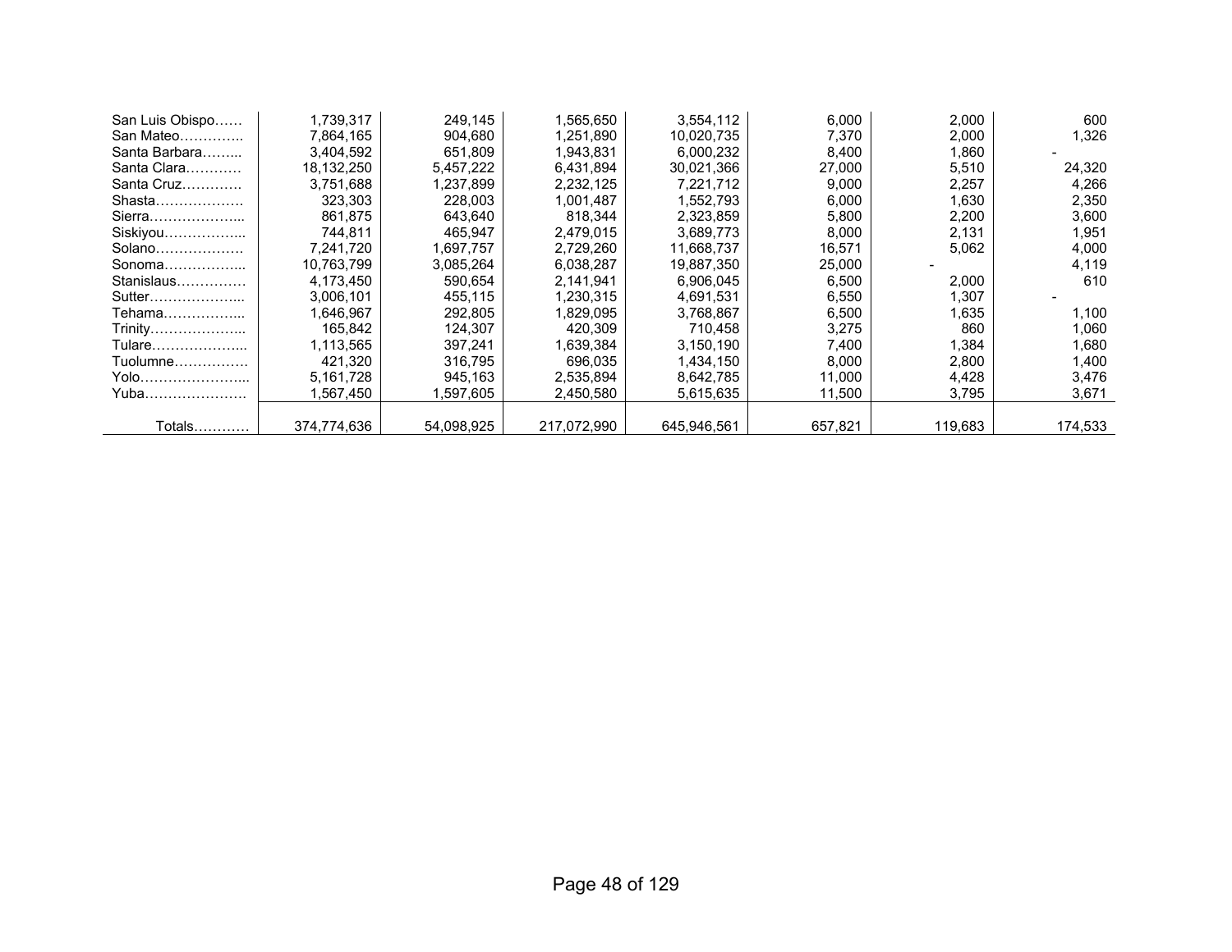| | | | | | | | |
|---|---|---|---|---|---|---|---|
| San Luis Obispo…… | 1,739,317 | 249,145 | 1,565,650 | 3,554,112 | 6,000 | 2,000 | 600 |
| San Mateo………….. | 7,864,165 | 904,680 | 1,251,890 | 10,020,735 | 7,370 | 2,000 | 1,326 |
| Santa Barbara……... | 3,404,592 | 651,809 | 1,943,831 | 6,000,232 | 8,400 | 1,860 | - |
| Santa Clara………… | 18,132,250 | 5,457,222 | 6,431,894 | 30,021,366 | 27,000 | 5,510 | 24,320 |
| Santa Cruz………… | 3,751,688 | 1,237,899 | 2,232,125 | 7,221,712 | 9,000 | 2,257 | 4,266 |
| Shasta………………. | 323,303 | 228,003 | 1,001,487 | 1,552,793 | 6,000 | 1,630 | 2,350 |
| Sierra………………... | 861,875 | 643,640 | 818,344 | 2,323,859 | 5,800 | 2,200 | 3,600 |
| Siskiyou……………... | 744,811 | 465,947 | 2,479,015 | 3,689,773 | 8,000 | 2,131 | 1,951 |
| Solano………………. | 7,241,720 | 1,697,757 | 2,729,260 | 11,668,737 | 16,571 | 5,062 | 4,000 |
| Sonoma……………... | 10,763,799 | 3,085,264 | 6,038,287 | 19,887,350 | 25,000 | - | 4,119 |
| Stanislaus…………… | 4,173,450 | 590,654 | 2,141,941 | 6,906,045 | 6,500 | 2,000 | 610 |
| Sutter………………... | 3,006,101 | 455,115 | 1,230,315 | 4,691,531 | 6,550 | 1,307 | - |
| Tehama……………... | 1,646,967 | 292,805 | 1,829,095 | 3,768,867 | 6,500 | 1,635 | 1,100 |
| Trinity………………... | 165,842 | 124,307 | 420,309 | 710,458 | 3,275 | 860 | 1,060 |
| Tulare………………... | 1,113,565 | 397,241 | 1,639,384 | 3,150,190 | 7,400 | 1,384 | 1,680 |
| Tuolumne……………. | 421,320 | 316,795 | 696,035 | 1,434,150 | 8,000 | 2,800 | 1,400 |
| Yolo…………………... | 5,161,728 | 945,163 | 2,535,894 | 8,642,785 | 11,000 | 4,428 | 3,476 |
| Yuba…………………. | 1,567,450 | 1,597,605 | 2,450,580 | 5,615,635 | 11,500 | 3,795 | 3,671 |
| Totals………… | 374,774,636 | 54,098,925 | 217,072,990 | 645,946,561 | 657,821 | 119,683 | 174,533 |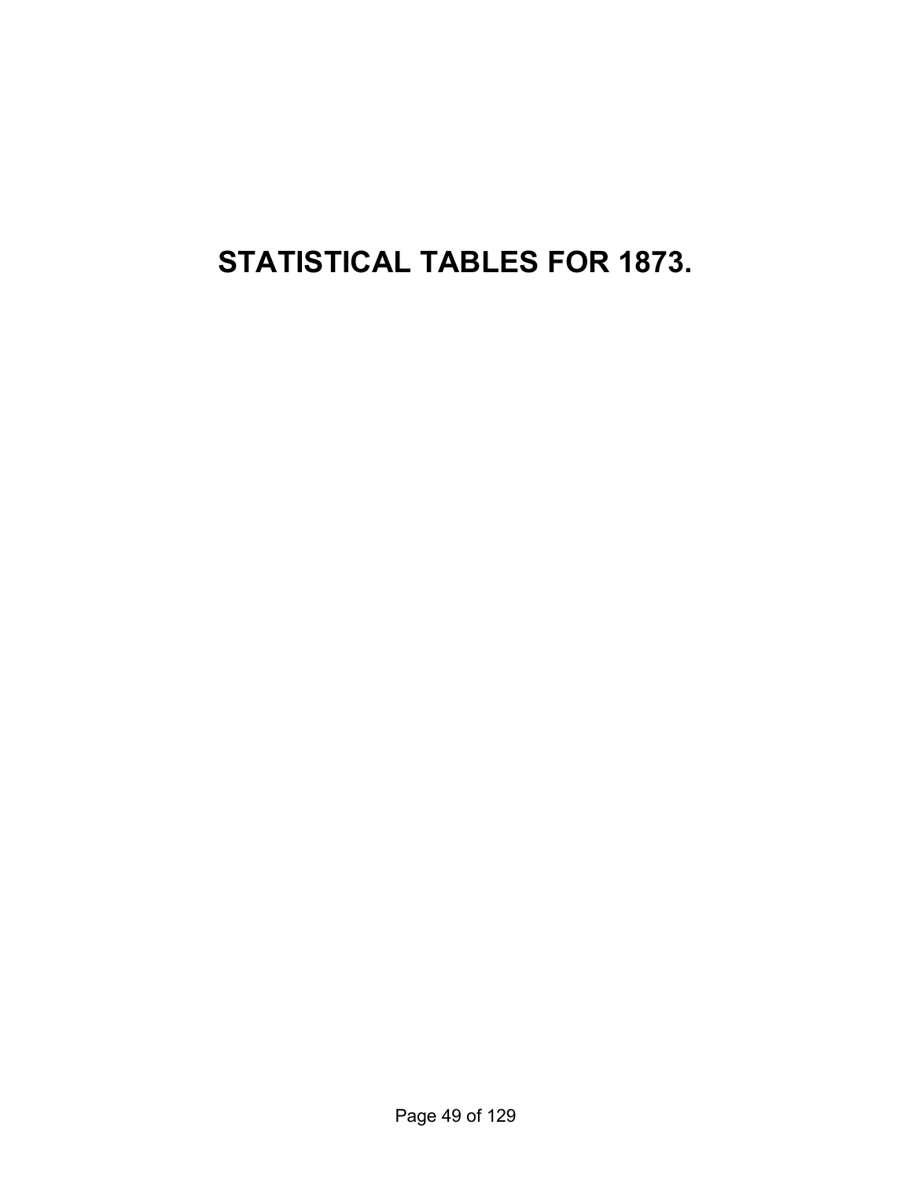# STATISTICAL TABLES FOR 1873.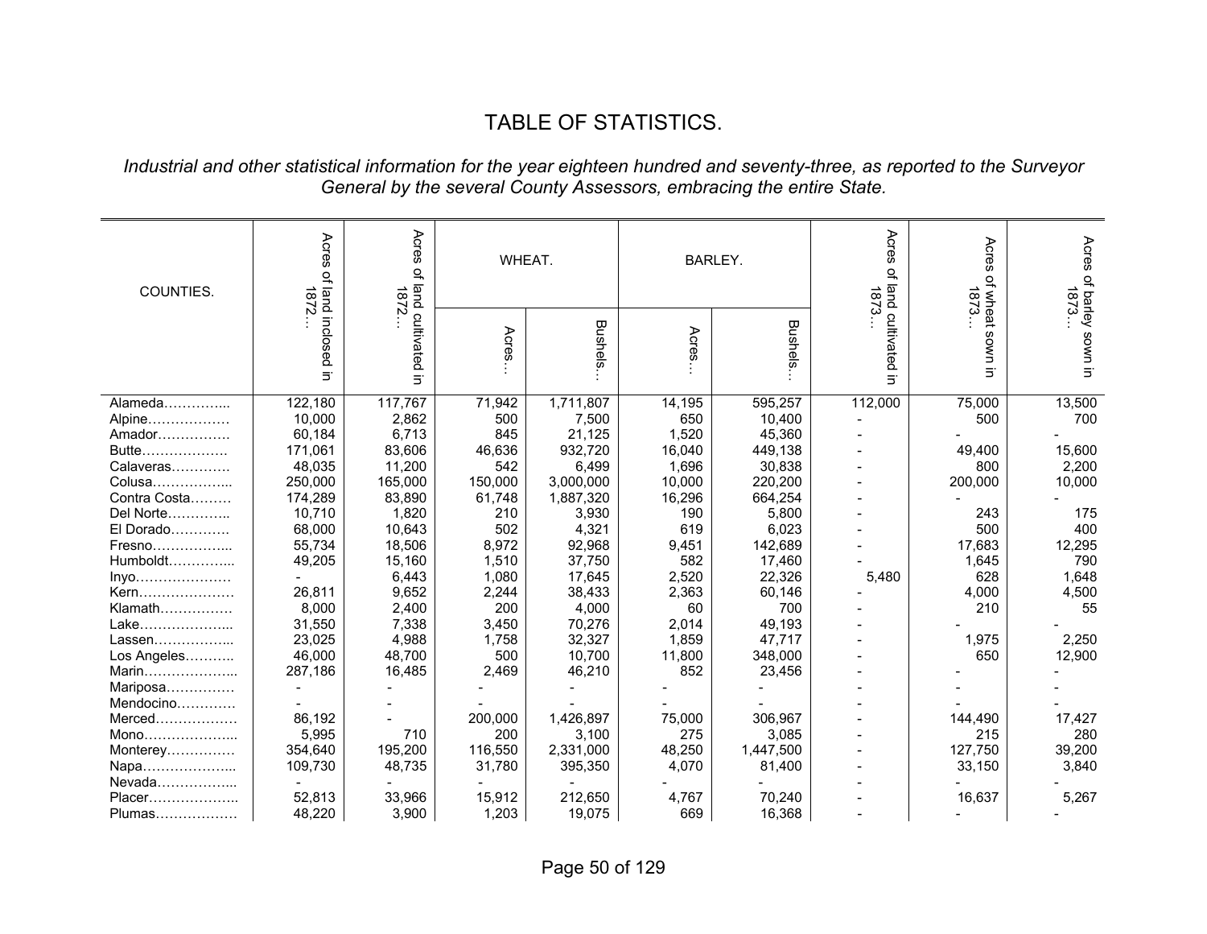# TABLE OF STATISTICS.

*Industrial and other statistical information for the year eighteen hundred and seventy-three, as reported to the Surveyor General by the several County Assessors, embracing the entire State.*

| COUNTIES. | Acres of land inclosed in 1872… | Acres of land cultivated in 1872… | WHEAT. | | BARLEY. | | Acres of land cultivated in 1873… | Acres of wheat sown in 1873… | Acres of barley sown in 1873… |
|---|---|---|---|---|---|---|---|---|---|
| | | | Acres… | Bushels… | Acres… | Bushels… | | | |
| Alameda…………... | 122,180 | 117,767 | 71,942 | 1,711,807 | 14,195 | 595,257 | 112,000 | 75,000 | 13,500 |
| Alpine……………… | 10,000 | 2,862 | 500 | 7,500 | 650 | 10,400 | - | 500 | 700 |
| Amador……………. | 60,184 | 6,713 | 845 | 21,125 | 1,520 | 45,360 | - | - | - |
| Butte………………. | 171,061 | 83,606 | 46,636 | 932,720 | 16,040 | 449,138 | - | 49,400 | 15,600 |
| Calaveras…………. | 48,035 | 11,200 | 542 | 6,499 | 1,696 | 30,838 | - | 800 | 2,200 |
| Colusa……………... | 250,000 | 165,000 | 150,000 | 3,000,000 | 10,000 | 220,200 | - | 200,000 | 10,000 |
| Contra Costa……… | 174,289 | 83,890 | 61,748 | 1,887,320 | 16,296 | 664,254 | - | - | - |
| Del Norte………….. | 10,710 | 1,820 | 210 | 3,930 | 190 | 5,800 | - | 243 | 175 |
| El Dorado…………. | 68,000 | 10,643 | 502 | 4,321 | 619 | 6,023 | - | 500 | 400 |
| Fresno……………... | 55,734 | 18,506 | 8,972 | 92,968 | 9,451 | 142,689 | - | 17,683 | 12,295 |
| Humboldt…………... | 49,205 | 15,160 | 1,510 | 37,750 | 582 | 17,460 | - | 1,645 | 790 |
| Inyo………………… | - | 6,443 | 1,080 | 17,645 | 2,520 | 22,326 | 5,480 | 628 | 1,648 |
| Kern………………… | 26,811 | 9,652 | 2,244 | 38,433 | 2,363 | 60,146 | - | 4,000 | 4,500 |
| Klamath……………. | 8,000 | 2,400 | 200 | 4,000 | 60 | 700 | - | 210 | 55 |
| Lake………………... | 31,550 | 7,338 | 3,450 | 70,276 | 2,014 | 49,193 | - | - | - |
| Lassen……………... | 23,025 | 4,988 | 1,758 | 32,327 | 1,859 | 47,717 | - | 1,975 | 2,250 |
| Los Angeles……….. | 46,000 | 48,700 | 500 | 10,700 | 11,800 | 348,000 | - | 650 | 12,900 |
| Marin………………... | 287,186 | 16,485 | 2,469 | 46,210 | 852 | 23,456 | - | - | - |
| Mariposa…………… | - | - | - | - | - | - | - | - | - |
| Mendocino…………. | - | - | - | - | - | - | - | - | - |
| Merced……………… | 86,192 | - | 200,000 | 1,426,897 | 75,000 | 306,967 | - | 144,490 | 17,427 |
| Mono………………... | 5,995 | 710 | 200 | 3,100 | 275 | 3,085 | - | 215 | 280 |
| Monterey…………… | 354,640 | 195,200 | 116,550 | 2,331,000 | 48,250 | 1,447,500 | - | 127,750 | 39,200 |
| Napa………………... | 109,730 | 48,735 | 31,780 | 395,350 | 4,070 | 81,400 | - | 33,150 | 3,840 |
| Nevada……………... | - | - | - | - | - | - | - | - | - |
| Placer……………….. | 52,813 | 33,966 | 15,912 | 212,650 | 4,767 | 70,240 | - | 16,637 | 5,267 |
| Plumas……………… | 48,220 | 3,900 | 1,203 | 19,075 | 669 | 16,368 | - | - | - |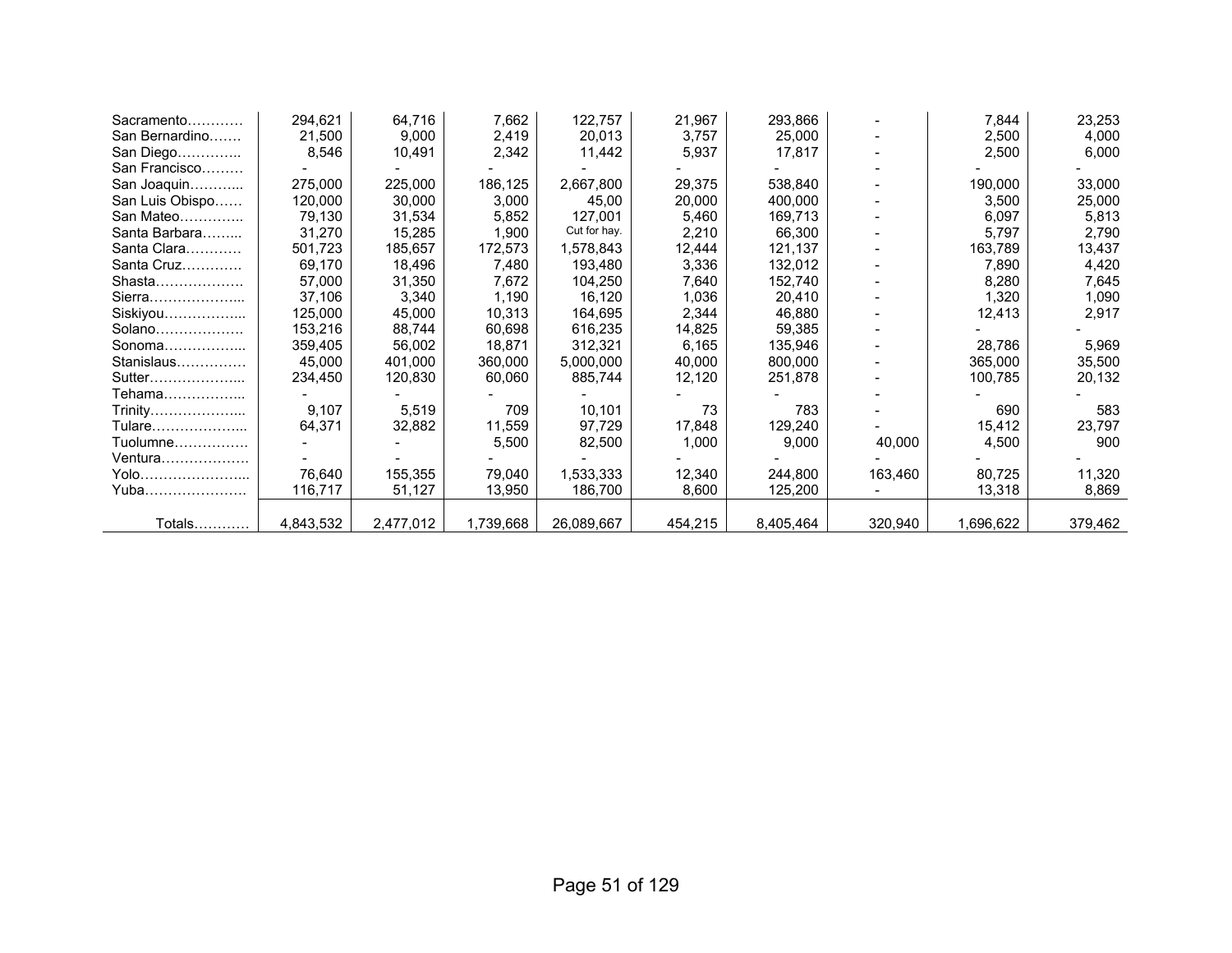| | | | | | | | | | |
|---|---|---|---|---|---|---|---|---|---|
| Sacramento………… | 294,621 | 64,716 | 7,662 | 122,757 | 21,967 | 293,866 | - | 7,844 | 23,253 |
| San Bernardino……. | 21,500 | 9,000 | 2,419 | 20,013 | 3,757 | 25,000 | - | 2,500 | 4,000 |
| San Diego………….. | 8,546 | 10,491 | 2,342 | 11,442 | 5,937 | 17,817 | - | 2,500 | 6,000 |
| San Francisco……… | - | - | - | - | - | - | - | - | - |
| San Joaquin………... | 275,000 | 225,000 | 186,125 | 2,667,800 | 29,375 | 538,840 | - | 190,000 | 33,000 |
| San Luis Obispo…… | 120,000 | 30,000 | 3,000 | 45,00 | 20,000 | 400,000 | - | 3,500 | 25,000 |
| San Mateo………….. | 79,130 | 31,534 | 5,852 | 127,001 | 5,460 | 169,713 | - | 6,097 | 5,813 |
| Santa Barbara……... | 31,270 | 15,285 | 1,900 | Cut for hay. | 2,210 | 66,300 | - | 5,797 | 2,790 |
| Santa Clara………… | 501,723 | 185,657 | 172,573 | 1,578,843 | 12,444 | 121,137 | - | 163,789 | 13,437 |
| Santa Cruz………… | 69,170 | 18,496 | 7,480 | 193,480 | 3,336 | 132,012 | - | 7,890 | 4,420 |
| Shasta………………. | 57,000 | 31,350 | 7,672 | 104,250 | 7,640 | 152,740 | - | 8,280 | 7,645 |
| Sierra………………... | 37,106 | 3,340 | 1,190 | 16,120 | 1,036 | 20,410 | - | 1,320 | 1,090 |
| Siskiyou……………... | 125,000 | 45,000 | 10,313 | 164,695 | 2,344 | 46,880 | - | 12,413 | 2,917 |
| Solano………………. | 153,216 | 88,744 | 60,698 | 616,235 | 14,825 | 59,385 | - | - | - |
| Sonoma……………... | 359,405 | 56,002 | 18,871 | 312,321 | 6,165 | 135,946 | - | 28,786 | 5,969 |
| Stanislaus…………… | 45,000 | 401,000 | 360,000 | 5,000,000 | 40,000 | 800,000 | - | 365,000 | 35,500 |
| Sutter………………... | 234,450 | 120,830 | 60,060 | 885,744 | 12,120 | 251,878 | - | 100,785 | 20,132 |
| Tehama……………... | - | - | - | - | - | - | - | - | - |
| Trinity………………... | 9,107 | 5,519 | 709 | 10,101 | 73 | 783 | - | 690 | 583 |
| Tulare………………... | 64,371 | 32,882 | 11,559 | 97,729 | 17,848 | 129,240 | - | 15,412 | 23,797 |
| Tuolumne……………. | - | - | 5,500 | 82,500 | 1,000 | 9,000 | 40,000 | 4,500 | 900 |
| Ventura………………. | - | - | - | - | - | - | - | - | - |
| Yolo…………………... | 76,640 | 155,355 | 79,040 | 1,533,333 | 12,340 | 244,800 | 163,460 | 80,725 | 11,320 |
| Yuba…………………. | 116,717 | 51,127 | 13,950 | 186,700 | 8,600 | 125,200 | - | 13,318 | 8,869 |
| Totals………… | 4,843,532 | 2,477,012 | 1,739,668 | 26,089,667 | 454,215 | 8,405,464 | 320,940 | 1,696,622 | 379,462 |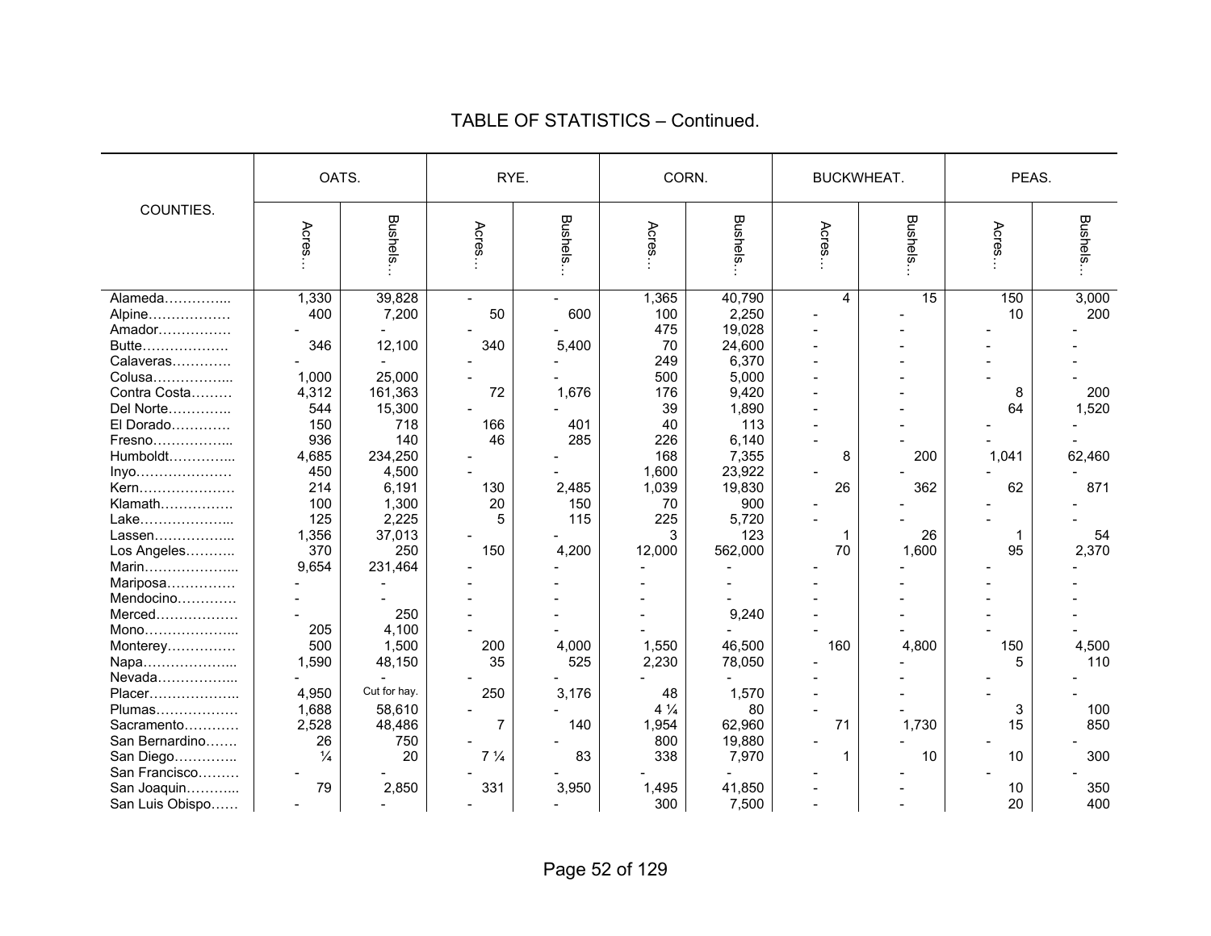## TABLE OF STATISTICS – Continued.

| COUNTIES. | OATS. | | RYE. | | CORN. | | BUCKWHEAT. | | PEAS. | |
|---|---|---|---|---|---|---|---|---|---|---|
| | Acres… | Bushels… | Acres… | Bushels… | Acres… | Bushels… | Acres… | Bushels… | Acres… | Bushels… |
| Alameda………….... | 1,330 | 39,828 | - | - | 1,365 | 40,790 | 4 | 15 | 150 | 3,000 |
| Alpine……………… | 400 | 7,200 | 50 | 600 | 100 | 2,250 | - | - | 10 | 200 |
| Amador……………. | - | - | - | - | 475 | 19,028 | - | - | - | - |
| Butte………………. | 346 | 12,100 | 340 | 5,400 | 70 | 24,600 | - | - | - | - |
| Calaveras…………. | - | - | - | - | 249 | 6,370 | - | - | - | - |
| Colusa…………….... | 1,000 | 25,000 | - | - | 500 | 5,000 | - | - | - | - |
| Contra Costa……… | 4,312 | 161,363 | 72 | 1,676 | 176 | 9,420 | - | - | 8 | 200 |
| Del Norte………….. | 544 | 15,300 | - | - | 39 | 1,890 | - | - | 64 | 1,520 |
| El Dorado…………. | 150 | 718 | 166 | 401 | 40 | 113 | - | - | - | - |
| Fresno…………….... | 936 | 140 | 46 | 285 | 226 | 6,140 | - | - | - | - |
| Humboldt………….... | 4,685 | 234,250 | - | - | 168 | 7,355 | 8 | 200 | 1,041 | 62,460 |
| Inyo………………… | 450 | 4,500 | - | - | 1,600 | 23,922 | - | - | - | - |
| Kern………………… | 214 | 6,191 | 130 | 2,485 | 1,039 | 19,830 | 26 | 362 | 62 | 871 |
| Klamath……………. | 100 | 1,300 | 20 | 150 | 70 | 900 | - | - | - | - |
| Lake………………... | 125 | 2,225 | 5 | 115 | 225 | 5,720 | - | - | - | - |
| Lassen…………….... | 1,356 | 37,013 | - | - | 3 | 123 | 1 | 26 | 1 | 54 |
| Los Angeles……….. | 370 | 250 | 150 | 4,200 | 12,000 | 562,000 | 70 | 1,600 | 95 | 2,370 |
| Marin………………... | 9,654 | 231,464 | - | - | - | - | - | - | - | - |
| Mariposa…………… | - | - | - | - | - | - | - | - | - | - |
| Mendocino………… | - | - | - | - | - | - | - | - | - | - |
| Merced……………… | - | 250 | - | - | - | 9,240 | - | - | - | - |
| Mono………………... | 205 | 4,100 | - | - | - | - | - | - | - | - |
| Monterey…………… | 500 | 1,500 | 200 | 4,000 | 1,550 | 46,500 | 160 | 4,800 | 150 | 4,500 |
| Napa………………... | 1,590 | 48,150 | 35 | 525 | 2,230 | 78,050 | - | - | 5 | 110 |
| Nevada…………….... | - | - | - | - | - | - | - | - | - | - |
| Placer……………….. | 4,950 | Cut for hay. | 250 | 3,176 | 48 | 1,570 | - | - | - | - |
| Plumas……………… | 1,688 | 58,610 | - | - | 4 ¼ | 80 | - | - | 3 | 100 |
| Sacramento………… | 2,528 | 48,486 | 7 | 140 | 1,954 | 62,960 | 71 | 1,730 | 15 | 850 |
| San Bernardino……. | 26 | 750 | - | - | 800 | 19,880 | - | - | - | - |
| San Diego………….. | ¼ | 20 | 7 ¼ | 83 | 338 | 7,970 | 1 | 10 | 10 | 300 |
| San Francisco……… | - | - | - | - | - | - | - | - | - | - |
| San Joaquin……….... | 79 | 2,850 | 331 | 3,950 | 1,495 | 41,850 | - | - | 10 | 350 |
| San Luis Obispo…… | - | - | - | - | 300 | 7,500 | - | - | 20 | 400 |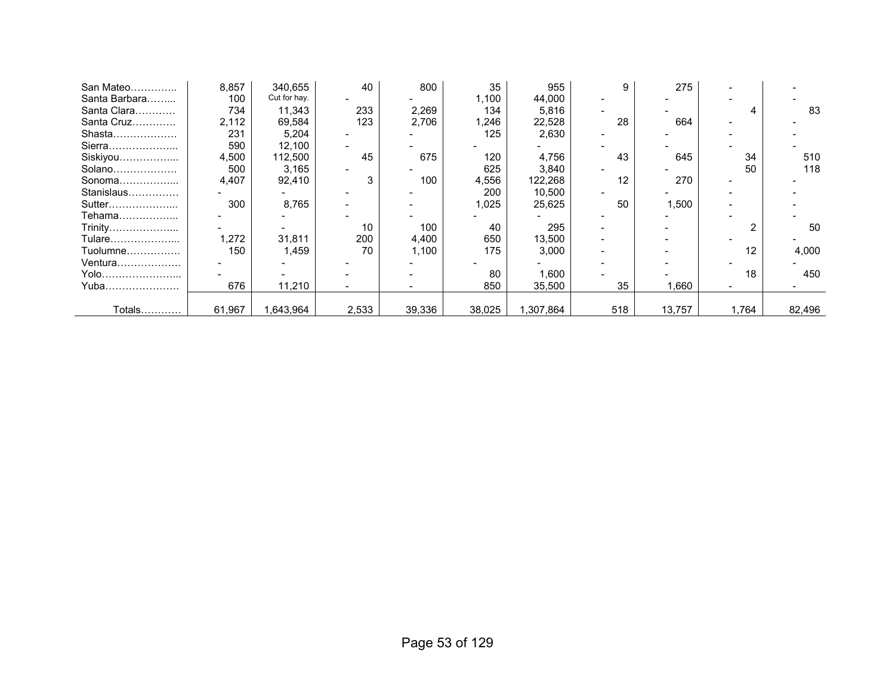| | | | | | | | | | | |
|---|---|---|---|---|---|---|---|---|---|---|
| San Mateo………….. | 8,857 | 340,655 | 40 | 800 | 35 | 955 | 9 | 275 | - | - |
| Santa Barbara……... | 100 | Cut for hay. | - | - | 1,100 | 44,000 | - | - | - | - |
| Santa Clara………… | 734 | 11,343 | 233 | 2,269 | 134 | 5,816 | - | - | 4 | 83 |
| Santa Cruz…………. | 2,112 | 69,584 | 123 | 2,706 | 1,246 | 22,528 | 28 | 664 | - | - |
| Shasta………………. | 231 | 5,204 | - | - | 125 | 2,630 | - | - | - | - |
| Sierra………………... | 590 | 12,100 | - | - | - | - | - | - | - | - |
| Siskiyou……………... | 4,500 | 112,500 | 45 | 675 | 120 | 4,756 | 43 | 645 | 34 | 510 |
| Solano………………. | 500 | 3,165 | - | - | 625 | 3,840 | - | - | 50 | 118 |
| Sonoma……………... | 4,407 | 92,410 | 3 | 100 | 4,556 | 122,268 | 12 | 270 | - | - |
| Stanislaus…………… | - | - | - | - | 200 | 10,500 | - | - | - | - |
| Sutter………………... | 300 | 8,765 | - | - | 1,025 | 25,625 | 50 | 1,500 | - | - |
| Tehama……………... | - | - | - | - | - | - | - | - | - | - |
| Trinity………………... | - | - | 10 | 100 | 40 | 295 | - | - | 2 | 50 |
| Tulare………………... | 1,272 | 31,811 | 200 | 4,400 | 650 | 13,500 | - | - | - | - |
| Tuolumne……………. | 150 | 1,459 | 70 | 1,100 | 175 | 3,000 | - | - | 12 | 4,000 |
| Ventura………………. | - | - | - | - | - | - | - | - | - | - |
| Yolo…………………... | - | - | - | - | 80 | 1,600 | - | - | 18 | 450 |
| Yuba…………………. | 676 | 11,210 | - | - | 850 | 35,500 | 35 | 1,660 | - | - |
| Totals………… | 61,967 | 1,643,964 | 2,533 | 39,336 | 38,025 | 1,307,864 | 518 | 13,757 | 1,764 | 82,496 |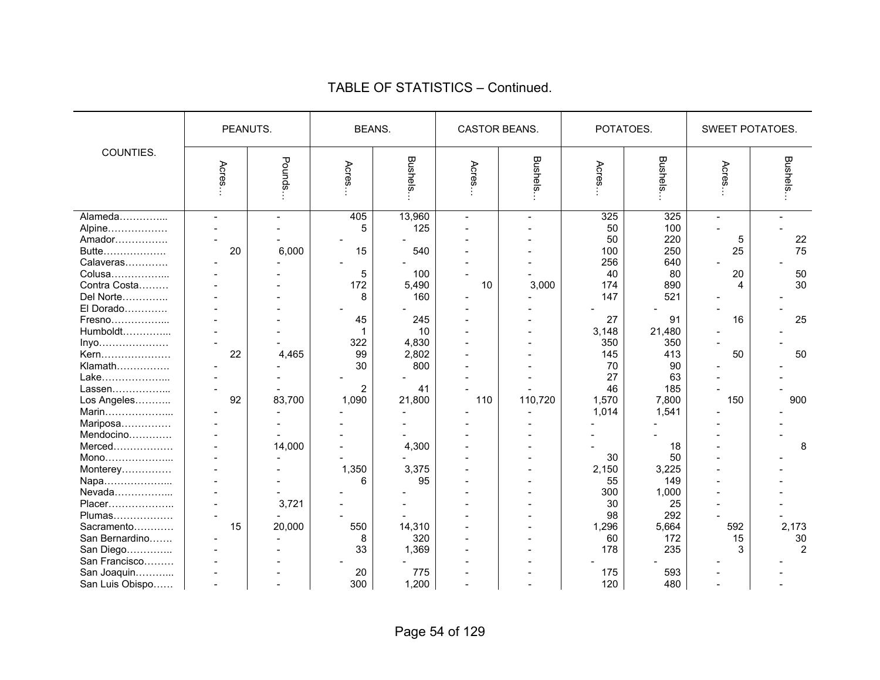## TABLE OF STATISTICS – Continued.

| COUNTIES. | PEANUTS. | | BEANS. | | CASTOR BEANS. | | POTATOES. | | SWEET POTATOES. | |
|---|---|---|---|---|---|---|---|---|---|---|
| | Acres… | Pounds… | Acres… | Bushels… | Acres… | Bushels… | Acres… | Bushels… | Acres… | Bushels… |
| Alameda………….... | - | - | 405 | 13,960 | - | - | 325 | 325 | - | - |
| Alpine……………… | - | - | 5 | 125 | - | - | 50 | 100 | - | - |
| Amador……………. | - | - | - | - | - | - | 50 | 220 | 5 | 22 |
| Butte………………. | 20 | 6,000 | 15 | 540 | - | - | 100 | 250 | 25 | 75 |
| Calaveras…………. | - | - | - | - | - | - | 256 | 640 | - | - |
| Colusa……………... | - | - | 5 | 100 | - | - | 40 | 80 | 20 | 50 |
| Contra Costa……… | - | - | 172 | 5,490 | 10 | 3,000 | 174 | 890 | 4 | 30 |
| Del Norte………….. | - | - | 8 | 160 | - | - | 147 | 521 | - | - |
| El Dorado………… | - | - | - | - | - | - | - | - | - | - |
| Fresno……………... | - | - | 45 | 245 | - | - | 27 | 91 | 16 | 25 |
| Humboldt…………... | - | - | 1 | 10 | - | - | 3,148 | 21,480 | - | - |
| Inyo………………… | - | - | 322 | 4,830 | - | - | 350 | 350 | - | - |
| Kern………………… | 22 | 4,465 | 99 | 2,802 | - | - | 145 | 413 | 50 | 50 |
| Klamath……………. | - | - | 30 | 800 | - | - | 70 | 90 | - | - |
| Lake………………... | - | - | - | - | - | - | 27 | 63 | - | - |
| Lassen……………... | - | - | 2 | 41 | - | - | 46 | 185 | - | - |
| Los Angeles……….. | 92 | 83,700 | 1,090 | 21,800 | 110 | 110,720 | 1,570 | 7,800 | 150 | 900 |
| Marin………………... | - | - | - | - | - | - | 1,014 | 1,541 | - | - |
| Mariposa…………… | - | - | - | - | - | - | - | - | - | - |
| Mendocino………… | - | - | - | - | - | - | - | - | - | - |
| Merced……………… | - | 14,000 | - | 4,300 | - | - | - | 18 | - | 8 |
| Mono………………... | - | - | - | - | - | - | 30 | 50 | - | - |
| Monterey…………… | - | - | 1,350 | 3,375 | - | - | 2,150 | 3,225 | - | - |
| Napa………………... | - | - | 6 | 95 | - | - | 55 | 149 | - | - |
| Nevada……………... | - | - | - | - | - | - | 300 | 1,000 | - | - |
| Placer……………….. | - | 3,721 | - | - | - | - | 30 | 25 | - | - |
| Plumas……………… | - | - | - | - | - | - | 98 | 292 | - | - |
| Sacramento………… | 15 | 20,000 | 550 | 14,310 | - | - | 1,296 | 5,664 | 592 | 2,173 |
| San Bernardino……. | - | - | 8 | 320 | - | - | 60 | 172 | 15 | 30 |
| San Diego………….. | - | - | 33 | 1,369 | - | - | 178 | 235 | 3 | 2 |
| San Francisco……… | - | - | - | - | - | - | - | - | - | - |
| San Joaquin………... | - | - | 20 | 775 | - | - | 175 | 593 | - | - |
| San Luis Obispo…… | - | - | 300 | 1,200 | - | - | 120 | 480 | - | - |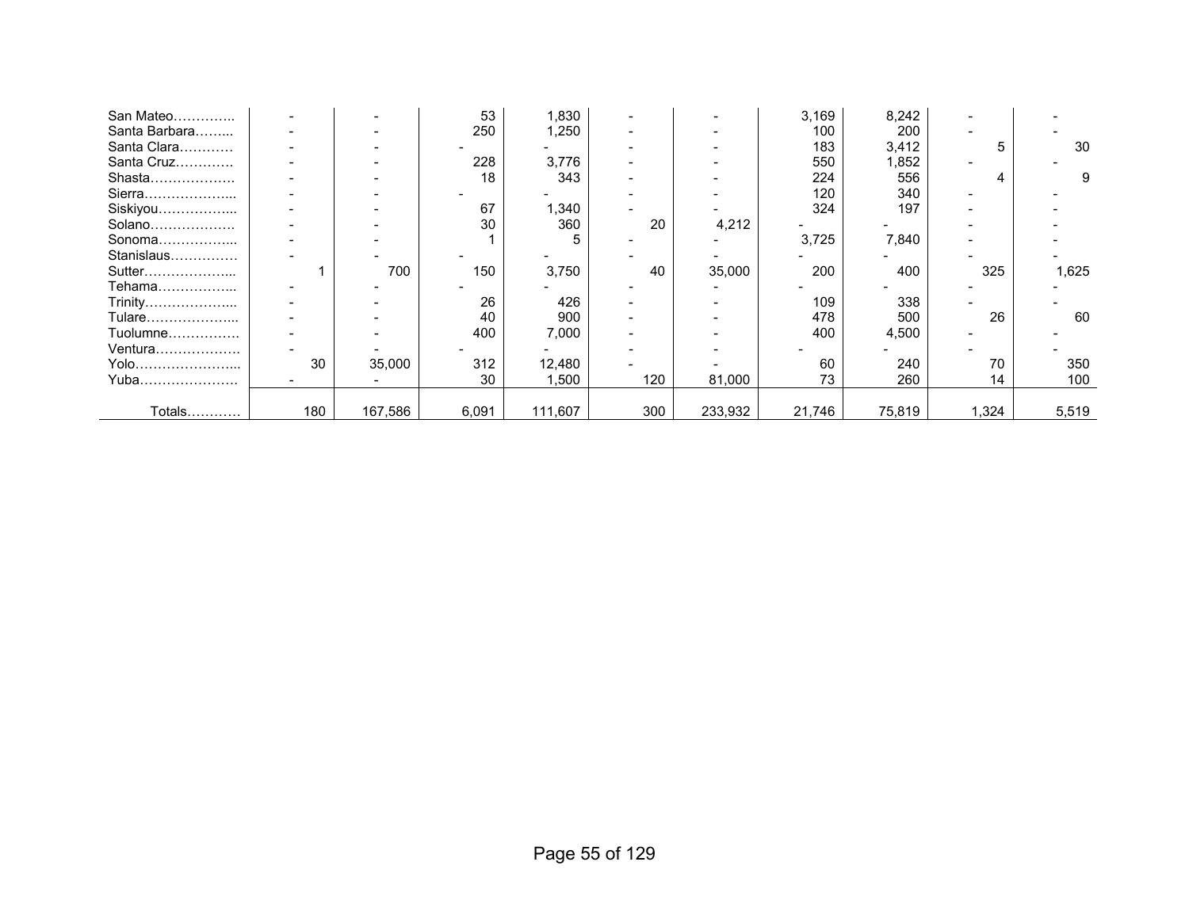| | | | | | | | | | | |
|---|---|---|---|---|---|---|---|---|---|---|
| San Mateo………….. | - | - | 53 | 1,830 | - | - | 3,169 | 8,242 | - | - |
| Santa Barbara……... | - | - | 250 | 1,250 | - | - | 100 | 200 | - | - |
| Santa Clara………… | - | - | - | - | - | - | 183 | 3,412 | 5 | 30 |
| Santa Cruz…………. | - | - | 228 | 3,776 | - | - | 550 | 1,852 | - | - |
| Shasta………………. | - | - | 18 | 343 | - | - | 224 | 556 | 4 | 9 |
| Sierra………………... | - | - | - | - | - | - | 120 | 340 | - | - |
| Siskiyou……………... | - | - | 67 | 1,340 | - | - | 324 | 197 | - | - |
| Solano………………. | - | - | 30 | 360 | 20 | 4,212 | - | - | - | - |
| Sonoma……………... | - | - | 1 | 5 | - | - | 3,725 | 7,840 | - | - |
| Stanislaus…………… | - | - | - | - | - | - | - | - | - | - |
| Sutter………………... | 1 | 700 | 150 | 3,750 | 40 | 35,000 | 200 | 400 | 325 | 1,625 |
| Tehama……………... | - | - | - | - | - | - | - | - | - | - |
| Trinity………………... | - | - | 26 | 426 | - | - | 109 | 338 | - | - |
| Tulare………………... | - | - | 40 | 900 | - | - | 478 | 500 | 26 | 60 |
| Tuolumne……………. | - | - | 400 | 7,000 | - | - | 400 | 4,500 | - | - |
| Ventura………………. | - | - | - | - | - | - | - | - | - | - |
| Yolo…………………... | 30 | 35,000 | 312 | 12,480 | - | - | 60 | 240 | 70 | 350 |
| Yuba…………………. | - | - | 30 | 1,500 | 120 | 81,000 | 73 | 260 | 14 | 100 |
| Totals………… | 180 | 167,586 | 6,091 | 111,607 | 300 | 233,932 | 21,746 | 75,819 | 1,324 | 5,519 |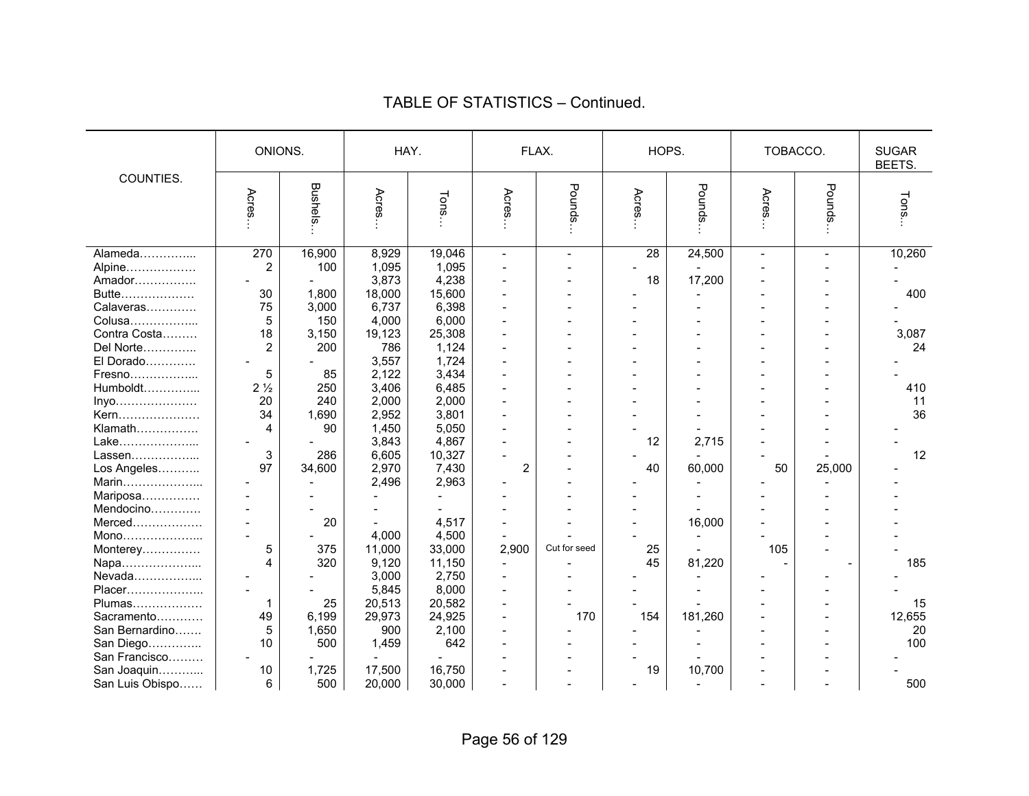## TABLE OF STATISTICS – Continued.

| COUNTIES. | ONIONS. | | HAY. | | FLAX. | | HOPS. | | TOBACCO. | | SUGAR BEETS. |
|---|---|---|---|---|---|---|---|---|---|---|---|
| | Acres… | Bushels… | Acres… | Tons… | Acres… | Pounds… | Acres… | Pounds… | Acres… | Pounds… | Tons… |
| Alameda………….. | 270 | 16,900 | 8,929 | 19,046 | - | - | 28 | 24,500 | - | - | 10,260 |
| Alpine……………… | 2 | 100 | 1,095 | 1,095 | - | - | - | - | - | - | - |
| Amador……………. | - | - | 3,873 | 4,238 | - | - | 18 | 17,200 | - | - | - |
| Butte………………. | 30 | 1,800 | 18,000 | 15,600 | - | - | - | - | - | - | 400 |
| Calaveras…………. | 75 | 3,000 | 6,737 | 6,398 | - | - | - | - | - | - | - |
| Colusa…………….. | 5 | 150 | 4,000 | 6,000 | - | - | - | - | - | - | - |
| Contra Costa……… | 18 | 3,150 | 19,123 | 25,308 | - | - | - | - | - | - | 3,087 |
| Del Norte………….. | 2 | 200 | 786 | 1,124 | - | - | - | - | - | - | 24 |
| El Dorado…………. | - | - | 3,557 | 1,724 | - | - | - | - | - | - | - |
| Fresno…………….. | 5 | 85 | 2,122 | 3,434 | - | - | - | - | - | - | - |
| Humboldt………….. | 2 ½ | 250 | 3,406 | 6,485 | - | - | - | - | - | - | 410 |
| Inyo………………… | 20 | 240 | 2,000 | 2,000 | - | - | - | - | - | - | 11 |
| Kern………………… | 34 | 1,690 | 2,952 | 3,801 | - | - | - | - | - | - | 36 |
| Klamath……………. | 4 | 90 | 1,450 | 5,050 | - | - | - | - | - | - | - |
| Lake……………….. | - | - | 3,843 | 4,867 | - | - | 12 | 2,715 | - | - | - |
| Lassen…………….. | 3 | 286 | 6,605 | 10,327 | - | - | - | - | - | - | 12 |
| Los Angeles……….. | 97 | 34,600 | 2,970 | 7,430 | 2 | - | 40 | 60,000 | 50 | 25,000 | - |
| Marin……………….. | - | - | 2,496 | 2,963 | - | - | - | - | - | - | - |
| Mariposa…………… | - | - | - | - | - | - | - | - | - | - | - |
| Mendocino…………. | - | - | - | - | - | - | - | - | - | - | - |
| Merced……………… | - | 20 | - | 4,517 | - | - | - | 16,000 | - | - | - |
| Mono……………….. | - | - | 4,000 | 4,500 | - | - | - | - | - | - | - |
| Monterey…………… | 5 | 375 | 11,000 | 33,000 | 2,900 | Cut for seed | 25 | - | 105 | - | - |
| Napa……………….. | 4 | 320 | 9,120 | 11,150 | - | - | 45 | 81,220 | - | - | 185 |
| Nevada…………….. | - | - | 3,000 | 2,750 | - | - | - | - | - | - | - |
| Placer……………… | - | - | 5,845 | 8,000 | - | - | - | - | - | - | - |
| Plumas……………… | 1 | 25 | 20,513 | 20,582 | - | - | - | - | - | - | 15 |
| Sacramento………… | 49 | 6,199 | 29,973 | 24,925 | - | 170 | 154 | 181,260 | - | - | 12,655 |
| San Bernardino……. | 5 | 1,650 | 900 | 2,100 | - | - | - | - | - | - | 20 |
| San Diego………….. | 10 | 500 | 1,459 | 642 | - | - | - | - | - | - | 100 |
| San Francisco……… | - | - | - | - | - | - | - | - | - | - | - |
| San Joaquin……….. | 10 | 1,725 | 17,500 | 16,750 | - | - | 19 | 10,700 | - | - | - |
| San Luis Obispo…… | 6 | 500 | 20,000 | 30,000 | - | - | - | - | - | - | 500 |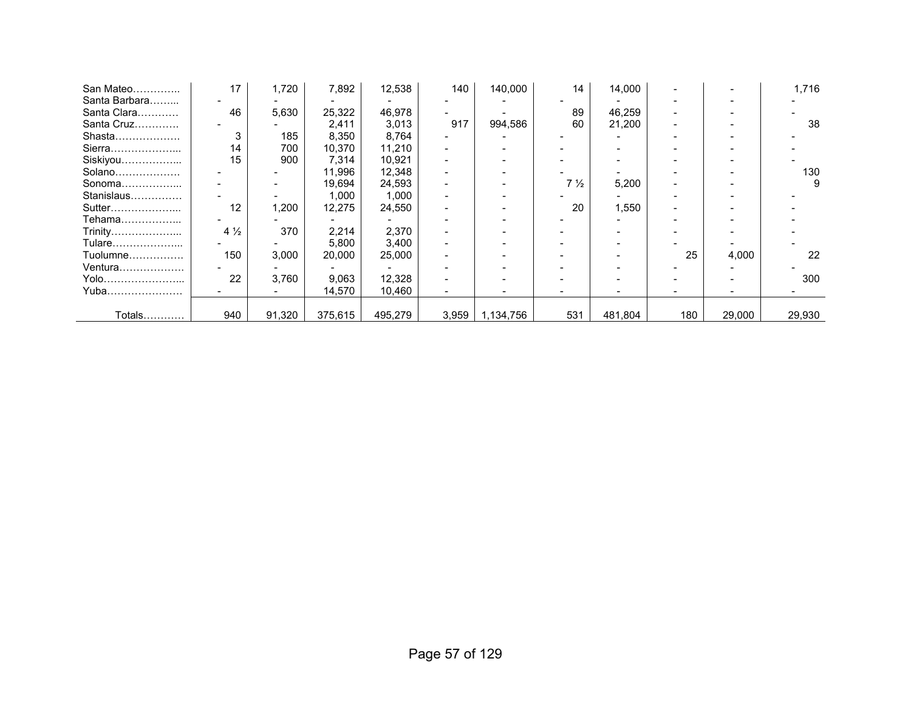| | | | | | | | | | | | |
|---|---|---|---|---|---|---|---|---|---|---|---|
| San Mateo………….. | 17 | 1,720 | 7,892 | 12,538 | 140 | 140,000 | 14 | 14,000 | - | - | 1,716 |
| Santa Barbara……... | - | - | - | - | - | - | - | - | - | - | - |
| Santa Clara………… | 46 | 5,630 | 25,322 | 46,978 | - | - | 89 | 46,259 | - | - | - |
| Santa Cruz…………. | - | - | 2,411 | 3,013 | 917 | 994,586 | 60 | 21,200 | - | - | 38 |
| Shasta………………. | 3 | 185 | 8,350 | 8,764 | - | - | - | - | - | - | - |
| Sierra………………... | 14 | 700 | 10,370 | 11,210 | - | - | - | - | - | - | - |
| Siskiyou……………... | 15 | 900 | 7,314 | 10,921 | - | - | - | - | - | - | - |
| Solano………………. | - | - | 11,996 | 12,348 | - | - | - | - | - | - | 130 |
| Sonoma……………... | - | - | 19,694 | 24,593 | - | - | 7 ½ | 5,200 | - | - | 9 |
| Stanislaus…………… | - | - | 1,000 | 1,000 | - | - | - | - | - | - | - |
| Sutter………………... | 12 | 1,200 | 12,275 | 24,550 | - | - | 20 | 1,550 | - | - | - |
| Tehama……………... | - | - | - | - | - | - | - | - | - | - | - |
| Trinity………………... | 4 ½ | 370 | 2,214 | 2,370 | - | - | - | - | - | - | - |
| Tulare………………... | - | - | 5,800 | 3,400 | - | - | - | - | - | - | - |
| Tuolumne……………. | 150 | 3,000 | 20,000 | 25,000 | - | - | - | - | 25 | 4,000 | 22 |
| Ventura………………. | - | - | - | - | - | - | - | - | - | - | - |
| Yolo…………………... | 22 | 3,760 | 9,063 | 12,328 | - | - | - | - | - | - | 300 |
| Yuba…………………. | - | - | 14,570 | 10,460 | - | - | - | - | - | - | - |
| Totals………… | 940 | 91,320 | 375,615 | 495,279 | 3,959 | 1,134,756 | 531 | 481,804 | 180 | 29,000 | 29,930 |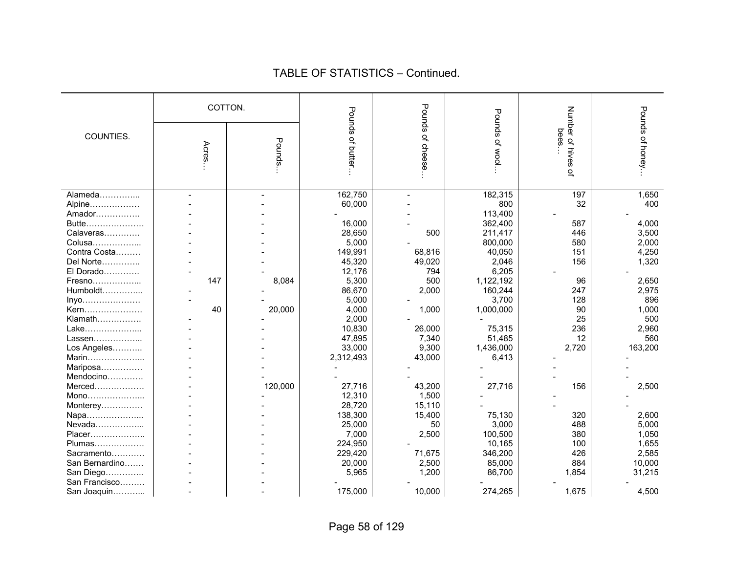## TABLE OF STATISTICS – Continued.

| COUNTIES. | COTTON. | | Pounds of butter… | Pounds of cheese… | Pounds of wool… | Number of hives of bees… | Pounds of honey… |
|---|---|---|---|---|---|---|---|
| | Acres… | Pounds… | | | | | |
| Alameda………….... | - | - | 162,750 | - | 182,315 | 197 | 1,650 |
| Alpine……………… | - | - | 60,000 | - | 800 | 32 | 400 |
| Amador……………. | - | - | - | - | 113,400 | - | - |
| Butte………………… | - | - | 16,000 | - | 362,400 | 587 | 4,000 |
| Calaveras…………. | - | - | 28,650 | 500 | 211,417 | 446 | 3,500 |
| Colusa……………... | - | - | 5,000 | - | 800,000 | 580 | 2,000 |
| Contra Costa……… | - | - | 149,991 | 68,816 | 40,050 | 151 | 4,250 |
| Del Norte………….. | - | - | 45,320 | 49,020 | 2,046 | 156 | 1,320 |
| El Dorado…………. | - | - | 12,176 | 794 | 6,205 | - | - |
| Fresno……………... | 147 | 8,084 | 5,300 | 500 | 1,122,192 | 96 | 2,650 |
| Humboldt…………... | - | - | 86,670 | 2,000 | 160,244 | 247 | 2,975 |
| Inyo………………… | - | - | 5,000 | - | 3,700 | 128 | 896 |
| Kern………………… | 40 | 20,000 | 4,000 | 1,000 | 1,000,000 | 90 | 1,000 |
| Klamath……………. | - | - | 2,000 | - | - | 25 | 500 |
| Lake………………... | - | - | 10,830 | 26,000 | 75,315 | 236 | 2,960 |
| Lassen……………... | - | - | 47,895 | 7,340 | 51,485 | 12 | 560 |
| Los Angeles……….. | - | - | 33,000 | 9,300 | 1,436,000 | 2,720 | 163,200 |
| Marin………………... | - | - | 2,312,493 | 43,000 | 6,413 | - | - |
| Mariposa…………… | - | - | - | - | - | - | - |
| Mendocino………… | - | - | - | - | - | - | - |
| Merced……………… | - | 120,000 | 27,716 | 43,200 | 27,716 | 156 | 2,500 |
| Mono………………... | - | - | 12,310 | 1,500 | - | - | - |
| Monterey…………… | - | - | 28,720 | 15,110 | - | - | - |
| Napa………………... | - | - | 138,300 | 15,400 | 75,130 | 320 | 2,600 |
| Nevada……………... | - | - | 25,000 | 50 | 3,000 | 488 | 5,000 |
| Placer……………….. | - | - | 7,000 | 2,500 | 100,500 | 380 | 1,050 |
| Plumas……………… | - | - | 224,950 | - | 10,165 | 100 | 1,655 |
| Sacramento………… | - | - | 229,420 | 71,675 | 346,200 | 426 | 2,585 |
| San Bernardino……. | - | - | 20,000 | 2,500 | 85,000 | 884 | 10,000 |
| San Diego………….. | - | - | 5,965 | 1,200 | 86,700 | 1,854 | 31,215 |
| San Francisco……… | - | - | - | - | - | - | - |
| San Joaquin………... | - | - | 175,000 | 10,000 | 274,265 | 1,675 | 4,500 |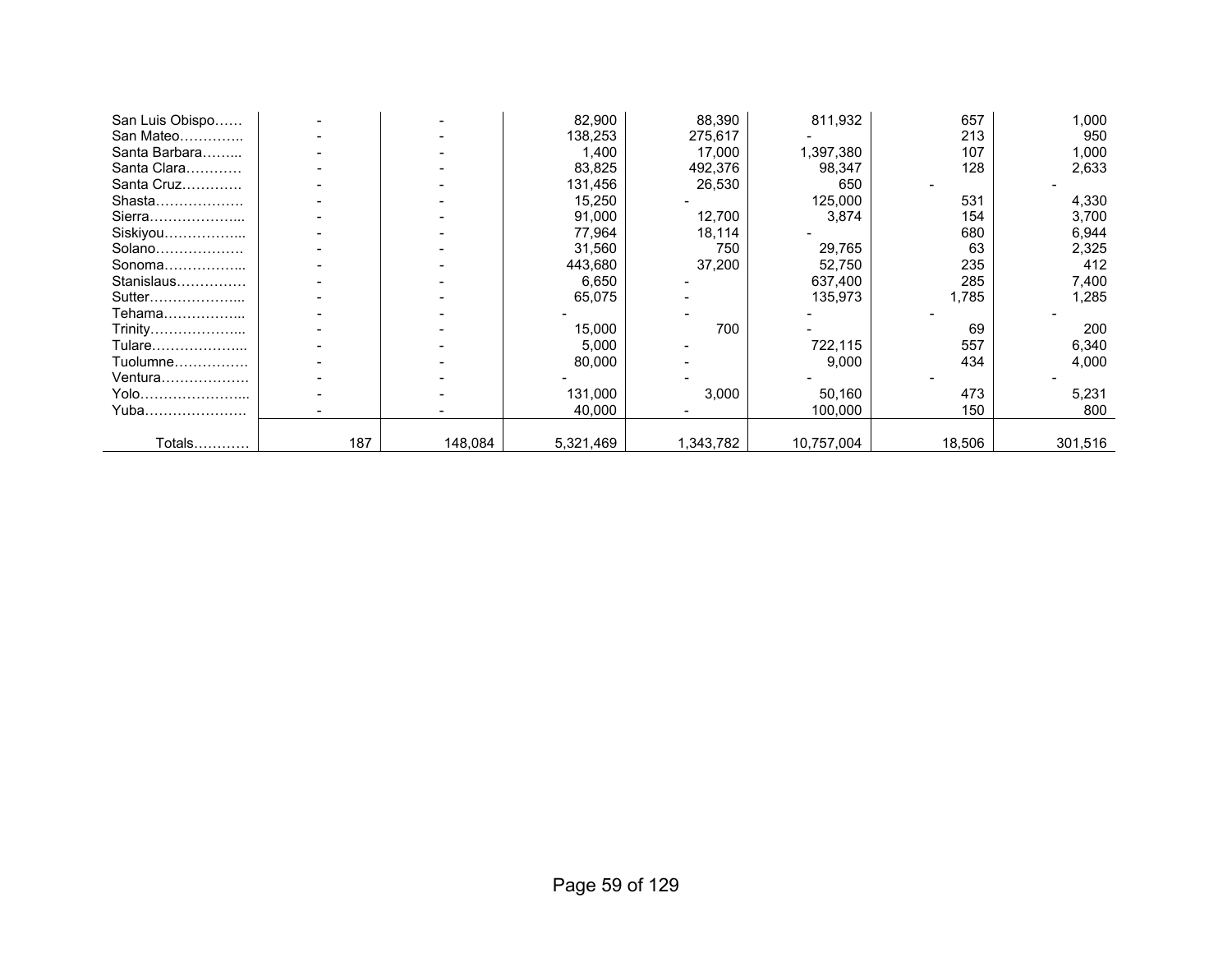| | | | | | | | |
|---|---|---|---|---|---|---|---|
| San Luis Obispo…… | - | - | 82,900 | 88,390 | 811,932 | 657 | 1,000 |
| San Mateo………….. | - | - | 138,253 | 275,617 | - | 213 | 950 |
| Santa Barbara…….... | - | - | 1,400 | 17,000 | 1,397,380 | 107 | 1,000 |
| Santa Clara………… | - | - | 83,825 | 492,376 | 98,347 | 128 | 2,633 |
| Santa Cruz………… | - | - | 131,456 | 26,530 | 650 | - | - |
| Shasta………………. | - | - | 15,250 | - | 125,000 | 531 | 4,330 |
| Sierra………………... | - | - | 91,000 | 12,700 | 3,874 | 154 | 3,700 |
| Siskiyou……………... | - | - | 77,964 | 18,114 | - | 680 | 6,944 |
| Solano………………. | - | - | 31,560 | 750 | 29,765 | 63 | 2,325 |
| Sonoma……………... | - | - | 443,680 | 37,200 | 52,750 | 235 | 412 |
| Stanislaus…………… | - | - | 6,650 | - | 637,400 | 285 | 7,400 |
| Sutter………………... | - | - | 65,075 | - | 135,973 | 1,785 | 1,285 |
| Tehama……………... | - | - | - | - | - | - | - |
| Trinity………………... | - | - | 15,000 | 700 | - | 69 | 200 |
| Tulare………………... | - | - | 5,000 | - | 722,115 | 557 | 6,340 |
| Tuolumne……………. | - | - | 80,000 | - | 9,000 | 434 | 4,000 |
| Ventura………………. | - | - | - | - | - | - | - |
| Yolo…………………... | - | - | 131,000 | 3,000 | 50,160 | 473 | 5,231 |
| Yuba…………………. | - | - | 40,000 | - | 100,000 | 150 | 800 |
| Totals………… | 187 | 148,084 | 5,321,469 | 1,343,782 | 10,757,004 | 18,506 | 301,516 |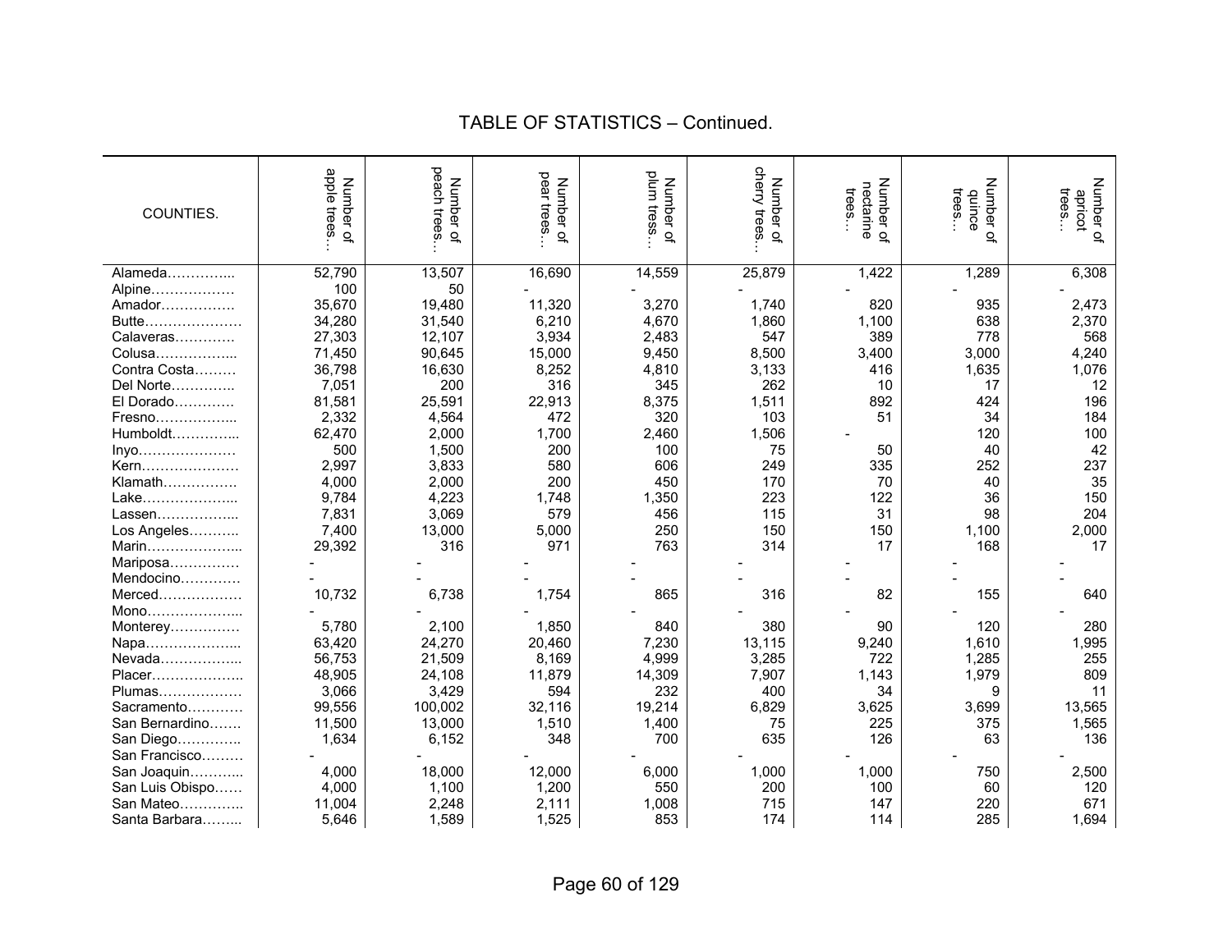## TABLE OF STATISTICS – Continued.

| COUNTIES. | Number of apple trees… | Number of peach trees… | Number of pear trees… | Number of plum tress… | Number of cherry trees… | Number of nectarine trees… | Number of quince trees… | Number of apricot trees… |
|---|---|---|---|---|---|---|---|---|
| Alameda………….. | 52,790 | 13,507 | 16,690 | 14,559 | 25,879 | 1,422 | 1,289 | 6,308 |
| Alpine……………… | 100 | 50 | - | - | - | - | - | - |
| Amador……………. | 35,670 | 19,480 | 11,320 | 3,270 | 1,740 | 820 | 935 | 2,473 |
| Butte………………… | 34,280 | 31,540 | 6,210 | 4,670 | 1,860 | 1,100 | 638 | 2,370 |
| Calaveras…………. | 27,303 | 12,107 | 3,934 | 2,483 | 547 | 389 | 778 | 568 |
| Colusa…………….. | 71,450 | 90,645 | 15,000 | 9,450 | 8,500 | 3,400 | 3,000 | 4,240 |
| Contra Costa……… | 36,798 | 16,630 | 8,252 | 4,810 | 3,133 | 416 | 1,635 | 1,076 |
| Del Norte………….. | 7,051 | 200 | 316 | 345 | 262 | 10 | 17 | 12 |
| El Dorado………… | 81,581 | 25,591 | 22,913 | 8,375 | 1,511 | 892 | 424 | 196 |
| Fresno…………….. | 2,332 | 4,564 | 472 | 320 | 103 | 51 | 34 | 184 |
| Humboldt………….. | 62,470 | 2,000 | 1,700 | 2,460 | 1,506 | - | 120 | 100 |
| Inyo………………… | 500 | 1,500 | 200 | 100 | 75 | 50 | 40 | 42 |
| Kern………………… | 2,997 | 3,833 | 580 | 606 | 249 | 335 | 252 | 237 |
| Klamath……………. | 4,000 | 2,000 | 200 | 450 | 170 | 70 | 40 | 35 |
| Lake……………….. | 9,784 | 4,223 | 1,748 | 1,350 | 223 | 122 | 36 | 150 |
| Lassen…………….. | 7,831 | 3,069 | 579 | 456 | 115 | 31 | 98 | 204 |
| Los Angeles……….. | 7,400 | 13,000 | 5,000 | 250 | 150 | 150 | 1,100 | 2,000 |
| Marin……………….. | 29,392 | 316 | 971 | 763 | 314 | 17 | 168 | 17 |
| Mariposa…………… | - | - | - | - | - | - | - | - |
| Mendocino………… | - | - | - | - | - | - | - | - |
| Merced……………… | 10,732 | 6,738 | 1,754 | 865 | 316 | 82 | 155 | 640 |
| Mono……………….. | - | - | - | - | - | - | - | - |
| Monterey…………… | 5,780 | 2,100 | 1,850 | 840 | 380 | 90 | 120 | 280 |
| Napa……………….. | 63,420 | 24,270 | 20,460 | 7,230 | 13,115 | 9,240 | 1,610 | 1,995 |
| Nevada…………….. | 56,753 | 21,509 | 8,169 | 4,999 | 3,285 | 722 | 1,285 | 255 |
| Placer……………….. | 48,905 | 24,108 | 11,879 | 14,309 | 7,907 | 1,143 | 1,979 | 809 |
| Plumas……………… | 3,066 | 3,429 | 594 | 232 | 400 | 34 | 9 | 11 |
| Sacramento………… | 99,556 | 100,002 | 32,116 | 19,214 | 6,829 | 3,625 | 3,699 | 13,565 |
| San Bernardino……. | 11,500 | 13,000 | 1,510 | 1,400 | 75 | 225 | 375 | 1,565 |
| San Diego………….. | 1,634 | 6,152 | 348 | 700 | 635 | 126 | 63 | 136 |
| San Francisco……… | - | - | - | - | - | - | - | - |
| San Joaquin……….. | 4,000 | 18,000 | 12,000 | 6,000 | 1,000 | 1,000 | 750 | 2,500 |
| San Luis Obispo…… | 4,000 | 1,100 | 1,200 | 550 | 200 | 100 | 60 | 120 |
| San Mateo………….. | 11,004 | 2,248 | 2,111 | 1,008 | 715 | 147 | 220 | 671 |
| Santa Barbara…….. | 5,646 | 1,589 | 1,525 | 853 | 174 | 114 | 285 | 1,694 |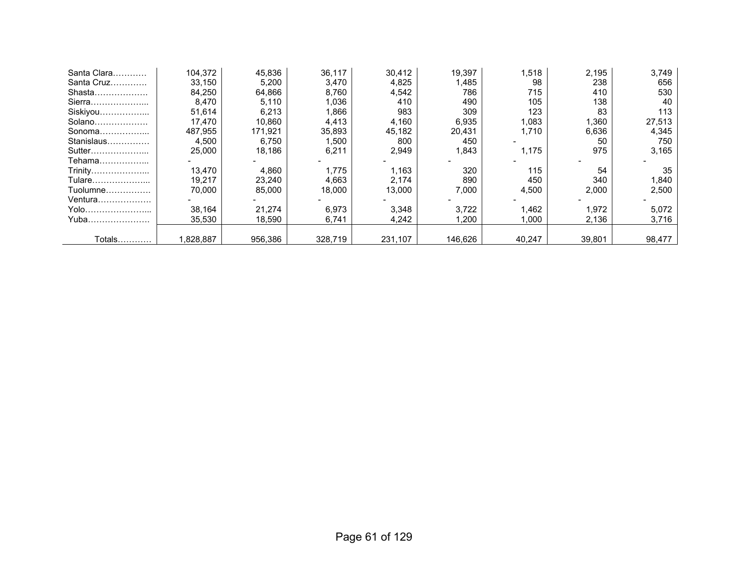|  |  |  |  |  |  |  |  |  |
|---|---|---|---|---|---|---|---|---|
| Santa Clara………… | 104,372 | 45,836 | 36,117 | 30,412 | 19,397 | 1,518 | 2,195 | 3,749 |
| Santa Cruz…………. | 33,150 | 5,200 | 3,470 | 4,825 | 1,485 | 98 | 238 | 656 |
| Shasta………………. | 84,250 | 64,866 | 8,760 | 4,542 | 786 | 715 | 410 | 530 |
| Sierra………………... | 8,470 | 5,110 | 1,036 | 410 | 490 | 105 | 138 | 40 |
| Siskiyou……………... | 51,614 | 6,213 | 1,866 | 983 | 309 | 123 | 83 | 113 |
| Solano………………. | 17,470 | 10,860 | 4,413 | 4,160 | 6,935 | 1,083 | 1,360 | 27,513 |
| Sonoma……………... | 487,955 | 171,921 | 35,893 | 45,182 | 20,431 | 1,710 | 6,636 | 4,345 |
| Stanislaus…………… | 4,500 | 6,750 | 1,500 | 800 | 450 | - | 50 | 750 |
| Sutter………………... | 25,000 | 18,186 | 6,211 | 2,949 | 1,843 | 1,175 | 975 | 3,165 |
| Tehama……………... | - | - | - | - | - | - | - | - |
| Trinity………………... | 13,470 | 4,860 | 1,775 | 1,163 | 320 | 115 | 54 | 35 |
| Tulare………………... | 19,217 | 23,240 | 4,663 | 2,174 | 890 | 450 | 340 | 1,840 |
| Tuolumne……………. | 70,000 | 85,000 | 18,000 | 13,000 | 7,000 | 4,500 | 2,000 | 2,500 |
| Ventura………………. | - | - | - | - | - | - | - | - |
| Yolo…………………... | 38,164 | 21,274 | 6,973 | 3,348 | 3,722 | 1,462 | 1,972 | 5,072 |
| Yuba…………………. | 35,530 | 18,590 | 6,741 | 4,242 | 1,200 | 1,000 | 2,136 | 3,716 |
| Totals………… | 1,828,887 | 956,386 | 328,719 | 231,107 | 146,626 | 40,247 | 39,801 | 98,477 |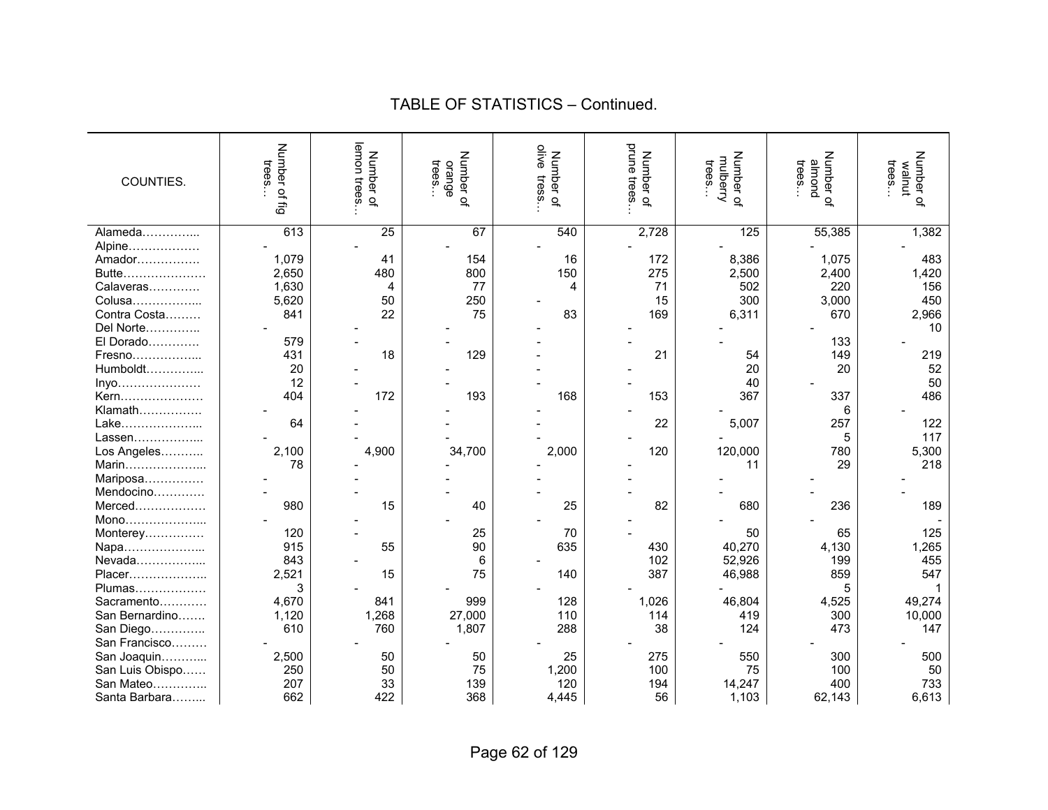## TABLE OF STATISTICS – Continued.

| COUNTIES. | Number of fig trees… | Number of lemon trees… | Number of orange trees… | Number of olive tress… | Number of prune trees… | Number of mulberry trees… | Number of almond trees… | Number of walnut trees… |
|---|---|---|---|---|---|---|---|---|
| Alameda………….... | 613 | 25 | 67 | 540 | 2,728 | 125 | 55,385 | 1,382 |
| Alpine……………… | - | - | - | - | - | - | - | - |
| Amador……………. | 1,079 | 41 | 154 | 16 | 172 | 8,386 | 1,075 | 483 |
| Butte………………… | 2,650 | 480 | 800 | 150 | 275 | 2,500 | 2,400 | 1,420 |
| Calaveras…………. | 1,630 | 4 | 77 | 4 | 71 | 502 | 220 | 156 |
| Colusa……………... | 5,620 | 50 | 250 | - | 15 | 300 | 3,000 | 450 |
| Contra Costa……… | 841 | 22 | 75 | 83 | 169 | 6,311 | 670 | 2,966 |
| Del Norte………….. | - | - | - | - | - | - | - | 10 |
| El Dorado………… | 579 | - | - | - | - | - | 133 | - |
| Fresno……………... | 431 | 18 | 129 | - | 21 | 54 | 149 | 219 |
| Humboldt…………... | 20 | - | - | - | - | 20 | 20 | 52 |
| Inyo………………… | 12 | - | - | - | - | 40 | - | 50 |
| Kern………………… | 404 | 172 | 193 | 168 | 153 | 367 | 337 | 486 |
| Klamath……………. | - | - | - | - | - | - | 6 | - |
| Lake………………... | 64 | - | - | - | 22 | 5,007 | 257 | 122 |
| Lassen……………... | - | - | - | - | - | - | 5 | 117 |
| Los Angeles……….. | 2,100 | 4,900 | 34,700 | 2,000 | 120 | 120,000 | 780 | 5,300 |
| Marin………………... | 78 | - | - | - | - | 11 | 29 | 218 |
| Mariposa…………… | - | - | - | - | - | - | - | - |
| Mendocino………… | - | - | - | - | - | - | - | - |
| Merced……………… | 980 | 15 | 40 | 25 | 82 | 680 | 236 | 189 |
| Mono………………... | - | - | - | - | - | - | - | - |
| Monterey…………… | 120 | - | 25 | 70 | - | 50 | 65 | 125 |
| Napa………………... | 915 | 55 | 90 | 635 | 430 | 40,270 | 4,130 | 1,265 |
| Nevada……………... | 843 | - | 6 | - | 102 | 52,926 | 199 | 455 |
| Placer……………….. | 2,521 | 15 | 75 | 140 | 387 | 46,988 | 859 | 547 |
| Plumas……………… | 3 | - | - | - | - | - | 5 | 1 |
| Sacramento………… | 4,670 | 841 | 999 | 128 | 1,026 | 46,804 | 4,525 | 49,274 |
| San Bernardino……. | 1,120 | 1,268 | 27,000 | 110 | 114 | 419 | 300 | 10,000 |
| San Diego………….. | 610 | 760 | 1,807 | 288 | 38 | 124 | 473 | 147 |
| San Francisco……… | - | - | - | - | - | - | - | - |
| San Joaquin………... | 2,500 | 50 | 50 | 25 | 275 | 550 | 300 | 500 |
| San Luis Obispo…… | 250 | 50 | 75 | 1,200 | 100 | 75 | 100 | 50 |
| San Mateo………….. | 207 | 33 | 139 | 120 | 194 | 14,247 | 400 | 733 |
| Santa Barbara……... | 662 | 422 | 368 | 4,445 | 56 | 1,103 | 62,143 | 6,613 |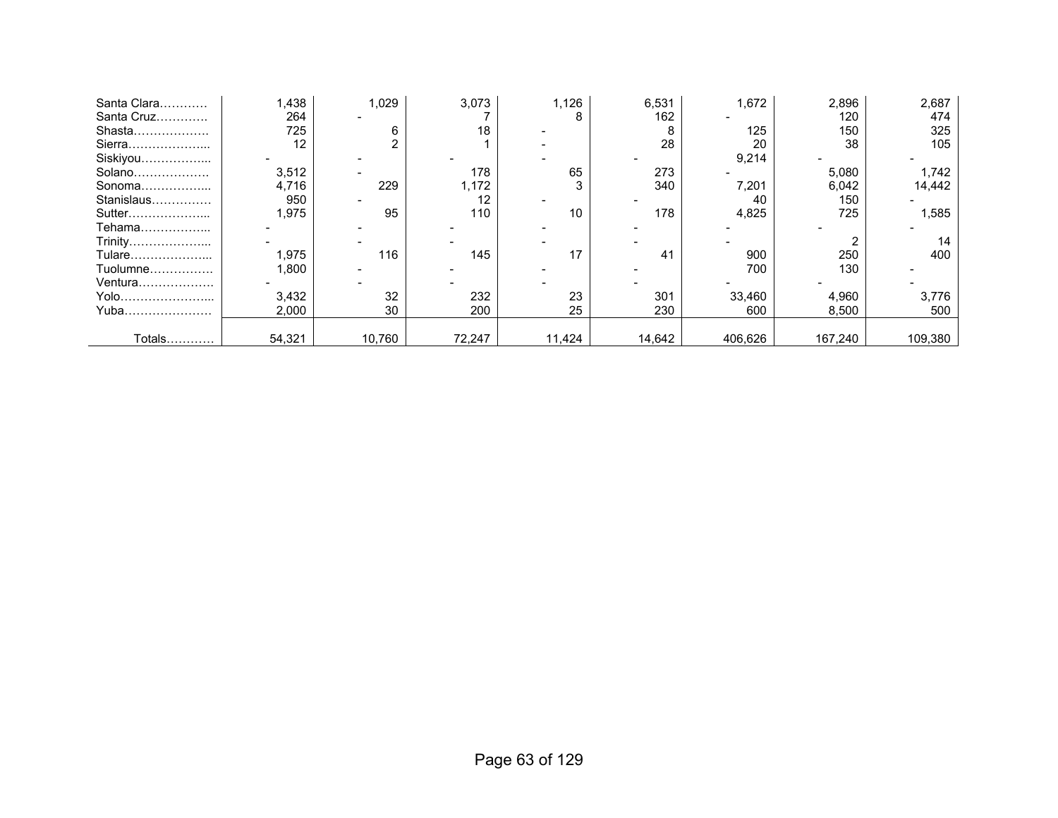| | | | | | | | | |
|---|---|---|---|---|---|---|---|---|
| Santa Clara………… | 1,438 | 1,029 | 3,073 | 1,126 | 6,531 | 1,672 | 2,896 | 2,687 |
| Santa Cruz…………. | 264 | - | 7 | 8 | 162 | - | 120 | 474 |
| Shasta………………. | 725 | 6 | 18 | - | 8 | 125 | 150 | 325 |
| Sierra………………... | 12 | 2 | 1 | - | 28 | 20 | 38 | 105 |
| Siskiyou……………... | - | - | - | - | - | 9,214 | - | - |
| Solano………………. | 3,512 | - | 178 | 65 | 273 | - | 5,080 | 1,742 |
| Sonoma……………... | 4,716 | 229 | 1,172 | 3 | 340 | 7,201 | 6,042 | 14,442 |
| Stanislaus…………… | 950 | - | 12 | - | - | 40 | 150 | - |
| Sutter………………... | 1,975 | 95 | 110 | 10 | 178 | 4,825 | 725 | 1,585 |
| Tehama……………... | - | - | - | - | - | - | - | - |
| Trinity………………... | - | - | - | - | - | - | 2 | 14 |
| Tulare………………... | 1,975 | 116 | 145 | 17 | 41 | 900 | 250 | 400 |
| Tuolumne……………. | 1,800 | - | - | - | - | 700 | 130 | - |
| Ventura………………. | - | - | - | - | - | - | - | - |
| Yolo…………………... | 3,432 | 32 | 232 | 23 | 301 | 33,460 | 4,960 | 3,776 |
| Yuba…………………. | 2,000 | 30 | 200 | 25 | 230 | 600 | 8,500 | 500 |
| Totals……….. | 54,321 | 10,760 | 72,247 | 11,424 | 14,642 | 406,626 | 167,240 | 109,380 |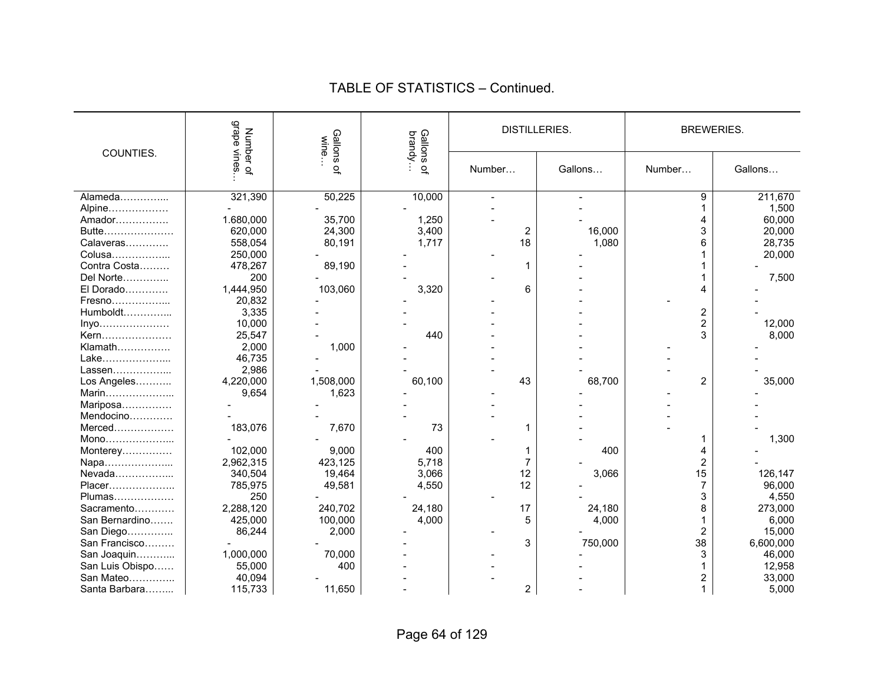## TABLE OF STATISTICS – Continued.

| COUNTIES. | Number of grape vines… | Gallons of wine… | Gallons of brandy… | DISTILLERIES. | | BREWERIES. | |
|---|---|---|---|---|---|---|---|
| | | | | Number… | Gallons… | Number… | Gallons… |
| Alameda………….. | 321,390 | 50,225 | 10,000 | - | - | 9 | 211,670 |
| Alpine……………… | - | - | - | - | - | 1 | 1,500 |
| Amador……………. | 1.680,000 | 35,700 | 1,250 | - | - | 4 | 60,000 |
| Butte………………… | 620,000 | 24,300 | 3,400 | 2 | 16,000 | 3 | 20,000 |
| Calaveras…………. | 558,054 | 80,191 | 1,717 | 18 | 1,080 | 6 | 28,735 |
| Colusa…………….. | 250,000 | - | - | - | - | 1 | 20,000 |
| Contra Costa……… | 478,267 | 89,190 | - | 1 | - | 1 | - |
| Del Norte………….. | 200 | - | - | - | - | 1 | 7,500 |
| El Dorado…………. | 1,444,950 | 103,060 | 3,320 | 6 | - | 4 | - |
| Fresno…………….. | 20,832 | - | - | - | - | - | - |
| Humboldt………….. | 3,335 | - | - | - | - | 2 | - |
| Inyo………………… | 10,000 | - | - | - | - | 2 | 12,000 |
| Kern………………… | 25,547 | - | 440 | - | - | 3 | 8,000 |
| Klamath……………. | 2,000 | 1,000 | - | - | - | - | - |
| Lake……………….. | 46,735 | - | - | - | - | - | - |
| Lassen…………….. | 2,986 | - | - | - | - | - | - |
| Los Angeles……….. | 4,220,000 | 1,508,000 | 60,100 | 43 | 68,700 | 2 | 35,000 |
| Marin……………….. | 9,654 | 1,623 | - | - | - | - | - |
| Mariposa…………… | - | - | - | - | - | - | - |
| Mendocino…………. | - | - | - | - | - | - | - |
| Merced……………… | 183,076 | 7,670 | 73 | 1 | - | - | - |
| Mono……………….. | - | - | - | - | - | 1 | 1,300 |
| Monterey…………… | 102,000 | 9,000 | 400 | 1 | 400 | 4 | - |
| Napa……………….. | 2,962,315 | 423,125 | 5,718 | 7 | - | 2 | - |
| Nevada…………….. | 340,504 | 19,464 | 3,066 | 12 | 3,066 | 15 | 126,147 |
| Placer……………….. | 785,975 | 49,581 | 4,550 | 12 | - | 7 | 96,000 |
| Plumas……………… | 250 | - | - | - | - | 3 | 4,550 |
| Sacramento………… | 2,288,120 | 240,702 | 24,180 | 17 | 24,180 | 8 | 273,000 |
| San Bernardino……. | 425,000 | 100,000 | 4,000 | 5 | 4,000 | 1 | 6,000 |
| San Diego………….. | 86,244 | 2,000 | - | - | - | 2 | 15,000 |
| San Francisco……… | - | - | - | 3 | 750,000 | 38 | 6,600,000 |
| San Joaquin………... | 1,000,000 | 70,000 | - | - | - | 3 | 46,000 |
| San Luis Obispo…… | 55,000 | 400 | - | - | - | 1 | 12,958 |
| San Mateo………….. | 40,094 | - | - | - | - | 2 | 33,000 |
| Santa Barbara……... | 115,733 | 11,650 | - | 2 | - | 1 | 5,000 |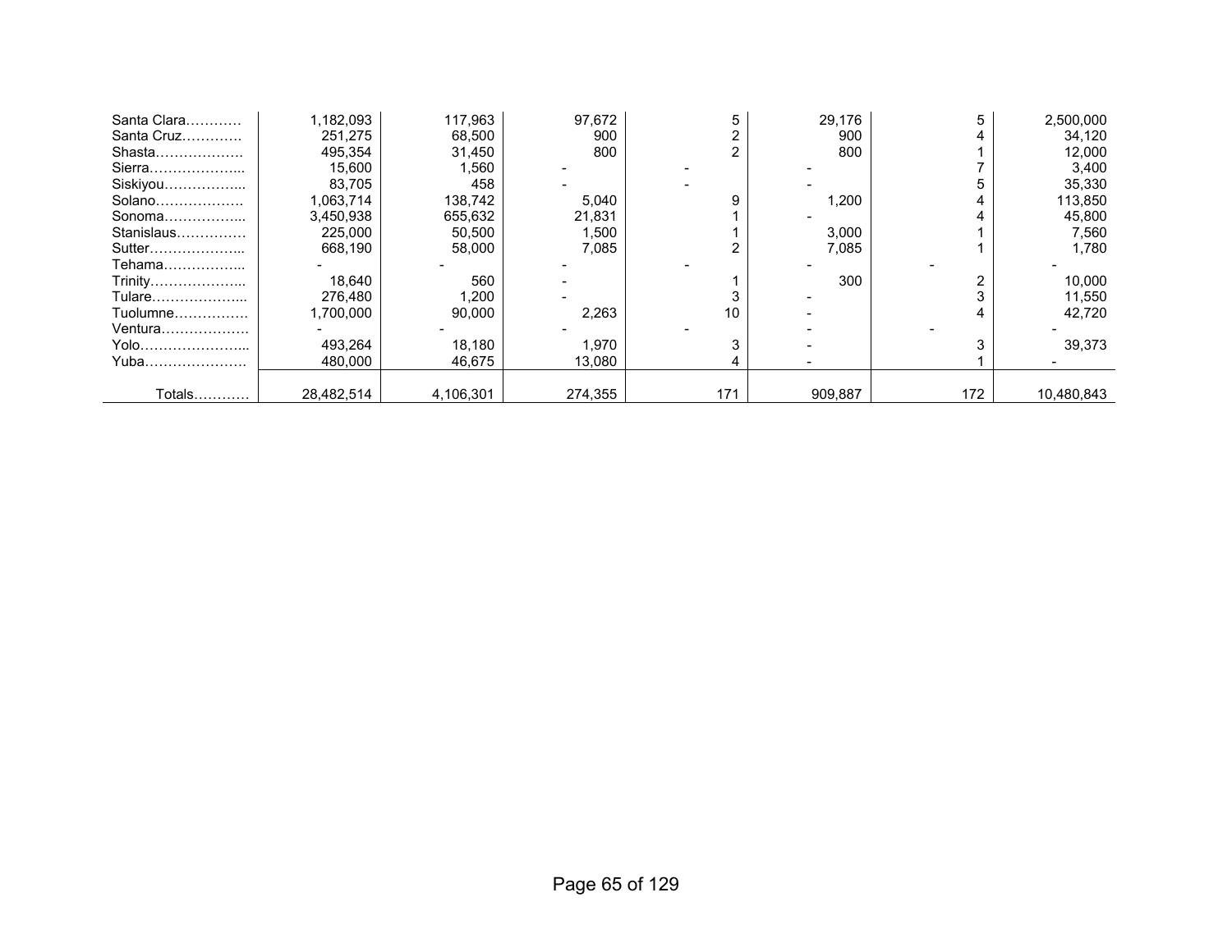| | | | | | | | |
|---|---|---|---|---|---|---|---|
| Santa Clara………… | 1,182,093 | 117,963 | 97,672 | 5 | 29,176 | 5 | 2,500,000 |
| Santa Cruz…………. | 251,275 | 68,500 | 900 | 2 | 900 | 4 | 34,120 |
| Shasta………………. | 495,354 | 31,450 | 800 | 2 | 800 | 1 | 12,000 |
| Sierra………………... | 15,600 | 1,560 | - | - | - | 7 | 3,400 |
| Siskiyou……………... | 83,705 | 458 | - | - | - | 5 | 35,330 |
| Solano………………. | 1,063,714 | 138,742 | 5,040 | 9 | 1,200 | 4 | 113,850 |
| Sonoma……………... | 3,450,938 | 655,632 | 21,831 | 1 | - | 4 | 45,800 |
| Stanislaus…………… | 225,000 | 50,500 | 1,500 | 1 | 3,000 | 1 | 7,560 |
| Sutter………………... | 668,190 | 58,000 | 7,085 | 2 | 7,085 | 1 | 1,780 |
| Tehama……………... | - | - | - | - | - | - | - |
| Trinity………………... | 18,640 | 560 | - | 1 | 300 | 2 | 10,000 |
| Tulare………………... | 276,480 | 1,200 | - | 3 | - | 3 | 11,550 |
| Tuolumne……………. | 1,700,000 | 90,000 | 2,263 | 10 | - | 4 | 42,720 |
| Ventura………………. | - | - | - | - | - | - | - |
| Yolo…………………... | 493,264 | 18,180 | 1,970 | 3 | - | 3 | 39,373 |
| Yuba…………………. | 480,000 | 46,675 | 13,080 | 4 | - | 1 | - |
| Totals………… | 28,482,514 | 4,106,301 | 274,355 | 171 | 909,887 | 172 | 10,480,843 |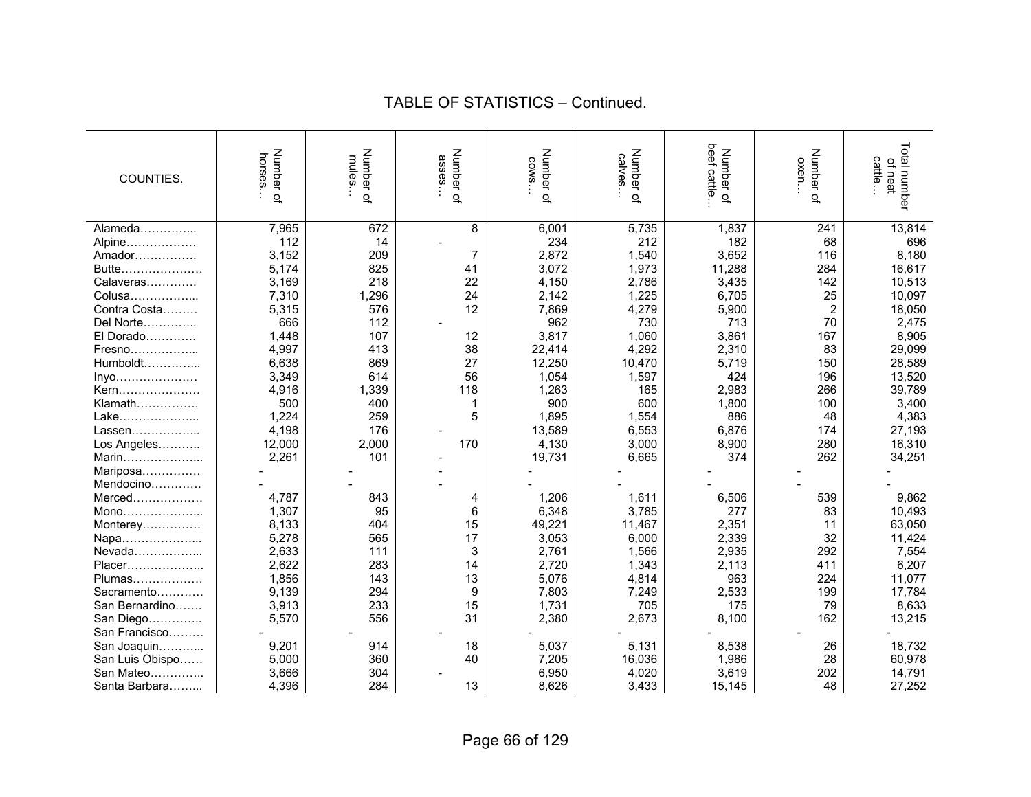## TABLE OF STATISTICS – Continued.

| COUNTIES. | Number of horses… | Number of mules… | Number of asses… | Number of cows… | Number of calves… | Number of beef cattle… | Number of oxen… | Total number of neat cattle… |
|---|---|---|---|---|---|---|---|---|
| Alameda………….... | 7,965 | 672 | 8 | 6,001 | 5,735 | 1,837 | 241 | 13,814 |
| Alpine……………… | 112 | 14 | - | 234 | 212 | 182 | 68 | 696 |
| Amador……………. | 3,152 | 209 | 7 | 2,872 | 1,540 | 3,652 | 116 | 8,180 |
| Butte………………… | 5,174 | 825 | 41 | 3,072 | 1,973 | 11,288 | 284 | 16,617 |
| Calaveras…………. | 3,169 | 218 | 22 | 4,150 | 2,786 | 3,435 | 142 | 10,513 |
| Colusa……………... | 7,310 | 1,296 | 24 | 2,142 | 1,225 | 6,705 | 25 | 10,097 |
| Contra Costa……… | 5,315 | 576 | 12 | 7,869 | 4,279 | 5,900 | 2 | 18,050 |
| Del Norte………….. | 666 | 112 | - | 962 | 730 | 713 | 70 | 2,475 |
| El Dorado…………. | 1,448 | 107 | 12 | 3,817 | 1,060 | 3,861 | 167 | 8,905 |
| Fresno……………... | 4,997 | 413 | 38 | 22,414 | 4,292 | 2,310 | 83 | 29,099 |
| Humboldt…………... | 6,638 | 869 | 27 | 12,250 | 10,470 | 5,719 | 150 | 28,589 |
| Inyo………………… | 3,349 | 614 | 56 | 1,054 | 1,597 | 424 | 196 | 13,520 |
| Kern………………… | 4,916 | 1,339 | 118 | 1,263 | 165 | 2,983 | 266 | 39,789 |
| Klamath……………. | 500 | 400 | 1 | 900 | 600 | 1,800 | 100 | 3,400 |
| Lake………………... | 1,224 | 259 | 5 | 1,895 | 1,554 | 886 | 48 | 4,383 |
| Lassen……………... | 4,198 | 176 | - | 13,589 | 6,553 | 6,876 | 174 | 27,193 |
| Los Angeles……….. | 12,000 | 2,000 | 170 | 4,130 | 3,000 | 8,900 | 280 | 16,310 |
| Marin………………... | 2,261 | 101 | - | 19,731 | 6,665 | 374 | 262 | 34,251 |
| Mariposa…………… | - | - | - | - | - | - | - | - |
| Mendocino…………. | - | - | - | - | - | - | - | - |
| Merced……………… | 4,787 | 843 | 4 | 1,206 | 1,611 | 6,506 | 539 | 9,862 |
| Mono………………... | 1,307 | 95 | 6 | 6,348 | 3,785 | 277 | 83 | 10,493 |
| Monterey…………… | 8,133 | 404 | 15 | 49,221 | 11,467 | 2,351 | 11 | 63,050 |
| Napa………………... | 5,278 | 565 | 17 | 3,053 | 6,000 | 2,339 | 32 | 11,424 |
| Nevada……………... | 2,633 | 111 | 3 | 2,761 | 1,566 | 2,935 | 292 | 7,554 |
| Placer……………….. | 2,622 | 283 | 14 | 2,720 | 1,343 | 2,113 | 411 | 6,207 |
| Plumas……………… | 1,856 | 143 | 13 | 5,076 | 4,814 | 963 | 224 | 11,077 |
| Sacramento………… | 9,139 | 294 | 9 | 7,803 | 7,249 | 2,533 | 199 | 17,784 |
| San Bernardino……. | 3,913 | 233 | 15 | 1,731 | 705 | 175 | 79 | 8,633 |
| San Diego………….. | 5,570 | 556 | 31 | 2,380 | 2,673 | 8,100 | 162 | 13,215 |
| San Francisco……… | - | - | - | - | - | - | - | - |
| San Joaquin………... | 9,201 | 914 | 18 | 5,037 | 5,131 | 8,538 | 26 | 18,732 |
| San Luis Obispo…… | 5,000 | 360 | 40 | 7,205 | 16,036 | 1,986 | 28 | 60,978 |
| San Mateo………….. | 3,666 | 304 | - | 6,950 | 4,020 | 3,619 | 202 | 14,791 |
| Santa Barbara……... | 4,396 | 284 | 13 | 8,626 | 3,433 | 15,145 | 48 | 27,252 |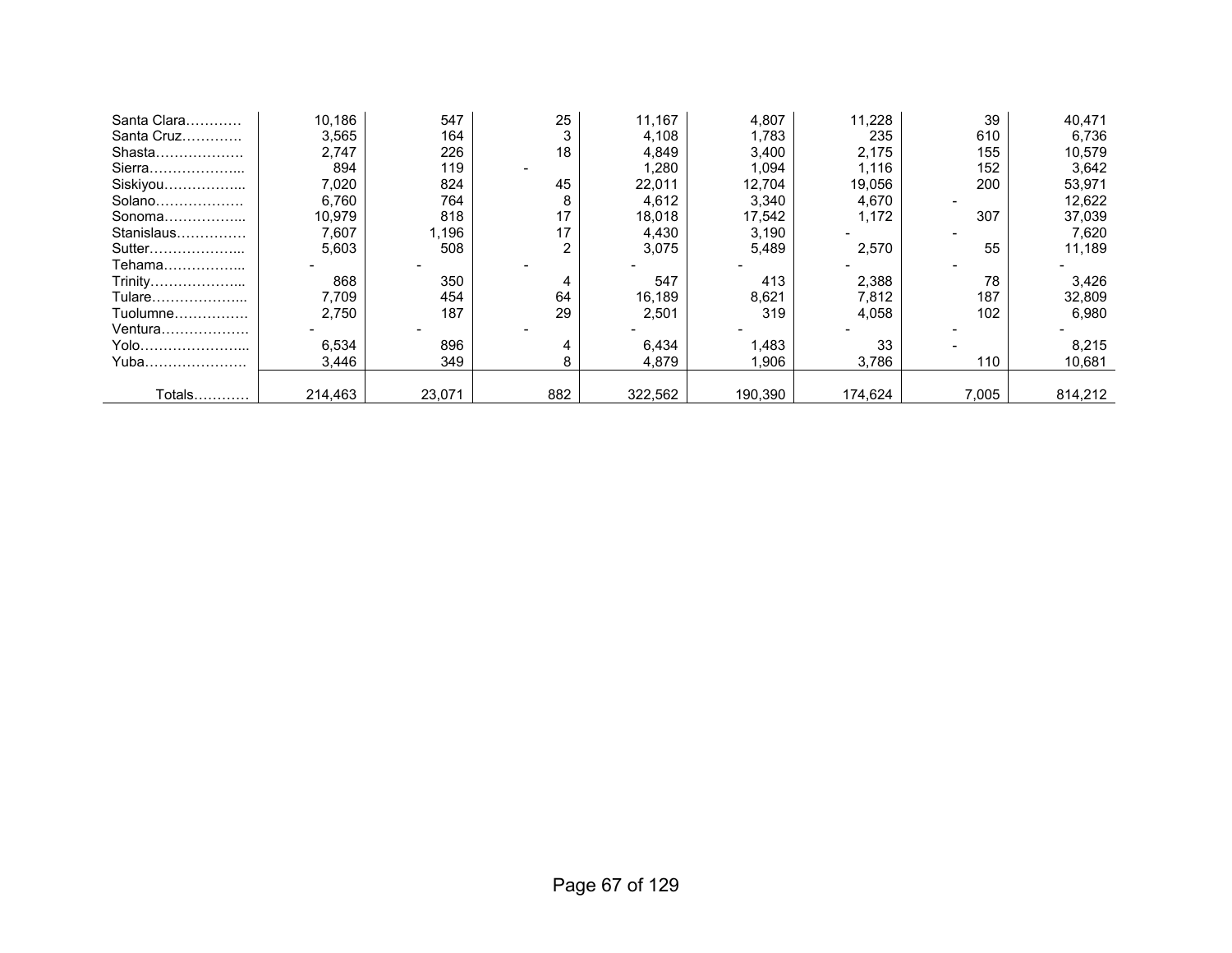| | | | | | | | | |
|---|---|---|---|---|---|---|---|---|
| Santa Clara………… | 10,186 | 547 | 25 | 11,167 | 4,807 | 11,228 | 39 | 40,471 |
| Santa Cruz…………. | 3,565 | 164 | 3 | 4,108 | 1,783 | 235 | 610 | 6,736 |
| Shasta………………. | 2,747 | 226 | 18 | 4,849 | 3,400 | 2,175 | 155 | 10,579 |
| Sierra………………... | 894 | 119 | - | 1,280 | 1,094 | 1,116 | 152 | 3,642 |
| Siskiyou……………... | 7,020 | 824 | 45 | 22,011 | 12,704 | 19,056 | 200 | 53,971 |
| Solano………………. | 6,760 | 764 | 8 | 4,612 | 3,340 | 4,670 | - | 12,622 |
| Sonoma……………... | 10,979 | 818 | 17 | 18,018 | 17,542 | 1,172 | 307 | 37,039 |
| Stanislaus…………… | 7,607 | 1,196 | 17 | 4,430 | 3,190 | - | - | 7,620 |
| Sutter………………... | 5,603 | 508 | 2 | 3,075 | 5,489 | 2,570 | 55 | 11,189 |
| Tehama……………... | - | - | - | - | - | - | - | - |
| Trinity………………... | 868 | 350 | 4 | 547 | 413 | 2,388 | 78 | 3,426 |
| Tulare………………... | 7,709 | 454 | 64 | 16,189 | 8,621 | 7,812 | 187 | 32,809 |
| Tuolumne……………. | 2,750 | 187 | 29 | 2,501 | 319 | 4,058 | 102 | 6,980 |
| Ventura………………. | - | - | - | - | - | - | - | - |
| Yolo…………………... | 6,534 | 896 | 4 | 6,434 | 1,483 | 33 | - | 8,215 |
| Yuba…………………. | 3,446 | 349 | 8 | 4,879 | 1,906 | 3,786 | 110 | 10,681 |
| Totals………… | 214,463 | 23,071 | 882 | 322,562 | 190,390 | 174,624 | 7,005 | 814,212 |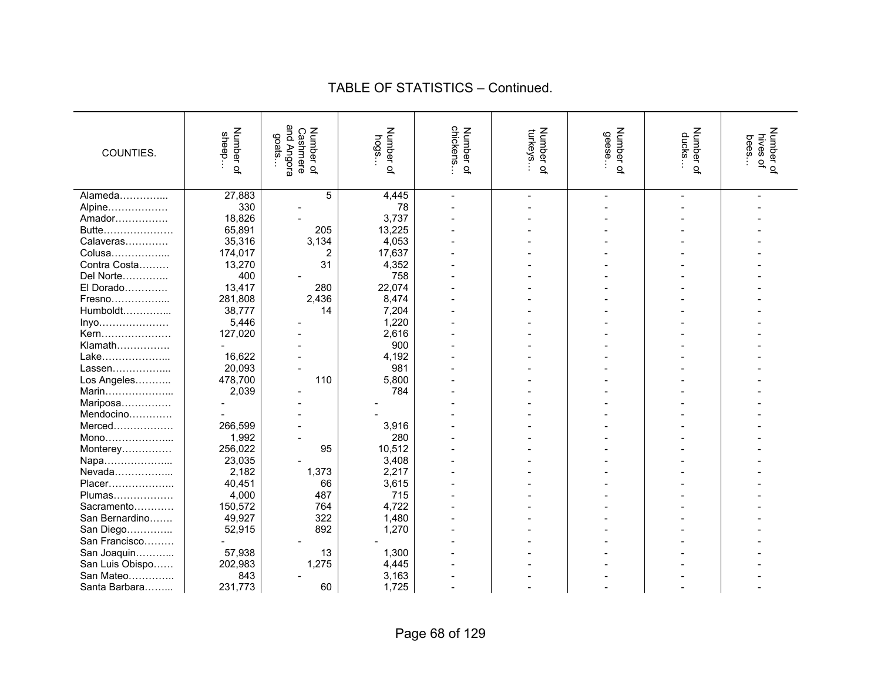## TABLE OF STATISTICS – Continued.

| COUNTIES. | Number of sheep… | Number of Cashmere and Angora goats… | Number of hogs… | Number of chickens… | Number of turkeys… | Number of geese… | Number of ducks… | Number of hives of bees… |
|---|---|---|---|---|---|---|---|---|
| Alameda…………... | 27,883 | 5 | 4,445 | - | - | - | - | - |
| Alpine……………… | 330 | - | 78 | - | - | - | - | - |
| Amador……………. | 18,826 | - | 3,737 | - | - | - | - | - |
| Butte………………… | 65,891 | 205 | 13,225 | - | - | - | - | - |
| Calaveras…………. | 35,316 | 3,134 | 4,053 | - | - | - | - | - |
| Colusa……………... | 174,017 | 2 | 17,637 | - | - | - | - | - |
| Contra Costa……… | 13,270 | 31 | 4,352 | - | - | - | - | - |
| Del Norte………….. | 400 | - | 758 | - | - | - | - | - |
| El Dorado…………. | 13,417 | 280 | 22,074 | - | - | - | - | - |
| Fresno……………... | 281,808 | 2,436 | 8,474 | - | - | - | - | - |
| Humboldt…………... | 38,777 | 14 | 7,204 | - | - | - | - | - |
| Inyo………………… | 5,446 | - | 1,220 | - | - | - | - | - |
| Kern………………… | 127,020 | - | 2,616 | - | - | - | - | - |
| Klamath……………. | - | - | 900 | - | - | - | - | - |
| Lake………………... | 16,622 | - | 4,192 | - | - | - | - | - |
| Lassen……………... | 20,093 | - | 981 | - | - | - | - | - |
| Los Angeles……….. | 478,700 | 110 | 5,800 | - | - | - | - | - |
| Marin………………... | 2,039 | - | 784 | - | - | - | - | - |
| Mariposa…………… | - | - | - | - | - | - | - | - |
| Mendocino…………. | - | - | - | - | - | - | - | - |
| Merced……………… | 266,599 | - | 3,916 | - | - | - | - | - |
| Mono………………... | 1,992 | - | 280 | - | - | - | - | - |
| Monterey…………… | 256,022 | 95 | 10,512 | - | - | - | - | - |
| Napa………………... | 23,035 | - | 3,408 | - | - | - | - | - |
| Nevada……………... | 2,182 | 1,373 | 2,217 | - | - | - | - | - |
| Placer……………….. | 40,451 | 66 | 3,615 | - | - | - | - | - |
| Plumas……………… | 4,000 | 487 | 715 | - | - | - | - | - |
| Sacramento………… | 150,572 | 764 | 4,722 | - | - | - | - | - |
| San Bernardino……. | 49,927 | 322 | 1,480 | - | - | - | - | - |
| San Diego………….. | 52,915 | 892 | 1,270 | - | - | - | - | - |
| San Francisco……… | - | - | - | - | - | - | - | - |
| San Joaquin………... | 57,938 | 13 | 1,300 | - | - | - | - | - |
| San Luis Obispo…… | 202,983 | 1,275 | 4,445 | - | - | - | - | - |
| San Mateo………….. | 843 | - | 3,163 | - | - | - | - | - |
| Santa Barbara……... | 231,773 | 60 | 1,725 | - | - | - | - | - |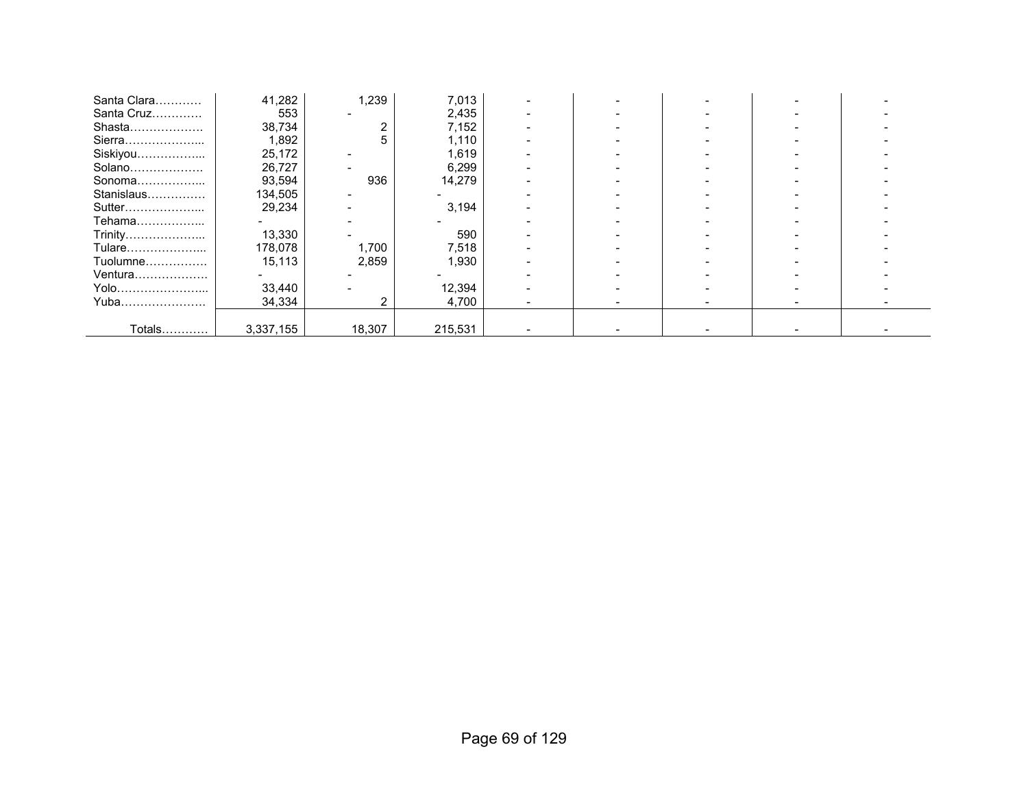| | | | | | | | | |
|---|---|---|---|---|---|---|---|---|
| Santa Clara………… | 41,282 | 1,239 | 7,013 | - | - | - | - | - |
| Santa Cruz…………. | 553 | - | 2,435 | - | - | - | - | - |
| Shasta………………. | 38,734 | 2 | 7,152 | - | - | - | - | - |
| Sierra………………... | 1,892 | 5 | 1,110 | - | - | - | - | - |
| Siskiyou……………... | 25,172 | - | 1,619 | - | - | - | - | - |
| Solano………………. | 26,727 | - | 6,299 | - | - | - | - | - |
| Sonoma……………... | 93,594 | 936 | 14,279 | - | - | - | - | - |
| Stanislaus…………… | 134,505 | - | - | - | - | - | - | - |
| Sutter………………... | 29,234 | - | 3,194 | - | - | - | - | - |
| Tehama……………... | - | - | - | - | - | - | - | - |
| Trinity………………... | 13,330 | - | 590 | - | - | - | - | - |
| Tulare………………... | 178,078 | 1,700 | 7,518 | - | - | - | - | - |
| Tuolumne……………. | 15,113 | 2,859 | 1,930 | - | - | - | - | - |
| Ventura………………. | - | - | - | - | - | - | - | - |
| Yolo…………………... | 33,440 | - | 12,394 | - | - | - | - | - |
| Yuba…………………. | 34,334 | 2 | 4,700 | - | - | - | - | - |
| Totals……….. | 3,337,155 | 18,307 | 215,531 | - | - | - | - | - |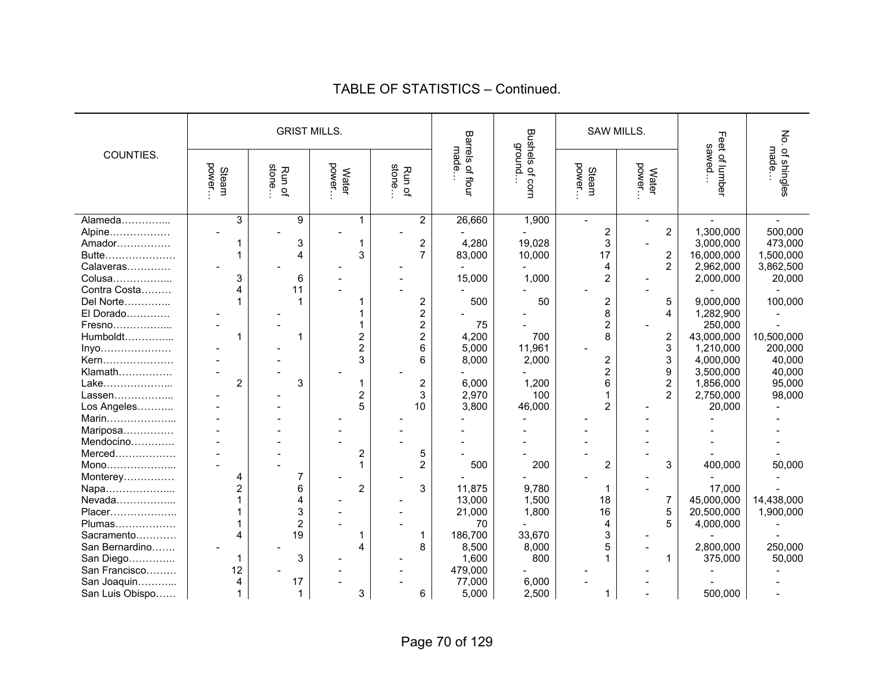# TABLE OF STATISTICS – Continued.

| COUNTIES. | GRIST MILLS. | | | | Barrels of flour made… | Bushels of corn ground… | SAW MILLS. | | Feet of lumber sawed… | No. of shingles made… |
|---|---|---|---|---|---|---|---|---|---|---|
| | Steam power… | Run of stone… | Water power… | Run of stone… | | | Steam power… | Water power… | | |
| Alameda………….. | 3 | 9 | 1 | 2 | 26,660 | 1,900 | - | - | - | - |
| Alpine……………… | - | - | - | - | - | - | 2 | 2 | 1,300,000 | 500,000 |
| Amador……………. | 1 | 3 | 1 | 2 | 4,280 | 19,028 | 3 | - | 3,000,000 | 473,000 |
| Butte………………… | 1 | 4 | 3 | 7 | 83,000 | 10,000 | 17 | 2 | 16,000,000 | 1,500,000 |
| Calaveras………… | - | - | - | - | - | - | 4 | 2 | 2,962,000 | 3,862,500 |
| Colusa……………... | 3 | 6 | - | - | 15,000 | 1,000 | 2 | - | 2,000,000 | 20,000 |
| Contra Costa……… | 4 | 11 | - | - | - | - | - | - | - | - |
| Del Norte………….. | 1 | 1 | 1 | 2 | 500 | 50 | 2 | 5 | 9,000,000 | 100,000 |
| El Dorado………… | - | - | 1 | 2 | - | - | 8 | 4 | 1,282,900 | - |
| Fresno……………... | - | - | 1 | 2 | 75 | - | 2 | - | 250,000 | - |
| Humboldt…………... | 1 | 1 | 2 | 2 | 4,200 | 700 | 8 | 2 | 43,000,000 | 10,500,000 |
| Inyo………………… | - | - | 2 | 6 | 5,000 | 11,961 | - | 3 | 1,210,000 | 200,000 |
| Kern………………… | - | - | 3 | 6 | 8,000 | 2,000 | 2 | 3 | 4,000,000 | 40,000 |
| Klamath……………. | - | - | - | - | - | - | 2 | 9 | 3,500,000 | 40,000 |
| Lake………………... | 2 | 3 | 1 | 2 | 6,000 | 1,200 | 6 | 2 | 1,856,000 | 95,000 |
| Lassen……………... | - | - | 2 | 3 | 2,970 | 100 | 1 | 2 | 2,750,000 | 98,000 |
| Los Angeles……….. | - | - | 5 | 10 | 3,800 | 46,000 | 2 | - | 20,000 | - |
| Marin………………... | - | - | - | - | - | - | - | - | - | - |
| Mariposa…………… | - | - | - | - | - | - | - | - | - | - |
| Mendocino………… | - | - | - | - | - | - | - | - | - | - |
| Merced……………… | - | - | 2 | 5 | - | - | - | - | - | - |
| Mono………………... | - | - | 1 | 2 | 500 | 200 | 2 | 3 | 400,000 | 50,000 |
| Monterey…………… | 4 | 7 | - | - | - | - | - | - | - | - |
| Napa………………... | 2 | 6 | 2 | 3 | 11,875 | 9,780 | 1 | - | 17,000 | - |
| Nevada……………... | 1 | 4 | - | - | 13,000 | 1,500 | 18 | 7 | 45,000,000 | 14,438,000 |
| Placer……………….. | 1 | 3 | - | - | 21,000 | 1,800 | 16 | 5 | 20,500,000 | 1,900,000 |
| Plumas……………… | 1 | 2 | - | - | 70 | - | 4 | 5 | 4,000,000 | - |
| Sacramento………… | 4 | 19 | 1 | 1 | 186,700 | 33,670 | 3 | - | - | - |
| San Bernardino……. | - | - | 4 | 8 | 8,500 | 8,000 | 5 | - | 2,800,000 | 250,000 |
| San Diego………….. | 1 | 3 | - | - | 1,600 | 800 | 1 | 1 | 375,000 | 50,000 |
| San Francisco……… | 12 | - | - | - | 479,000 | - | - | - | - | - |
| San Joaquin………... | 4 | 17 | - | - | 77,000 | 6,000 | - | - | - | - |
| San Luis Obispo…… | 1 | 1 | 3 | 6 | 5,000 | 2,500 | 1 | - | 500,000 | - |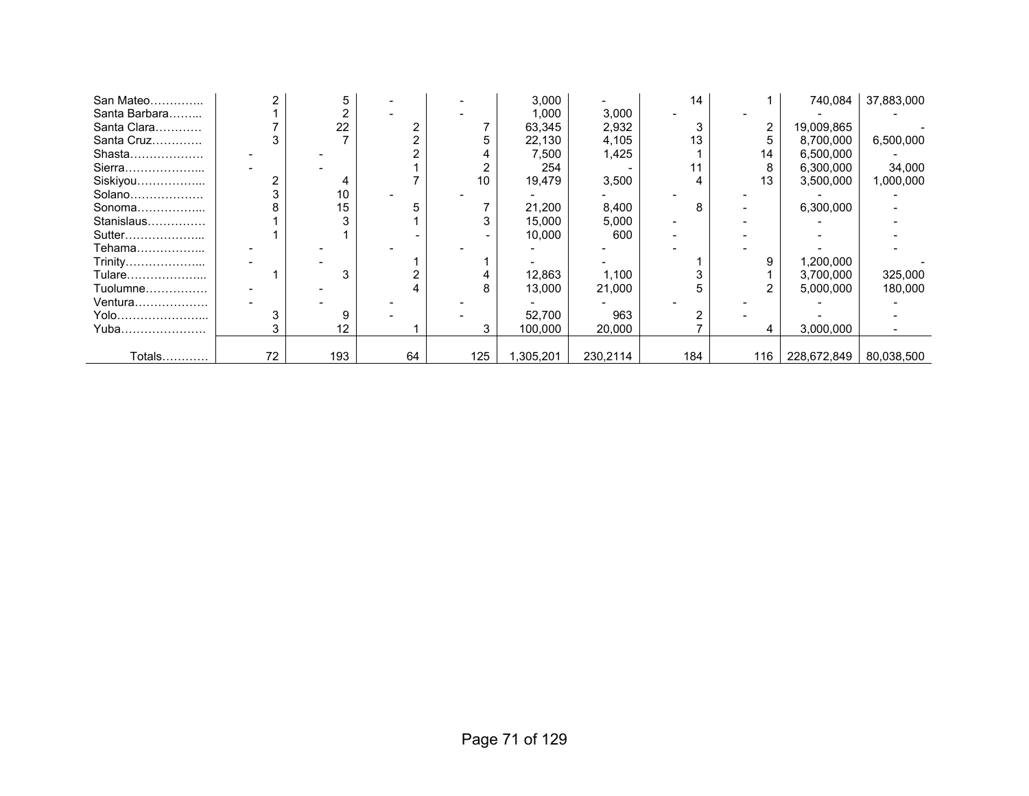| | | | | | | | | | | |
|---|---|---|---|---|---|---|---|---|---|---|
| San Mateo………….. | 2 | 5 | - | - | 3,000 | - | 14 | 1 | 740,084 | 37,883,000 |
| Santa Barbara…….. | 1 | 2 | - | - | 1,000 | 3,000 | - | - | - | - |
| Santa Clara………… | 7 | 22 | 2 | 7 | 63,345 | 2,932 | 3 | 2 | 19,009,865 | - |
| Santa Cruz…………. | 3 | 7 | 2 | 5 | 22,130 | 4,105 | 13 | 5 | 8,700,000 | 6,500,000 |
| Shasta………………. | - | - | 2 | 4 | 7,500 | 1,425 | 1 | 14 | 6,500,000 | - |
| Sierra………………... | - | - | 1 | 2 | 254 | - | 11 | 8 | 6,300,000 | 34,000 |
| Siskiyou……………... | 2 | 4 | 7 | 10 | 19,479 | 3,500 | 4 | 13 | 3,500,000 | 1,000,000 |
| Solano………………. | 3 | 10 | - | - | - | - | - | - | - | - |
| Sonoma……………... | 8 | 15 | 5 | 7 | 21,200 | 8,400 | 8 | - | 6,300,000 | - |
| Stanislaus…………… | 1 | 3 | 1 | 3 | 15,000 | 5,000 | - | - | - | - |
| Sutter………………... | 1 | 1 | - | - | 10,000 | 600 | - | - | - | - |
| Tehama……………... | - | - | - | - | - | - | - | - | - | - |
| Trinity………………... | - | - | 1 | 1 | - | - | 1 | 9 | 1,200,000 | - |
| Tulare………………... | 1 | 3 | 2 | 4 | 12,863 | 1,100 | 3 | 1 | 3,700,000 | 325,000 |
| Tuolumne……………. | - | - | 4 | 8 | 13,000 | 21,000 | 5 | 2 | 5,000,000 | 180,000 |
| Ventura………………. | - | - | - | - | - | - | - | - | - | - |
| Yolo…………………... | 3 | 9 | - | - | 52,700 | 963 | 2 | - | - | - |
| Yuba…………………. | 3 | 12 | 1 | 3 | 100,000 | 20,000 | 7 | 4 | 3,000,000 | - |
| Totals………… | 72 | 193 | 64 | 125 | 1,305,201 | 230,2114 | 184 | 116 | 228,672,849 | 80,038,500 |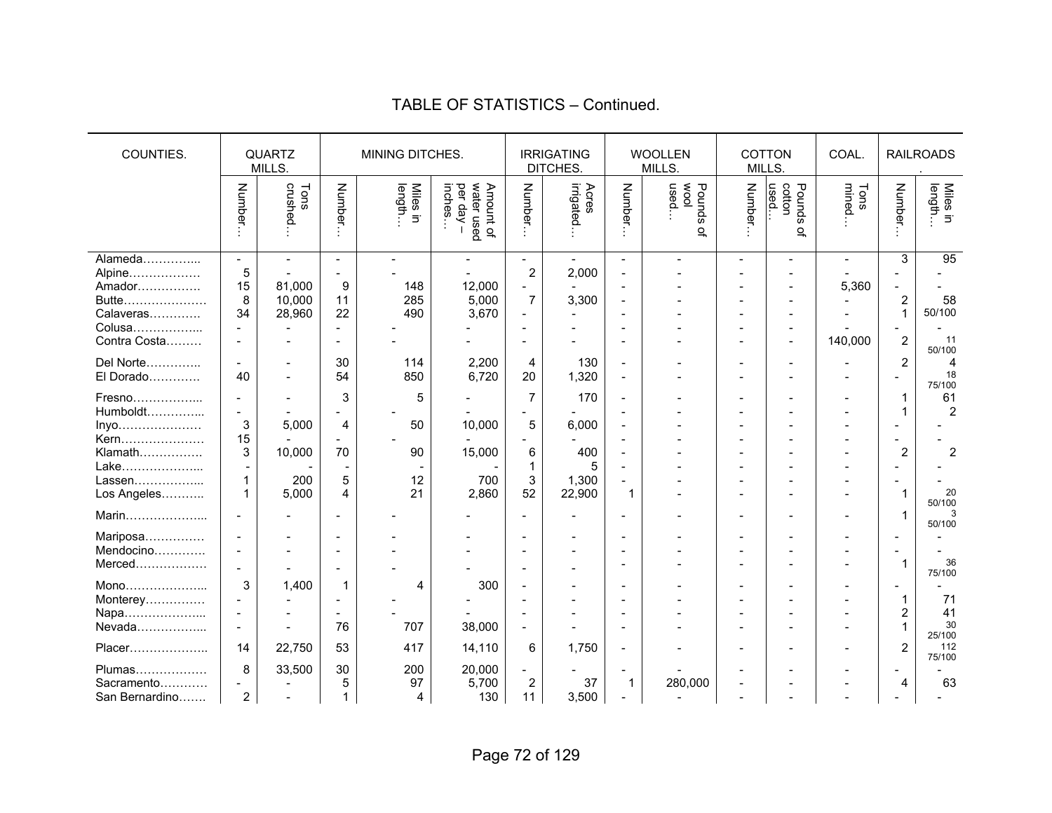# TABLE OF STATISTICS – Continued.

| COUNTIES. | QUARTZ MILLS. | | MINING DITCHES. | | | IRRIGATING DITCHES. | | WOOLLEN MILLS. | | COTTON MILLS. | | COAL. | RAILROADS. | |
|---|---|---|---|---|---|---|---|---|---|---|---|---|---|---|
| | Number… | Tons crushed… | Number… | Miles in length… | Amount of water used per day – inches… | Number… | Acres irrigated… | Number… | Pounds of wool used… | Number… | Pounds of cotton used… | Tons mined… | Number… | Miles in length… |
| Alameda………….... | - | - | - | - | - | - | - | - | - | - | - | - | 3 | 95 |
| Alpine……………… | 5 | - | - | - | - | 2 | 2,000 | - | - | - | - | - | - | - |
| Amador……………. | 15 | 81,000 | 9 | 148 | 12,000 | - | - | - | - | - | - | 5,360 | - | - |
| Butte………………… | 8 | 10,000 | 11 | 285 | 5,000 | 7 | 3,300 | - | - | - | - | - | 2 | 58 |
| Calaveras…………. | 34 | 28,960 | 22 | 490 | 3,670 | - | - | - | - | - | - | - | 1 | 50/100 |
| Colusa…………….... | - | - | - | - | - | - | - | - | - | - | - | - | - | - |
| Contra Costa……… | - | - | - | - | - | - | - | - | - | - | - | 140,000 | 2 | 11 50/100 |
| Del Norte………….. | - | - | 30 | 114 | 2,200 | 4 | 130 | - | - | - | - | - | 2 | 4 |
| El Dorado…………. | 40 | - | 54 | 850 | 6,720 | 20 | 1,320 | - | - | - | - | - | - | 18 75/100 |
| Fresno…………….. | - | - | 3 | 5 | - | 7 | 170 | - | - | - | - | - | 1 | 61 |
| Humboldt………….... | - | - | - | - | - | - | - | - | - | - | - | - | 1 | 2 |
| Inyo………………… | 3 | 5,000 | 4 | 50 | 10,000 | 5 | 6,000 | - | - | - | - | - | - | - |
| Kern………………… | 15 | - | - | - | - | - | - | - | - | - | - | - | - | - |
| Klamath……………. | 3 | 10,000 | 70 | 90 | 15,000 | 6 | 400 | - | - | - | - | - | 2 | 2 |
| Lake……………….... | - | - | - | - | - | 1 | 5 | - | - | - | - | - | - | - |
| Lassen…………….... | 1 | 200 | 5 | 12 | 700 | 3 | 1,300 | - | - | - | - | - | - | - |
| Los Angeles……….. | 1 | 5,000 | 4 | 21 | 2,860 | 52 | 22,900 | 1 | - | - | - | - | 1 | 20 50/100 |
| Marin……………….... | - | - | - | - | - | - | - | - | - | - | - | - | 1 | 3 50/100 |
| Mariposa…………… | - | - | - | - | - | - | - | - | - | - | - | - | - | - |
| Mendocino…………. | - | - | - | - | - | - | - | - | - | - | - | - | - | - |
| Merced……………… | - | - | - | - | - | - | - | - | - | - | - | - | 1 | 36 75/100 |
| Mono……………….... | 3 | 1,400 | 1 | 4 | 300 | - | - | - | - | - | - | - | - | - |
| Monterey…………… | - | - | - | - | - | - | - | - | - | - | - | - | 1 | 71 |
| Napa……………….... | - | - | - | - | - | - | - | - | - | - | - | - | 2 | 41 |
| Nevada…………….... | - | - | 76 | 707 | 38,000 | - | - | - | - | - | - | - | 1 | 30 25/100 |
| Placer……………….. | 14 | 22,750 | 53 | 417 | 14,110 | 6 | 1,750 | - | - | - | - | - | 2 | 112 75/100 |
| Plumas……………… | 8 | 33,500 | 30 | 200 | 20,000 | - | - | - | - | - | - | - | - | - |
| Sacramento………… | - | - | 5 | 97 | 5,700 | 2 | 37 | 1 | 280,000 | - | - | - | 4 | 63 |
| San Bernardino……. | 2 | - | 1 | 4 | 130 | 11 | 3,500 | - | - | - | - | - | - | - |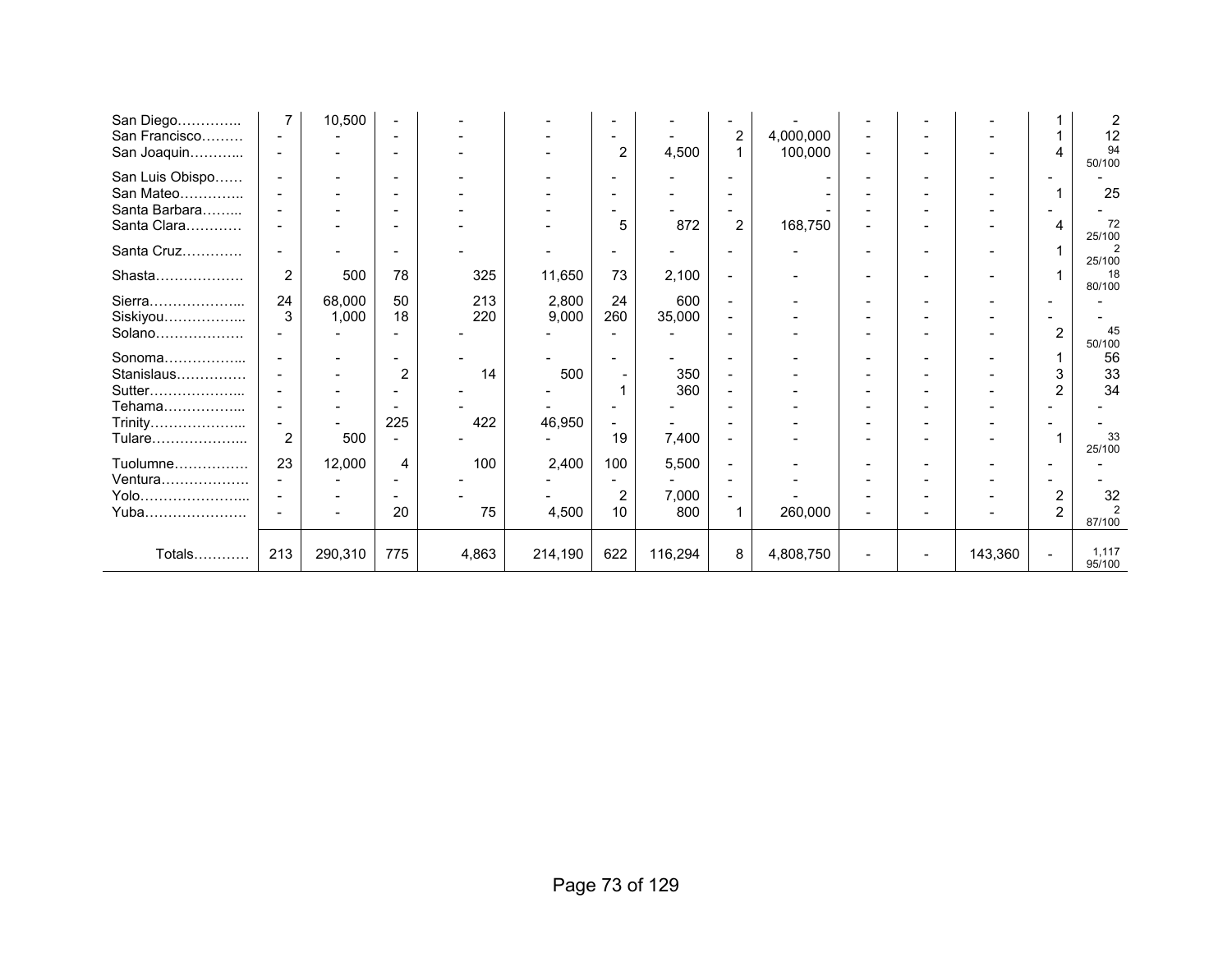| | | | | | | | | | | | | | | |
|---|---|---|---|---|---|---|---|---|---|---|---|---|---|---|
| San Diego………….. | 7 | 10,500 | - | - | - | - | - | - | - | - | - | - | 1 | 2 |
| San Francisco……… | - | - | - | - | - | - | - | 2 | 4,000,000 | - | - | - | 1 | 12 |
| San Joaquin………... | - | - | - | - | - | 2 | 4,500 | 1 | 100,000 | - | - | - | 4 | 94 50/100 |
| San Luis Obispo…… | - | - | - | - | - | - | - | - | - | - | - | - | - | - |
| San Mateo………….. | - | - | - | - | - | - | - | - | - | - | - | - | 1 | 25 |
| Santa Barbara……... | - | - | - | - | - | - | - | - | - | - | - | - | - | - |
| Santa Clara………… | - | - | - | - | - | 5 | 872 | 2 | 168,750 | - | - | - | 4 | 72 25/100 |
| Santa Cruz…………. | - | - | - | - | - | - | - | - | - | - | - | - | 1 | 2 25/100 |
| Shasta………………. | 2 | 500 | 78 | 325 | 11,650 | 73 | 2,100 | - | - | - | - | - | 1 | 18 80/100 |
| Sierra………………... | 24 | 68,000 | 50 | 213 | 2,800 | 24 | 600 | - | - | - | - | - | - | - |
| Siskiyou……………... | 3 | 1,000 | 18 | 220 | 9,000 | 260 | 35,000 | - | - | - | - | - | - | - |
| Solano………………. | - | - | - | - | - | - | - | - | - | - | - | - | 2 | 45 50/100 |
| Sonoma……………... | - | - | - | - | - | - | - | - | - | - | - | - | 1 | 56 |
| Stanislaus…………… | - | - | 2 | 14 | 500 | - | 350 | - | - | - | - | - | 3 | 33 |
| Sutter………………... | - | - | - | - | - | 1 | 360 | - | - | - | - | - | 2 | 34 |
| Tehama……………... | - | - | - | - | - | - | - | - | - | - | - | - | - | - |
| Trinity………………... | - | - | 225 | 422 | 46,950 | - | - | - | - | - | - | - | - | - |
| Tulare………………... | 2 | 500 | - | - | - | 19 | 7,400 | - | - | - | - | - | 1 | 33 25/100 |
| Tuolumne……………. | 23 | 12,000 | 4 | 100 | 2,400 | 100 | 5,500 | - | - | - | - | - | - | - |
| Ventura………………. | - | - | - | - | - | - | - | - | - | - | - | - | - | - |
| Yolo…………………... | - | - | - | - | - | 2 | 7,000 | - | - | - | - | - | 2 | 32 |
| Yuba…………………. | - | - | 20 | 75 | 4,500 | 10 | 800 | 1 | 260,000 | - | - | - | 2 | 2 87/100 |
| Totals………… | 213 | 290,310 | 775 | 4,863 | 214,190 | 622 | 116,294 | 8 | 4,808,750 | - | - | 143,360 | - | 1,117 95/100 |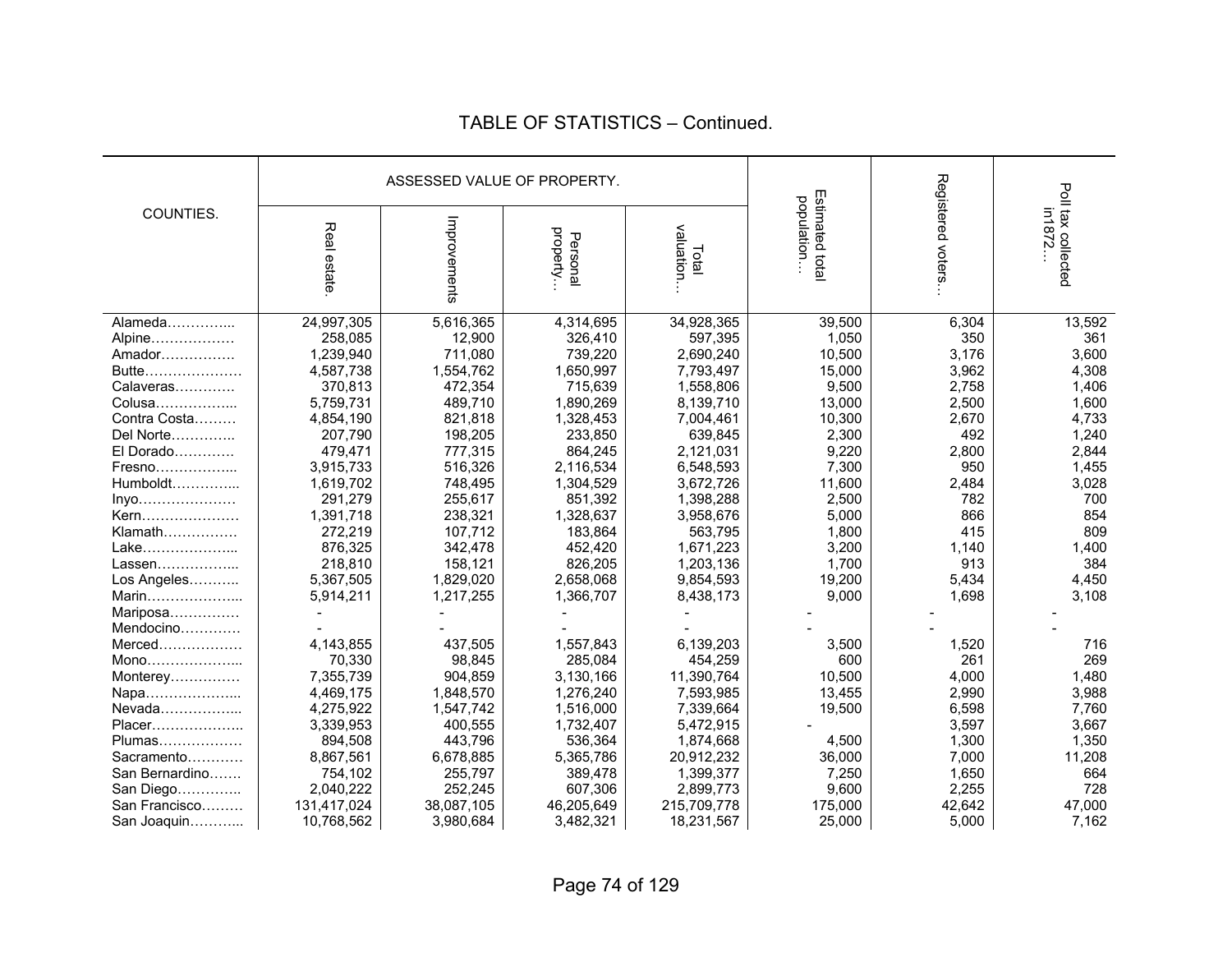## TABLE OF STATISTICS – Continued.

| COUNTIES. | ASSESSED VALUE OF PROPERTY. | | | | Estimated total population… | Registered voters… | Poll tax collected in1872… |
|---|---|---|---|---|---|---|---|
| | Real estate. | Improvements | Personal property… | Total valuation… | | | |
| Alameda…………... | 24,997,305 | 5,616,365 | 4,314,695 | 34,928,365 | 39,500 | 6,304 | 13,592 |
| Alpine……………… | 258,085 | 12,900 | 326,410 | 597,395 | 1,050 | 350 | 361 |
| Amador……………. | 1,239,940 | 711,080 | 739,220 | 2,690,240 | 10,500 | 3,176 | 3,600 |
| Butte………………… | 4,587,738 | 1,554,762 | 1,650,997 | 7,793,497 | 15,000 | 3,962 | 4,308 |
| Calaveras…………. | 370,813 | 472,354 | 715,639 | 1,558,806 | 9,500 | 2,758 | 1,406 |
| Colusa……………... | 5,759,731 | 489,710 | 1,890,269 | 8,139,710 | 13,000 | 2,500 | 1,600 |
| Contra Costa……… | 4,854,190 | 821,818 | 1,328,453 | 7,004,461 | 10,300 | 2,670 | 4,733 |
| Del Norte………….. | 207,790 | 198,205 | 233,850 | 639,845 | 2,300 | 492 | 1,240 |
| El Dorado…………. | 479,471 | 777,315 | 864,245 | 2,121,031 | 9,220 | 2,800 | 2,844 |
| Fresno……………... | 3,915,733 | 516,326 | 2,116,534 | 6,548,593 | 7,300 | 950 | 1,455 |
| Humboldt…………... | 1,619,702 | 748,495 | 1,304,529 | 3,672,726 | 11,600 | 2,484 | 3,028 |
| Inyo………………… | 291,279 | 255,617 | 851,392 | 1,398,288 | 2,500 | 782 | 700 |
| Kern………………… | 1,391,718 | 238,321 | 1,328,637 | 3,958,676 | 5,000 | 866 | 854 |
| Klamath……………. | 272,219 | 107,712 | 183,864 | 563,795 | 1,800 | 415 | 809 |
| Lake………………... | 876,325 | 342,478 | 452,420 | 1,671,223 | 3,200 | 1,140 | 1,400 |
| Lassen……………... | 218,810 | 158,121 | 826,205 | 1,203,136 | 1,700 | 913 | 384 |
| Los Angeles……….. | 5,367,505 | 1,829,020 | 2,658,068 | 9,854,593 | 19,200 | 5,434 | 4,450 |
| Marin………………... | 5,914,211 | 1,217,255 | 1,366,707 | 8,438,173 | 9,000 | 1,698 | 3,108 |
| Mariposa…………… | - | - | - | - | - | - | - |
| Mendocino…………. | - | - | - | - | - | - | - |
| Merced……………… | 4,143,855 | 437,505 | 1,557,843 | 6,139,203 | 3,500 | 1,520 | 716 |
| Mono………………... | 70,330 | 98,845 | 285,084 | 454,259 | 600 | 261 | 269 |
| Monterey…………… | 7,355,739 | 904,859 | 3,130,166 | 11,390,764 | 10,500 | 4,000 | 1,480 |
| Napa………………... | 4,469,175 | 1,848,570 | 1,276,240 | 7,593,985 | 13,455 | 2,990 | 3,988 |
| Nevada……………... | 4,275,922 | 1,547,742 | 1,516,000 | 7,339,664 | 19,500 | 6,598 | 7,760 |
| Placer……………….. | 3,339,953 | 400,555 | 1,732,407 | 5,472,915 | - | 3,597 | 3,667 |
| Plumas……………… | 894,508 | 443,796 | 536,364 | 1,874,668 | 4,500 | 1,300 | 1,350 |
| Sacramento………… | 8,867,561 | 6,678,885 | 5,365,786 | 20,912,232 | 36,000 | 7,000 | 11,208 |
| San Bernardino……. | 754,102 | 255,797 | 389,478 | 1,399,377 | 7,250 | 1,650 | 664 |
| San Diego………….. | 2,040,222 | 252,245 | 607,306 | 2,899,773 | 9,600 | 2,255 | 728 |
| San Francisco……… | 131,417,024 | 38,087,105 | 46,205,649 | 215,709,778 | 175,000 | 42,642 | 47,000 |
| San Joaquin………... | 10,768,562 | 3,980,684 | 3,482,321 | 18,231,567 | 25,000 | 5,000 | 7,162 |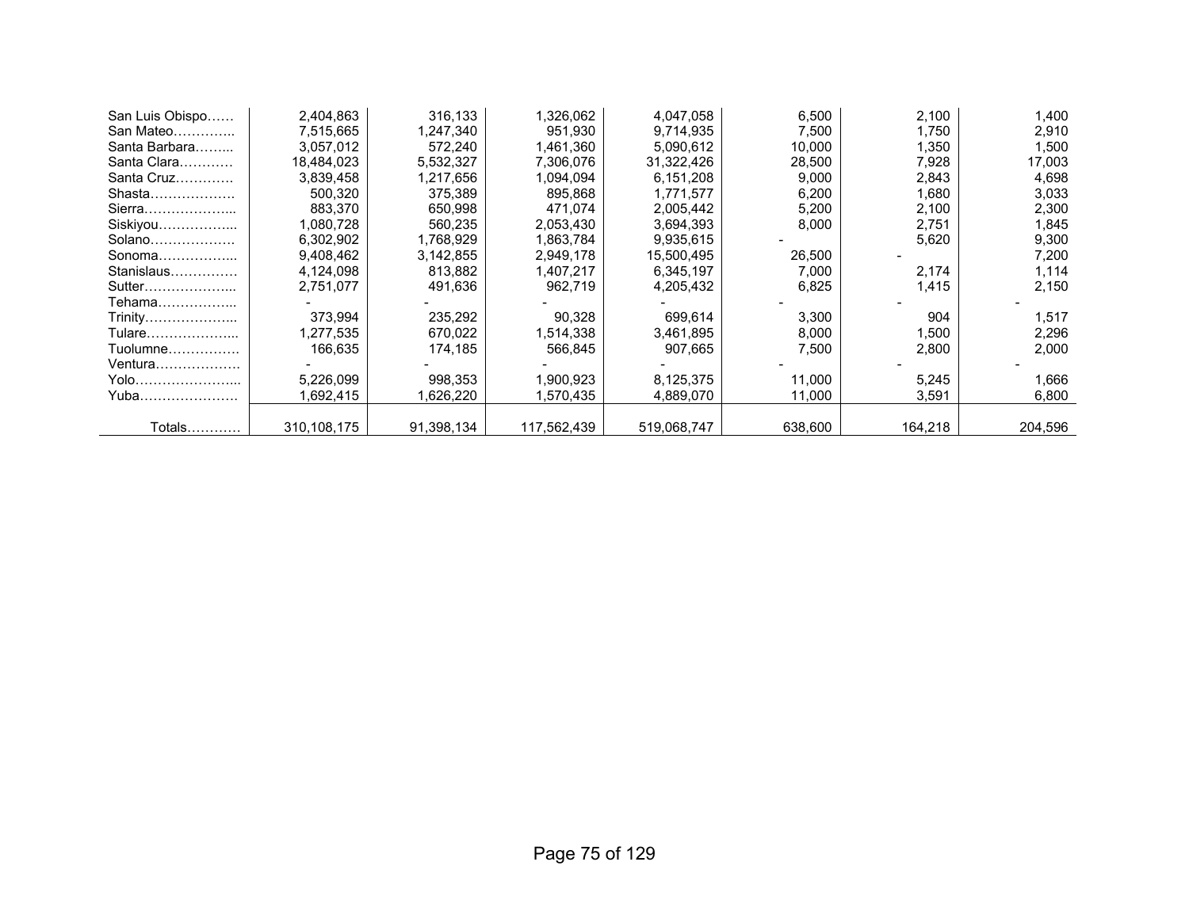| | | | | | | | |
|---|---|---|---|---|---|---|---|
| San Luis Obispo…… | 2,404,863 | 316,133 | 1,326,062 | 4,047,058 | 6,500 | 2,100 | 1,400 |
| San Mateo………….. | 7,515,665 | 1,247,340 | 951,930 | 9,714,935 | 7,500 | 1,750 | 2,910 |
| Santa Barbara……... | 3,057,012 | 572,240 | 1,461,360 | 5,090,612 | 10,000 | 1,350 | 1,500 |
| Santa Clara………… | 18,484,023 | 5,532,327 | 7,306,076 | 31,322,426 | 28,500 | 7,928 | 17,003 |
| Santa Cruz………… | 3,839,458 | 1,217,656 | 1,094,094 | 6,151,208 | 9,000 | 2,843 | 4,698 |
| Shasta………………. | 500,320 | 375,389 | 895,868 | 1,771,577 | 6,200 | 1,680 | 3,033 |
| Sierra………………... | 883,370 | 650,998 | 471,074 | 2,005,442 | 5,200 | 2,100 | 2,300 |
| Siskiyou……………... | 1,080,728 | 560,235 | 2,053,430 | 3,694,393 | 8,000 | 2,751 | 1,845 |
| Solano………………. | 6,302,902 | 1,768,929 | 1,863,784 | 9,935,615 | - | 5,620 | 9,300 |
| Sonoma……………... | 9,408,462 | 3,142,855 | 2,949,178 | 15,500,495 | 26,500 | - | 7,200 |
| Stanislaus…………… | 4,124,098 | 813,882 | 1,407,217 | 6,345,197 | 7,000 | 2,174 | 1,114 |
| Sutter………………... | 2,751,077 | 491,636 | 962,719 | 4,205,432 | 6,825 | 1,415 | 2,150 |
| Tehama……………... | - | - | - | - | - | - | - |
| Trinity………………... | 373,994 | 235,292 | 90,328 | 699,614 | 3,300 | 904 | 1,517 |
| Tulare………………... | 1,277,535 | 670,022 | 1,514,338 | 3,461,895 | 8,000 | 1,500 | 2,296 |
| Tuolumne……………. | 166,635 | 174,185 | 566,845 | 907,665 | 7,500 | 2,800 | 2,000 |
| Ventura………………. | - | - | - | - | - | - | - |
| Yolo…………………... | 5,226,099 | 998,353 | 1,900,923 | 8,125,375 | 11,000 | 5,245 | 1,666 |
| Yuba…………………. | 1,692,415 | 1,626,220 | 1,570,435 | 4,889,070 | 11,000 | 3,591 | 6,800 |
| Totals………… | 310,108,175 | 91,398,134 | 117,562,439 | 519,068,747 | 638,600 | 164,218 | 204,596 |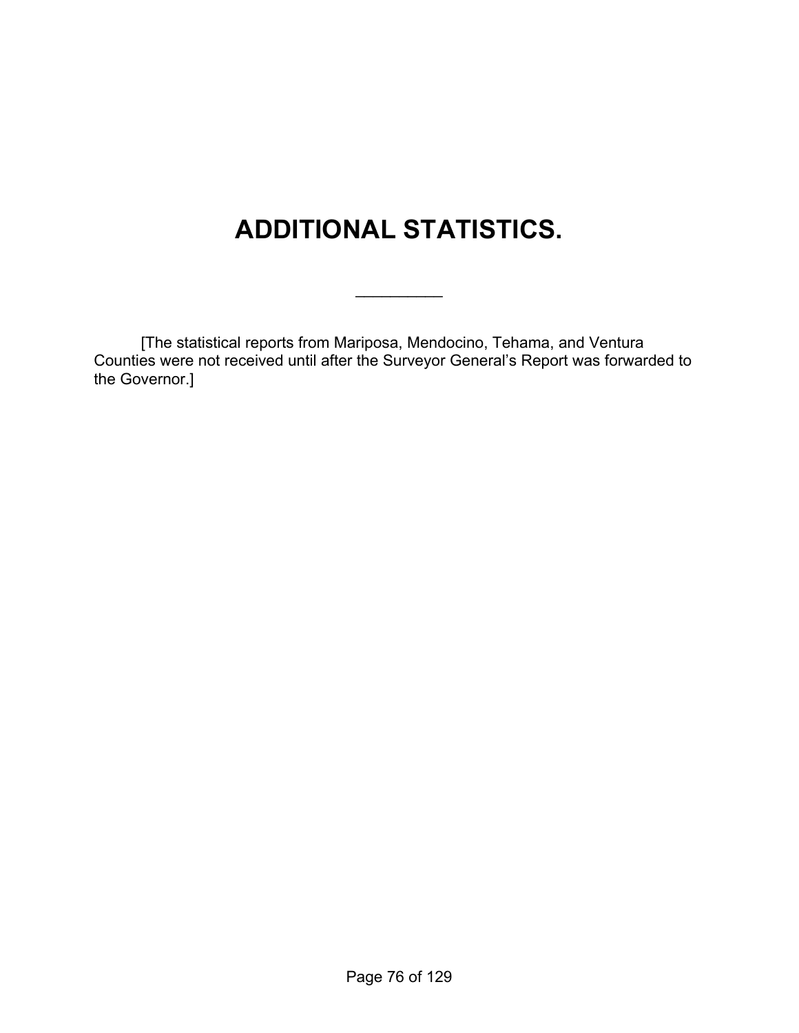# ADDITIONAL STATISTICS.

---

[The statistical reports from Mariposa, Mendocino, Tehama, and Ventura Counties were not received until after the Surveyor General's Report was forwarded to the Governor.]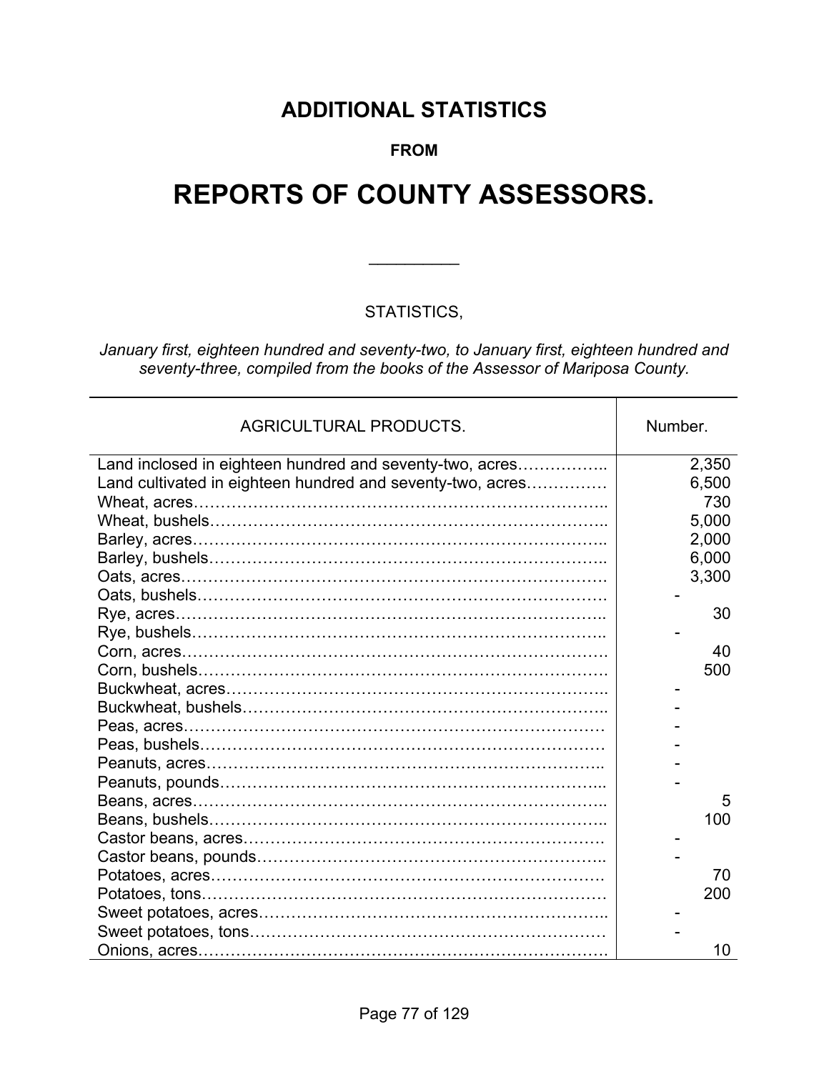# ADDITIONAL STATISTICS

**FROM**

# REPORTS OF COUNTY ASSESSORS.

---

STATISTICS,

*January first, eighteen hundred and seventy-two, to January first, eighteen hundred and seventy-three, compiled from the books of the Assessor of Mariposa County.*

| AGRICULTURAL PRODUCTS. | Number. |
|---|---|
| Land inclosed in eighteen hundred and seventy-two, acres…………….. | 2,350 |
| Land cultivated in eighteen hundred and seventy-two, acres…………… | 6,500 |
| Wheat, acres………………………………………………………………….. | 730 |
| Wheat, bushels……………………………………………………………….. | 5,000 |
| Barley, acres………………………………………………………………….. | 2,000 |
| Barley, bushels……………………………………………………………….. | 6,000 |
| Oats, acres……………………………………………………………………. | 3,300 |
| Oats, bushels…………………………………………………………………. | - |
| Rye, acres…………………………………………………………………….. | 30 |
| Rye, bushels………………………………………………………………….. | - |
| Corn, acres……………………………………………………………………. | 40 |
| Corn, bushels…………………………………………………………………. | 500 |
| Buckwheat, acres…………………………………………………………….. | - |
| Buckwheat, bushels………………………………………………………….. | - |
| Peas, acres…………………………………………………………………… | - |
| Peas, bushels………………………………………………………………… | - |
| Peanuts, acres……………………………………………………………….. | - |
| Peanuts, pounds……………………………………………………………... | - |
| Beans, acres………………………………………………………………….. | 5 |
| Beans, bushels……………………………………………………………….. | 100 |
| Castor beans, acres………………………………………………………… | - |
| Castor beans, pounds………………………………………………………... | - |
| Potatoes, acres………………………………………………………………. | 70 |
| Potatoes, tons………………………………………………………………… | 200 |
| Sweet potatoes, acres……………………………………………………….. | - |
| Sweet potatoes, tons………………………………………………………… | - |
| Onions, acres…………………………………………………………………. | 10 |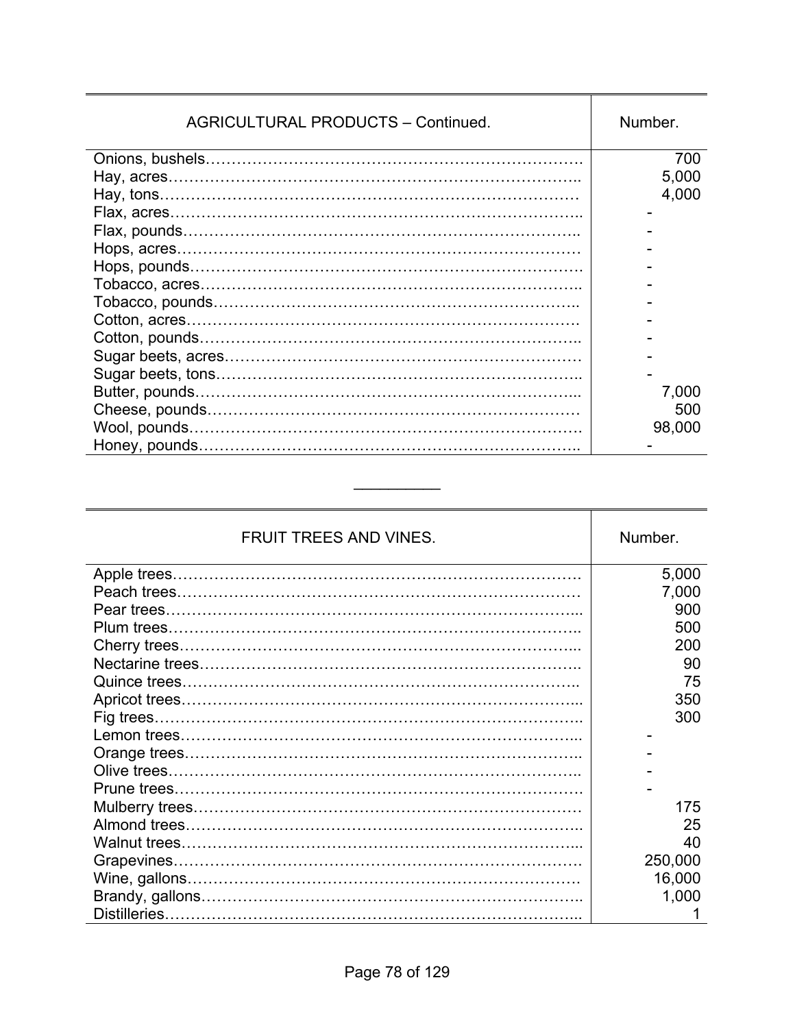| AGRICULTURAL PRODUCTS – Continued. | Number. |
|---|---|
| Onions, bushels | 700 |
| Hay, acres | 5,000 |
| Hay, tons | 4,000 |
| Flax, acres | - |
| Flax, pounds | - |
| Hops, acres | - |
| Hops, pounds | - |
| Tobacco, acres | - |
| Tobacco, pounds | - |
| Cotton, acres | - |
| Cotton, pounds | - |
| Sugar beets, acres | - |
| Sugar beets, tons | - |
| Butter, pounds | 7,000 |
| Cheese, pounds | 500 |
| Wool, pounds | 98,000 |
| Honey, pounds | - |

---

| FRUIT TREES AND VINES. | Number. |
|---|---|
| Apple trees | 5,000 |
| Peach trees | 7,000 |
| Pear trees | 900 |
| Plum trees | 500 |
| Cherry trees | 200 |
| Nectarine trees | 90 |
| Quince trees | 75 |
| Apricot trees | 350 |
| Fig trees | 300 |
| Lemon trees | - |
| Orange trees | - |
| Olive trees | - |
| Prune trees | - |
| Mulberry trees | 175 |
| Almond trees | 25 |
| Walnut trees | 40 |
| Grapevines | 250,000 |
| Wine, gallons | 16,000 |
| Brandy, gallons | 1,000 |
| Distilleries | 1 |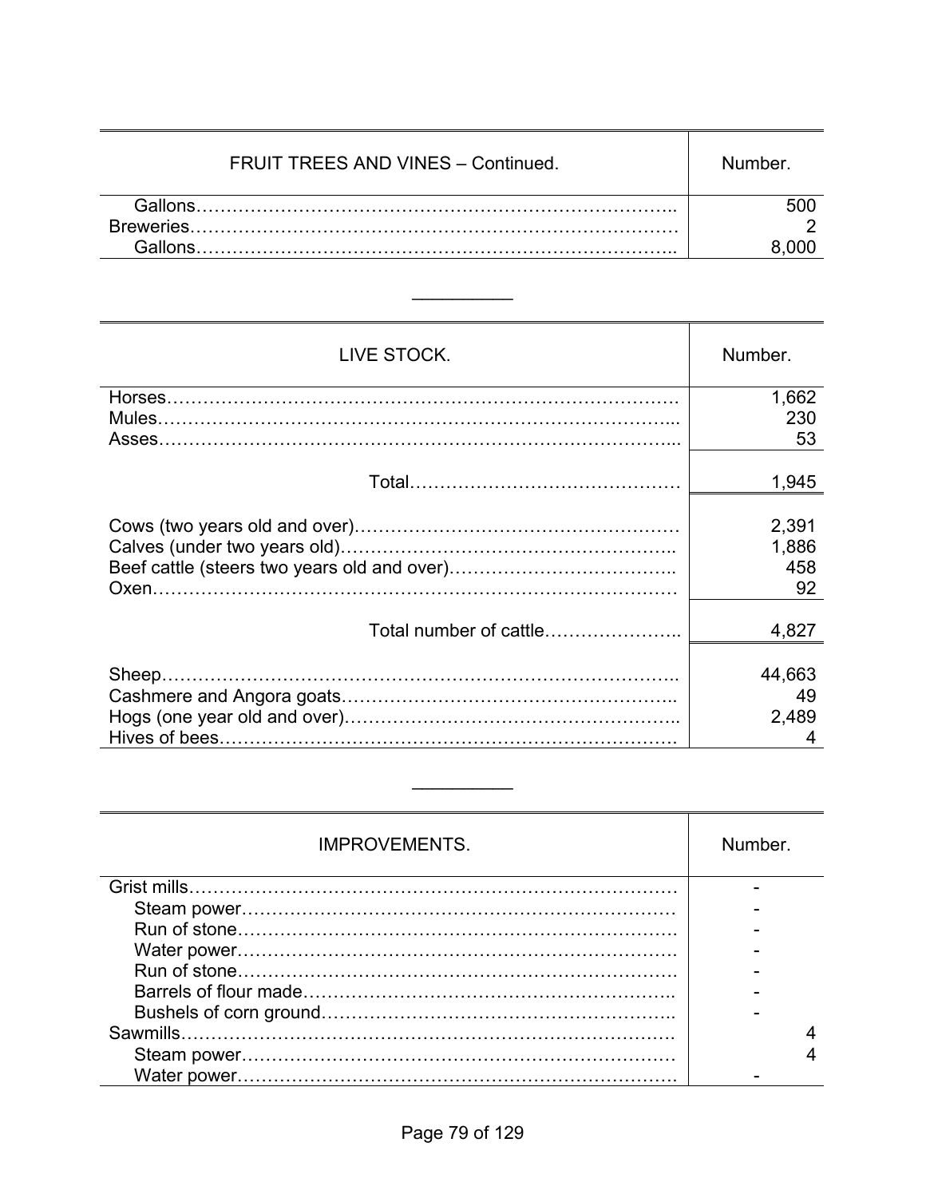| FRUIT TREES AND VINES – Continued. | Number. |
|---|---|
| Gallons | 500 |
| Breweries | 2 |
| Gallons | 8,000 |

---

| LIVE STOCK. | Number. |
|---|---|
| Horses | 1,662 |
| Mules | 230 |
| Asses | 53 |
| Total | 1,945 |
| Cows (two years old and over) | 2,391 |
| Calves (under two years old) | 1,886 |
| Beef cattle (steers two years old and over) | 458 |
| Oxen | 92 |
| Total number of cattle | 4,827 |
| Sheep | 44,663 |
| Cashmere and Angora goats | 49 |
| Hogs (one year old and over) | 2,489 |
| Hives of bees | 4 |

---

| IMPROVEMENTS. | Number. |
|---|---|
| Grist mills | - |
| Steam power | - |
| Run of stone | - |
| Water power | - |
| Run of stone | - |
| Barrels of flour made | - |
| Bushels of corn ground | - |
| Sawmills | 4 |
| Steam power | 4 |
| Water power | - |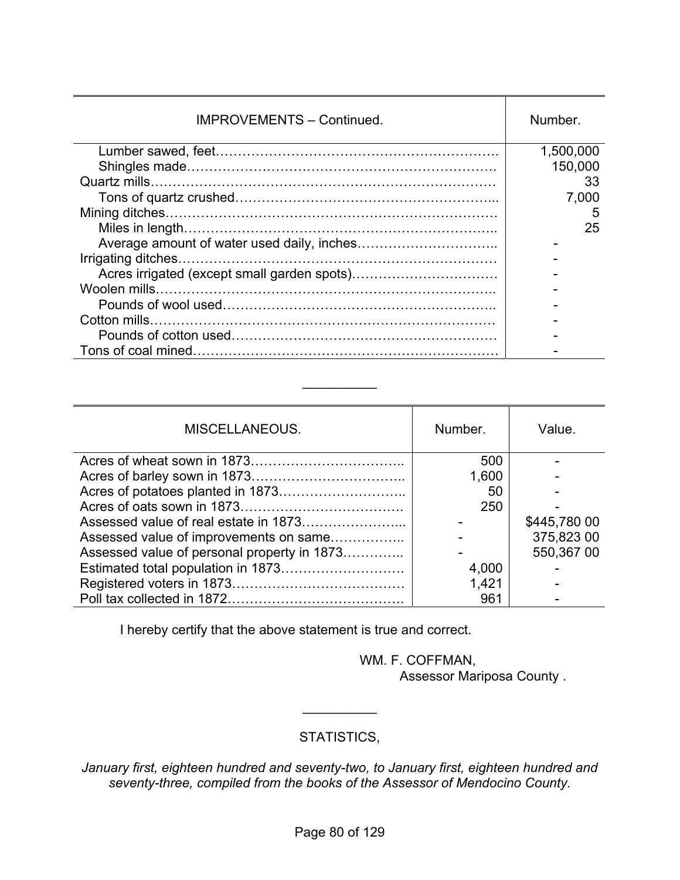| IMPROVEMENTS – Continued. | Number. |
|---|---|
| Lumber sawed, feet | 1,500,000 |
| Shingles made | 150,000 |
| Quartz mills | 33 |
| Tons of quartz crushed | 7,000 |
| Mining ditches | 5 |
| Miles in length | 25 |
| Average amount of water used daily, inches | - |
| Irrigating ditches | - |
| Acres irrigated (except small garden spots) | - |
| Woolen mills | - |
| Pounds of wool used | - |
| Cotton mills | - |
| Pounds of cotton used | - |
| Tons of coal mined | - |

---

| MISCELLANEOUS. | Number. | Value. |
|---|---|---|
| Acres of wheat sown in 1873 | 500 | - |
| Acres of barley sown in 1873 | 1,600 | - |
| Acres of potatoes planted in 1873 | 50 | - |
| Acres of oats sown in 1873 | 250 | - |
| Assessed value of real estate in 1873 | - | $445,780 00 |
| Assessed value of improvements on same | - | 375,823 00 |
| Assessed value of personal property in 1873 | - | 550,367 00 |
| Estimated total population in 1873 | 4,000 | - |
| Registered voters in 1873 | 1,421 | - |
| Poll tax collected in 1872 | 961 | - |

I hereby certify that the above statement is true and correct.

WM. F. COFFMAN,
Assessor Mariposa County .

---

STATISTICS,

*January first, eighteen hundred and seventy-two, to January first, eighteen hundred and seventy-three, compiled from the books of the Assessor of Mendocino County.*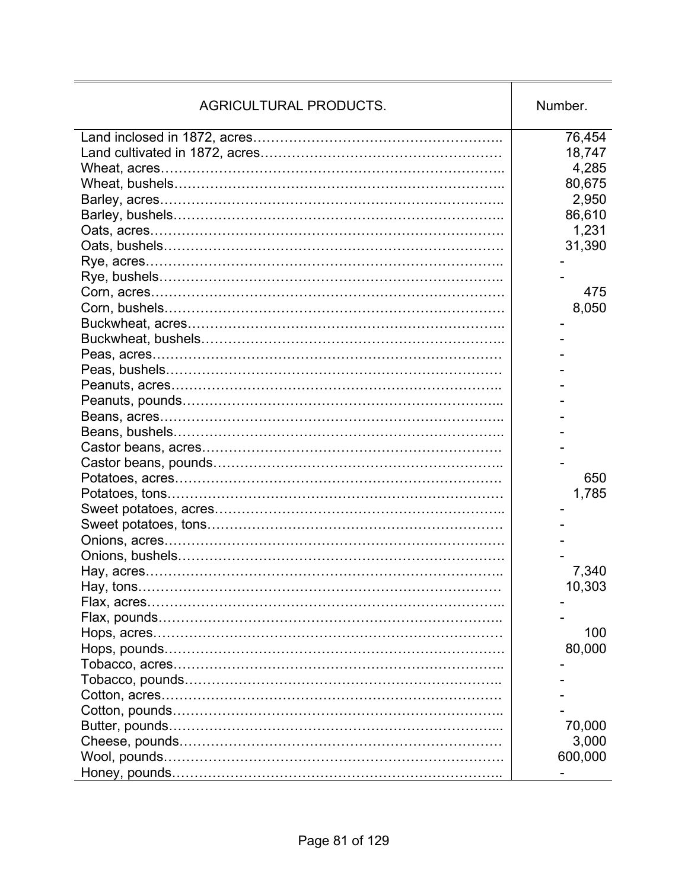| AGRICULTURAL PRODUCTS. | Number. |
|---|---|
| Land inclosed in 1872, acres | 76,454 |
| Land cultivated in 1872, acres | 18,747 |
| Wheat, acres | 4,285 |
| Wheat, bushels | 80,675 |
| Barley, acres | 2,950 |
| Barley, bushels | 86,610 |
| Oats, acres | 1,231 |
| Oats, bushels | 31,390 |
| Rye, acres | - |
| Rye, bushels | - |
| Corn, acres | 475 |
| Corn, bushels | 8,050 |
| Buckwheat, acres | - |
| Buckwheat, bushels | - |
| Peas, acres | - |
| Peas, bushels | - |
| Peanuts, acres | - |
| Peanuts, pounds | - |
| Beans, acres | - |
| Beans, bushels | - |
| Castor beans, acres | - |
| Castor beans, pounds | - |
| Potatoes, acres | 650 |
| Potatoes, tons | 1,785 |
| Sweet potatoes, acres | - |
| Sweet potatoes, tons | - |
| Onions, acres | - |
| Onions, bushels | - |
| Hay, acres | 7,340 |
| Hay, tons | 10,303 |
| Flax, acres | - |
| Flax, pounds | - |
| Hops, acres | 100 |
| Hops, pounds | 80,000 |
| Tobacco, acres | - |
| Tobacco, pounds | - |
| Cotton, acres | - |
| Cotton, pounds | - |
| Butter, pounds | 70,000 |
| Cheese, pounds | 3,000 |
| Wool, pounds | 600,000 |
| Honey, pounds | - |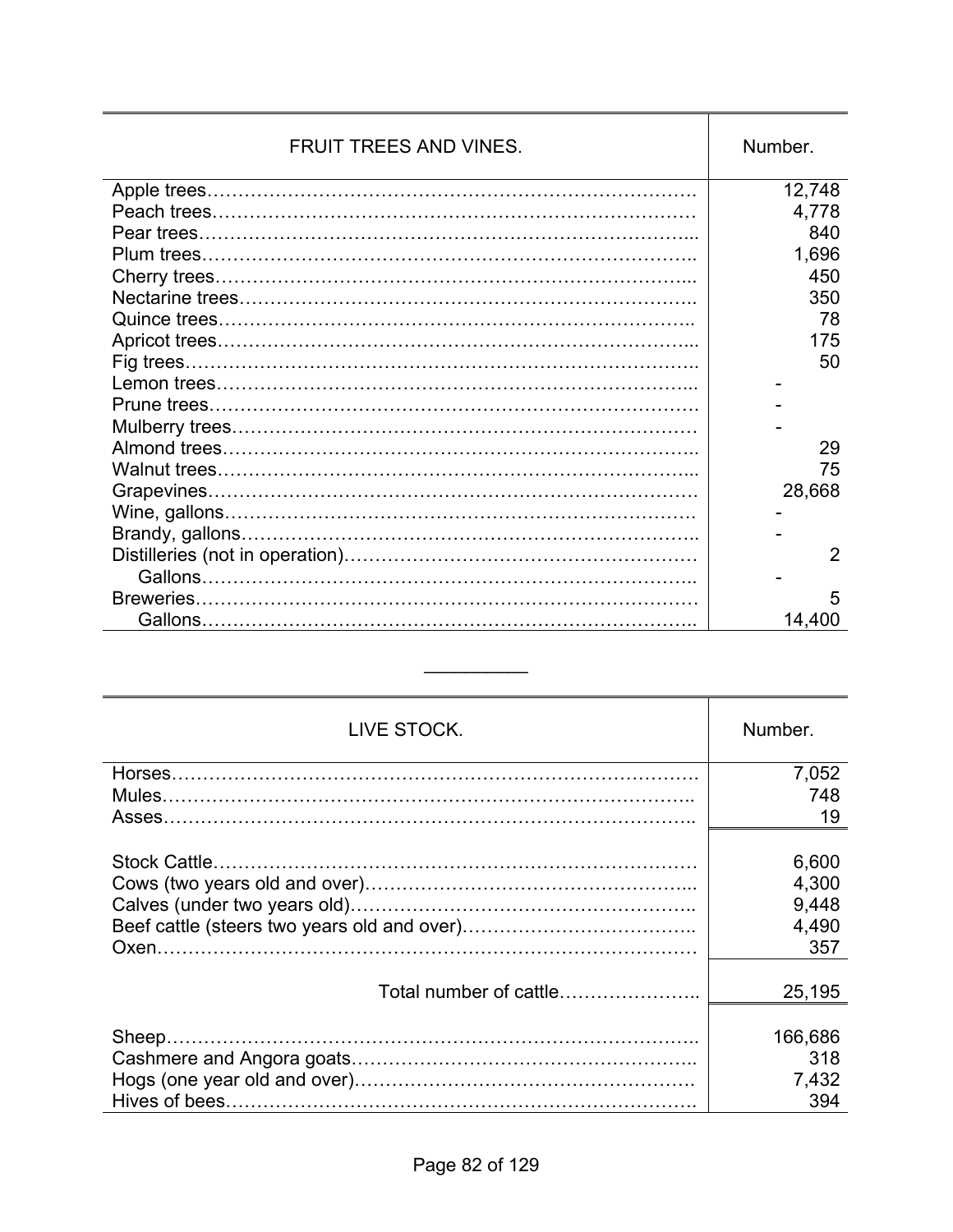| FRUIT TREES AND VINES. | Number. |
|---|---|
| Apple trees | 12,748 |
| Peach trees | 4,778 |
| Pear trees | 840 |
| Plum trees | 1,696 |
| Cherry trees | 450 |
| Nectarine trees | 350 |
| Quince trees | 78 |
| Apricot trees | 175 |
| Fig trees | 50 |
| Lemon trees | - |
| Prune trees | - |
| Mulberry trees | - |
| Almond trees | 29 |
| Walnut trees | 75 |
| Grapevines | 28,668 |
| Wine, gallons | - |
| Brandy, gallons | - |
| Distilleries (not in operation) | 2 |
| Gallons | - |
| Breweries | 5 |
| Gallons | 14,400 |

---

| LIVE STOCK. | Number. |
|---|---|
| Horses | 7,052 |
| Mules | 748 |
| Asses | 19 |
| | |
| Stock Cattle | 6,600 |
| Cows (two years old and over) | 4,300 |
| Calves (under two years old) | 9,448 |
| Beef cattle (steers two years old and over) | 4,490 |
| Oxen | 357 |
| Total number of cattle | 25,195 |
| | |
| Sheep | 166,686 |
| Cashmere and Angora goats | 318 |
| Hogs (one year old and over) | 7,432 |
| Hives of bees | 394 |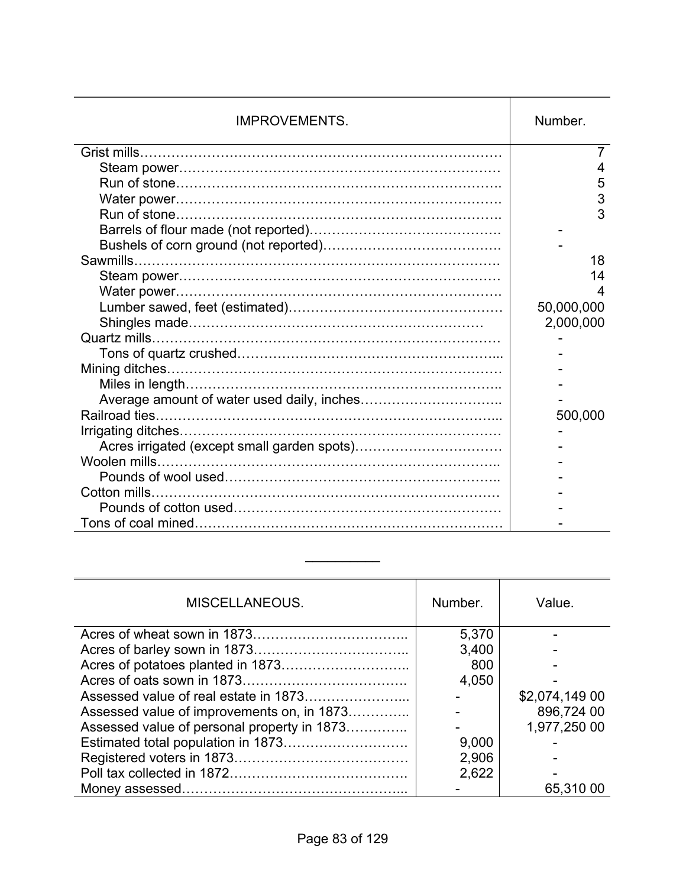| IMPROVEMENTS. | Number. |
|---|---|
| Grist mills | 7 |
| Steam power | 4 |
| Run of stone | 5 |
| Water power | 3 |
| Run of stone | 3 |
| Barrels of flour made (not reported) | - |
| Bushels of corn ground (not reported) | - |
| Sawmills | 18 |
| Steam power | 14 |
| Water power | 4 |
| Lumber sawed, feet (estimated) | 50,000,000 |
| Shingles made | 2,000,000 |
| Quartz mills | - |
| Tons of quartz crushed | - |
| Mining ditches | - |
| Miles in length | - |
| Average amount of water used daily, inches | - |
| Railroad ties | 500,000 |
| Irrigating ditches | - |
| Acres irrigated (except small garden spots) | - |
| Woolen mills | - |
| Pounds of wool used | - |
| Cotton mills | - |
| Pounds of cotton used | - |
| Tons of coal mined | - |

| MISCELLANEOUS. | Number. | Value. |
|---|---|---|
| Acres of wheat sown in 1873 | 5,370 | - |
| Acres of barley sown in 1873 | 3,400 | - |
| Acres of potatoes planted in 1873 | 800 | - |
| Acres of oats sown in 1873 | 4,050 | - |
| Assessed value of real estate in 1873 | - | $2,074,149 00 |
| Assessed value of improvements on, in 1873 | - | 896,724 00 |
| Assessed value of personal property in 1873 | - | 1,977,250 00 |
| Estimated total population in 1873 | 9,000 | - |
| Registered voters in 1873 | 2,906 | - |
| Poll tax collected in 1872 | 2,622 | - |
| Money assessed | - | 65,310 00 |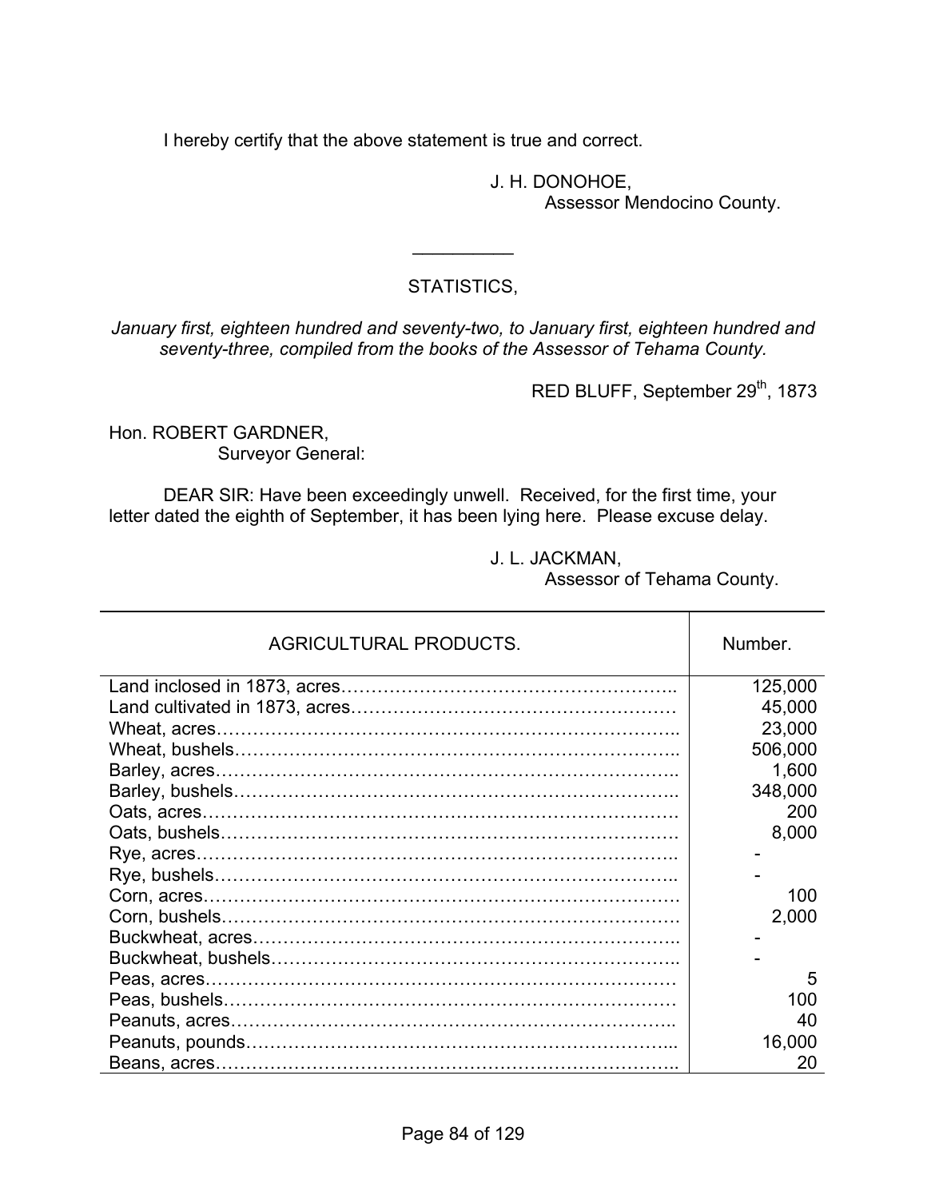I hereby certify that the above statement is true and correct.

J. H. DONOHOE,
Assessor Mendocino County.

---

## STATISTICS,

*January first, eighteen hundred and seventy-two, to January first, eighteen hundred and seventy-three, compiled from the books of the Assessor of Tehama County.*

RED BLUFF, September 29th, 1873

Hon. ROBERT GARDNER,
Surveyor General:

DEAR SIR: Have been exceedingly unwell. Received, for the first time, your letter dated the eighth of September, it has been lying here. Please excuse delay.

J. L. JACKMAN,
Assessor of Tehama County.

| AGRICULTURAL PRODUCTS. | Number. |
|---|---|
| Land inclosed in 1873, acres | 125,000 |
| Land cultivated in 1873, acres | 45,000 |
| Wheat, acres | 23,000 |
| Wheat, bushels | 506,000 |
| Barley, acres | 1,600 |
| Barley, bushels | 348,000 |
| Oats, acres | 200 |
| Oats, bushels | 8,000 |
| Rye, acres | - |
| Rye, bushels | - |
| Corn, acres | 100 |
| Corn, bushels | 2,000 |
| Buckwheat, acres | - |
| Buckwheat, bushels | - |
| Peas, acres | 5 |
| Peas, bushels | 100 |
| Peanuts, acres | 40 |
| Peanuts, pounds | 16,000 |
| Beans, acres | 20 |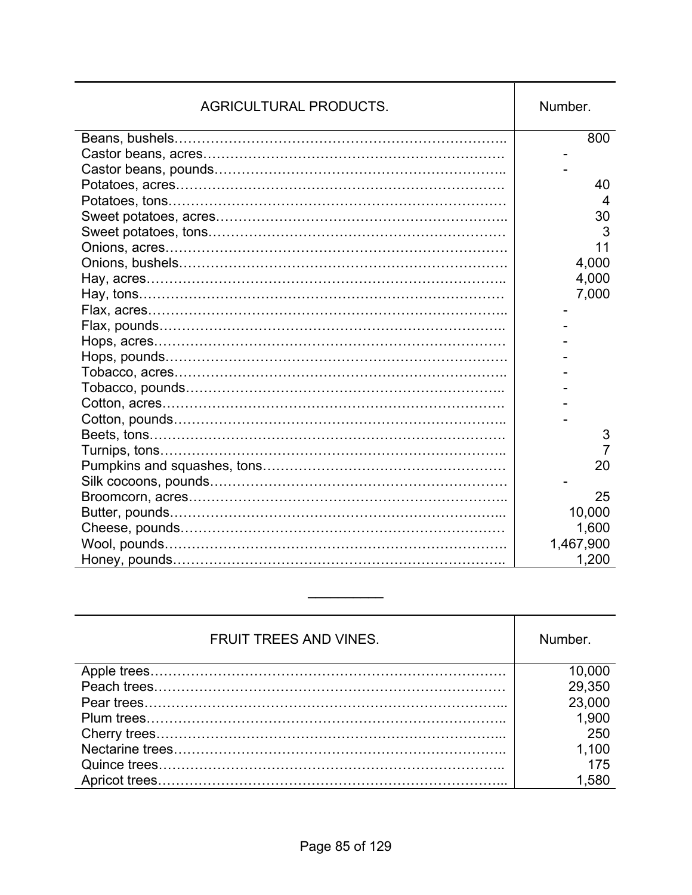| AGRICULTURAL PRODUCTS. | Number. |
|---|---|
| Beans, bushels | 800 |
| Castor beans, acres | - |
| Castor beans, pounds | - |
| Potatoes, acres | 40 |
| Potatoes, tons | 4 |
| Sweet potatoes, acres | 30 |
| Sweet potatoes, tons | 3 |
| Onions, acres | 11 |
| Onions, bushels | 4,000 |
| Hay, acres | 4,000 |
| Hay, tons | 7,000 |
| Flax, acres | - |
| Flax, pounds | - |
| Hops, acres | - |
| Hops, pounds | - |
| Tobacco, acres | - |
| Tobacco, pounds | - |
| Cotton, acres | - |
| Cotton, pounds | - |
| Beets, tons | 3 |
| Turnips, tons | 7 |
| Pumpkins and squashes, tons | 20 |
| Silk cocoons, pounds | - |
| Broomcorn, acres | 25 |
| Butter, pounds | 10,000 |
| Cheese, pounds | 1,600 |
| Wool, pounds | 1,467,900 |
| Honey, pounds | 1,200 |

---

| FRUIT TREES AND VINES. | Number. |
|---|---|
| Apple trees | 10,000 |
| Peach trees | 29,350 |
| Pear trees | 23,000 |
| Plum trees | 1,900 |
| Cherry trees | 250 |
| Nectarine trees | 1,100 |
| Quince trees | 175 |
| Apricot trees | 1,580 |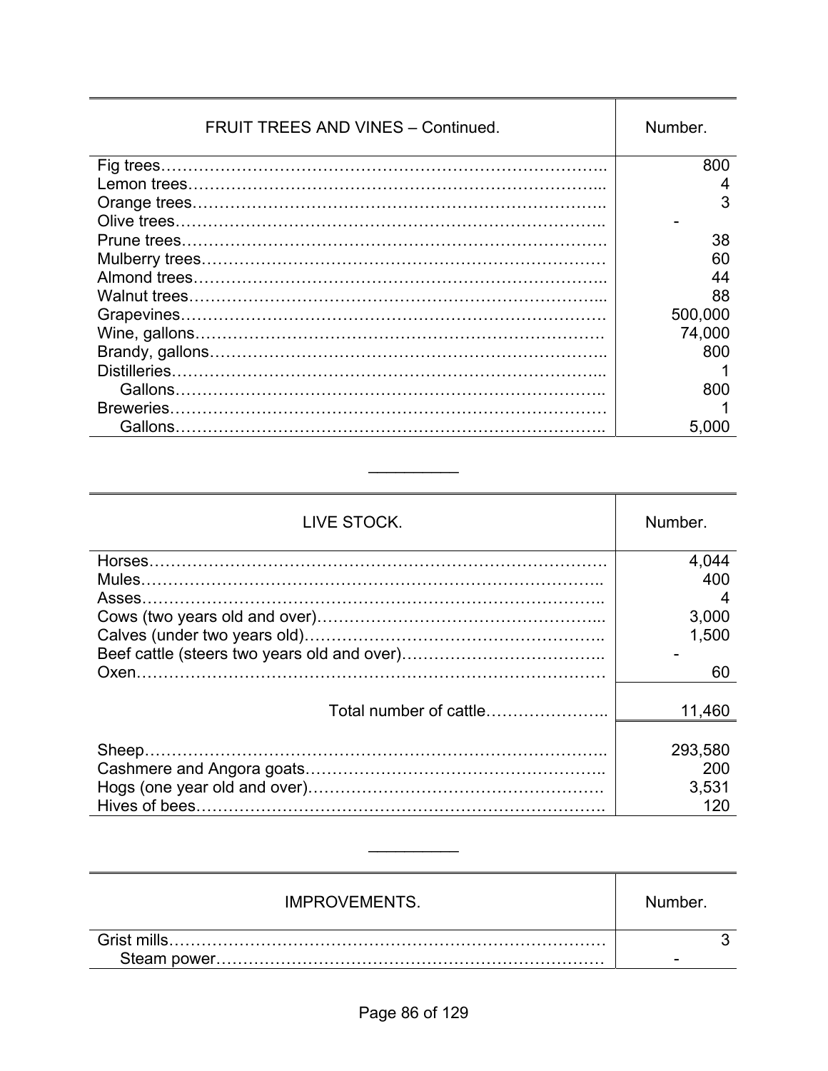| FRUIT TREES AND VINES – Continued. | Number. |
|---|---|
| Fig trees | 800 |
| Lemon trees | 4 |
| Orange trees | 3 |
| Olive trees | - |
| Prune trees | 38 |
| Mulberry trees | 60 |
| Almond trees | 44 |
| Walnut trees | 88 |
| Grapevines | 500,000 |
| Wine, gallons | 74,000 |
| Brandy, gallons | 800 |
| Distilleries | 1 |
| Gallons | 800 |
| Breweries | 1 |
| Gallons | 5,000 |

---

| LIVE STOCK. | Number. |
|---|---|
| Horses | 4,044 |
| Mules | 400 |
| Asses | 4 |
| Cows (two years old and over) | 3,000 |
| Calves (under two years old) | 1,500 |
| Beef cattle (steers two years old and over) | - |
| Oxen | 60 |
| Total number of cattle | 11,460 |
| Sheep | 293,580 |
| Cashmere and Angora goats | 200 |
| Hogs (one year old and over) | 3,531 |
| Hives of bees | 120 |

---

| IMPROVEMENTS. | Number. |
|---|---|
| Grist mills | 3 |
| Steam power | - |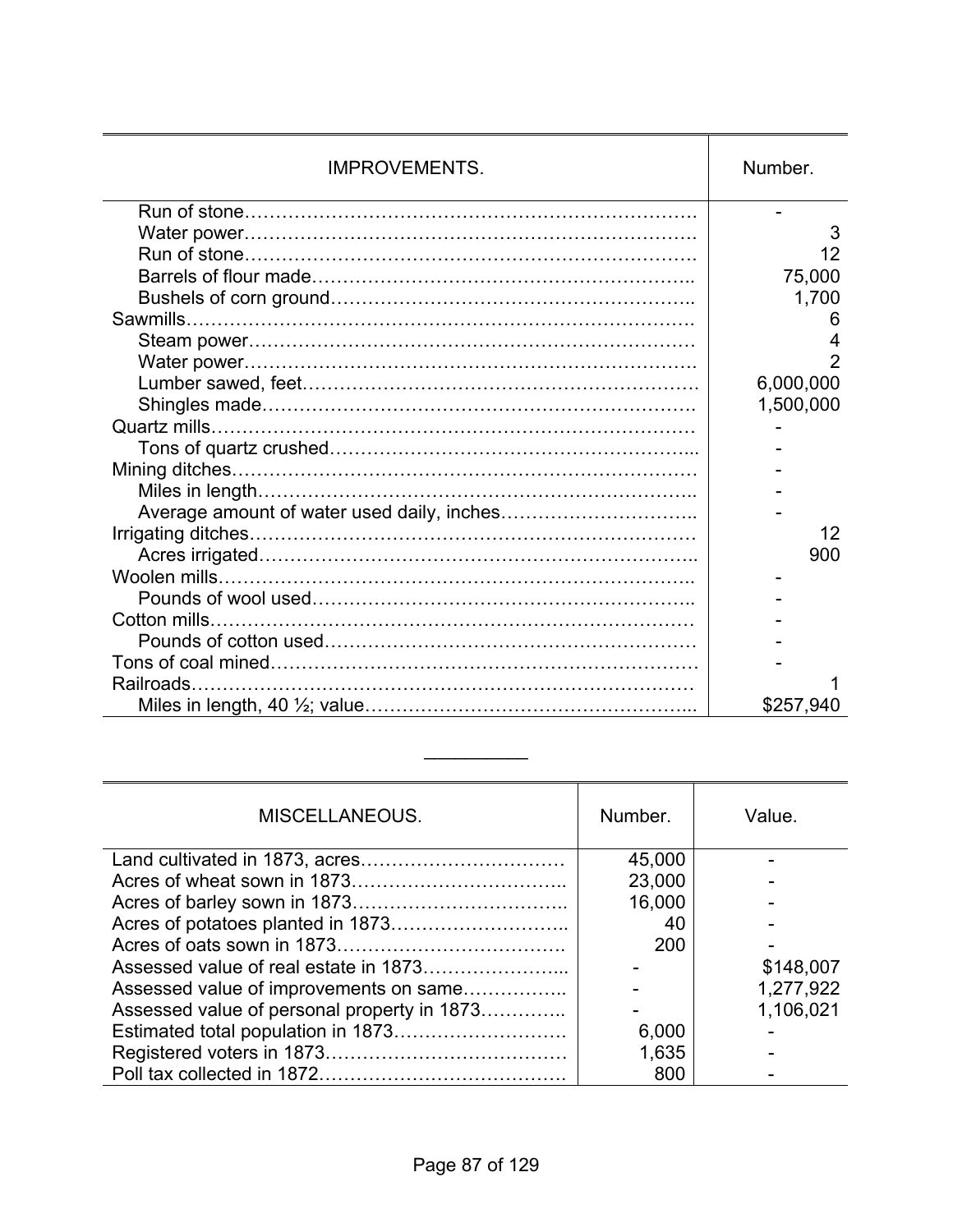| IMPROVEMENTS. | Number. |
|---|---|
| Run of stone | - |
| Water power | 3 |
| Run of stone | 12 |
| Barrels of flour made | 75,000 |
| Bushels of corn ground | 1,700 |
| Sawmills | 6 |
| Steam power | 4 |
| Water power | 2 |
| Lumber sawed, feet | 6,000,000 |
| Shingles made | 1,500,000 |
| Quartz mills | - |
| Tons of quartz crushed | - |
| Mining ditches | - |
| Miles in length | - |
| Average amount of water used daily, inches | - |
| Irrigating ditches | 12 |
| Acres irrigated | 900 |
| Woolen mills | - |
| Pounds of wool used | - |
| Cotton mills | - |
| Pounds of cotton used | - |
| Tons of coal mined | - |
| Railroads | 1 |
| Miles in length, 40 ½; value | $257,940 |

---

| MISCELLANEOUS. | Number. | Value. |
|---|---|---|
| Land cultivated in 1873, acres | 45,000 | - |
| Acres of wheat sown in 1873 | 23,000 | - |
| Acres of barley sown in 1873 | 16,000 | - |
| Acres of potatoes planted in 1873 | 40 | - |
| Acres of oats sown in 1873 | 200 | - |
| Assessed value of real estate in 1873 | - | $148,007 |
| Assessed value of improvements on same | - | 1,277,922 |
| Assessed value of personal property in 1873 | - | 1,106,021 |
| Estimated total population in 1873 | 6,000 | - |
| Registered voters in 1873 | 1,635 | - |
| Poll tax collected in 1872 | 800 | - |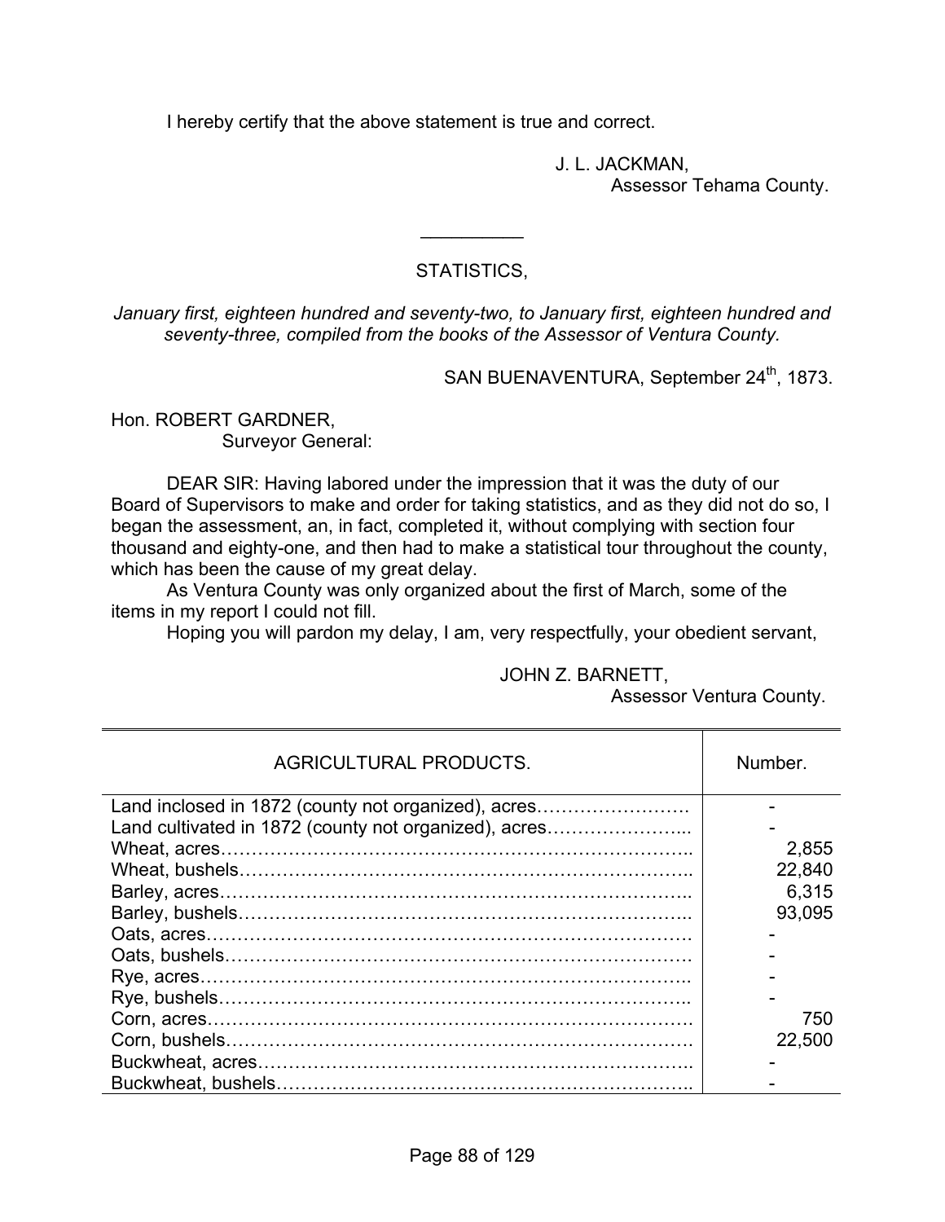I hereby certify that the above statement is true and correct.

J. L. JACKMAN,
Assessor Tehama County.

---

STATISTICS,

*January first, eighteen hundred and seventy-two, to January first, eighteen hundred and seventy-three, compiled from the books of the Assessor of Ventura County.*

SAN BUENAVENTURA, September 24th, 1873.

Hon. ROBERT GARDNER,
Surveyor General:

DEAR SIR: Having labored under the impression that it was the duty of our Board of Supervisors to make and order for taking statistics, and as they did not do so, I began the assessment, an, in fact, completed it, without complying with section four thousand and eighty-one, and then had to make a statistical tour throughout the county, which has been the cause of my great delay.

As Ventura County was only organized about the first of March, some of the items in my report I could not fill.

Hoping you will pardon my delay, I am, very respectfully, your obedient servant,

JOHN Z. BARNETT,
Assessor Ventura County.

| AGRICULTURAL PRODUCTS. | Number. |
|---|---|
| Land inclosed in 1872 (county not organized), acres | - |
| Land cultivated in 1872 (county not organized), acres | - |
| Wheat, acres | 2,855 |
| Wheat, bushels | 22,840 |
| Barley, acres | 6,315 |
| Barley, bushels | 93,095 |
| Oats, acres | - |
| Oats, bushels | - |
| Rye, acres | - |
| Rye, bushels | - |
| Corn, acres | 750 |
| Corn, bushels | 22,500 |
| Buckwheat, acres | - |
| Buckwheat, bushels | - |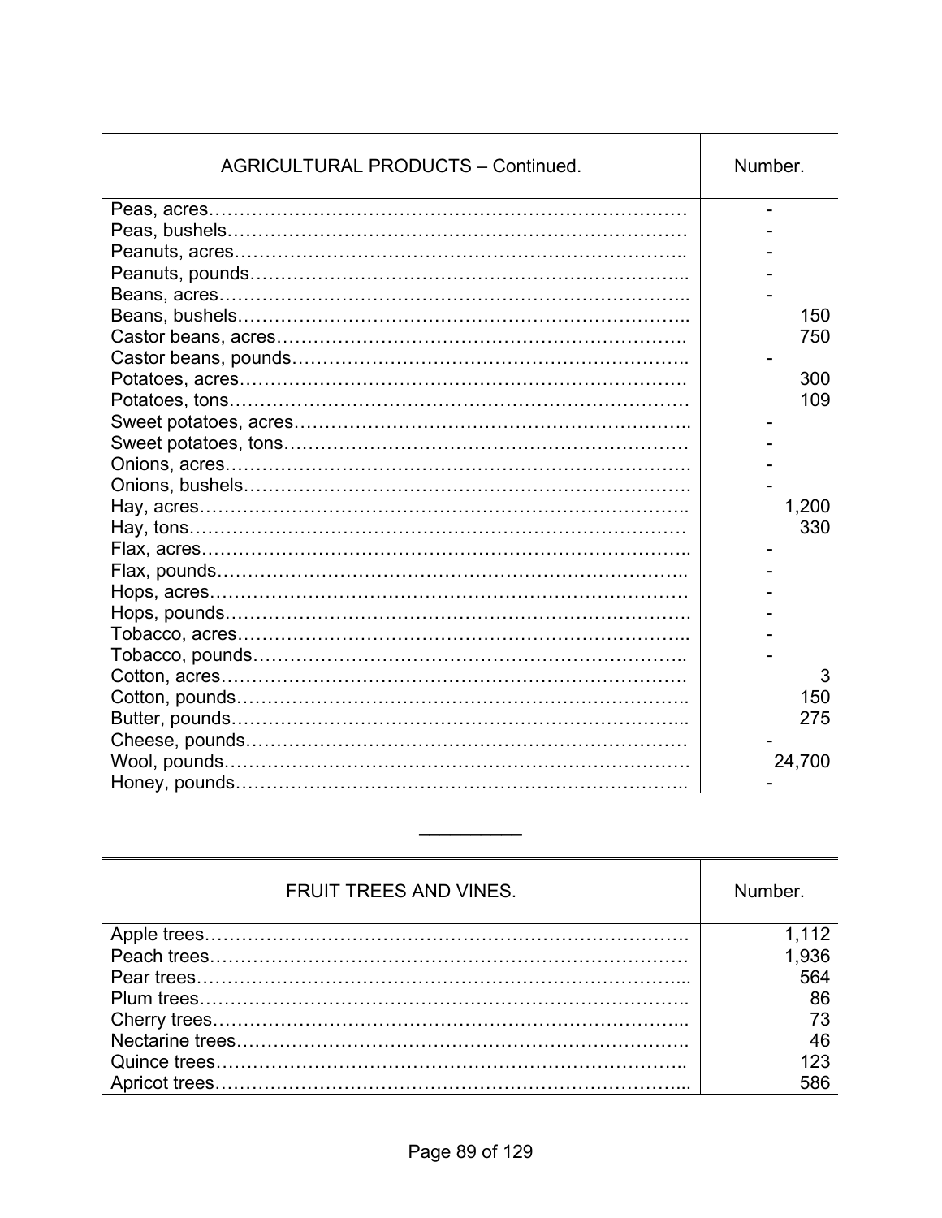| AGRICULTURAL PRODUCTS – Continued. | Number. |
|---|---|
| Peas, acres | - |
| Peas, bushels | - |
| Peanuts, acres | - |
| Peanuts, pounds | - |
| Beans, acres | - |
| Beans, bushels | 150 |
| Castor beans, acres | 750 |
| Castor beans, pounds | - |
| Potatoes, acres | 300 |
| Potatoes, tons | 109 |
| Sweet potatoes, acres | - |
| Sweet potatoes, tons | - |
| Onions, acres | - |
| Onions, bushels | - |
| Hay, acres | 1,200 |
| Hay, tons | 330 |
| Flax, acres | - |
| Flax, pounds | - |
| Hops, acres | - |
| Hops, pounds | - |
| Tobacco, acres | - |
| Tobacco, pounds | - |
| Cotton, acres | 3 |
| Cotton, pounds | 150 |
| Butter, pounds | 275 |
| Cheese, pounds | - |
| Wool, pounds | 24,700 |
| Honey, pounds | - |

---

| FRUIT TREES AND VINES. | Number. |
|---|---|
| Apple trees | 1,112 |
| Peach trees | 1,936 |
| Pear trees | 564 |
| Plum trees | 86 |
| Cherry trees | 73 |
| Nectarine trees | 46 |
| Quince trees | 123 |
| Apricot trees | 586 |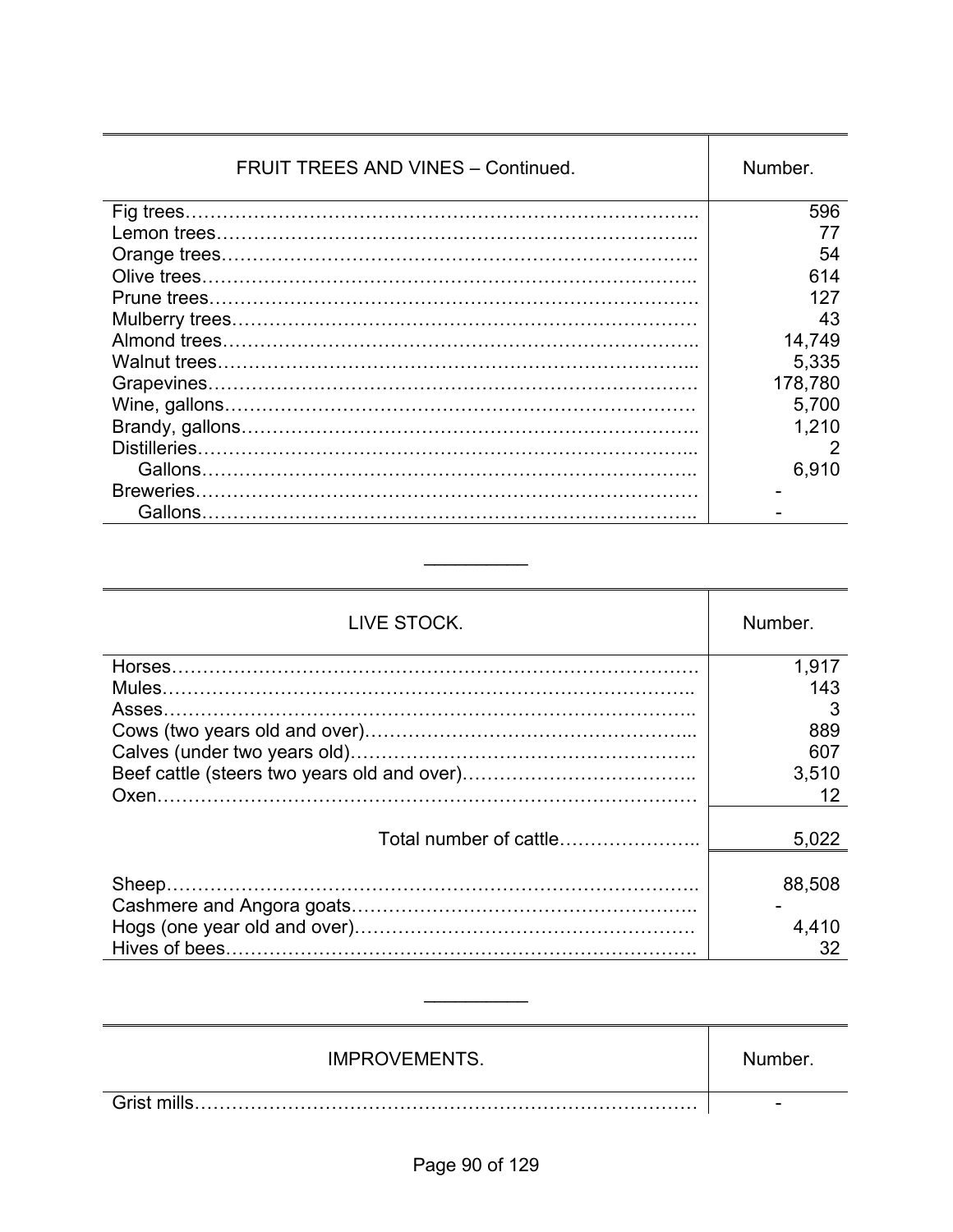| FRUIT TREES AND VINES – Continued. | Number. |
|---|---|
| Fig trees | 596 |
| Lemon trees | 77 |
| Orange trees | 54 |
| Olive trees | 614 |
| Prune trees | 127 |
| Mulberry trees | 43 |
| Almond trees | 14,749 |
| Walnut trees | 5,335 |
| Grapevines | 178,780 |
| Wine, gallons | 5,700 |
| Brandy, gallons | 1,210 |
| Distilleries | 2 |
| Gallons | 6,910 |
| Breweries | - |
| Gallons | - |

---

| LIVE STOCK. | Number. |
|---|---|
| Horses | 1,917 |
| Mules | 143 |
| Asses | 3 |
| Cows (two years old and over) | 889 |
| Calves (under two years old) | 607 |
| Beef cattle (steers two years old and over) | 3,510 |
| Oxen | 12 |
| Total number of cattle | 5,022 |
| Sheep | 88,508 |
| Cashmere and Angora goats | - |
| Hogs (one year old and over) | 4,410 |
| Hives of bees | 32 |

---

| IMPROVEMENTS. | Number. |
|---|---|
| Grist mills | - |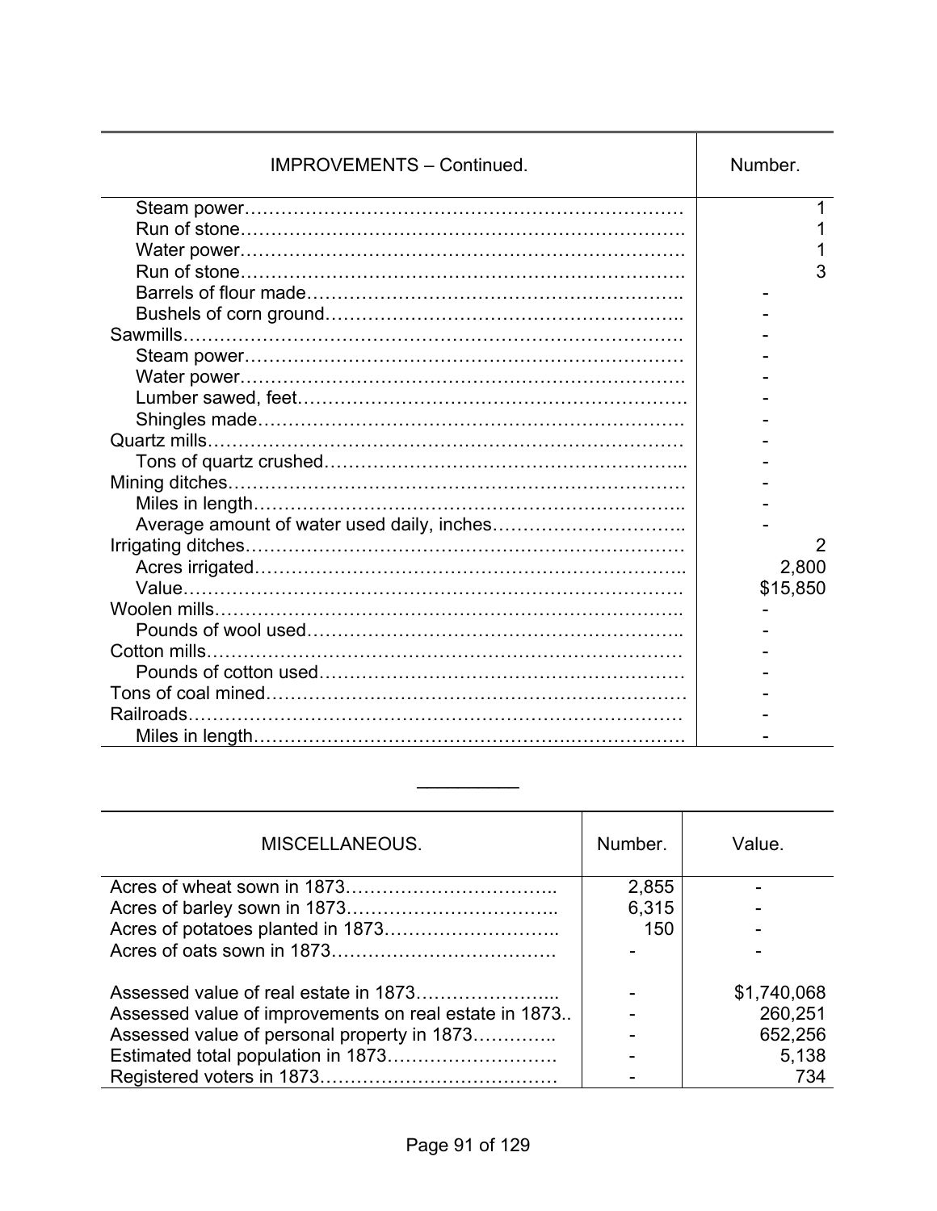| IMPROVEMENTS – Continued. | Number. |
| --- | --- |
| Steam power | 1 |
| Run of stone | 1 |
| Water power | 1 |
| Run of stone | 3 |
| Barrels of flour made | - |
| Bushels of corn ground | - |
| Sawmills | - |
| Steam power | - |
| Water power | - |
| Lumber sawed, feet | - |
| Shingles made | - |
| Quartz mills | - |
| Tons of quartz crushed | - |
| Mining ditches | - |
| Miles in length | - |
| Average amount of water used daily, inches | - |
| Irrigating ditches | 2 |
| Acres irrigated | 2,800 |
| Value | $15,850 |
| Woolen mills | - |
| Pounds of wool used | - |
| Cotton mills | - |
| Pounds of cotton used | - |
| Tons of coal mined | - |
| Railroads | - |
| Miles in length | - |

---

| MISCELLANEOUS. | Number. | Value. |
| --- | --- | --- |
| Acres of wheat sown in 1873 | 2,855 | - |
| Acres of barley sown in 1873 | 6,315 | - |
| Acres of potatoes planted in 1873 | 150 | - |
| Acres of oats sown in 1873 | - | - |
| Assessed value of real estate in 1873 | - | $1,740,068 |
| Assessed value of improvements on real estate in 1873 | - | 260,251 |
| Assessed value of personal property in 1873 | - | 652,256 |
| Estimated total population in 1873 | - | 5,138 |
| Registered voters in 1873 | - | 734 |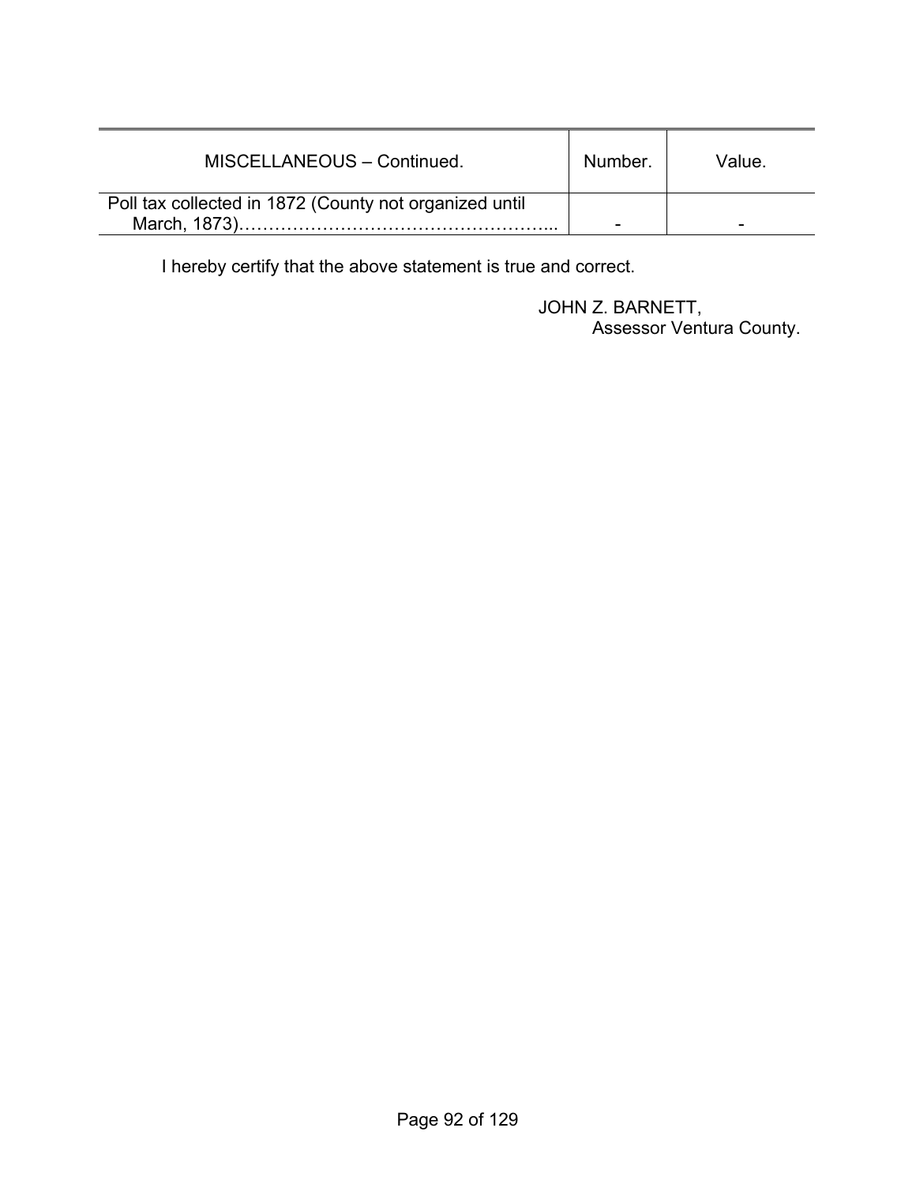| MISCELLANEOUS – Continued. | Number. | Value. |
|---|---|---|
| Poll tax collected in 1872 (County not organized until March, 1873)…………………………………………... | - | - |

I hereby certify that the above statement is true and correct.

JOHN Z. BARNETT,
Assessor Ventura County.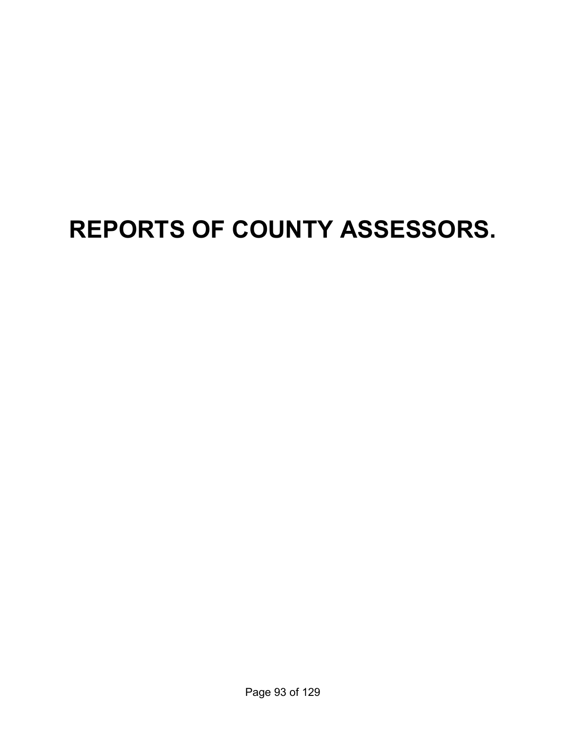# REPORTS OF COUNTY ASSESSORS.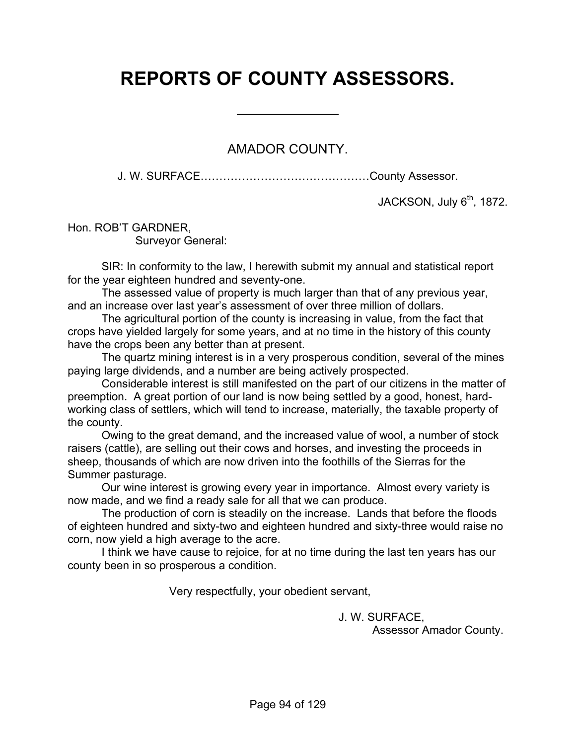# REPORTS OF COUNTY ASSESSORS.

---

## AMADOR COUNTY.

J. W. SURFACE……………………………………County Assessor.

JACKSON, July 6th, 1872.

Hon. ROB'T GARDNER,
Surveyor General:

SIR: In conformity to the law, I herewith submit my annual and statistical report for the year eighteen hundred and seventy-one.

The assessed value of property is much larger than that of any previous year, and an increase over last year's assessment of over three million of dollars.

The agricultural portion of the county is increasing in value, from the fact that crops have yielded largely for some years, and at no time in the history of this county have the crops been any better than at present.

The quartz mining interest is in a very prosperous condition, several of the mines paying large dividends, and a number are being actively prospected.

Considerable interest is still manifested on the part of our citizens in the matter of preemption. A great portion of our land is now being settled by a good, honest, hard-working class of settlers, which will tend to increase, materially, the taxable property of the county.

Owing to the great demand, and the increased value of wool, a number of stock raisers (cattle), are selling out their cows and horses, and investing the proceeds in sheep, thousands of which are now driven into the foothills of the Sierras for the Summer pasturage.

Our wine interest is growing every year in importance. Almost every variety is now made, and we find a ready sale for all that we can produce.

The production of corn is steadily on the increase. Lands that before the floods of eighteen hundred and sixty-two and eighteen hundred and sixty-three would raise no corn, now yield a high average to the acre.

I think we have cause to rejoice, for at no time during the last ten years has our county been in so prosperous a condition.

Very respectfully, your obedient servant,

J. W. SURFACE,
Assessor Amador County.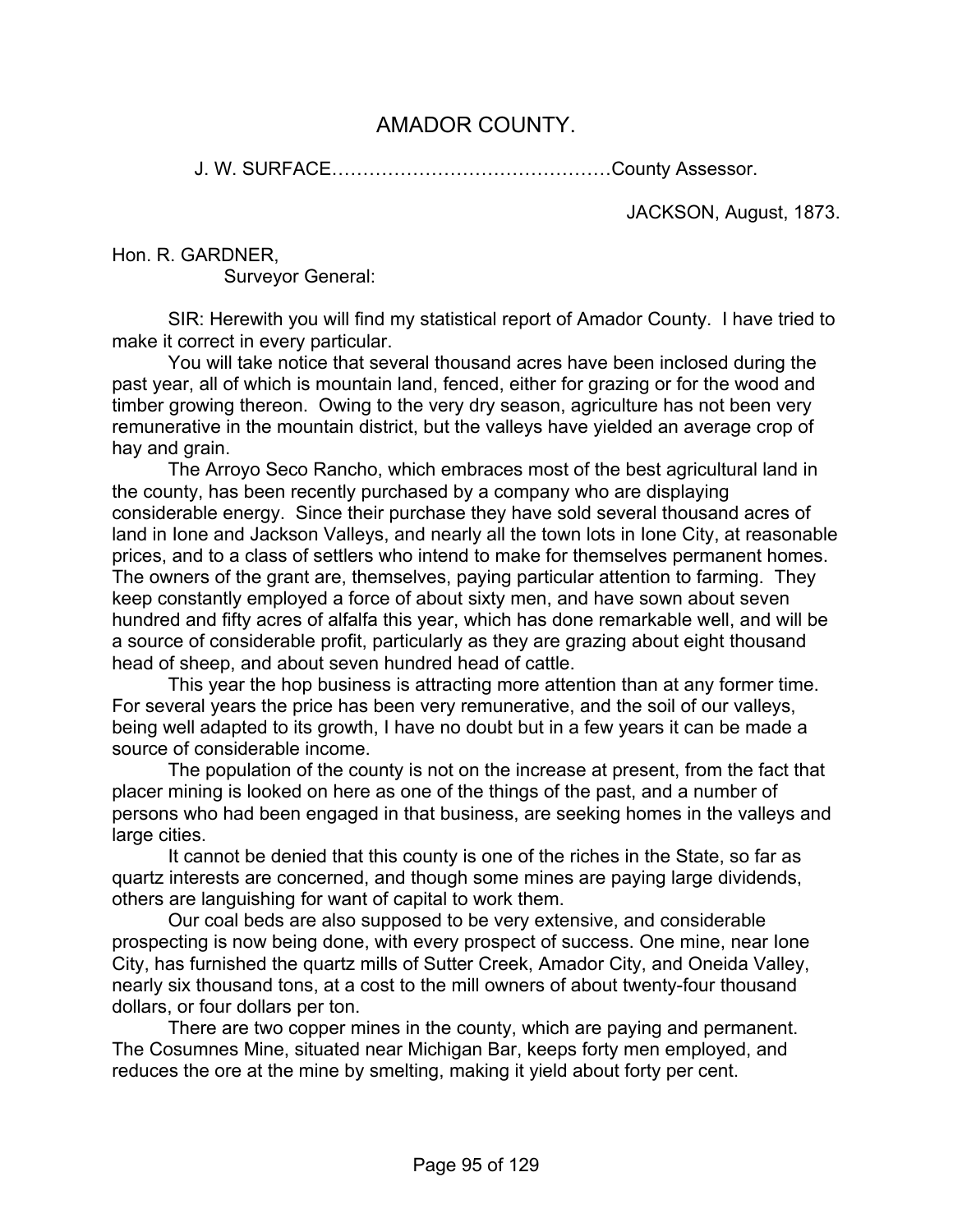# AMADOR COUNTY.

J. W. SURFACE……………………………………….County Assessor.

JACKSON, August, 1873.

Hon. R. GARDNER,
Surveyor General:

SIR: Herewith you will find my statistical report of Amador County. I have tried to make it correct in every particular.

You will take notice that several thousand acres have been inclosed during the past year, all of which is mountain land, fenced, either for grazing or for the wood and timber growing thereon. Owing to the very dry season, agriculture has not been very remunerative in the mountain district, but the valleys have yielded an average crop of hay and grain.

The Arroyo Seco Rancho, which embraces most of the best agricultural land in the county, has been recently purchased by a company who are displaying considerable energy. Since their purchase they have sold several thousand acres of land in Ione and Jackson Valleys, and nearly all the town lots in Ione City, at reasonable prices, and to a class of settlers who intend to make for themselves permanent homes. The owners of the grant are, themselves, paying particular attention to farming. They keep constantly employed a force of about sixty men, and have sown about seven hundred and fifty acres of alfalfa this year, which has done remarkable well, and will be a source of considerable profit, particularly as they are grazing about eight thousand head of sheep, and about seven hundred head of cattle.

This year the hop business is attracting more attention than at any former time. For several years the price has been very remunerative, and the soil of our valleys, being well adapted to its growth, I have no doubt but in a few years it can be made a source of considerable income.

The population of the county is not on the increase at present, from the fact that placer mining is looked on here as one of the things of the past, and a number of persons who had been engaged in that business, are seeking homes in the valleys and large cities.

It cannot be denied that this county is one of the riches in the State, so far as quartz interests are concerned, and though some mines are paying large dividends, others are languishing for want of capital to work them.

Our coal beds are also supposed to be very extensive, and considerable prospecting is now being done, with every prospect of success. One mine, near Ione City, has furnished the quartz mills of Sutter Creek, Amador City, and Oneida Valley, nearly six thousand tons, at a cost to the mill owners of about twenty-four thousand dollars, or four dollars per ton.

There are two copper mines in the county, which are paying and permanent. The Cosumnes Mine, situated near Michigan Bar, keeps forty men employed, and reduces the ore at the mine by smelting, making it yield about forty per cent.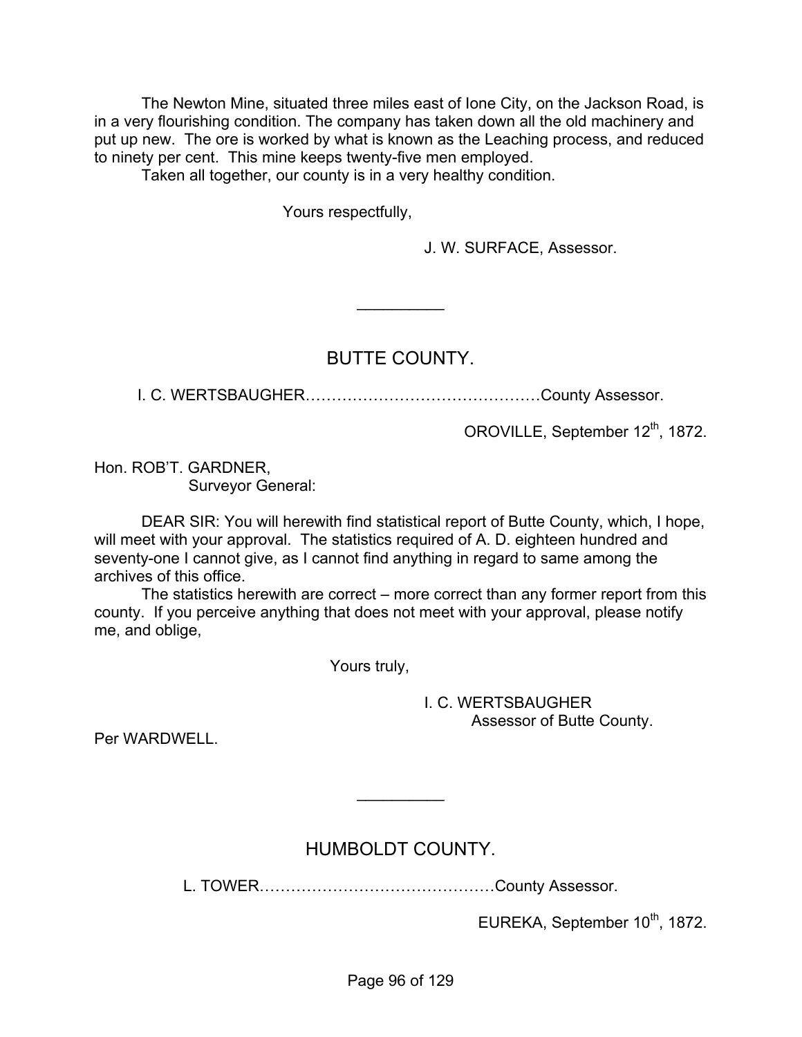The Newton Mine, situated three miles east of Ione City, on the Jackson Road, is in a very flourishing condition. The company has taken down all the old machinery and put up new. The ore is worked by what is known as the Leaching process, and reduced to ninety per cent. This mine keeps twenty-five men employed.

Taken all together, our county is in a very healthy condition.

Yours respectfully,

J. W. SURFACE, Assessor.

---

## BUTTE COUNTY.

I. C. WERTSBAUGHER……………………………………County Assessor.

OROVILLE, September 12th, 1872.

Hon. ROB'T. GARDNER,
Surveyor General:

DEAR SIR: You will herewith find statistical report of Butte County, which, I hope, will meet with your approval. The statistics required of A. D. eighteen hundred and seventy-one I cannot give, as I cannot find anything in regard to same among the archives of this office.

The statistics herewith are correct – more correct than any former report from this county. If you perceive anything that does not meet with your approval, please notify me, and oblige,

Yours truly,

I. C. WERTSBAUGHER
Assessor of Butte County.

Per WARDWELL.

---

## HUMBOLDT COUNTY.

L. TOWER……………………………………County Assessor.

EUREKA, September 10th, 1872.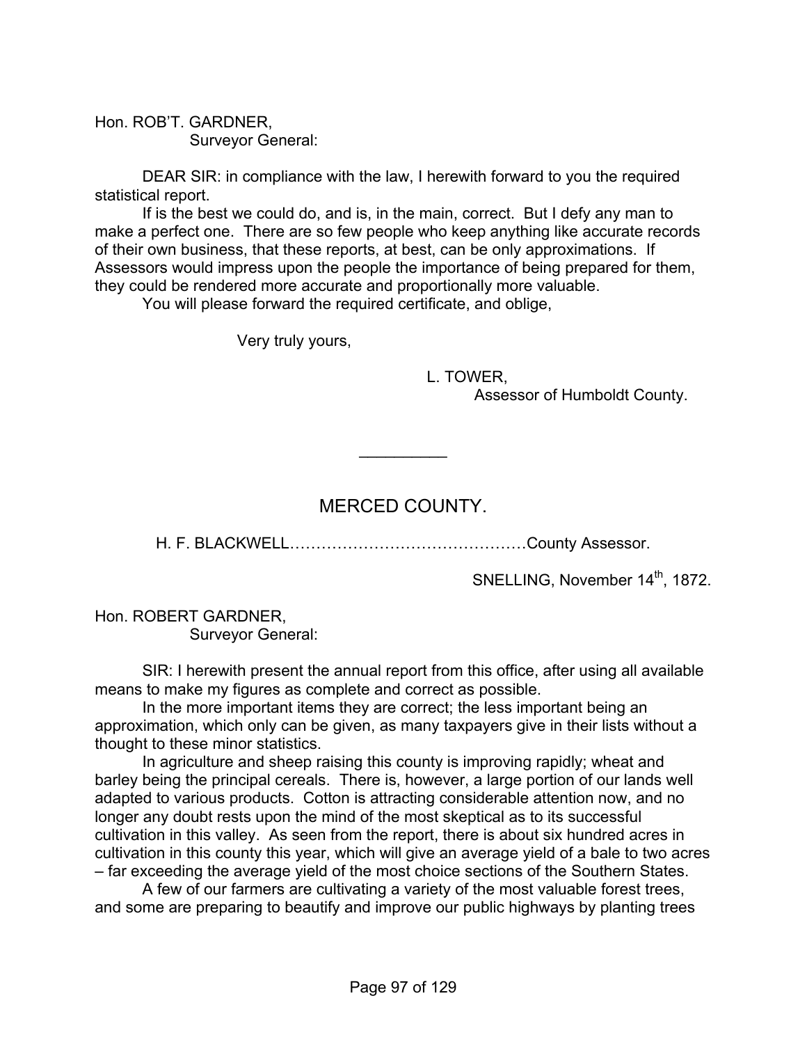Hon. ROB'T. GARDNER,
Surveyor General:

DEAR SIR: in compliance with the law, I herewith forward to you the required statistical report.

If is the best we could do, and is, in the main, correct. But I defy any man to make a perfect one. There are so few people who keep anything like accurate records of their own business, that these reports, at best, can be only approximations. If Assessors would impress upon the people the importance of being prepared for them, they could be rendered more accurate and proportionally more valuable.

You will please forward the required certificate, and oblige,

Very truly yours,

L. TOWER,
Assessor of Humboldt County.

---

## MERCED COUNTY.

H. F. BLACKWELL……………………………………County Assessor.

SNELLING, November 14th, 1872.

Hon. ROBERT GARDNER,
Surveyor General:

SIR: I herewith present the annual report from this office, after using all available means to make my figures as complete and correct as possible.

In the more important items they are correct; the less important being an approximation, which only can be given, as many taxpayers give in their lists without a thought to these minor statistics.

In agriculture and sheep raising this county is improving rapidly; wheat and barley being the principal cereals. There is, however, a large portion of our lands well adapted to various products. Cotton is attracting considerable attention now, and no longer any doubt rests upon the mind of the most skeptical as to its successful cultivation in this valley. As seen from the report, there is about six hundred acres in cultivation in this county this year, which will give an average yield of a bale to two acres – far exceeding the average yield of the most choice sections of the Southern States.

A few of our farmers are cultivating a variety of the most valuable forest trees, and some are preparing to beautify and improve our public highways by planting trees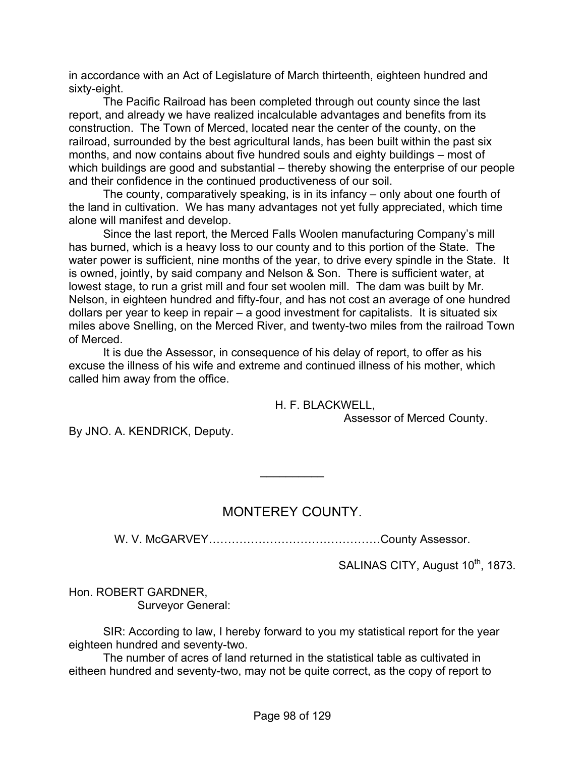in accordance with an Act of Legislature of March thirteenth, eighteen hundred and sixty-eight.

The Pacific Railroad has been completed through out county since the last report, and already we have realized incalculable advantages and benefits from its construction. The Town of Merced, located near the center of the county, on the railroad, surrounded by the best agricultural lands, has been built within the past six months, and now contains about five hundred souls and eighty buildings – most of which buildings are good and substantial – thereby showing the enterprise of our people and their confidence in the continued productiveness of our soil.

The county, comparatively speaking, is in its infancy – only about one fourth of the land in cultivation. We has many advantages not yet fully appreciated, which time alone will manifest and develop.

Since the last report, the Merced Falls Woolen manufacturing Company's mill has burned, which is a heavy loss to our county and to this portion of the State. The water power is sufficient, nine months of the year, to drive every spindle in the State. It is owned, jointly, by said company and Nelson & Son. There is sufficient water, at lowest stage, to run a grist mill and four set woolen mill. The dam was built by Mr. Nelson, in eighteen hundred and fifty-four, and has not cost an average of one hundred dollars per year to keep in repair – a good investment for capitalists. It is situated six miles above Snelling, on the Merced River, and twenty-two miles from the railroad Town of Merced.

It is due the Assessor, in consequence of his delay of report, to offer as his excuse the illness of his wife and extreme and continued illness of his mother, which called him away from the office.

H. F. BLACKWELL,
Assessor of Merced County.

By JNO. A. KENDRICK, Deputy.

---

## MONTEREY COUNTY.

W. V. McGARVEY……………………………………County Assessor.

SALINAS CITY, August 10th, 1873.

Hon. ROBERT GARDNER,
Surveyor General:

SIR: According to law, I hereby forward to you my statistical report for the year eighteen hundred and seventy-two.

The number of acres of land returned in the statistical table as cultivated in eitheen hundred and seventy-two, may not be quite correct, as the copy of report to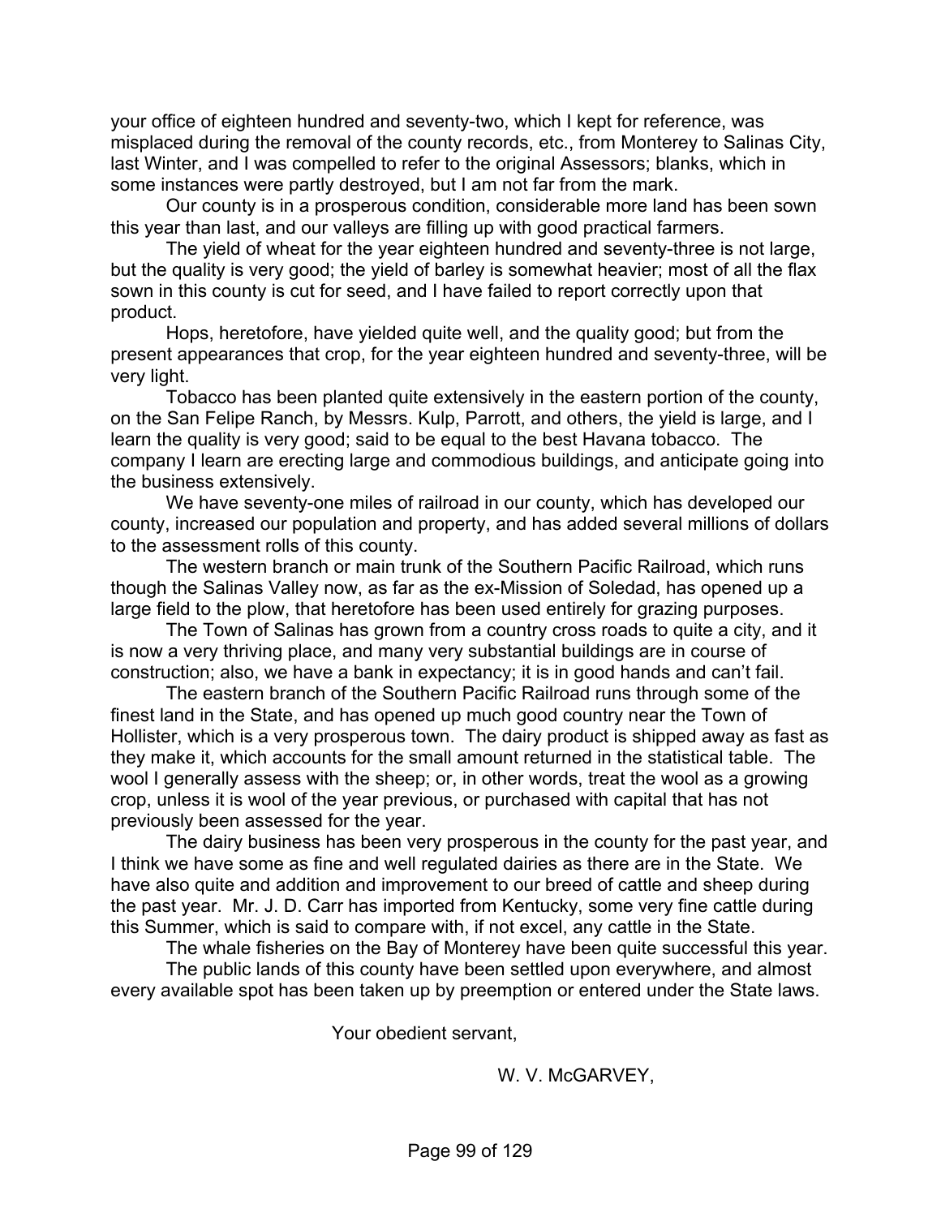your office of eighteen hundred and seventy-two, which I kept for reference, was misplaced during the removal of the county records, etc., from Monterey to Salinas City, last Winter, and I was compelled to refer to the original Assessors; blanks, which in some instances were partly destroyed, but I am not far from the mark.

Our county is in a prosperous condition, considerable more land has been sown this year than last, and our valleys are filling up with good practical farmers.

The yield of wheat for the year eighteen hundred and seventy-three is not large, but the quality is very good; the yield of barley is somewhat heavier; most of all the flax sown in this county is cut for seed, and I have failed to report correctly upon that product.

Hops, heretofore, have yielded quite well, and the quality good; but from the present appearances that crop, for the year eighteen hundred and seventy-three, will be very light.

Tobacco has been planted quite extensively in the eastern portion of the county, on the San Felipe Ranch, by Messrs. Kulp, Parrott, and others, the yield is large, and I learn the quality is very good; said to be equal to the best Havana tobacco. The company I learn are erecting large and commodious buildings, and anticipate going into the business extensively.

We have seventy-one miles of railroad in our county, which has developed our county, increased our population and property, and has added several millions of dollars to the assessment rolls of this county.

The western branch or main trunk of the Southern Pacific Railroad, which runs though the Salinas Valley now, as far as the ex-Mission of Soledad, has opened up a large field to the plow, that heretofore has been used entirely for grazing purposes.

The Town of Salinas has grown from a country cross roads to quite a city, and it is now a very thriving place, and many very substantial buildings are in course of construction; also, we have a bank in expectancy; it is in good hands and can't fail.

The eastern branch of the Southern Pacific Railroad runs through some of the finest land in the State, and has opened up much good country near the Town of Hollister, which is a very prosperous town. The dairy product is shipped away as fast as they make it, which accounts for the small amount returned in the statistical table. The wool I generally assess with the sheep; or, in other words, treat the wool as a growing crop, unless it is wool of the year previous, or purchased with capital that has not previously been assessed for the year.

The dairy business has been very prosperous in the county for the past year, and I think we have some as fine and well regulated dairies as there are in the State. We have also quite and addition and improvement to our breed of cattle and sheep during the past year. Mr. J. D. Carr has imported from Kentucky, some very fine cattle during this Summer, which is said to compare with, if not excel, any cattle in the State.

The whale fisheries on the Bay of Monterey have been quite successful this year.

The public lands of this county have been settled upon everywhere, and almost every available spot has been taken up by preemption or entered under the State laws.

Your obedient servant,

W. V. McGARVEY,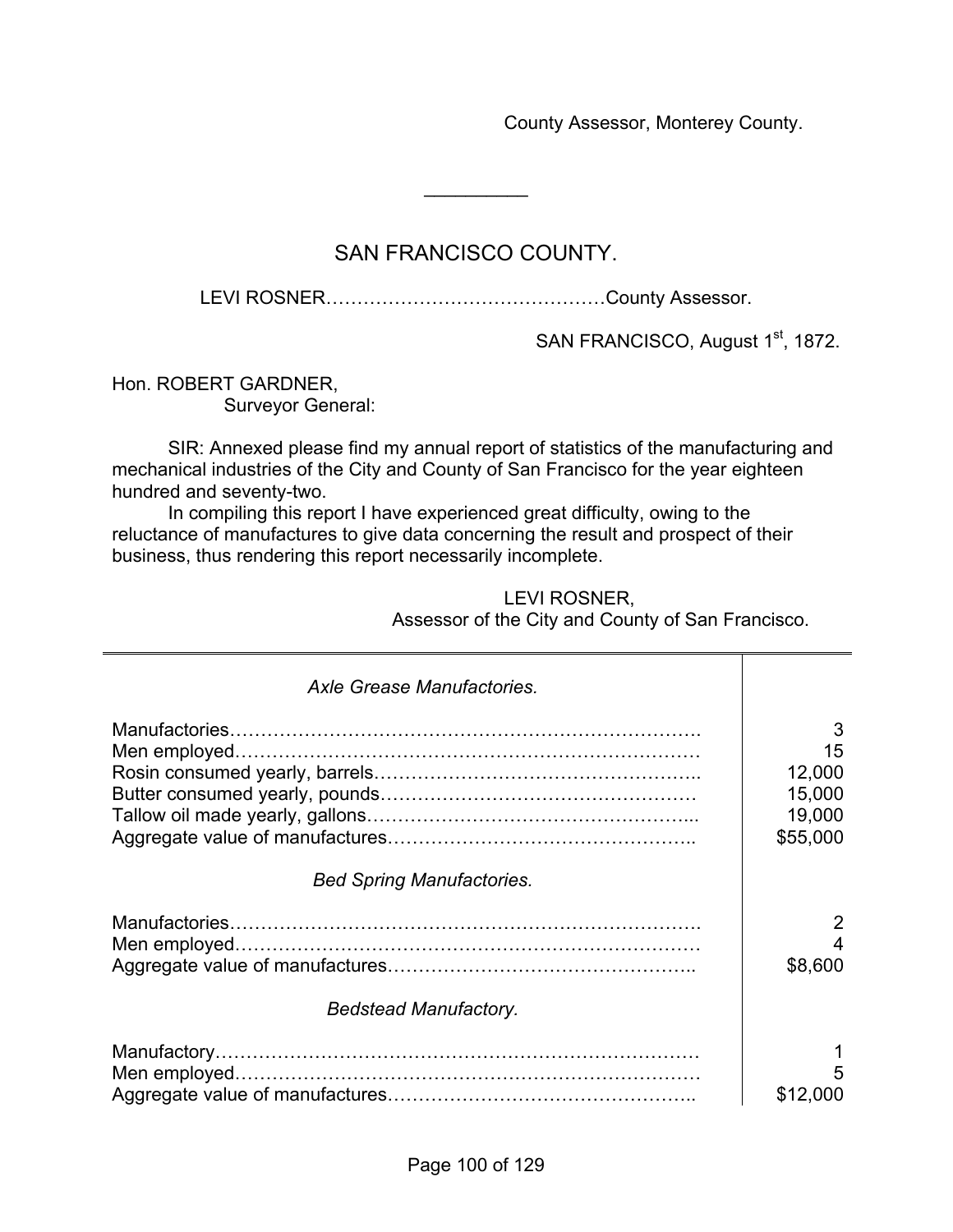County Assessor, Monterey County.

---

## SAN FRANCISCO COUNTY.

LEVI ROSNER……………………………………County Assessor.

SAN FRANCISCO, August 1st, 1872.

Hon. ROBERT GARDNER,
Surveyor General:

SIR: Annexed please find my annual report of statistics of the manufacturing and mechanical industries of the City and County of San Francisco for the year eighteen hundred and seventy-two.

In compiling this report I have experienced great difficulty, owing to the reluctance of manufactures to give data concerning the result and prospect of their business, thus rendering this report necessarily incomplete.

LEVI ROSNER,
Assessor of the City and County of San Francisco.

| | |
|---|---:|
| *Axle Grease Manufactories.* | |
| Manufactories………………………………………………………………… | 3 |
| Men employed………………………………………………………………… | 15 |
| Rosin consumed yearly, barrels…………………………………………….. | 12,000 |
| Butter consumed yearly, pounds…………………………………………… | 15,000 |
| Tallow oil made yearly, gallons……………………………………………... | 19,000 |
| Aggregate value of manufactures………………………………………….. | $55,000 |
| *Bed Spring Manufactories.* | |
| Manufactories………………………………………………………………… | 2 |
| Men employed………………………………………………………………… | 4 |
| Aggregate value of manufactures………………………………………….. | $8,600 |
| *Bedstead Manufactory.* | |
| Manufactory…………………………………………………………………… | 1 |
| Men employed………………………………………………………………… | 5 |
| Aggregate value of manufactures………………………………………….. | $12,000 |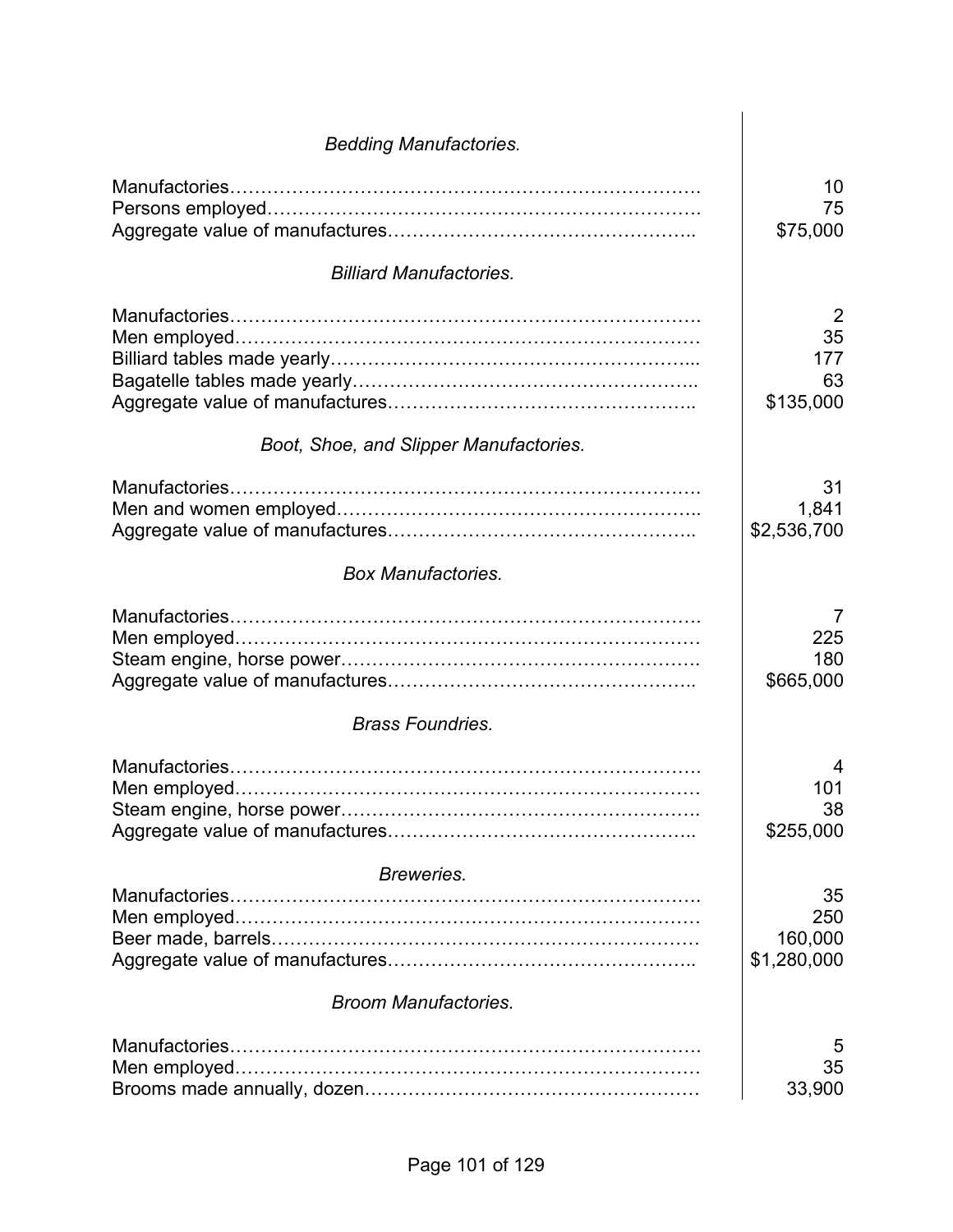*Bedding Manufactories.*

| | |
|---|---|
| Manufactories | 10 |
| Persons employed | 75 |
| Aggregate value of manufactures | $75,000 |

*Billiard Manufactories.*

| | |
|---|---|
| Manufactories | 2 |
| Men employed | 35 |
| Billiard tables made yearly | 177 |
| Bagatelle tables made yearly | 63 |
| Aggregate value of manufactures | $135,000 |

*Boot, Shoe, and Slipper Manufactories.*

| | |
|---|---|
| Manufactories | 31 |
| Men and women employed | 1,841 |
| Aggregate value of manufactures | $2,536,700 |

*Box Manufactories.*

| | |
|---|---|
| Manufactories | 7 |
| Men employed | 225 |
| Steam engine, horse power | 180 |
| Aggregate value of manufactures | $665,000 |

*Brass Foundries.*

| | |
|---|---|
| Manufactories | 4 |
| Men employed | 101 |
| Steam engine, horse power | 38 |
| Aggregate value of manufactures | $255,000 |

*Breweries.*

| | |
|---|---|
| Manufactories | 35 |
| Men employed | 250 |
| Beer made, barrels | 160,000 |
| Aggregate value of manufactures | $1,280,000 |

*Broom Manufactories.*

| | |
|---|---|
| Manufactories | 5 |
| Men employed | 35 |
| Brooms made annually, dozen | 33,900 |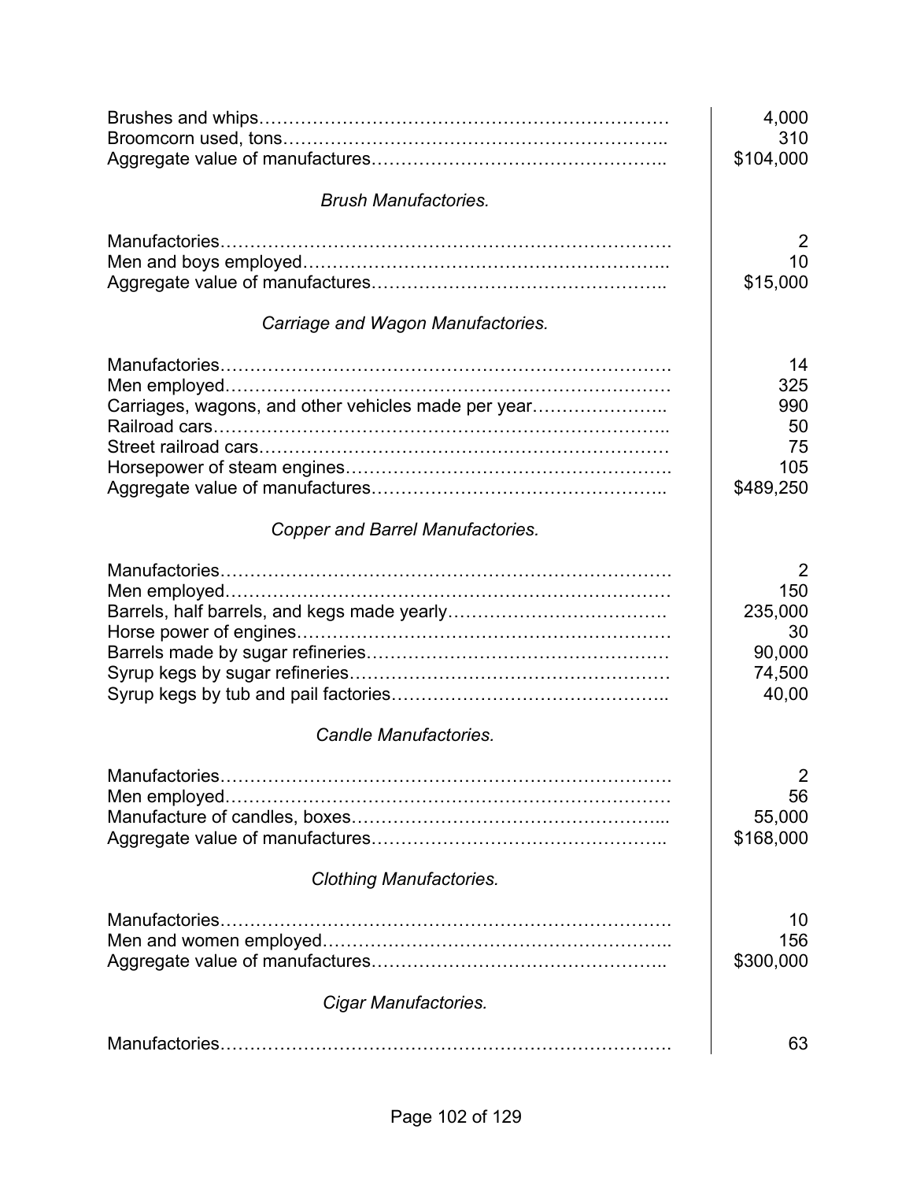| | |
|---|---|
| Brushes and whips……………………………………………………………… | 4,000 |
| Broomcorn used, tons……………………………………………………….. | 310 |
| Aggregate value of manufactures………………………………………….. | $104,000 |

*Brush Manufactories.*

| | |
|---|---|
| Manufactories………………………………………………………………. | 2 |
| Men and boys employed…………………………………………………….. | 10 |
| Aggregate value of manufactures………………………………………….. | $15,000 |

*Carriage and Wagon Manufactories.*

| | |
|---|---|
| Manufactories………………………………………………………………. | 14 |
| Men employed………………………………………………………………. | 325 |
| Carriages, wagons, and other vehicles made per year………………….. | 990 |
| Railroad cars……………………………………………………………….. | 50 |
| Street railroad cars…………………………………………………………. | 75 |
| Horsepower of steam engines……………………………………………. | 105 |
| Aggregate value of manufactures………………………………………….. | $489,250 |

*Copper and Barrel Manufactories.*

| | |
|---|---|
| Manufactories………………………………………………………………. | 2 |
| Men employed………………………………………………………………. | 150 |
| Barrels, half barrels, and kegs made yearly………………………………. | 235,000 |
| Horse power of engines……………………………………………………. | 30 |
| Barrels made by sugar refineries………………………………………….. | 90,000 |
| Syrup kegs by sugar refineries……………………………………………. | 74,500 |
| Syrup kegs by tub and pail factories……………………………………….. | 40,00 |

*Candle Manufactories.*

| | |
|---|---|
| Manufactories………………………………………………………………. | 2 |
| Men employed………………………………………………………………. | 56 |
| Manufacture of candles, boxes…………………………………………….. | 55,000 |
| Aggregate value of manufactures………………………………………….. | $168,000 |

*Clothing Manufactories.*

| | |
|---|---|
| Manufactories………………………………………………………………. | 10 |
| Men and women employed………………………………………………….. | 156 |
| Aggregate value of manufactures………………………………………….. | $300,000 |

*Cigar Manufactories.*

| | |
|---|---|
| Manufactories………………………………………………………………. | 63 |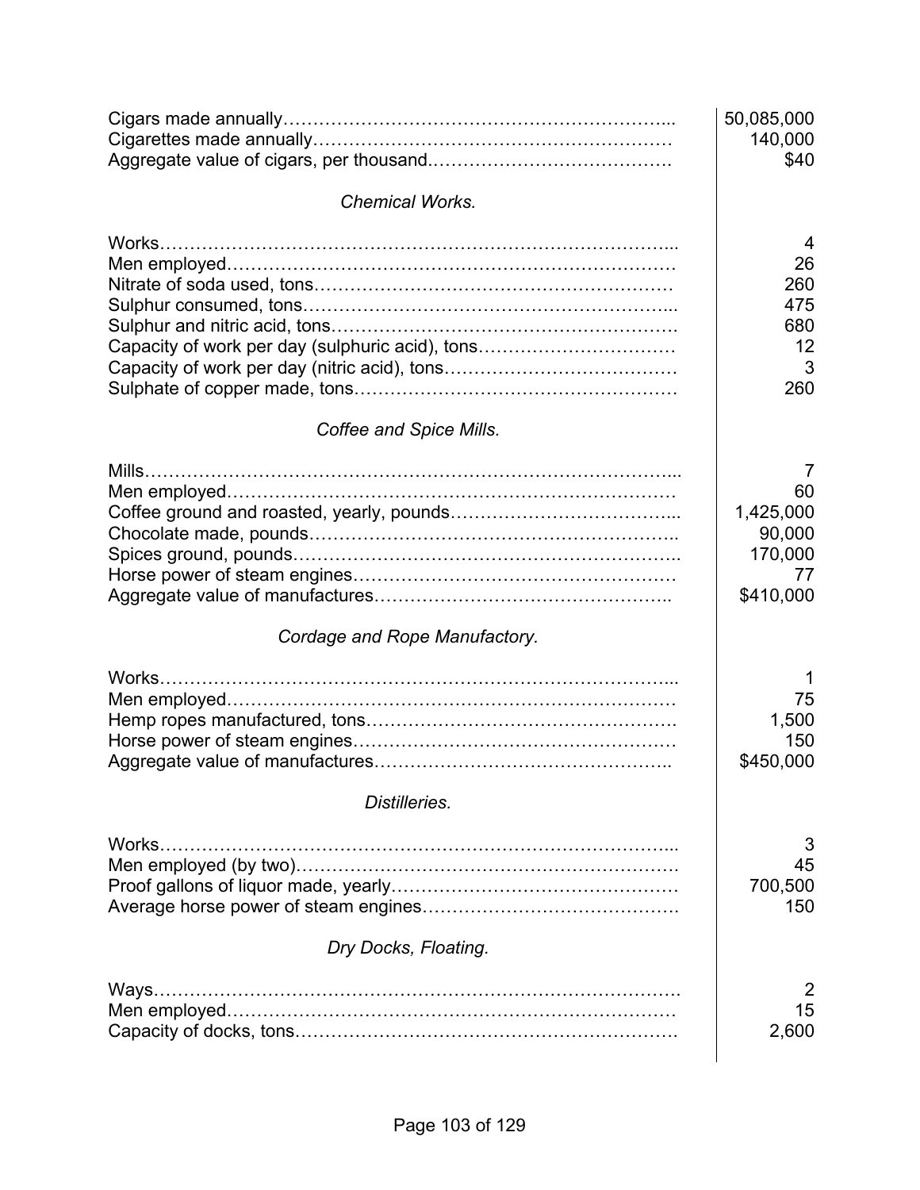| | |
|---|---|
| Cigars made annually | 50,085,000 |
| Cigarettes made annually | 140,000 |
| Aggregate value of cigars, per thousand | $40 |

*Chemical Works.*

| | |
|---|---|
| Works | 4 |
| Men employed | 26 |
| Nitrate of soda used, tons | 260 |
| Sulphur consumed, tons | 475 |
| Sulphur and nitric acid, tons | 680 |
| Capacity of work per day (sulphuric acid), tons | 12 |
| Capacity of work per day (nitric acid), tons | 3 |
| Sulphate of copper made, tons | 260 |

*Coffee and Spice Mills.*

| | |
|---|---|
| Mills | 7 |
| Men employed | 60 |
| Coffee ground and roasted, yearly, pounds | 1,425,000 |
| Chocolate made, pounds | 90,000 |
| Spices ground, pounds | 170,000 |
| Horse power of steam engines | 77 |
| Aggregate value of manufactures | $410,000 |

*Cordage and Rope Manufactory.*

| | |
|---|---|
| Works | 1 |
| Men employed | 75 |
| Hemp ropes manufactured, tons | 1,500 |
| Horse power of steam engines | 150 |
| Aggregate value of manufactures | $450,000 |

*Distilleries.*

| | |
|---|---|
| Works | 3 |
| Men employed (by two) | 45 |
| Proof gallons of liquor made, yearly | 700,500 |
| Average horse power of steam engines | 150 |

*Dry Docks, Floating.*

| | |
|---|---|
| Ways | 2 |
| Men employed | 15 |
| Capacity of docks, tons | 2,600 |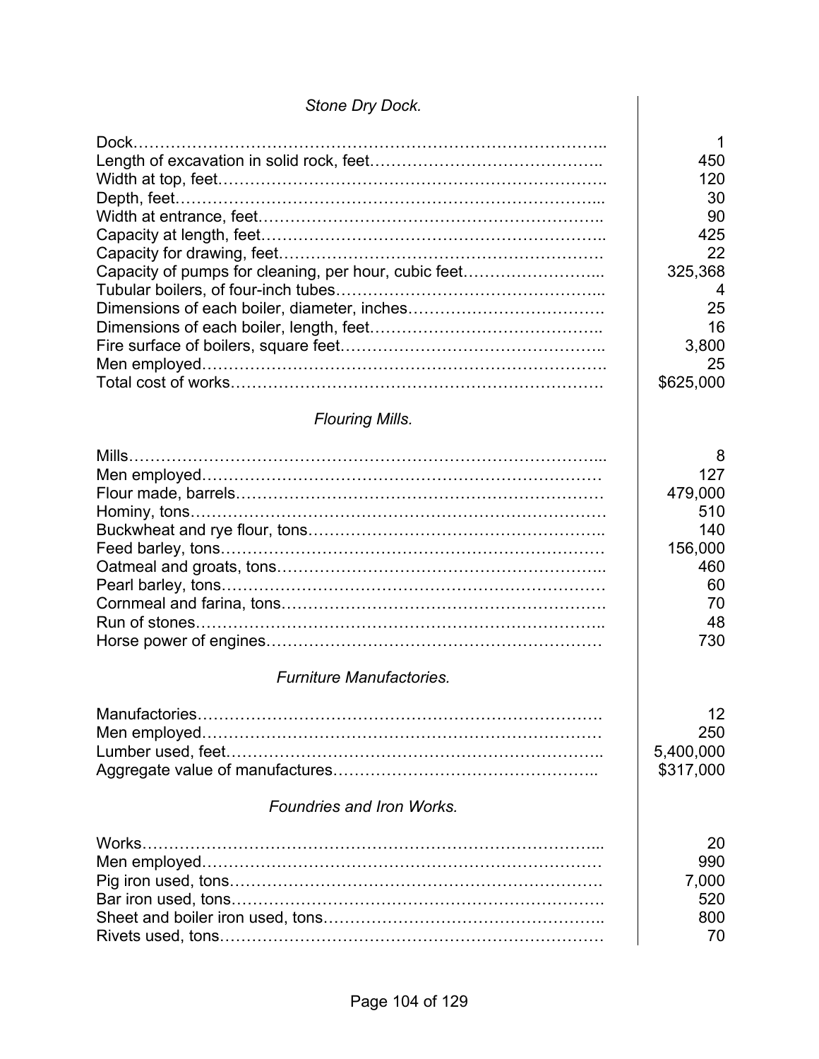*Stone Dry Dock.*

| | |
|---|---|
| Dock | 1 |
| Length of excavation in solid rock, feet | 450 |
| Width at top, feet | 120 |
| Depth, feet | 30 |
| Width at entrance, feet | 90 |
| Capacity at length, feet | 425 |
| Capacity for drawing, feet | 22 |
| Capacity of pumps for cleaning, per hour, cubic feet | 325,368 |
| Tubular boilers, of four-inch tubes | 4 |
| Dimensions of each boiler, diameter, inches | 25 |
| Dimensions of each boiler, length, feet | 16 |
| Fire surface of boilers, square feet | 3,800 |
| Men employed | 25 |
| Total cost of works | $625,000 |

*Flouring Mills.*

| | |
|---|---|
| Mills | 8 |
| Men employed | 127 |
| Flour made, barrels | 479,000 |
| Hominy, tons | 510 |
| Buckwheat and rye flour, tons | 140 |
| Feed barley, tons | 156,000 |
| Oatmeal and groats, tons | 460 |
| Pearl barley, tons | 60 |
| Cornmeal and farina, tons | 70 |
| Run of stones | 48 |
| Horse power of engines | 730 |

*Furniture Manufactories.*

| | |
|---|---|
| Manufactories | 12 |
| Men employed | 250 |
| Lumber used, feet | 5,400,000 |
| Aggregate value of manufactures | $317,000 |

*Foundries and Iron Works.*

| | |
|---|---|
| Works | 20 |
| Men employed | 990 |
| Pig iron used, tons | 7,000 |
| Bar iron used, tons | 520 |
| Sheet and boiler iron used, tons | 800 |
| Rivets used, tons | 70 |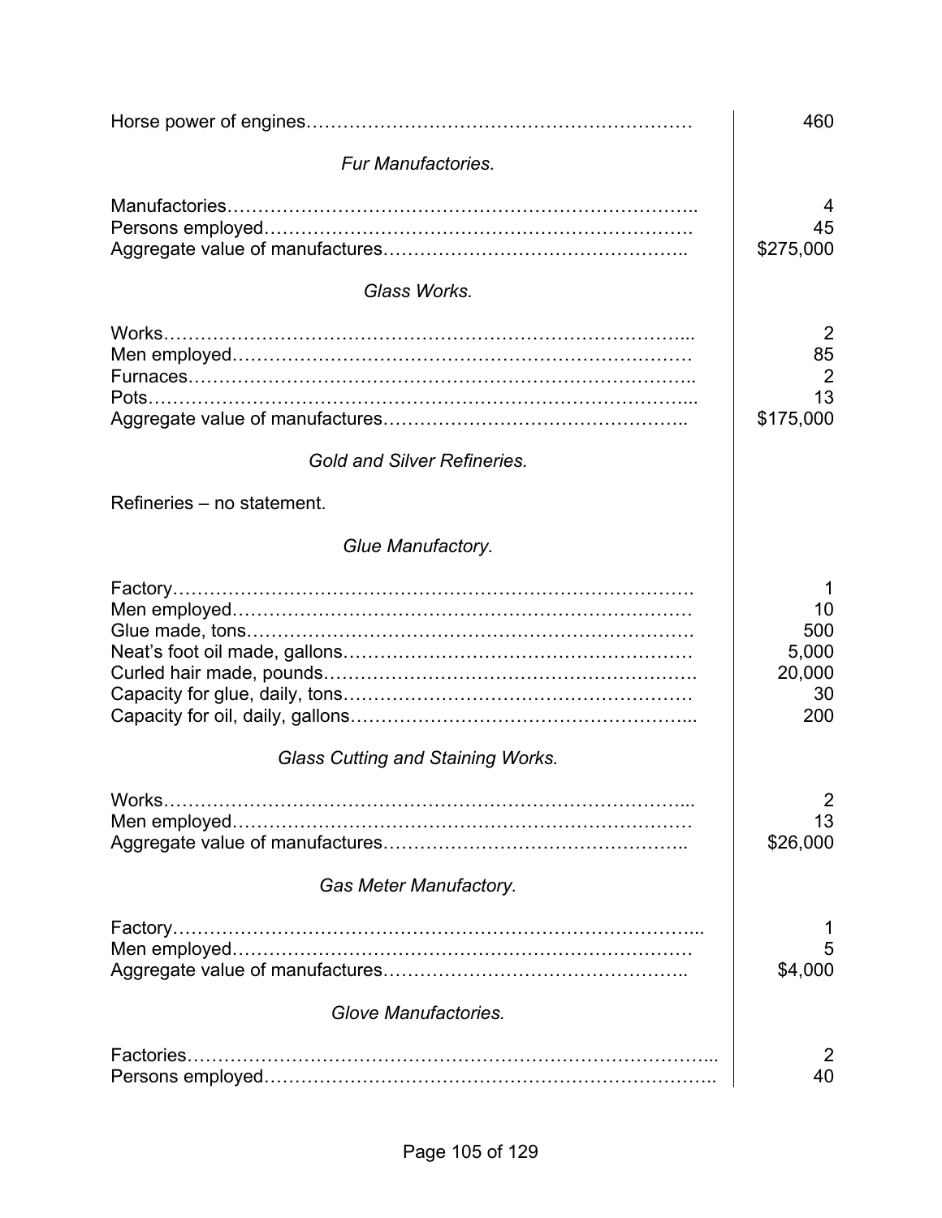| | |
|---|---|
| Horse power of engines | 460 |

*Fur Manufactories.*

| | |
|---|---|
| Manufactories | 4 |
| Persons employed | 45 |
| Aggregate value of manufactures | $275,000 |

*Glass Works.*

| | |
|---|---|
| Works | 2 |
| Men employed | 85 |
| Furnaces | 2 |
| Pots | 13 |
| Aggregate value of manufactures | $175,000 |

*Gold and Silver Refineries.*

Refineries – no statement.

*Glue Manufactory.*

| | |
|---|---|
| Factory | 1 |
| Men employed | 10 |
| Glue made, tons | 500 |
| Neat's foot oil made, gallons | 5,000 |
| Curled hair made, pounds | 20,000 |
| Capacity for glue, daily, tons | 30 |
| Capacity for oil, daily, gallons | 200 |

*Glass Cutting and Staining Works.*

| | |
|---|---|
| Works | 2 |
| Men employed | 13 |
| Aggregate value of manufactures | $26,000 |

*Gas Meter Manufactory.*

| | |
|---|---|
| Factory | 1 |
| Men employed | 5 |
| Aggregate value of manufactures | $4,000 |

*Glove Manufactories.*

| | |
|---|---|
| Factories | 2 |
| Persons employed | 40 |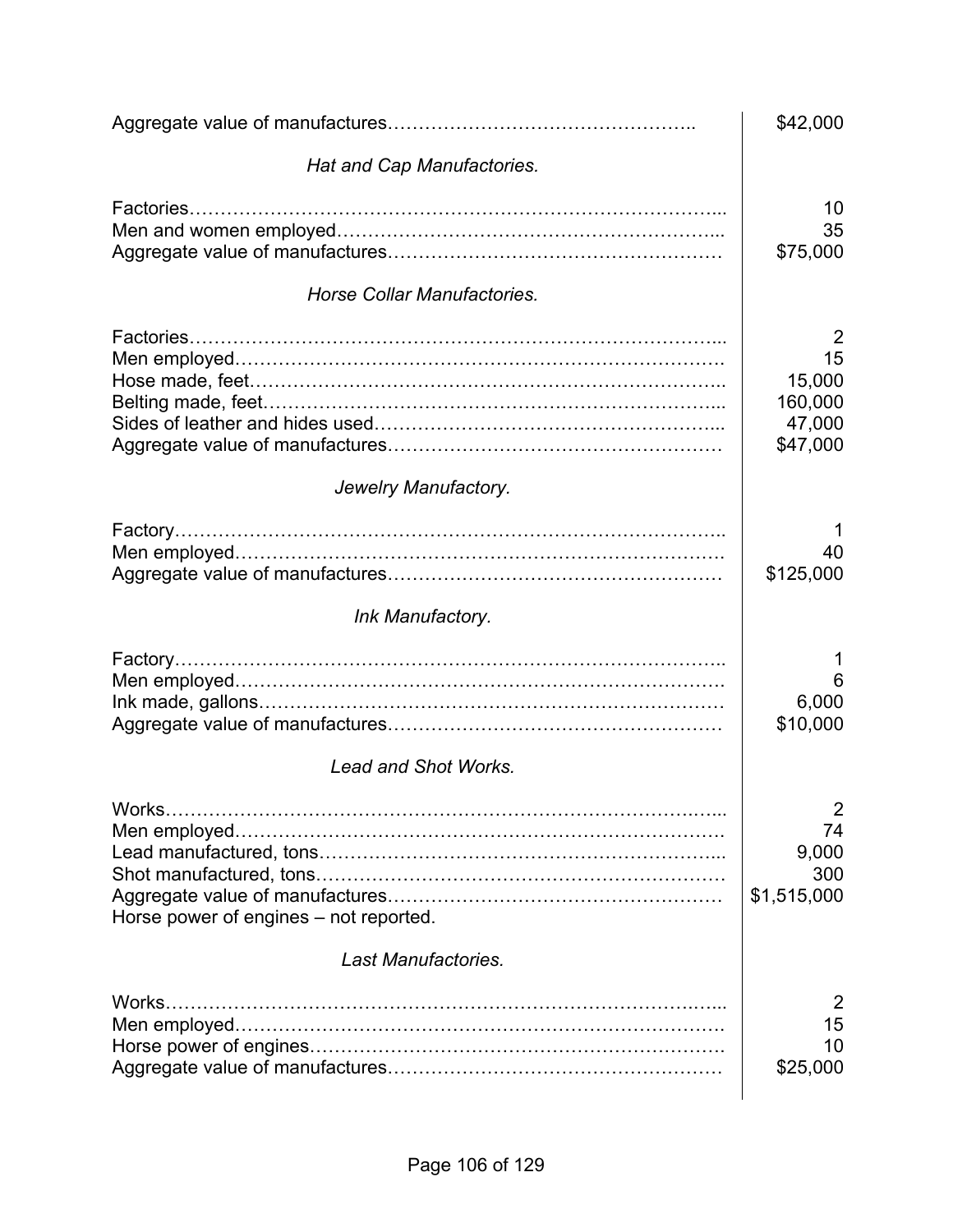| | |
|---|---|
| Aggregate value of manufactures | $42,000 |

*Hat and Cap Manufactories.*

| | |
|---|---|
| Factories | 10 |
| Men and women employed | 35 |
| Aggregate value of manufactures | $75,000 |

*Horse Collar Manufactories.*

| | |
|---|---|
| Factories | 2 |
| Men employed | 15 |
| Hose made, feet | 15,000 |
| Belting made, feet | 160,000 |
| Sides of leather and hides used | 47,000 |
| Aggregate value of manufactures | $47,000 |

*Jewelry Manufactory.*

| | |
|---|---|
| Factory | 1 |
| Men employed | 40 |
| Aggregate value of manufactures | $125,000 |

*Ink Manufactory.*

| | |
|---|---|
| Factory | 1 |
| Men employed | 6 |
| Ink made, gallons | 6,000 |
| Aggregate value of manufactures | $10,000 |

*Lead and Shot Works.*

| | |
|---|---|
| Works | 2 |
| Men employed | 74 |
| Lead manufactured, tons | 9,000 |
| Shot manufactured, tons | 300 |
| Aggregate value of manufactures | $1,515,000 |
| Horse power of engines – not reported. | |

*Last Manufactories.*

| | |
|---|---|
| Works | 2 |
| Men employed | 15 |
| Horse power of engines | 10 |
| Aggregate value of manufactures | $25,000 |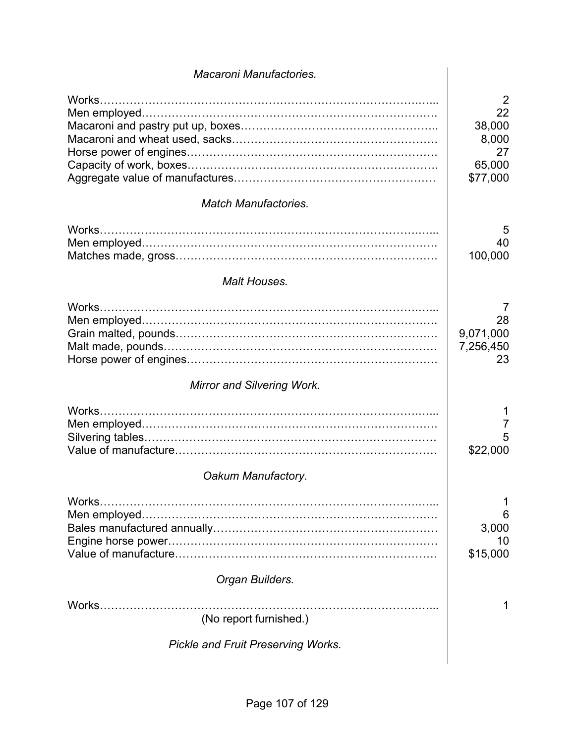*Macaroni Manufactories.*

| | |
|---|---:|
| Works | 2 |
| Men employed | 22 |
| Macaroni and pastry put up, boxes | 38,000 |
| Macaroni and wheat used, sacks | 8,000 |
| Horse power of engines | 27 |
| Capacity of work, boxes | 65,000 |
| Aggregate value of manufactures | $77,000 |

*Match Manufactories.*

| | |
|---|---:|
| Works | 5 |
| Men employed | 40 |
| Matches made, gross | 100,000 |

*Malt Houses.*

| | |
|---|---:|
| Works | 7 |
| Men employed | 28 |
| Grain malted, pounds | 9,071,000 |
| Malt made, pounds | 7,256,450 |
| Horse power of engines | 23 |

*Mirror and Silvering Work.*

| | |
|---|---:|
| Works | 1 |
| Men employed | 7 |
| Silvering tables | 5 |
| Value of manufacture | $22,000 |

*Oakum Manufactory.*

| | |
|---|---:|
| Works | 1 |
| Men employed | 6 |
| Bales manufactured annually | 3,000 |
| Engine horse power | 10 |
| Value of manufacture | $15,000 |

*Organ Builders.*

| | |
|---|---:|
| Works | 1 |

(No report furnished.)

*Pickle and Fruit Preserving Works.*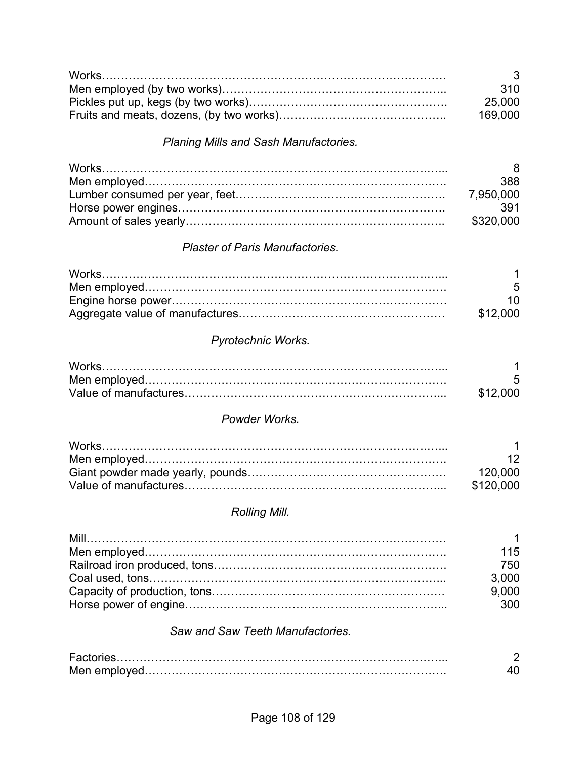| | |
|---|---|
| Works | 3 |
| Men employed (by two works) | 310 |
| Pickles put up, kegs (by two works) | 25,000 |
| Fruits and meats, dozens, (by two works) | 169,000 |

*Planing Mills and Sash Manufactories.*

| | |
|---|---|
| Works | 8 |
| Men employed | 388 |
| Lumber consumed per year, feet | 7,950,000 |
| Horse power engines | 391 |
| Amount of sales yearly | $320,000 |

*Plaster of Paris Manufactories.*

| | |
|---|---|
| Works | 1 |
| Men employed | 5 |
| Engine horse power | 10 |
| Aggregate value of manufactures | $12,000 |

*Pyrotechnic Works.*

| | |
|---|---|
| Works | 1 |
| Men employed | 5 |
| Value of manufactures | $12,000 |

*Powder Works.*

| | |
|---|---|
| Works | 1 |
| Men employed | 12 |
| Giant powder made yearly, pounds | 120,000 |
| Value of manufactures | $120,000 |

*Rolling Mill.*

| | |
|---|---|
| Mill | 1 |
| Men employed | 115 |
| Railroad iron produced, tons | 750 |
| Coal used, tons | 3,000 |
| Capacity of production, tons | 9,000 |
| Horse power of engine | 300 |

*Saw and Saw Teeth Manufactories.*

| | |
|---|---|
| Factories | 2 |
| Men employed | 40 |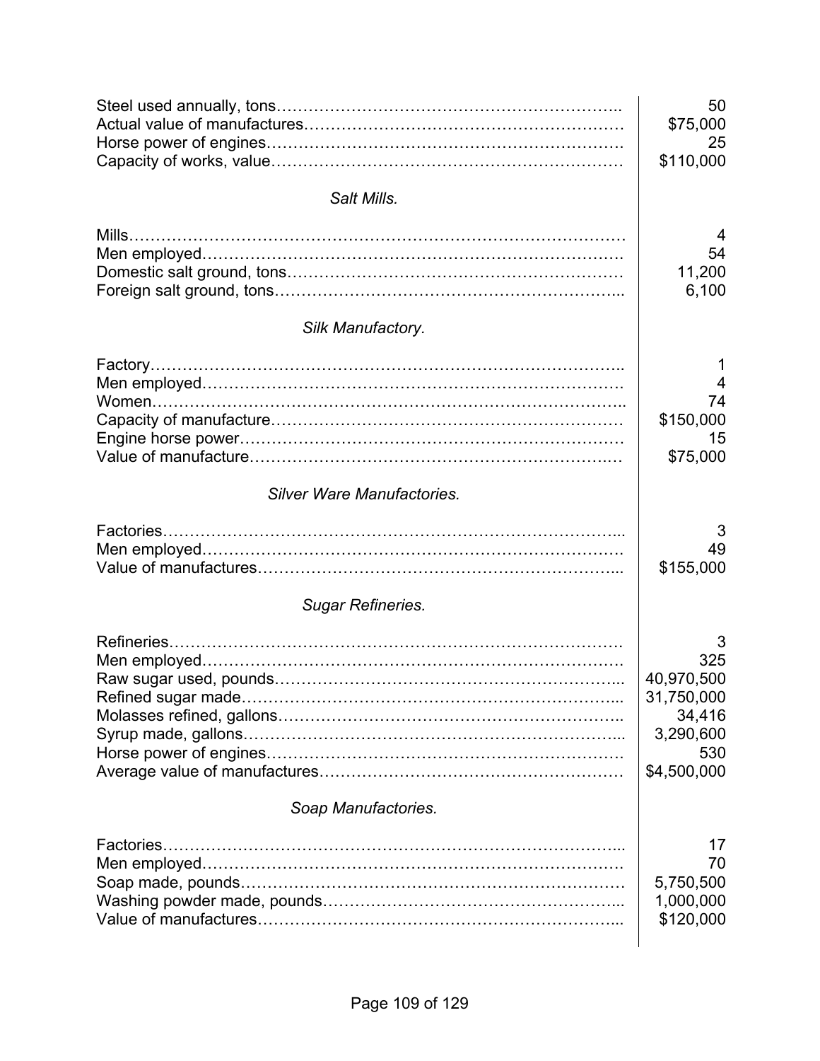| | |
|---|---|
| Steel used annually, tons | 50 |
| Actual value of manufactures | $75,000 |
| Horse power of engines | 25 |
| Capacity of works, value | $110,000 |

*Salt Mills.*

| | |
|---|---|
| Mills | 4 |
| Men employed | 54 |
| Domestic salt ground, tons | 11,200 |
| Foreign salt ground, tons | 6,100 |

*Silk Manufactory.*

| | |
|---|---|
| Factory | 1 |
| Men employed | 4 |
| Women | 74 |
| Capacity of manufacture | $150,000 |
| Engine horse power | 15 |
| Value of manufacture | $75,000 |

*Silver Ware Manufactories.*

| | |
|---|---|
| Factories | 3 |
| Men employed | 49 |
| Value of manufactures | $155,000 |

*Sugar Refineries.*

| | |
|---|---|
| Refineries | 3 |
| Men employed | 325 |
| Raw sugar used, pounds | 40,970,500 |
| Refined sugar made | 31,750,000 |
| Molasses refined, gallons | 34,416 |
| Syrup made, gallons | 3,290,600 |
| Horse power of engines | 530 |
| Average value of manufactures | $4,500,000 |

*Soap Manufactories.*

| | |
|---|---|
| Factories | 17 |
| Men employed | 70 |
| Soap made, pounds | 5,750,500 |
| Washing powder made, pounds | 1,000,000 |
| Value of manufactures | $120,000 |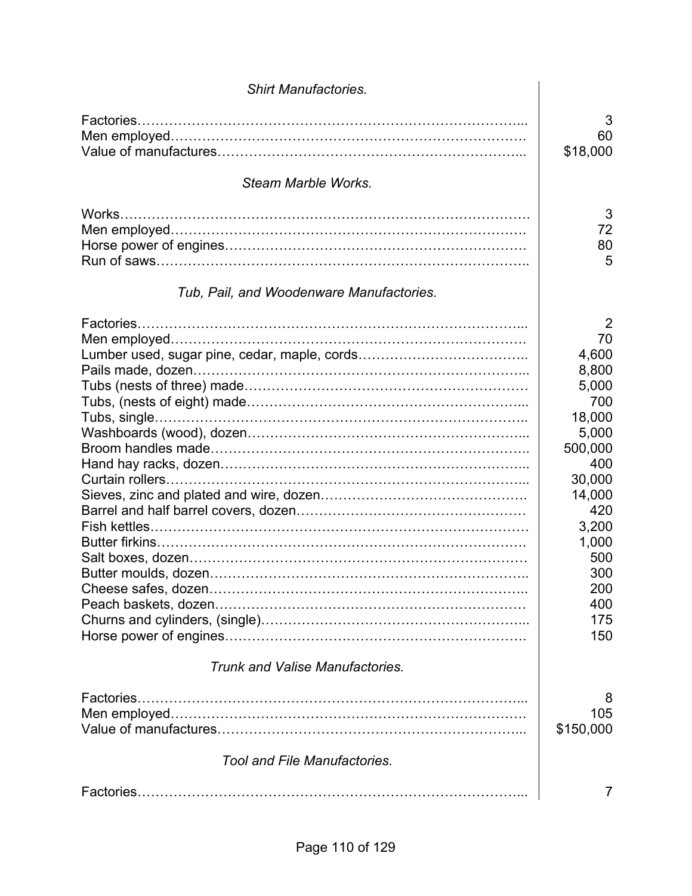*Shirt Manufactories.*

| | |
|---|---|
| Factories | 3 |
| Men employed | 60 |
| Value of manufactures | $18,000 |

*Steam Marble Works.*

| | |
|---|---|
| Works | 3 |
| Men employed | 72 |
| Horse power of engines | 80 |
| Run of saws | 5 |

*Tub, Pail, and Woodenware Manufactories.*

| | |
|---|---|
| Factories | 2 |
| Men employed | 70 |
| Lumber used, sugar pine, cedar, maple, cords | 4,600 |
| Pails made, dozen | 8,800 |
| Tubs (nests of three) made | 5,000 |
| Tubs, (nests of eight) made | 700 |
| Tubs, single | 18,000 |
| Washboards (wood), dozen | 5,000 |
| Broom handles made | 500,000 |
| Hand hay racks, dozen | 400 |
| Curtain rollers | 30,000 |
| Sieves, zinc and plated and wire, dozen | 14,000 |
| Barrel and half barrel covers, dozen | 420 |
| Fish kettles | 3,200 |
| Butter firkins | 1,000 |
| Salt boxes, dozen | 500 |
| Butter moulds, dozen | 300 |
| Cheese safes, dozen | 200 |
| Peach baskets, dozen | 400 |
| Churns and cylinders, (single) | 175 |
| Horse power of engines | 150 |

*Trunk and Valise Manufactories.*

| | |
|---|---|
| Factories | 8 |
| Men employed | 105 |
| Value of manufactures | $150,000 |

*Tool and File Manufactories.*

| | |
|---|---|
| Factories | 7 |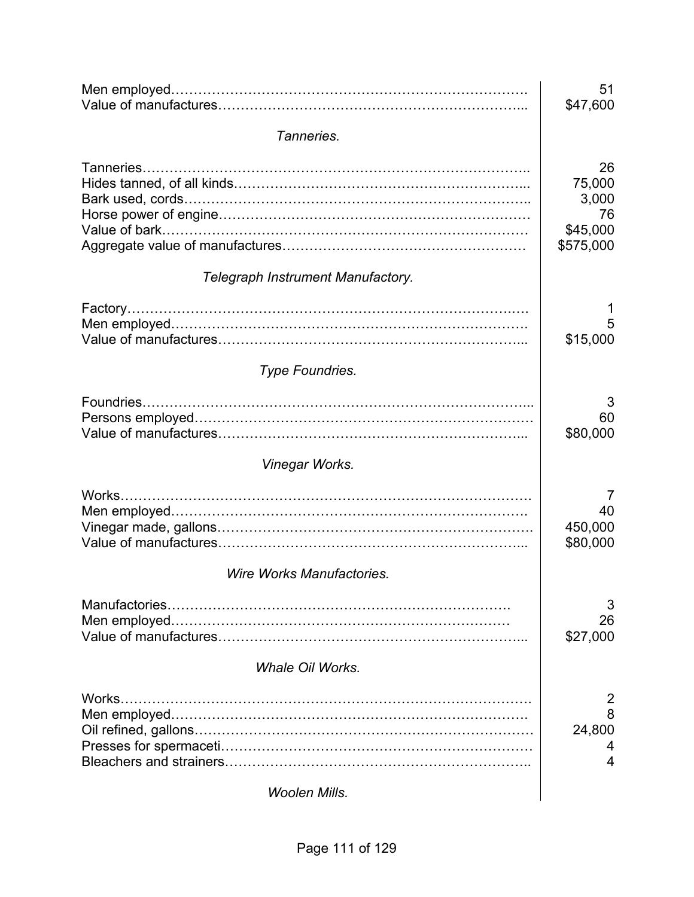| | |
|---|---|
| Men employed | 51 |
| Value of manufactures | $47,600 |

*Tanneries.*

| | |
|---|---|
| Tanneries | 26 |
| Hides tanned, of all kinds | 75,000 |
| Bark used, cords | 3,000 |
| Horse power of engine | 76 |
| Value of bark | $45,000 |
| Aggregate value of manufactures | $575,000 |

*Telegraph Instrument Manufactory.*

| | |
|---|---|
| Factory | 1 |
| Men employed | 5 |
| Value of manufactures | $15,000 |

*Type Foundries.*

| | |
|---|---|
| Foundries | 3 |
| Persons employed | 60 |
| Value of manufactures | $80,000 |

*Vinegar Works.*

| | |
|---|---|
| Works | 7 |
| Men employed | 40 |
| Vinegar made, gallons | 450,000 |
| Value of manufactures | $80,000 |

*Wire Works Manufactories.*

| | |
|---|---|
| Manufactories | 3 |
| Men employed | 26 |
| Value of manufactures | $27,000 |

*Whale Oil Works.*

| | |
|---|---|
| Works | 2 |
| Men employed | 8 |
| Oil refined, gallons | 24,800 |
| Presses for spermaceti | 4 |
| Bleachers and strainers | 4 |

*Woolen Mills.*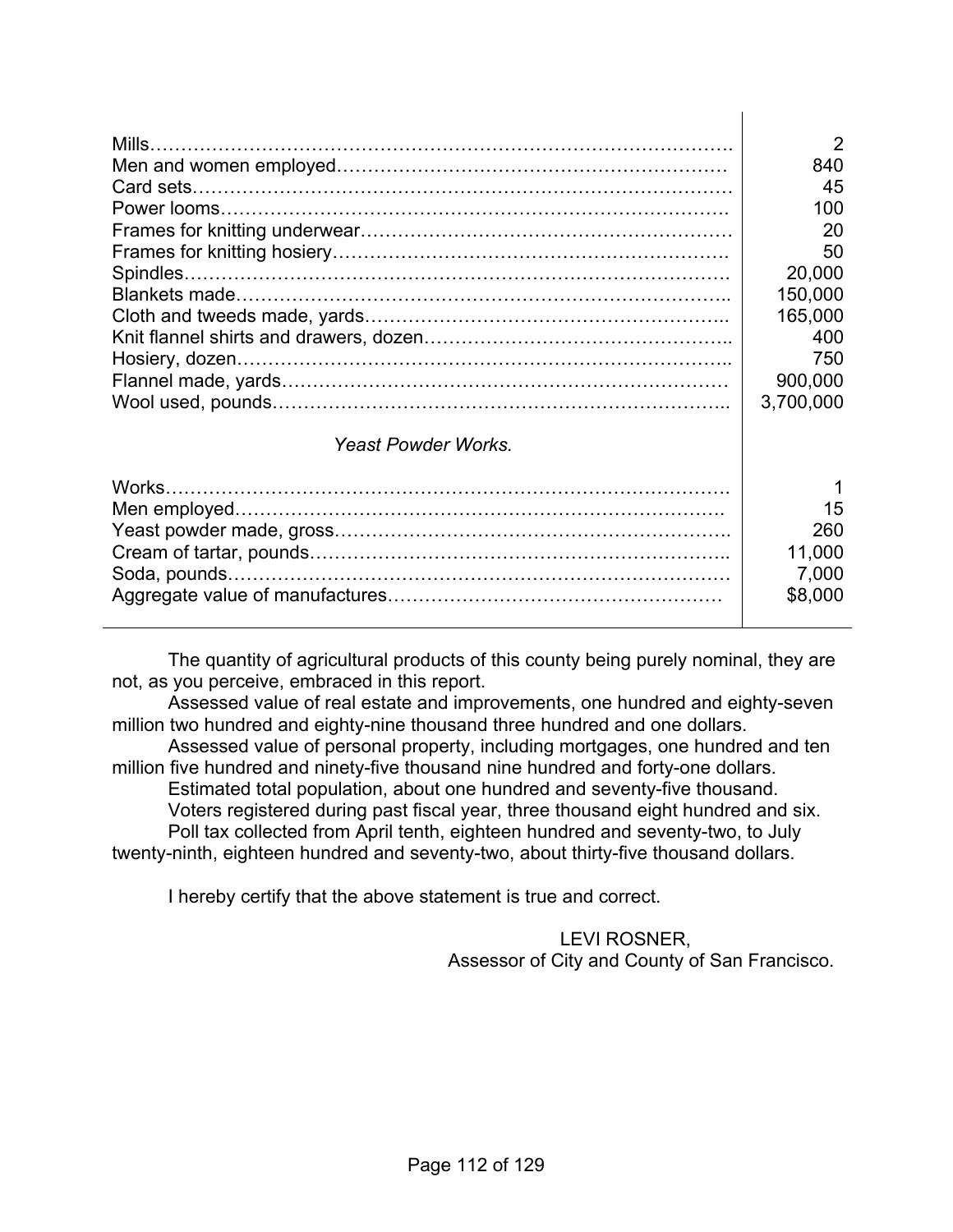| | |
|---|---|
| Mills | 2 |
| Men and women employed | 840 |
| Card sets | 45 |
| Power looms | 100 |
| Frames for knitting underwear | 20 |
| Frames for knitting hosiery | 50 |
| Spindles | 20,000 |
| Blankets made | 150,000 |
| Cloth and tweeds made, yards | 165,000 |
| Knit flannel shirts and drawers, dozen | 400 |
| Hosiery, dozen | 750 |
| Flannel made, yards | 900,000 |
| Wool used, pounds | 3,700,000 |
| *Yeast Powder Works.* | |
| Works | 1 |
| Men employed | 15 |
| Yeast powder made, gross | 260 |
| Cream of tartar, pounds | 11,000 |
| Soda, pounds | 7,000 |
| Aggregate value of manufactures | $8,000 |

The quantity of agricultural products of this county being purely nominal, they are not, as you perceive, embraced in this report.

Assessed value of real estate and improvements, one hundred and eighty-seven million two hundred and eighty-nine thousand three hundred and one dollars.

Assessed value of personal property, including mortgages, one hundred and ten million five hundred and ninety-five thousand nine hundred and forty-one dollars.

Estimated total population, about one hundred and seventy-five thousand.

Voters registered during past fiscal year, three thousand eight hundred and six.

Poll tax collected from April tenth, eighteen hundred and seventy-two, to July twenty-ninth, eighteen hundred and seventy-two, about thirty-five thousand dollars.

I hereby certify that the above statement is true and correct.

LEVI ROSNER,
Assessor of City and County of San Francisco.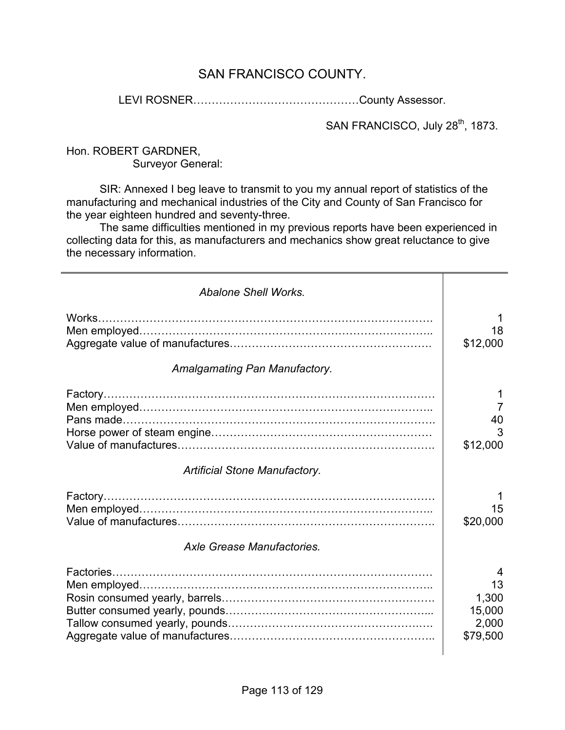# SAN FRANCISCO COUNTY.

LEVI ROSNER……………………………………County Assessor.

SAN FRANCISCO, July 28th, 1873.

Hon. ROBERT GARDNER,
Surveyor General:

SIR: Annexed I beg leave to transmit to you my annual report of statistics of the manufacturing and mechanical industries of the City and County of San Francisco for the year eighteen hundred and seventy-three.

The same difficulties mentioned in my previous reports have been experienced in collecting data for this, as manufacturers and mechanics show great reluctance to give the necessary information.

| | |
|---|---|
| *Abalone Shell Works.* | |
| Works | 1 |
| Men employed | 18 |
| Aggregate value of manufactures | $12,000 |
| *Amalgamating Pan Manufactory.* | |
| Factory | 1 |
| Men employed | 7 |
| Pans made | 40 |
| Horse power of steam engine | 3 |
| Value of manufactures | $12,000 |
| *Artificial Stone Manufactory.* | |
| Factory | 1 |
| Men employed | 15 |
| Value of manufactures | $20,000 |
| *Axle Grease Manufactories.* | |
| Factories | 4 |
| Men employed | 13 |
| Rosin consumed yearly, barrels | 1,300 |
| Butter consumed yearly, pounds | 15,000 |
| Tallow consumed yearly, pounds | 2,000 |
| Aggregate value of manufactures | $79,500 |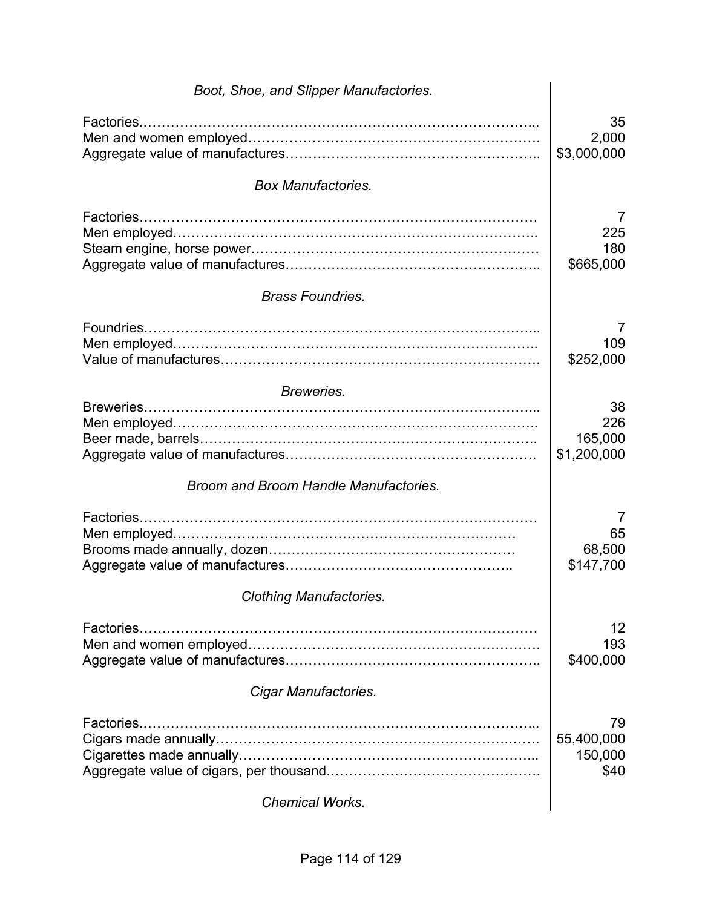*Boot, Shoe, and Slipper Manufactories.*

| | |
|---|---:|
| Factories | 35 |
| Men and women employed | 2,000 |
| Aggregate value of manufactures | $3,000,000 |

*Box Manufactories.*

| | |
|---|---:|
| Factories | 7 |
| Men employed | 225 |
| Steam engine, horse power | 180 |
| Aggregate value of manufactures | $665,000 |

*Brass Foundries.*

| | |
|---|---:|
| Foundries | 7 |
| Men employed | 109 |
| Value of manufactures | $252,000 |

*Breweries.*

| | |
|---|---:|
| Breweries | 38 |
| Men employed | 226 |
| Beer made, barrels | 165,000 |
| Aggregate value of manufactures | $1,200,000 |

*Broom and Broom Handle Manufactories.*

| | |
|---|---:|
| Factories | 7 |
| Men employed | 65 |
| Brooms made annually, dozen | 68,500 |
| Aggregate value of manufactures | $147,700 |

*Clothing Manufactories.*

| | |
|---|---:|
| Factories | 12 |
| Men and women employed | 193 |
| Aggregate value of manufactures | $400,000 |

*Cigar Manufactories.*

| | |
|---|---:|
| Factories | 79 |
| Cigars made annually | 55,400,000 |
| Cigarettes made annually | 150,000 |
| Aggregate value of cigars, per thousand | $40 |

*Chemical Works.*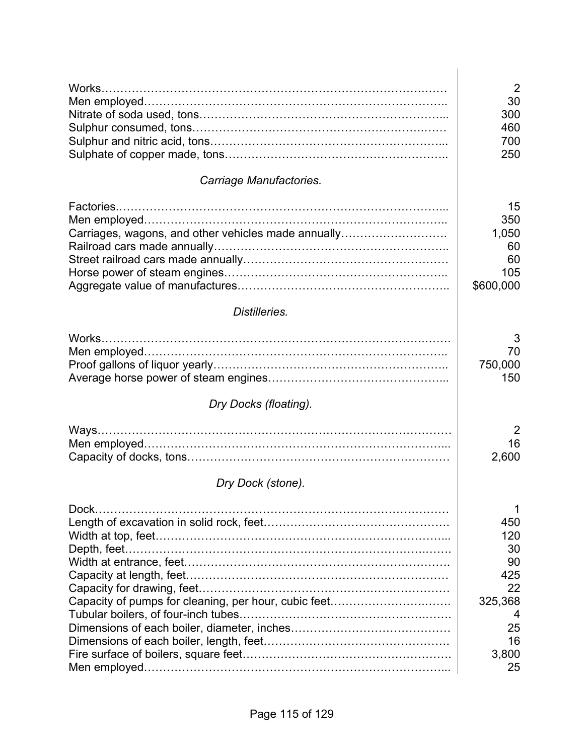| | |
|---|---:|
| Works | 2 |
| Men employed | 30 |
| Nitrate of soda used, tons | 300 |
| Sulphur consumed, tons | 460 |
| Sulphur and nitric acid, tons | 700 |
| Sulphate of copper made, tons | 250 |

*Carriage Manufactories.*

| | |
|---|---:|
| Factories | 15 |
| Men employed | 350 |
| Carriages, wagons, and other vehicles made annually | 1,050 |
| Railroad cars made annually | 60 |
| Street railroad cars made annually | 60 |
| Horse power of steam engines | 105 |
| Aggregate value of manufactures | $600,000 |

*Distilleries.*

| | |
|---|---:|
| Works | 3 |
| Men employed | 70 |
| Proof gallons of liquor yearly | 750,000 |
| Average horse power of steam engines | 150 |

*Dry Docks (floating).*

| | |
|---|---:|
| Ways | 2 |
| Men employed | 16 |
| Capacity of docks, tons | 2,600 |

*Dry Dock (stone).*

| | |
|---|---:|
| Dock | 1 |
| Length of excavation in solid rock, feet | 450 |
| Width at top, feet | 120 |
| Depth, feet | 30 |
| Width at entrance, feet | 90 |
| Capacity at length, feet | 425 |
| Capacity for drawing, feet | 22 |
| Capacity of pumps for cleaning, per hour, cubic feet | 325,368 |
| Tubular boilers, of four-inch tubes | 4 |
| Dimensions of each boiler, diameter, inches | 25 |
| Dimensions of each boiler, length, feet | 16 |
| Fire surface of boilers, square feet | 3,800 |
| Men employed | 25 |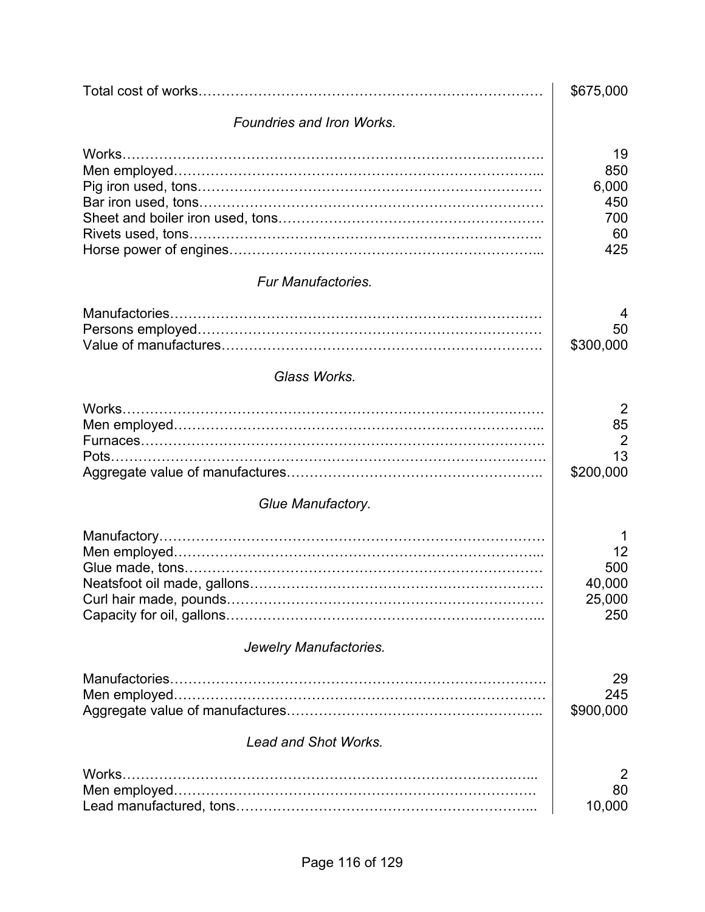| | |
|---|---|
| Total cost of works | $675,000 |

*Foundries and Iron Works.*

| | |
|---|---|
| Works | 19 |
| Men employed | 850 |
| Pig iron used, tons | 6,000 |
| Bar iron used, tons | 450 |
| Sheet and boiler iron used, tons | 700 |
| Rivets used, tons | 60 |
| Horse power of engines | 425 |

*Fur Manufactories.*

| | |
|---|---|
| Manufactories | 4 |
| Persons employed | 50 |
| Value of manufactures | $300,000 |

*Glass Works.*

| | |
|---|---|
| Works | 2 |
| Men employed | 85 |
| Furnaces | 2 |
| Pots | 13 |
| Aggregate value of manufactures | $200,000 |

*Glue Manufactory.*

| | |
|---|---|
| Manufactory | 1 |
| Men employed | 12 |
| Glue made, tons | 500 |
| Neatsfoot oil made, gallons | 40,000 |
| Curl hair made, pounds | 25,000 |
| Capacity for oil, gallons | 250 |

*Jewelry Manufactories.*

| | |
|---|---|
| Manufactories | 29 |
| Men employed | 245 |
| Aggregate value of manufactures | $900,000 |

*Lead and Shot Works.*

| | |
|---|---|
| Works | 2 |
| Men employed | 80 |
| Lead manufactured, tons | 10,000 |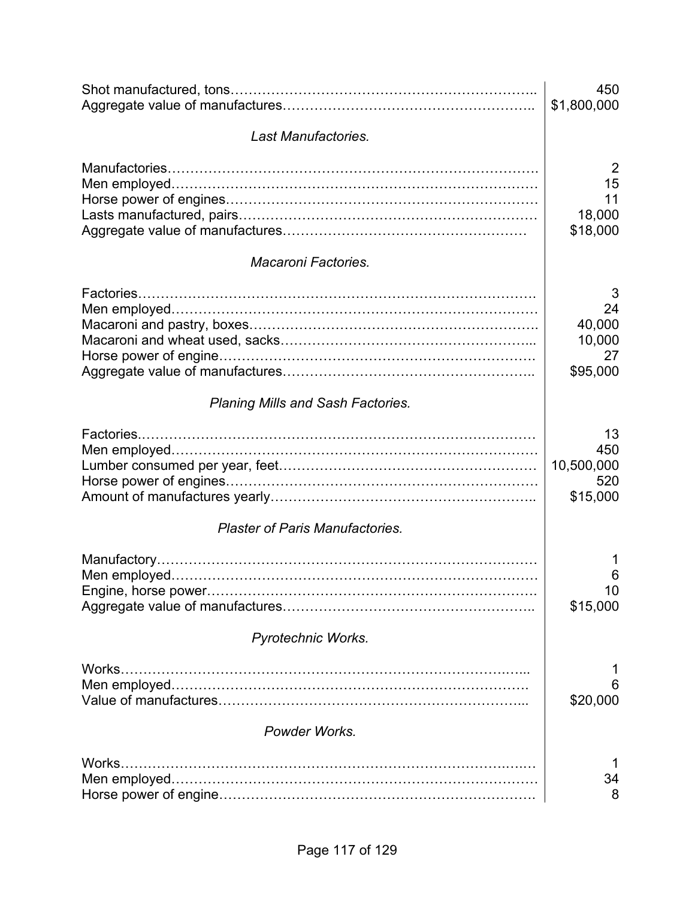| | |
|---|---|
| Shot manufactured, tons | 450 |
| Aggregate value of manufactures | $1,800,000 |

*Last Manufactories.*

| | |
|---|---|
| Manufactories | 2 |
| Men employed | 15 |
| Horse power of engines | 11 |
| Lasts manufactured, pairs | 18,000 |
| Aggregate value of manufactures | $18,000 |

*Macaroni Factories.*

| | |
|---|---|
| Factories | 3 |
| Men employed | 24 |
| Macaroni and pastry, boxes | 40,000 |
| Macaroni and wheat used, sacks | 10,000 |
| Horse power of engine | 27 |
| Aggregate value of manufactures | $95,000 |

*Planing Mills and Sash Factories.*

| | |
|---|---|
| Factories | 13 |
| Men employed | 450 |
| Lumber consumed per year, feet | 10,500,000 |
| Horse power of engines | 520 |
| Amount of manufactures yearly | $15,000 |

*Plaster of Paris Manufactories.*

| | |
|---|---|
| Manufactory | 1 |
| Men employed | 6 |
| Engine, horse power | 10 |
| Aggregate value of manufactures | $15,000 |

*Pyrotechnic Works.*

| | |
|---|---|
| Works | 1 |
| Men employed | 6 |
| Value of manufactures | $20,000 |

*Powder Works.*

| | |
|---|---|
| Works | 1 |
| Men employed | 34 |
| Horse power of engine | 8 |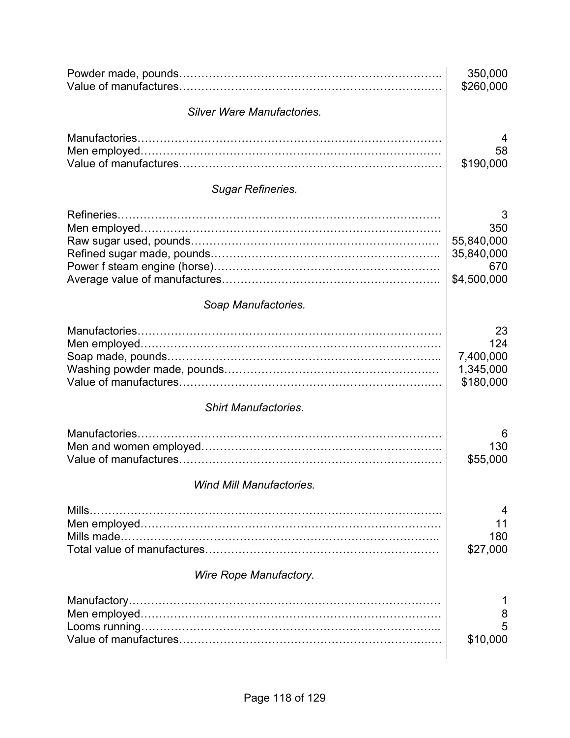| | |
|---|---|
| Powder made, pounds | 350,000 |
| Value of manufactures | $260,000 |

*Silver Ware Manufactories.*

| | |
|---|---|
| Manufactories | 4 |
| Men employed | 58 |
| Value of manufactures | $190,000 |

*Sugar Refineries.*

| | |
|---|---|
| Refineries | 3 |
| Men employed | 350 |
| Raw sugar used, pounds | 55,840,000 |
| Refined sugar made, pounds | 35,840,000 |
| Power f steam engine (horse) | 670 |
| Average value of manufactures | $4,500,000 |

*Soap Manufactories.*

| | |
|---|---|
| Manufactories | 23 |
| Men employed | 124 |
| Soap made, pounds | 7,400,000 |
| Washing powder made, pounds | 1,345,000 |
| Value of manufactures | $180,000 |

*Shirt Manufactories.*

| | |
|---|---|
| Manufactories | 6 |
| Men and women employed | 130 |
| Value of manufactures | $55,000 |

*Wind Mill Manufactories.*

| | |
|---|---|
| Mills | 4 |
| Men employed | 11 |
| Mills made | 180 |
| Total value of manufactures | $27,000 |

*Wire Rope Manufactory.*

| | |
|---|---|
| Manufactory | 1 |
| Men employed | 8 |
| Looms running | 5 |
| Value of manufactures | $10,000 |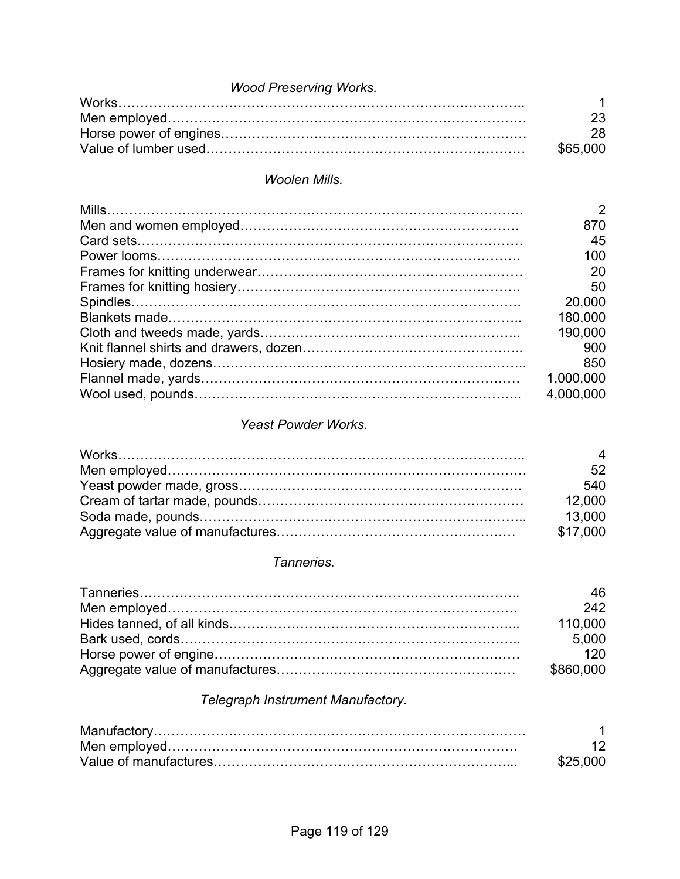*Wood Preserving Works.*

| | |
|---|---:|
| Works | 1 |
| Men employed | 23 |
| Horse power of engines | 28 |
| Value of lumber used | $65,000 |

*Woolen Mills.*

| | |
|---|---:|
| Mills | 2 |
| Men and women employed | 870 |
| Card sets | 45 |
| Power looms | 100 |
| Frames for knitting underwear | 20 |
| Frames for knitting hosiery | 50 |
| Spindles | 20,000 |
| Blankets made | 180,000 |
| Cloth and tweeds made, yards | 190,000 |
| Knit flannel shirts and drawers, dozen | 900 |
| Hosiery made, dozens | 850 |
| Flannel made, yards | 1,000,000 |
| Wool used, pounds | 4,000,000 |

*Yeast Powder Works.*

| | |
|---|---:|
| Works | 4 |
| Men employed | 52 |
| Yeast powder made, gross | 540 |
| Cream of tartar made, pounds | 12,000 |
| Soda made, pounds | 13,000 |
| Aggregate value of manufactures | $17,000 |

*Tanneries.*

| | |
|---|---:|
| Tanneries | 46 |
| Men employed | 242 |
| Hides tanned, of all kinds | 110,000 |
| Bark used, cords | 5,000 |
| Horse power of engine | 120 |
| Aggregate value of manufactures | $860,000 |

*Telegraph Instrument Manufactory.*

| | |
|---|---:|
| Manufactory | 1 |
| Men employed | 12 |
| Value of manufactures | $25,000 |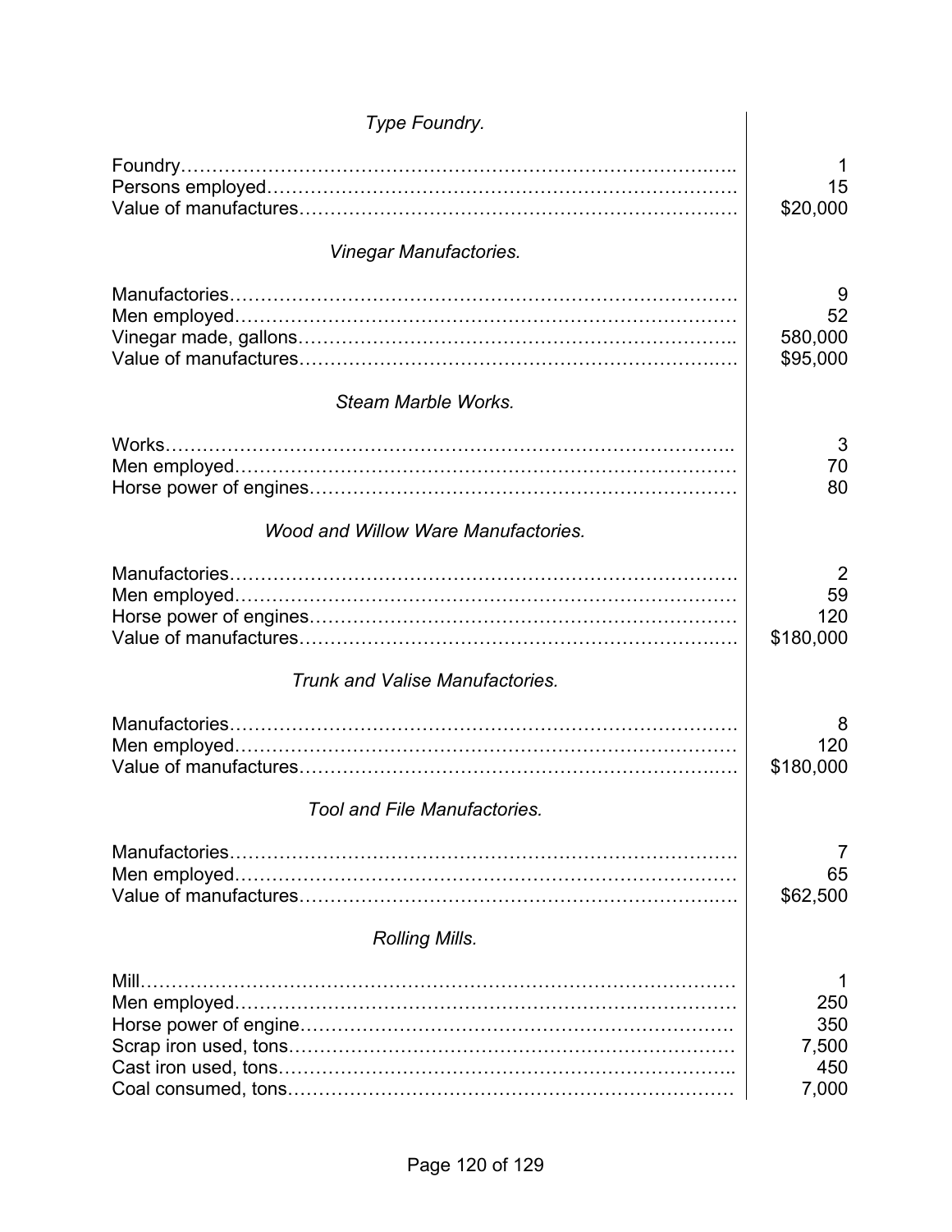*Type Foundry.*

| | |
|---|---|
| Foundry | 1 |
| Persons employed | 15 |
| Value of manufactures | $20,000 |

*Vinegar Manufactories.*

| | |
|---|---|
| Manufactories | 9 |
| Men employed | 52 |
| Vinegar made, gallons | 580,000 |
| Value of manufactures | $95,000 |

*Steam Marble Works.*

| | |
|---|---|
| Works | 3 |
| Men employed | 70 |
| Horse power of engines | 80 |

*Wood and Willow Ware Manufactories.*

| | |
|---|---|
| Manufactories | 2 |
| Men employed | 59 |
| Horse power of engines | 120 |
| Value of manufactures | $180,000 |

*Trunk and Valise Manufactories.*

| | |
|---|---|
| Manufactories | 8 |
| Men employed | 120 |
| Value of manufactures | $180,000 |

*Tool and File Manufactories.*

| | |
|---|---|
| Manufactories | 7 |
| Men employed | 65 |
| Value of manufactures | $62,500 |

*Rolling Mills.*

| | |
|---|---|
| Mill | 1 |
| Men employed | 250 |
| Horse power of engine | 350 |
| Scrap iron used, tons | 7,500 |
| Cast iron used, tons | 450 |
| Coal consumed, tons | 7,000 |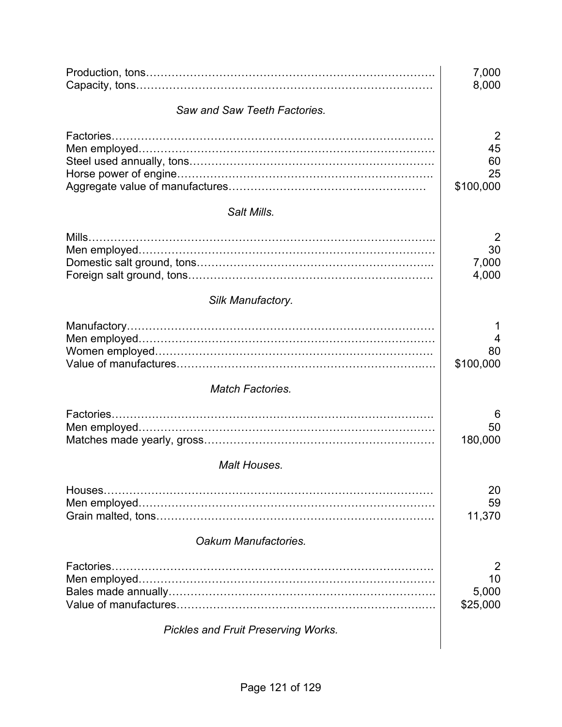| | |
|---|---:|
| Production, tons | 7,000 |
| Capacity, tons | 8,000 |

*Saw and Saw Teeth Factories.*

| | |
|---|---:|
| Factories | 2 |
| Men employed | 45 |
| Steel used annually, tons | 60 |
| Horse power of engine | 25 |
| Aggregate value of manufactures | $100,000 |

*Salt Mills.*

| | |
|---|---:|
| Mills | 2 |
| Men employed | 30 |
| Domestic salt ground, tons | 7,000 |
| Foreign salt ground, tons | 4,000 |

*Silk Manufactory.*

| | |
|---|---:|
| Manufactory | 1 |
| Men employed | 4 |
| Women employed | 80 |
| Value of manufactures | $100,000 |

*Match Factories.*

| | |
|---|---:|
| Factories | 6 |
| Men employed | 50 |
| Matches made yearly, gross | 180,000 |

*Malt Houses.*

| | |
|---|---:|
| Houses | 20 |
| Men employed | 59 |
| Grain malted, tons | 11,370 |

*Oakum Manufactories.*

| | |
|---|---:|
| Factories | 2 |
| Men employed | 10 |
| Bales made annually | 5,000 |
| Value of manufactures | $25,000 |

*Pickles and Fruit Preserving Works.*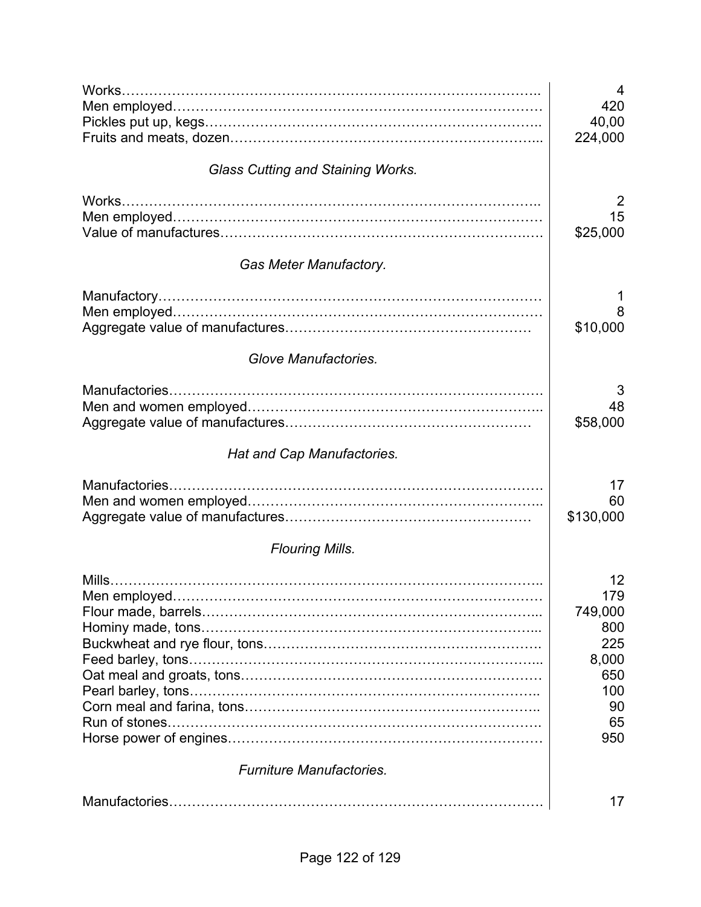| | |
|---|---|
| Works | 4 |
| Men employed | 420 |
| Pickles put up, kegs | 40,00 |
| Fruits and meats, dozen | 224,000 |

*Glass Cutting and Staining Works.*

| | |
|---|---|
| Works | 2 |
| Men employed | 15 |
| Value of manufactures | $25,000 |

*Gas Meter Manufactory.*

| | |
|---|---|
| Manufactory | 1 |
| Men employed | 8 |
| Aggregate value of manufactures | $10,000 |

*Glove Manufactories.*

| | |
|---|---|
| Manufactories | 3 |
| Men and women employed | 48 |
| Aggregate value of manufactures | $58,000 |

*Hat and Cap Manufactories.*

| | |
|---|---|
| Manufactories | 17 |
| Men and women employed | 60 |
| Aggregate value of manufactures | $130,000 |

*Flouring Mills.*

| | |
|---|---|
| Mills | 12 |
| Men employed | 179 |
| Flour made, barrels | 749,000 |
| Hominy made, tons | 800 |
| Buckwheat and rye flour, tons | 225 |
| Feed barley, tons | 8,000 |
| Oat meal and groats, tons | 650 |
| Pearl barley, tons | 100 |
| Corn meal and farina, tons | 90 |
| Run of stones | 65 |
| Horse power of engines | 950 |

*Furniture Manufactories.*

| | |
|---|---|
| Manufactories | 17 |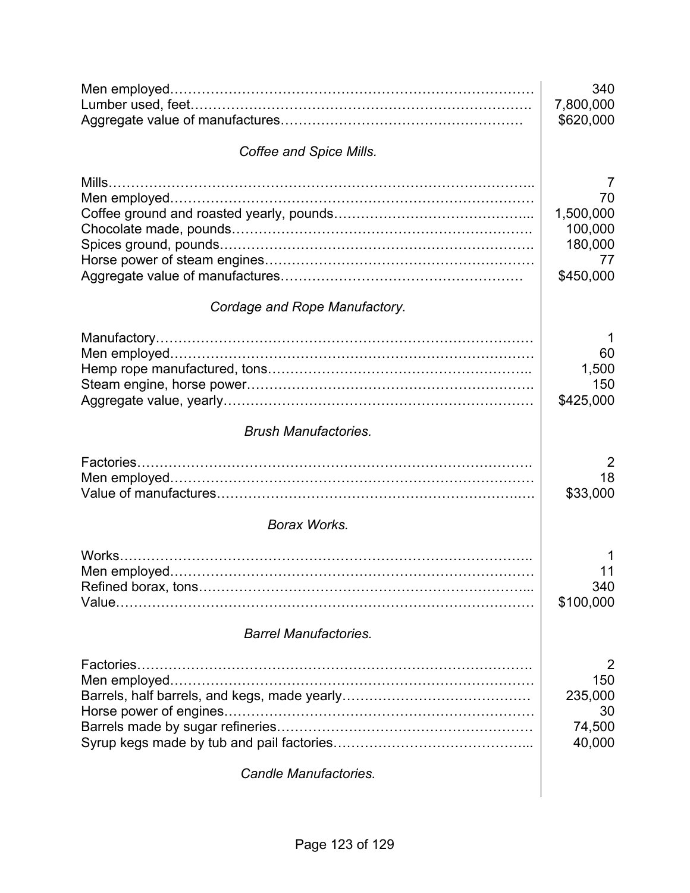| | |
|---|---|
| Men employed | 340 |
| Lumber used, feet | 7,800,000 |
| Aggregate value of manufactures | $620,000 |

*Coffee and Spice Mills.*

| | |
|---|---|
| Mills | 7 |
| Men employed | 70 |
| Coffee ground and roasted yearly, pounds | 1,500,000 |
| Chocolate made, pounds | 100,000 |
| Spices ground, pounds | 180,000 |
| Horse power of steam engines | 77 |
| Aggregate value of manufactures | $450,000 |

*Cordage and Rope Manufactory.*

| | |
|---|---|
| Manufactory | 1 |
| Men employed | 60 |
| Hemp rope manufactured, tons | 1,500 |
| Steam engine, horse power | 150 |
| Aggregate value, yearly | $425,000 |

*Brush Manufactories.*

| | |
|---|---|
| Factories | 2 |
| Men employed | 18 |
| Value of manufactures | $33,000 |

*Borax Works.*

| | |
|---|---|
| Works | 1 |
| Men employed | 11 |
| Refined borax, tons | 340 |
| Value | $100,000 |

*Barrel Manufactories.*

| | |
|---|---|
| Factories | 2 |
| Men employed | 150 |
| Barrels, half barrels, and kegs, made yearly | 235,000 |
| Horse power of engines | 30 |
| Barrels made by sugar refineries | 74,500 |
| Syrup kegs made by tub and pail factories | 40,000 |

*Candle Manufactories.*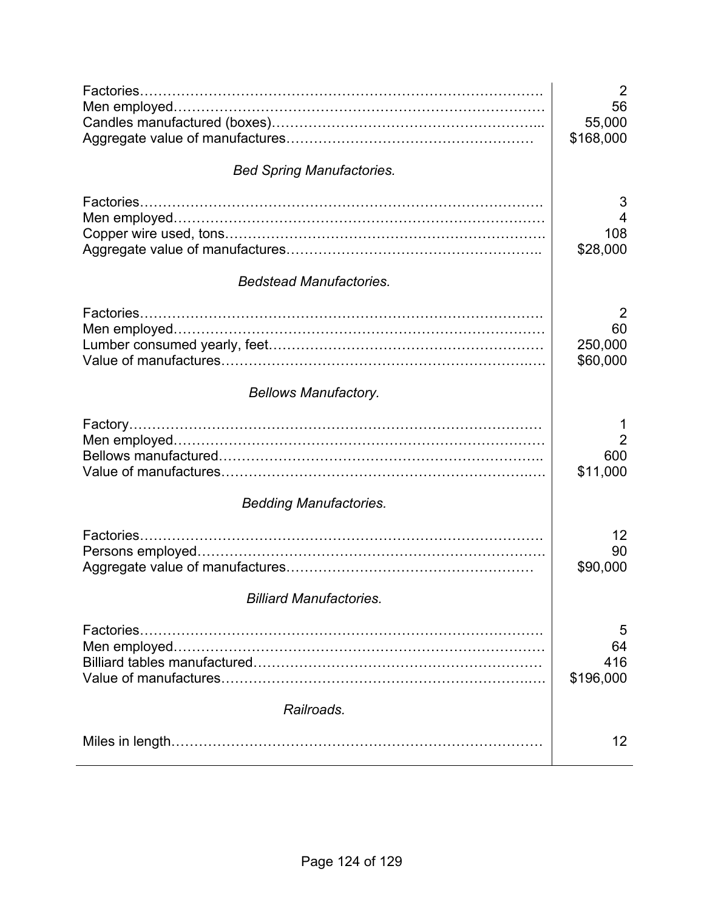| | |
|---|---|
| Factories | 2 |
| Men employed | 56 |
| Candles manufactured (boxes) | 55,000 |
| Aggregate value of manufactures | $168,000 |

*Bed Spring Manufactories.*

| | |
|---|---|
| Factories | 3 |
| Men employed | 4 |
| Copper wire used, tons | 108 |
| Aggregate value of manufactures | $28,000 |

*Bedstead Manufactories.*

| | |
|---|---|
| Factories | 2 |
| Men employed | 60 |
| Lumber consumed yearly, feet | 250,000 |
| Value of manufactures | $60,000 |

*Bellows Manufactory.*

| | |
|---|---|
| Factory | 1 |
| Men employed | 2 |
| Bellows manufactured | 600 |
| Value of manufactures | $11,000 |

*Bedding Manufactories.*

| | |
|---|---|
| Factories | 12 |
| Persons employed | 90 |
| Aggregate value of manufactures | $90,000 |

*Billiard Manufactories.*

| | |
|---|---|
| Factories | 5 |
| Men employed | 64 |
| Billiard tables manufactured | 416 |
| Value of manufactures | $196,000 |

*Railroads.*

| | |
|---|---|
| Miles in length | 12 |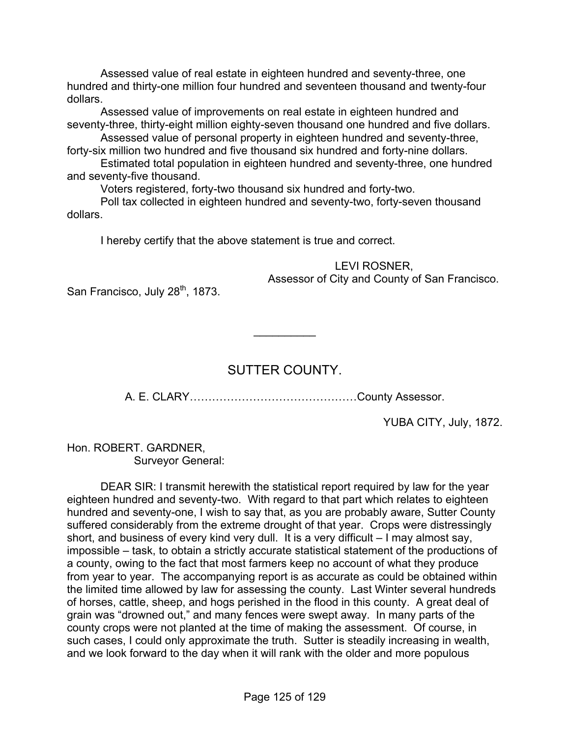Assessed value of real estate in eighteen hundred and seventy-three, one hundred and thirty-one million four hundred and seventeen thousand and twenty-four dollars.

Assessed value of improvements on real estate in eighteen hundred and seventy-three, thirty-eight million eighty-seven thousand one hundred and five dollars.

Assessed value of personal property in eighteen hundred and seventy-three, forty-six million two hundred and five thousand six hundred and forty-nine dollars.

Estimated total population in eighteen hundred and seventy-three, one hundred and seventy-five thousand.

Voters registered, forty-two thousand six hundred and forty-two.

Poll tax collected in eighteen hundred and seventy-two, forty-seven thousand dollars.

I hereby certify that the above statement is true and correct.

LEVI ROSNER,
Assessor of City and County of San Francisco.

San Francisco, July 28th, 1873.

---

## SUTTER COUNTY.

A. E. CLARY……………………………………County Assessor.

YUBA CITY, July, 1872.

Hon. ROBERT. GARDNER,
Surveyor General:

DEAR SIR: I transmit herewith the statistical report required by law for the year eighteen hundred and seventy-two. With regard to that part which relates to eighteen hundred and seventy-one, I wish to say that, as you are probably aware, Sutter County suffered considerably from the extreme drought of that year. Crops were distressingly short, and business of every kind very dull. It is a very difficult – I may almost say, impossible – task, to obtain a strictly accurate statistical statement of the productions of a county, owing to the fact that most farmers keep no account of what they produce from year to year. The accompanying report is as accurate as could be obtained within the limited time allowed by law for assessing the county. Last Winter several hundreds of horses, cattle, sheep, and hogs perished in the flood in this county. A great deal of grain was "drowned out," and many fences were swept away. In many parts of the county crops were not planted at the time of making the assessment. Of course, in such cases, I could only approximate the truth. Sutter is steadily increasing in wealth, and we look forward to the day when it will rank with the older and more populous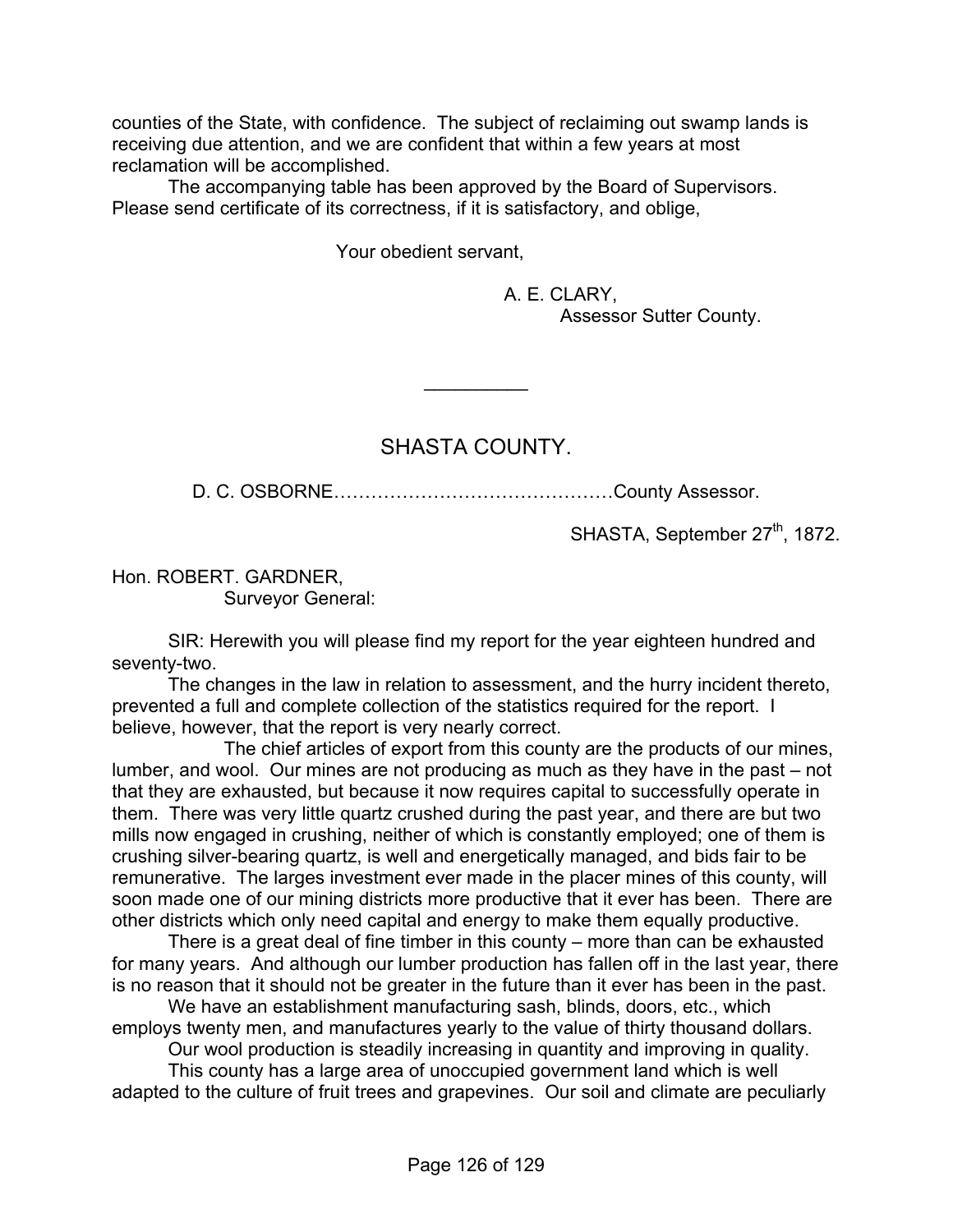counties of the State, with confidence. The subject of reclaiming out swamp lands is receiving due attention, and we are confident that within a few years at most reclamation will be accomplished.

The accompanying table has been approved by the Board of Supervisors. Please send certificate of its correctness, if it is satisfactory, and oblige,

Your obedient servant,

A. E. CLARY,
Assessor Sutter County.

---

## SHASTA COUNTY.

D. C. OSBORNE………………………………………County Assessor.

SHASTA, September 27th, 1872.

Hon. ROBERT. GARDNER,
Surveyor General:

SIR: Herewith you will please find my report for the year eighteen hundred and seventy-two.

The changes in the law in relation to assessment, and the hurry incident thereto, prevented a full and complete collection of the statistics required for the report. I believe, however, that the report is very nearly correct.

The chief articles of export from this county are the products of our mines, lumber, and wool. Our mines are not producing as much as they have in the past – not that they are exhausted, but because it now requires capital to successfully operate in them. There was very little quartz crushed during the past year, and there are but two mills now engaged in crushing, neither of which is constantly employed; one of them is crushing silver-bearing quartz, is well and energetically managed, and bids fair to be remunerative. The larges investment ever made in the placer mines of this county, will soon made one of our mining districts more productive that it ever has been. There are other districts which only need capital and energy to make them equally productive.

There is a great deal of fine timber in this county – more than can be exhausted for many years. And although our lumber production has fallen off in the last year, there is no reason that it should not be greater in the future than it ever has been in the past.

We have an establishment manufacturing sash, blinds, doors, etc., which employs twenty men, and manufactures yearly to the value of thirty thousand dollars.

Our wool production is steadily increasing in quantity and improving in quality.

This county has a large area of unoccupied government land which is well adapted to the culture of fruit trees and grapevines. Our soil and climate are peculiarly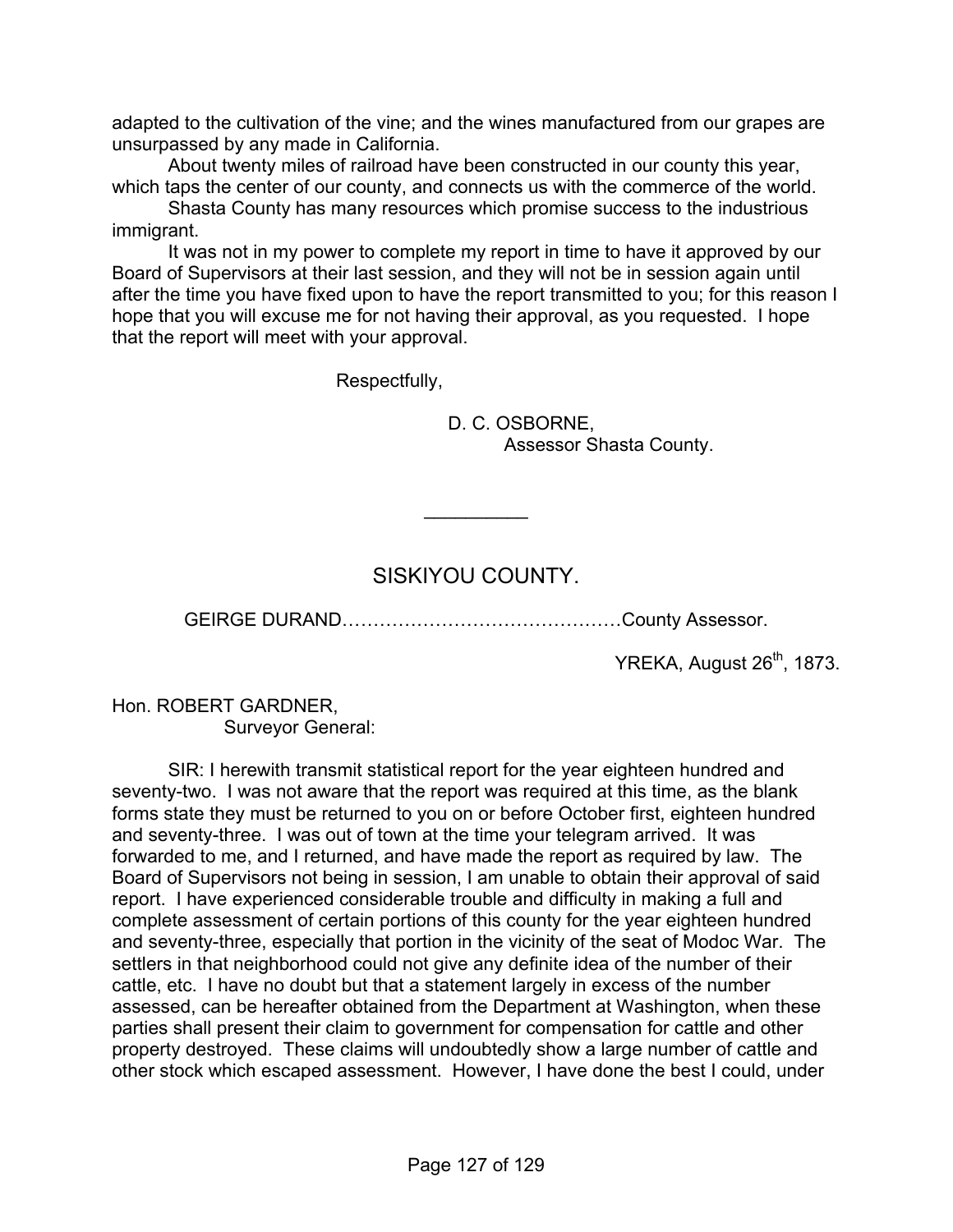adapted to the cultivation of the vine; and the wines manufactured from our grapes are unsurpassed by any made in California.

About twenty miles of railroad have been constructed in our county this year, which taps the center of our county, and connects us with the commerce of the world.

Shasta County has many resources which promise success to the industrious immigrant.

It was not in my power to complete my report in time to have it approved by our Board of Supervisors at their last session, and they will not be in session again until after the time you have fixed upon to have the report transmitted to you; for this reason I hope that you will excuse me for not having their approval, as you requested. I hope that the report will meet with your approval.

Respectfully,

D. C. OSBORNE,
Assessor Shasta County.

---

## SISKIYOU COUNTY.

GEIRGE DURAND……………………………………County Assessor.

YREKA, August 26th, 1873.

Hon. ROBERT GARDNER,
Surveyor General:

SIR: I herewith transmit statistical report for the year eighteen hundred and seventy-two. I was not aware that the report was required at this time, as the blank forms state they must be returned to you on or before October first, eighteen hundred and seventy-three. I was out of town at the time your telegram arrived. It was forwarded to me, and I returned, and have made the report as required by law. The Board of Supervisors not being in session, I am unable to obtain their approval of said report. I have experienced considerable trouble and difficulty in making a full and complete assessment of certain portions of this county for the year eighteen hundred and seventy-three, especially that portion in the vicinity of the seat of Modoc War. The settlers in that neighborhood could not give any definite idea of the number of their cattle, etc. I have no doubt but that a statement largely in excess of the number assessed, can be hereafter obtained from the Department at Washington, when these parties shall present their claim to government for compensation for cattle and other property destroyed. These claims will undoubtedly show a large number of cattle and other stock which escaped assessment. However, I have done the best I could, under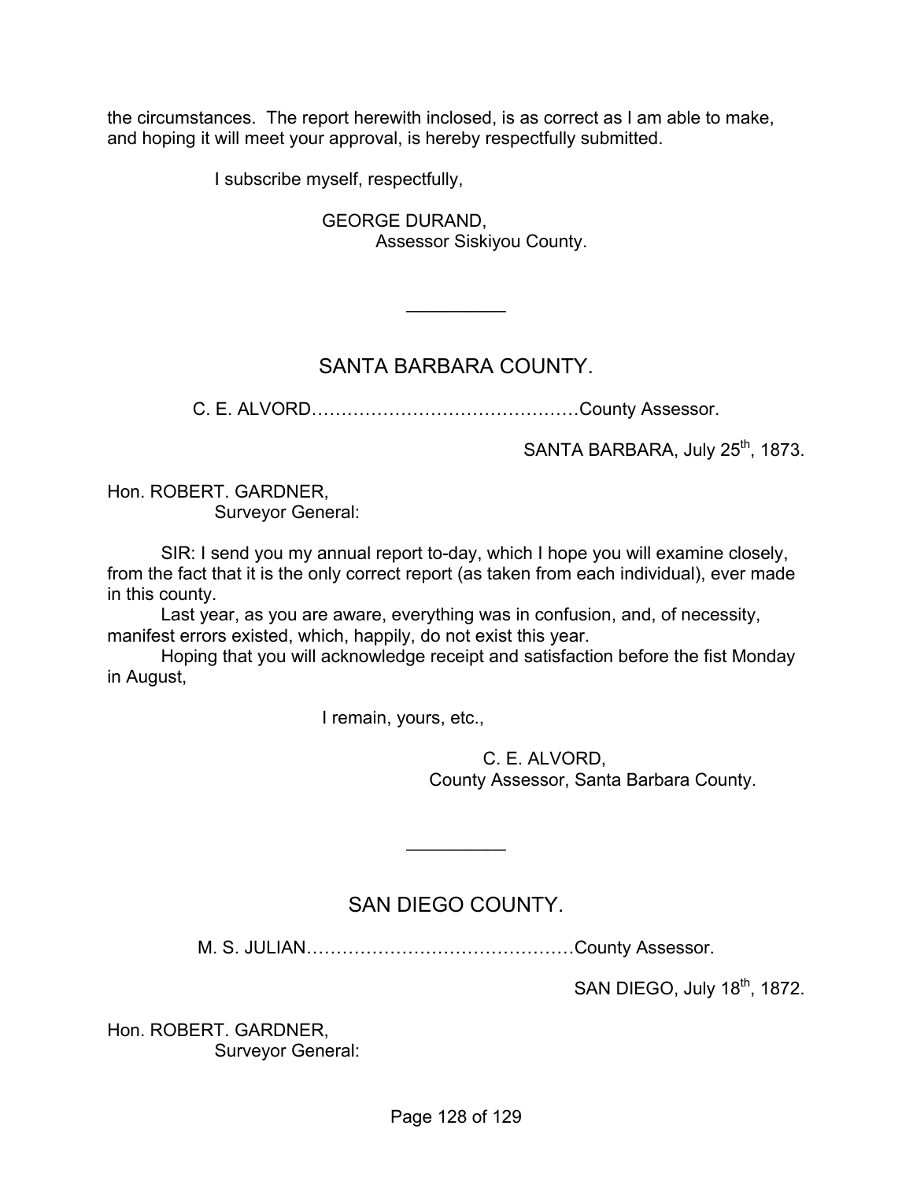the circumstances. The report herewith inclosed, is as correct as I am able to make, and hoping it will meet your approval, is hereby respectfully submitted.

I subscribe myself, respectfully,

GEORGE DURAND,
Assessor Siskiyou County.

---

## SANTA BARBARA COUNTY.

C. E. ALVORD……………………………………County Assessor.

SANTA BARBARA, July 25th, 1873.

Hon. ROBERT. GARDNER,
Surveyor General:

SIR: I send you my annual report to-day, which I hope you will examine closely, from the fact that it is the only correct report (as taken from each individual), ever made in this county.

Last year, as you are aware, everything was in confusion, and, of necessity, manifest errors existed, which, happily, do not exist this year.

Hoping that you will acknowledge receipt and satisfaction before the fist Monday in August,

I remain, yours, etc.,

C. E. ALVORD,
County Assessor, Santa Barbara County.

---

## SAN DIEGO COUNTY.

M. S. JULIAN……………………………………County Assessor.

SAN DIEGO, July 18th, 1872.

Hon. ROBERT. GARDNER,
Surveyor General: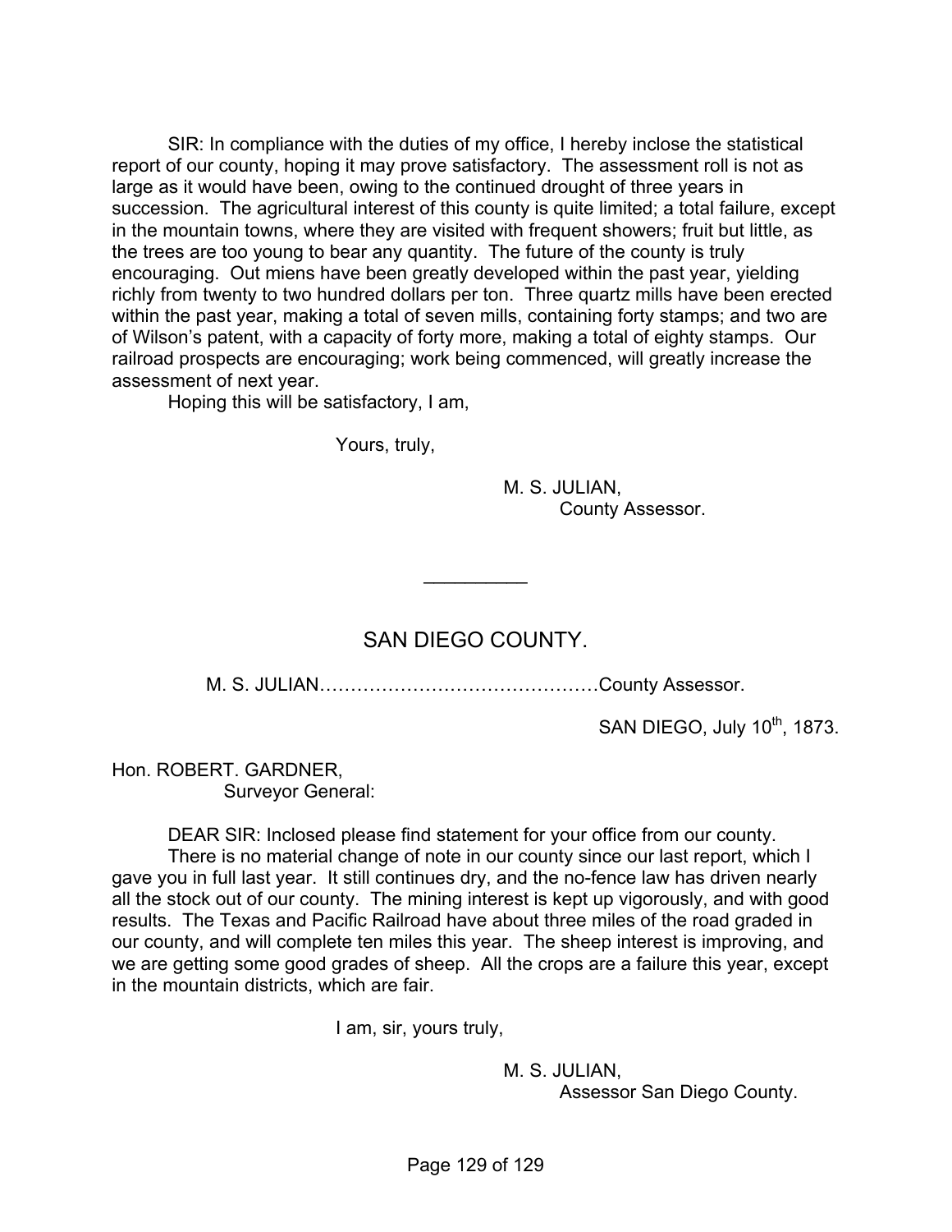SIR: In compliance with the duties of my office, I hereby inclose the statistical report of our county, hoping it may prove satisfactory. The assessment roll is not as large as it would have been, owing to the continued drought of three years in succession. The agricultural interest of this county is quite limited; a total failure, except in the mountain towns, where they are visited with frequent showers; fruit but little, as the trees are too young to bear any quantity. The future of the county is truly encouraging. Out miens have been greatly developed within the past year, yielding richly from twenty to two hundred dollars per ton. Three quartz mills have been erected within the past year, making a total of seven mills, containing forty stamps; and two are of Wilson's patent, with a capacity of forty more, making a total of eighty stamps. Our railroad prospects are encouraging; work being commenced, will greatly increase the assessment of next year.

Hoping this will be satisfactory, I am,

Yours, truly,

M. S. JULIAN,
County Assessor.

---

## SAN DIEGO COUNTY.

M. S. JULIAN……………………………………County Assessor.

SAN DIEGO, July 10th, 1873.

Hon. ROBERT. GARDNER,
Surveyor General:

DEAR SIR: Inclosed please find statement for your office from our county.

There is no material change of note in our county since our last report, which I gave you in full last year. It still continues dry, and the no-fence law has driven nearly all the stock out of our county. The mining interest is kept up vigorously, and with good results. The Texas and Pacific Railroad have about three miles of the road graded in our county, and will complete ten miles this year. The sheep interest is improving, and we are getting some good grades of sheep. All the crops are a failure this year, except in the mountain districts, which are fair.

I am, sir, yours truly,

M. S. JULIAN,
Assessor San Diego County.